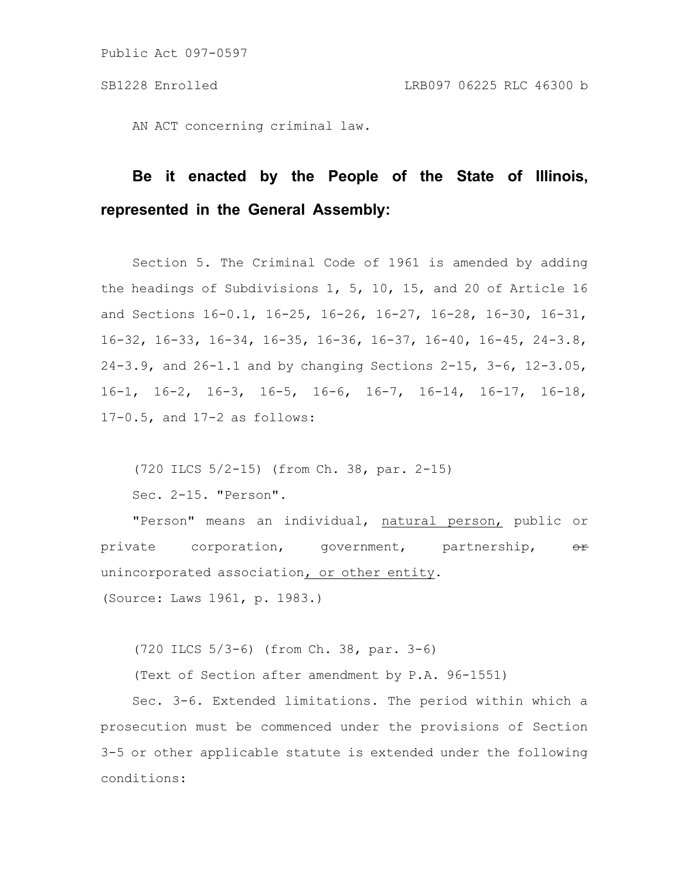AN ACT concerning criminal law.

**Be it enacted by the People of the State of Illinois, represented in the General Assembly:**

Section 5. The Criminal Code of 1961 is amended by adding the headings of Subdivisions 1, 5, 10, 15, and 20 of Article 16 and Sections 16-0.1, 16-25, 16-26, 16-27, 16-28, 16-30, 16-31, 16-32, 16-33, 16-34, 16-35, 16-36, 16-37, 16-40, 16-45, 24-3.8, 24-3.9, and 26-1.1 and by changing Sections 2-15, 3-6, 12-3.05, 16-1, 16-2, 16-3, 16-5, 16-6, 16-7, 16-14, 16-17, 16-18, 17-0.5, and 17-2 as follows:

(720 ILCS 5/2-15) (from Ch. 38, par. 2-15)

Sec. 2-15. "Person".

"Person" means an individual, <u>natural person,</u> public or private corporation, government, partnership, ~~or~~ unincorporated association<u>, or other entity</u>.

(Source: Laws 1961, p. 1983.)

(720 ILCS 5/3-6) (from Ch. 38, par. 3-6)

(Text of Section after amendment by P.A. 96-1551)

Sec. 3-6. Extended limitations. The period within which a prosecution must be commenced under the provisions of Section 3-5 or other applicable statute is extended under the following conditions: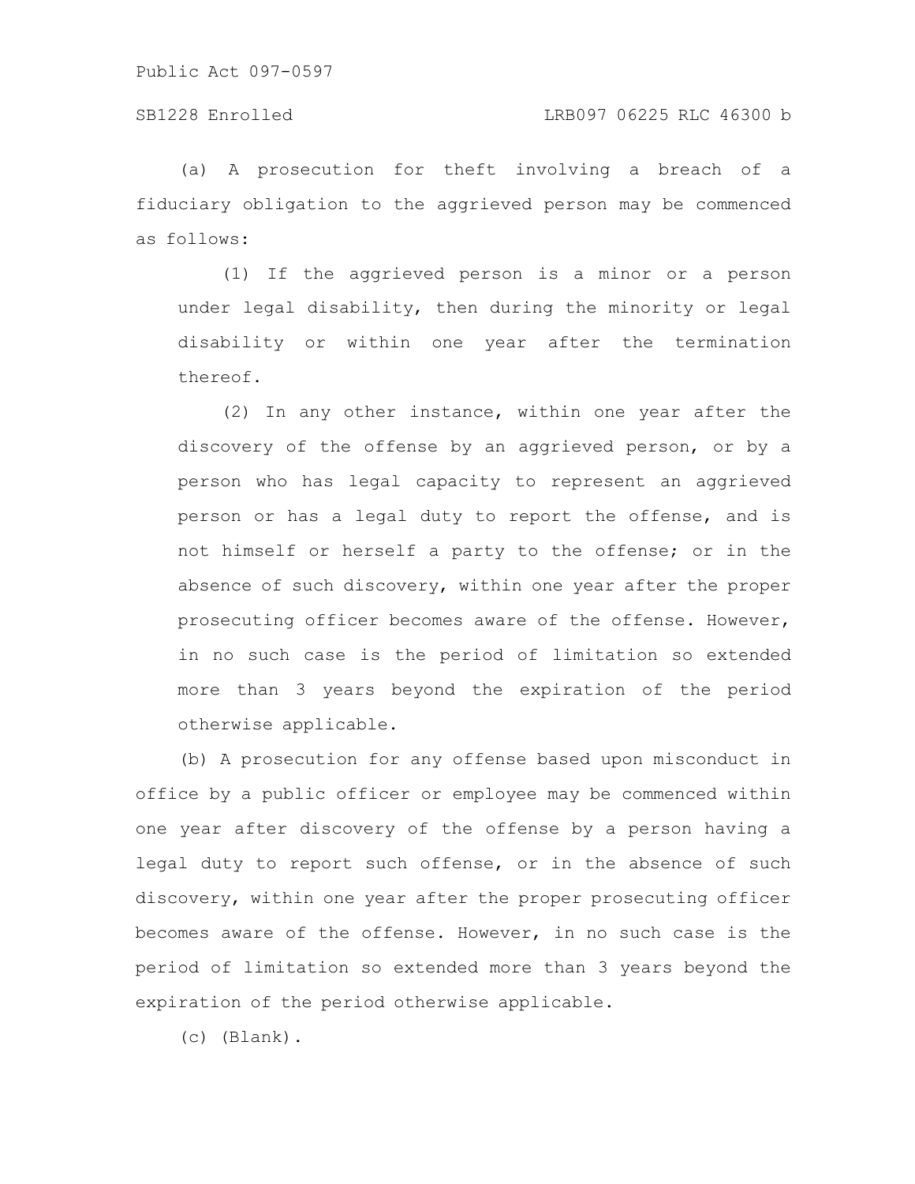(a) A prosecution for theft involving a breach of a fiduciary obligation to the aggrieved person may be commenced as follows:

(1) If the aggrieved person is a minor or a person under legal disability, then during the minority or legal disability or within one year after the termination thereof.

(2) In any other instance, within one year after the discovery of the offense by an aggrieved person, or by a person who has legal capacity to represent an aggrieved person or has a legal duty to report the offense, and is not himself or herself a party to the offense; or in the absence of such discovery, within one year after the proper prosecuting officer becomes aware of the offense. However, in no such case is the period of limitation so extended more than 3 years beyond the expiration of the period otherwise applicable.

(b) A prosecution for any offense based upon misconduct in office by a public officer or employee may be commenced within one year after discovery of the offense by a person having a legal duty to report such offense, or in the absence of such discovery, within one year after the proper prosecuting officer becomes aware of the offense. However, in no such case is the period of limitation so extended more than 3 years beyond the expiration of the period otherwise applicable.

(c) (Blank).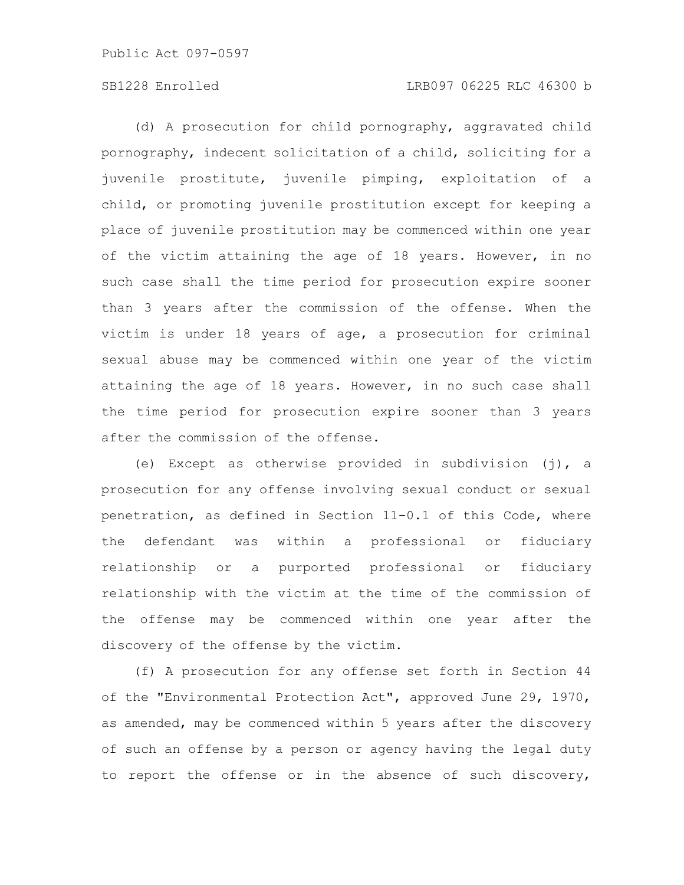(d) A prosecution for child pornography, aggravated child pornography, indecent solicitation of a child, soliciting for a juvenile prostitute, juvenile pimping, exploitation of a child, or promoting juvenile prostitution except for keeping a place of juvenile prostitution may be commenced within one year of the victim attaining the age of 18 years. However, in no such case shall the time period for prosecution expire sooner than 3 years after the commission of the offense. When the victim is under 18 years of age, a prosecution for criminal sexual abuse may be commenced within one year of the victim attaining the age of 18 years. However, in no such case shall the time period for prosecution expire sooner than 3 years after the commission of the offense.

(e) Except as otherwise provided in subdivision (j), a prosecution for any offense involving sexual conduct or sexual penetration, as defined in Section 11-0.1 of this Code, where the defendant was within a professional or fiduciary relationship or a purported professional or fiduciary relationship with the victim at the time of the commission of the offense may be commenced within one year after the discovery of the offense by the victim.

(f) A prosecution for any offense set forth in Section 44 of the "Environmental Protection Act", approved June 29, 1970, as amended, may be commenced within 5 years after the discovery of such an offense by a person or agency having the legal duty to report the offense or in the absence of such discovery,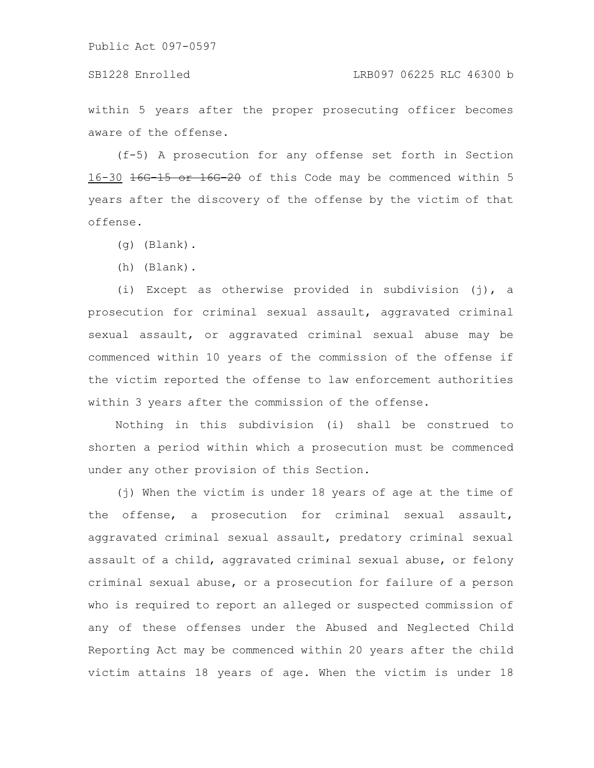within 5 years after the proper prosecuting officer becomes aware of the offense.

(f-5) A prosecution for any offense set forth in Section <u>16-30</u> ~~16G-15 or 16G-20~~ of this Code may be commenced within 5 years after the discovery of the offense by the victim of that offense.

(g) (Blank).

(h) (Blank).

(i) Except as otherwise provided in subdivision (j), a prosecution for criminal sexual assault, aggravated criminal sexual assault, or aggravated criminal sexual abuse may be commenced within 10 years of the commission of the offense if the victim reported the offense to law enforcement authorities within 3 years after the commission of the offense.

Nothing in this subdivision (i) shall be construed to shorten a period within which a prosecution must be commenced under any other provision of this Section.

(j) When the victim is under 18 years of age at the time of the offense, a prosecution for criminal sexual assault, aggravated criminal sexual assault, predatory criminal sexual assault of a child, aggravated criminal sexual abuse, or felony criminal sexual abuse, or a prosecution for failure of a person who is required to report an alleged or suspected commission of any of these offenses under the Abused and Neglected Child Reporting Act may be commenced within 20 years after the child victim attains 18 years of age. When the victim is under 18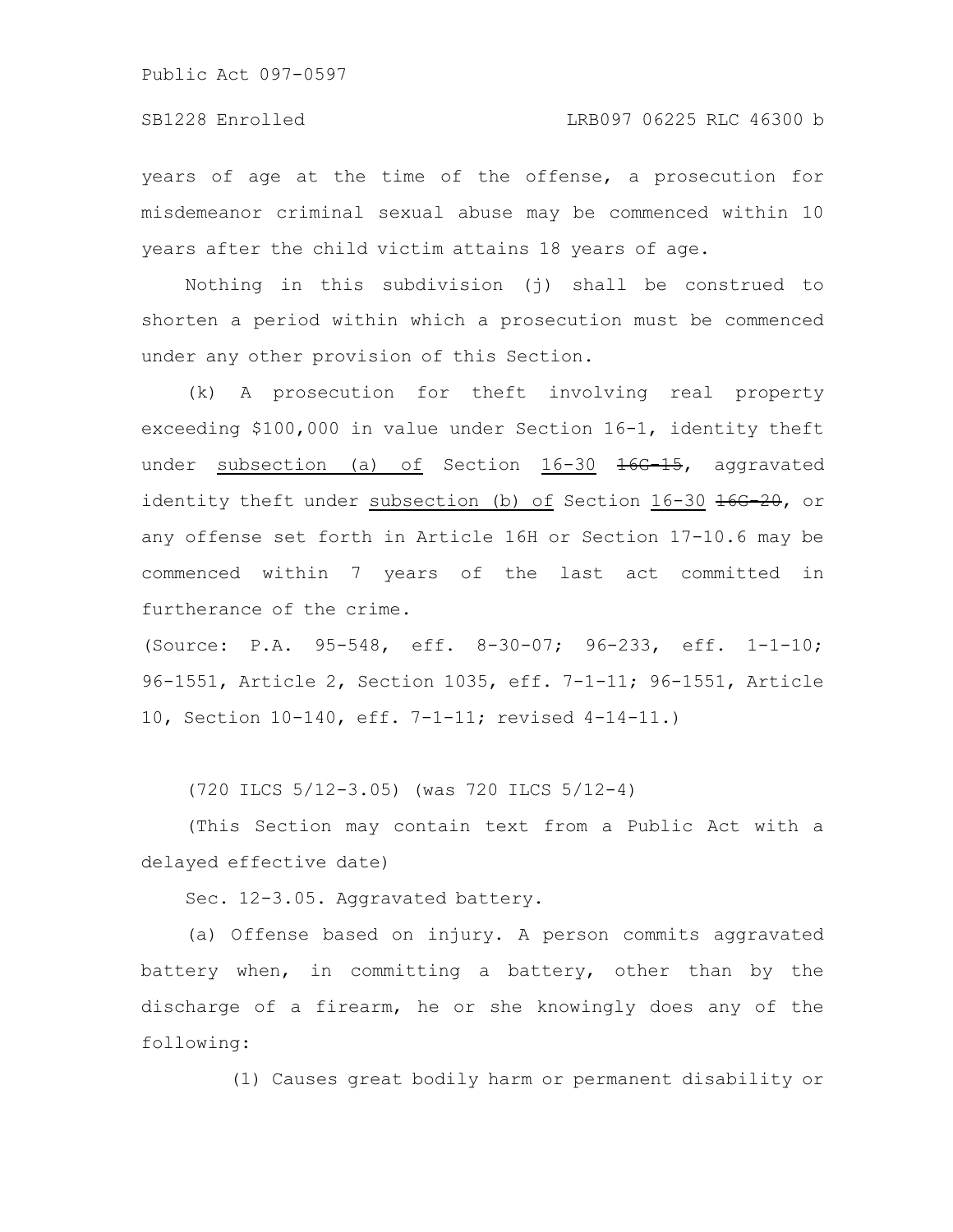years of age at the time of the offense, a prosecution for misdemeanor criminal sexual abuse may be commenced within 10 years after the child victim attains 18 years of age.

Nothing in this subdivision (j) shall be construed to shorten a period within which a prosecution must be commenced under any other provision of this Section.

(k) A prosecution for theft involving real property exceeding $100,000 in value under Section 16-1, identity theft under subsection (a) of Section 16-30 ~~16G-15~~, aggravated identity theft under subsection (b) of Section 16-30 ~~16G-20~~, or any offense set forth in Article 16H or Section 17-10.6 may be commenced within 7 years of the last act committed in furtherance of the crime.

(Source: P.A. 95-548, eff. 8-30-07; 96-233, eff. 1-1-10; 96-1551, Article 2, Section 1035, eff. 7-1-11; 96-1551, Article 10, Section 10-140, eff. 7-1-11; revised 4-14-11.)

(720 ILCS 5/12-3.05) (was 720 ILCS 5/12-4)

(This Section may contain text from a Public Act with a delayed effective date)

Sec. 12-3.05. Aggravated battery.

(a) Offense based on injury. A person commits aggravated battery when, in committing a battery, other than by the discharge of a firearm, he or she knowingly does any of the following:

(1) Causes great bodily harm or permanent disability or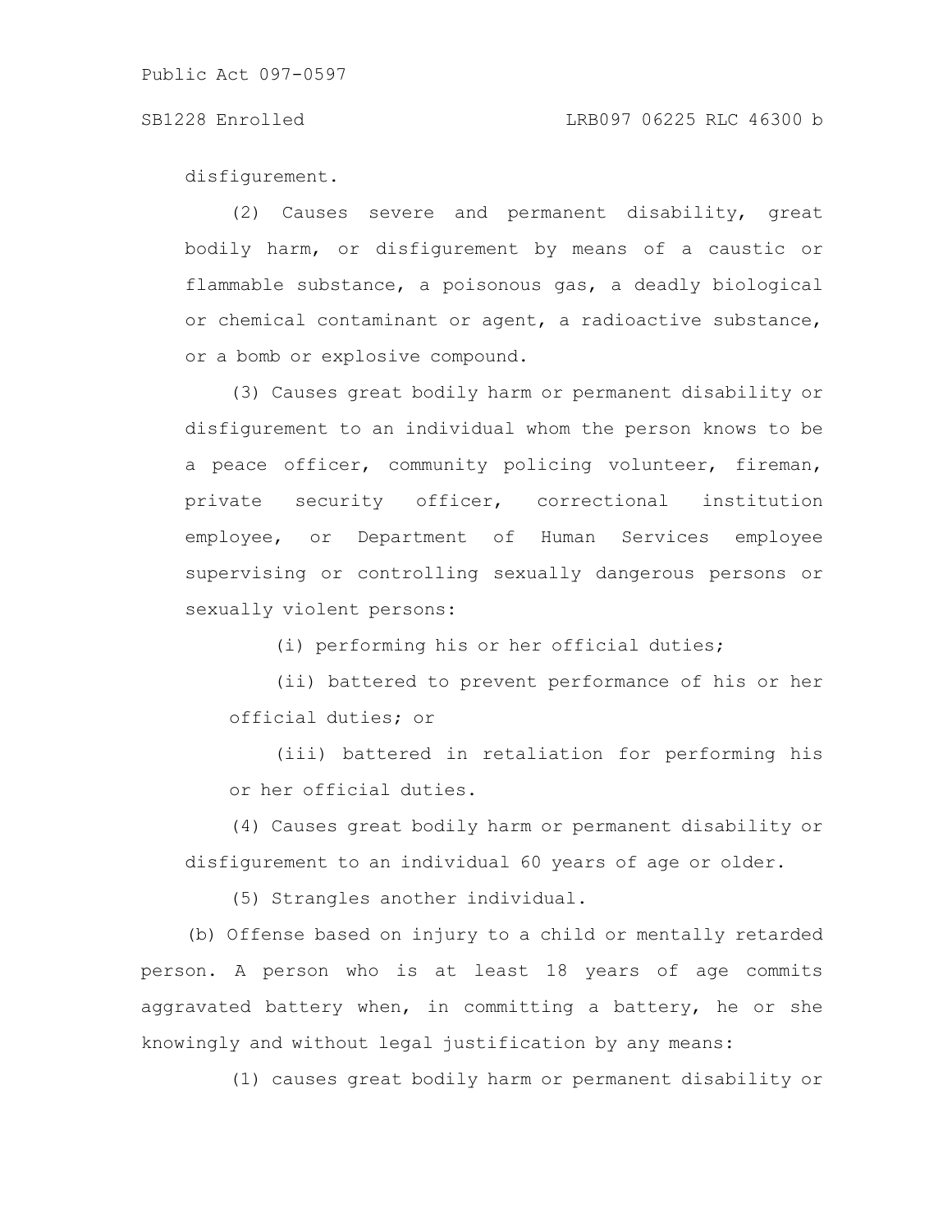disfigurement.

(2) Causes severe and permanent disability, great bodily harm, or disfigurement by means of a caustic or flammable substance, a poisonous gas, a deadly biological or chemical contaminant or agent, a radioactive substance, or a bomb or explosive compound.

(3) Causes great bodily harm or permanent disability or disfigurement to an individual whom the person knows to be a peace officer, community policing volunteer, fireman, private security officer, correctional institution employee, or Department of Human Services employee supervising or controlling sexually dangerous persons or sexually violent persons:

(i) performing his or her official duties;

(ii) battered to prevent performance of his or her official duties; or

(iii) battered in retaliation for performing his or her official duties.

(4) Causes great bodily harm or permanent disability or disfigurement to an individual 60 years of age or older.

(5) Strangles another individual.

(b) Offense based on injury to a child or mentally retarded person. A person who is at least 18 years of age commits aggravated battery when, in committing a battery, he or she knowingly and without legal justification by any means:

(1) causes great bodily harm or permanent disability or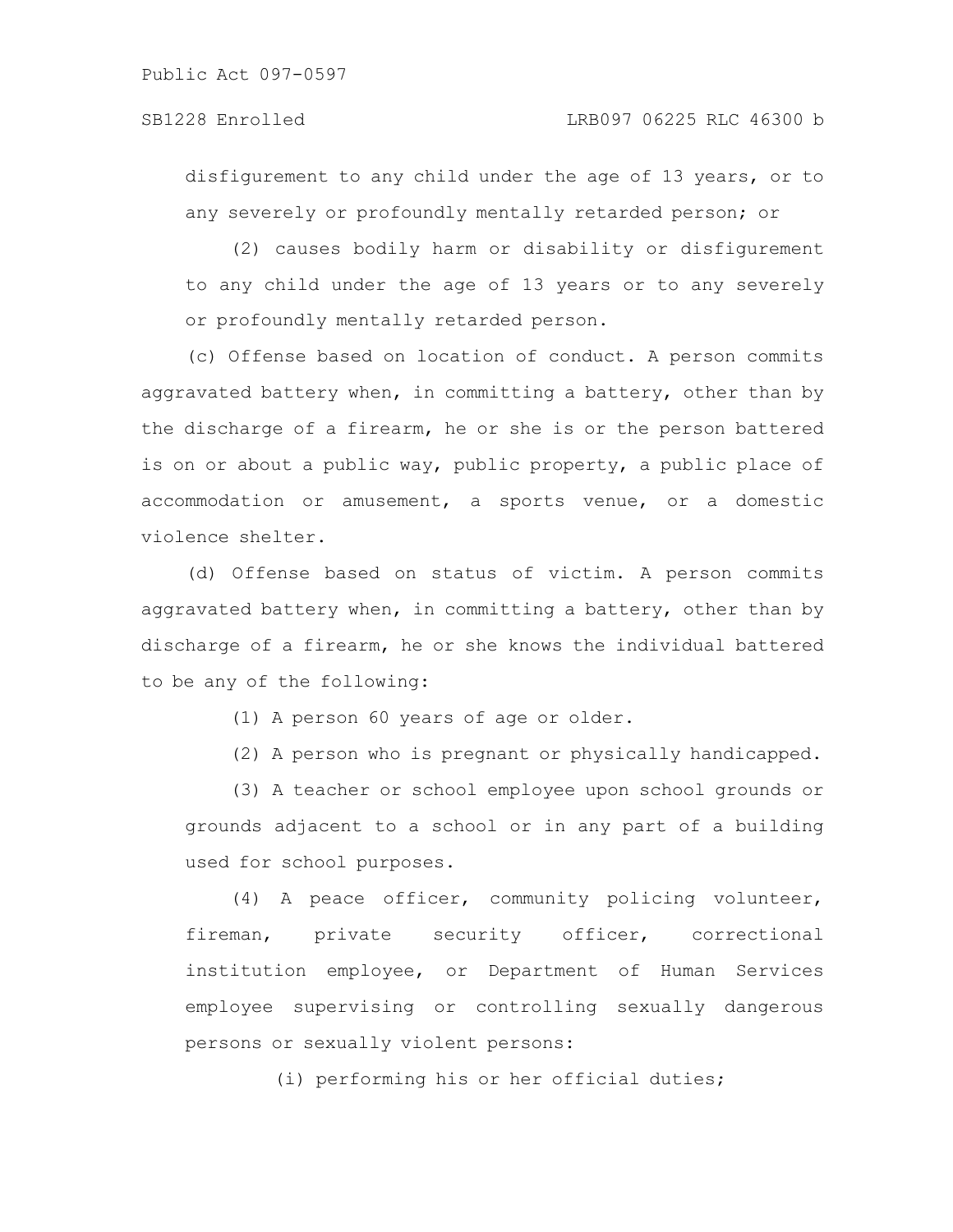disfigurement to any child under the age of 13 years, or to any severely or profoundly mentally retarded person; or

(2) causes bodily harm or disability or disfigurement to any child under the age of 13 years or to any severely or profoundly mentally retarded person.

(c) Offense based on location of conduct. A person commits aggravated battery when, in committing a battery, other than by the discharge of a firearm, he or she is or the person battered is on or about a public way, public property, a public place of accommodation or amusement, a sports venue, or a domestic violence shelter.

(d) Offense based on status of victim. A person commits aggravated battery when, in committing a battery, other than by discharge of a firearm, he or she knows the individual battered to be any of the following:

(1) A person 60 years of age or older.

(2) A person who is pregnant or physically handicapped.

(3) A teacher or school employee upon school grounds or grounds adjacent to a school or in any part of a building used for school purposes.

(4) A peace officer, community policing volunteer, fireman, private security officer, correctional institution employee, or Department of Human Services employee supervising or controlling sexually dangerous persons or sexually violent persons:

(i) performing his or her official duties;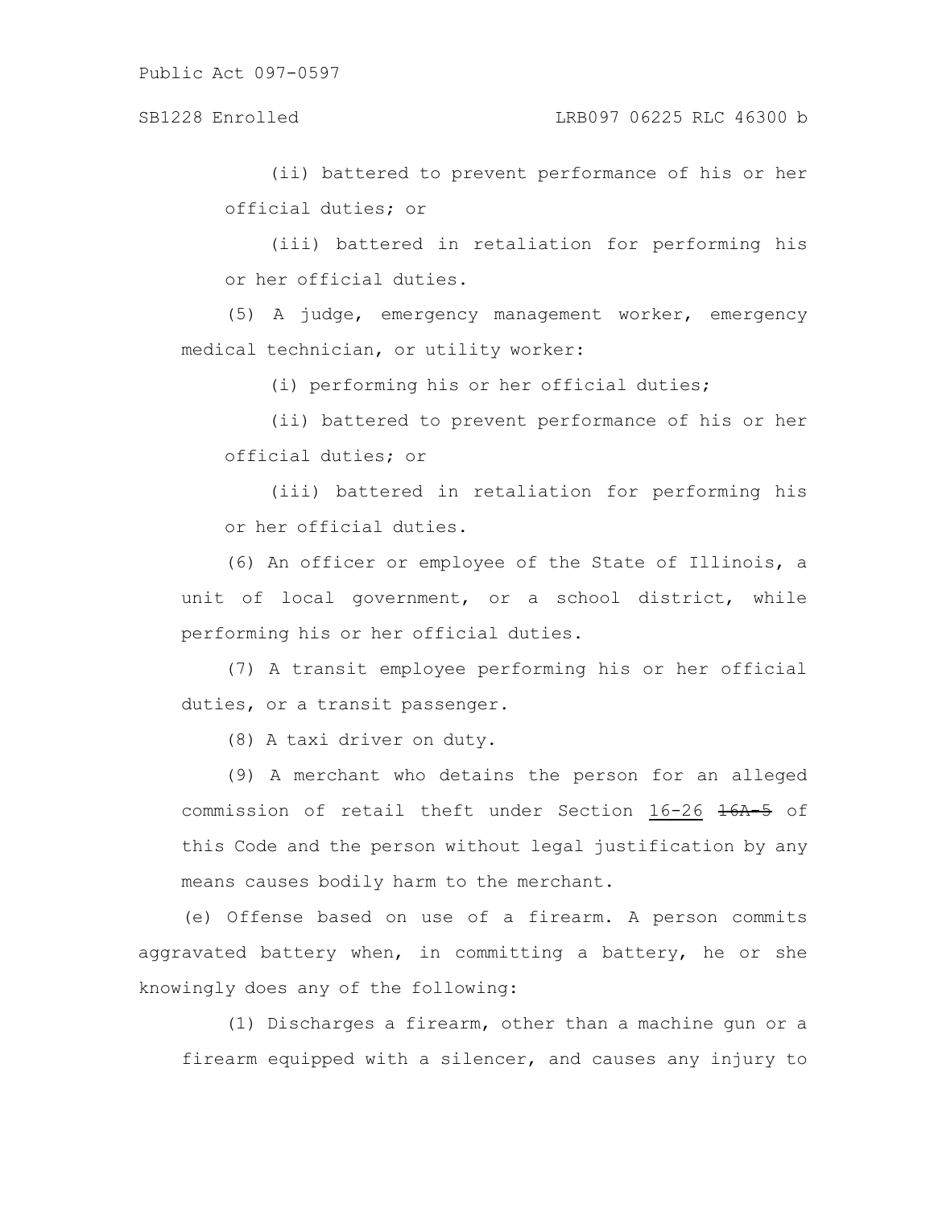(ii) battered to prevent performance of his or her official duties; or

(iii) battered in retaliation for performing his or her official duties.

(5) A judge, emergency management worker, emergency medical technician, or utility worker:

(i) performing his or her official duties;

(ii) battered to prevent performance of his or her official duties; or

(iii) battered in retaliation for performing his or her official duties.

(6) An officer or employee of the State of Illinois, a unit of local government, or a school district, while performing his or her official duties.

(7) A transit employee performing his or her official duties, or a transit passenger.

(8) A taxi driver on duty.

(9) A merchant who detains the person for an alleged commission of retail theft under Section 16-26 ~~16A-5~~ of this Code and the person without legal justification by any means causes bodily harm to the merchant.

(e) Offense based on use of a firearm. A person commits aggravated battery when, in committing a battery, he or she knowingly does any of the following:

(1) Discharges a firearm, other than a machine gun or a firearm equipped with a silencer, and causes any injury to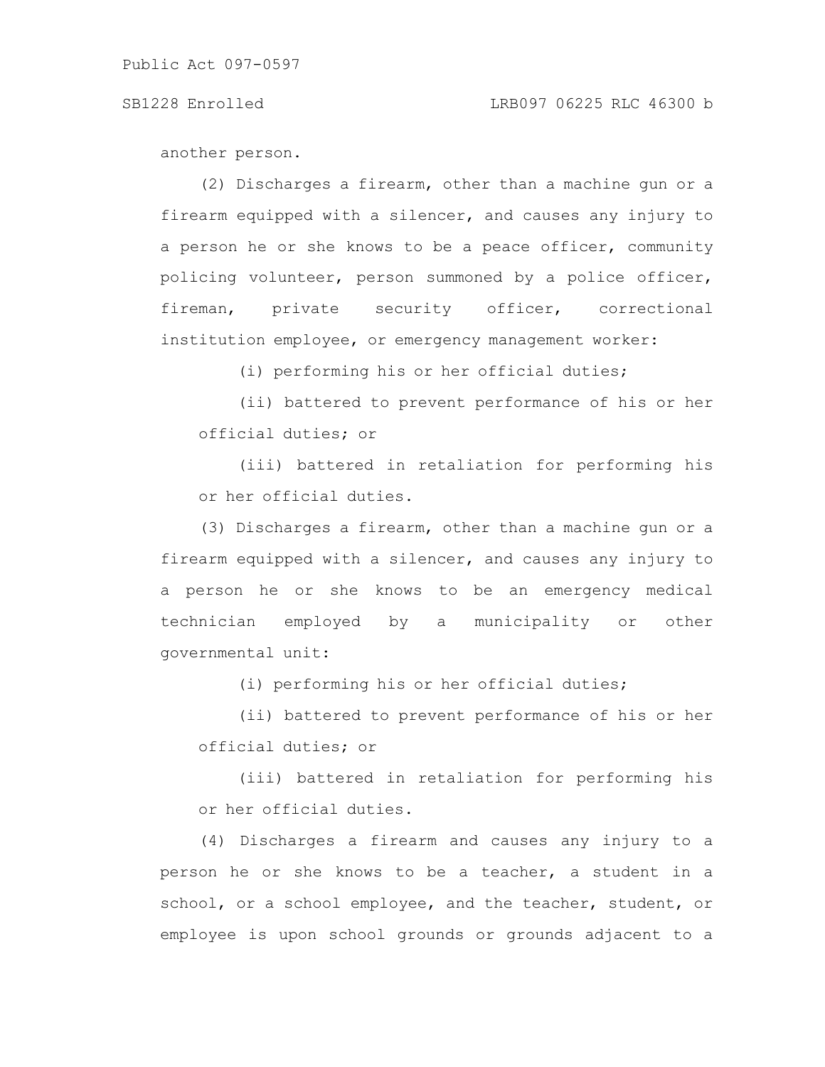another person.

(2) Discharges a firearm, other than a machine gun or a firearm equipped with a silencer, and causes any injury to a person he or she knows to be a peace officer, community policing volunteer, person summoned by a police officer, fireman, private security officer, correctional institution employee, or emergency management worker:

(i) performing his or her official duties;

(ii) battered to prevent performance of his or her official duties; or

(iii) battered in retaliation for performing his or her official duties.

(3) Discharges a firearm, other than a machine gun or a firearm equipped with a silencer, and causes any injury to a person he or she knows to be an emergency medical technician employed by a municipality or other governmental unit:

(i) performing his or her official duties;

(ii) battered to prevent performance of his or her official duties; or

(iii) battered in retaliation for performing his or her official duties.

(4) Discharges a firearm and causes any injury to a person he or she knows to be a teacher, a student in a school, or a school employee, and the teacher, student, or employee is upon school grounds or grounds adjacent to a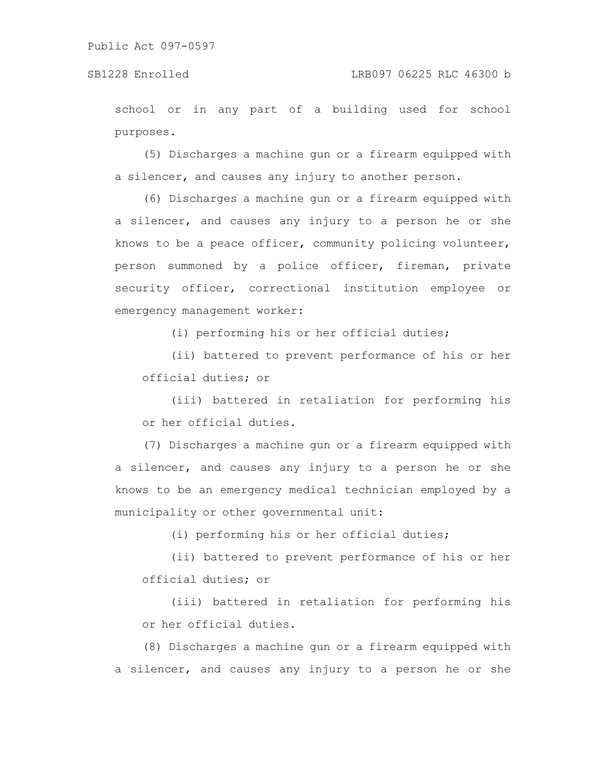school or in any part of a building used for school purposes.

(5) Discharges a machine gun or a firearm equipped with a silencer, and causes any injury to another person.

(6) Discharges a machine gun or a firearm equipped with a silencer, and causes any injury to a person he or she knows to be a peace officer, community policing volunteer, person summoned by a police officer, fireman, private security officer, correctional institution employee or emergency management worker:

(i) performing his or her official duties;

(ii) battered to prevent performance of his or her official duties; or

(iii) battered in retaliation for performing his or her official duties.

(7) Discharges a machine gun or a firearm equipped with a silencer, and causes any injury to a person he or she knows to be an emergency medical technician employed by a municipality or other governmental unit:

(i) performing his or her official duties;

(ii) battered to prevent performance of his or her official duties; or

(iii) battered in retaliation for performing his or her official duties.

(8) Discharges a machine gun or a firearm equipped with a silencer, and causes any injury to a person he or she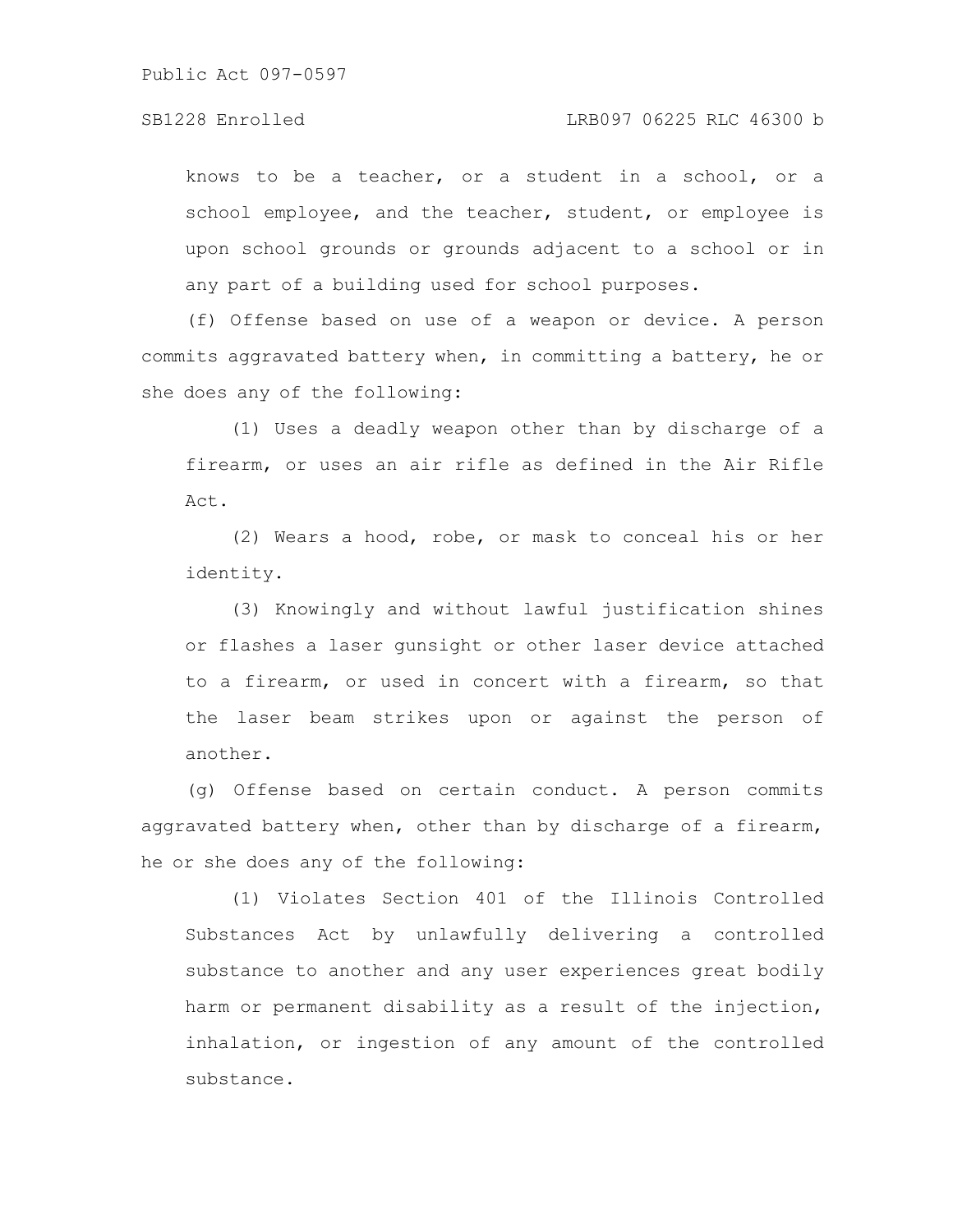knows to be a teacher, or a student in a school, or a school employee, and the teacher, student, or employee is upon school grounds or grounds adjacent to a school or in any part of a building used for school purposes.

(f) Offense based on use of a weapon or device. A person commits aggravated battery when, in committing a battery, he or she does any of the following:

(1) Uses a deadly weapon other than by discharge of a firearm, or uses an air rifle as defined in the Air Rifle Act.

(2) Wears a hood, robe, or mask to conceal his or her identity.

(3) Knowingly and without lawful justification shines or flashes a laser gunsight or other laser device attached to a firearm, or used in concert with a firearm, so that the laser beam strikes upon or against the person of another.

(g) Offense based on certain conduct. A person commits aggravated battery when, other than by discharge of a firearm, he or she does any of the following:

(1) Violates Section 401 of the Illinois Controlled Substances Act by unlawfully delivering a controlled substance to another and any user experiences great bodily harm or permanent disability as a result of the injection, inhalation, or ingestion of any amount of the controlled substance.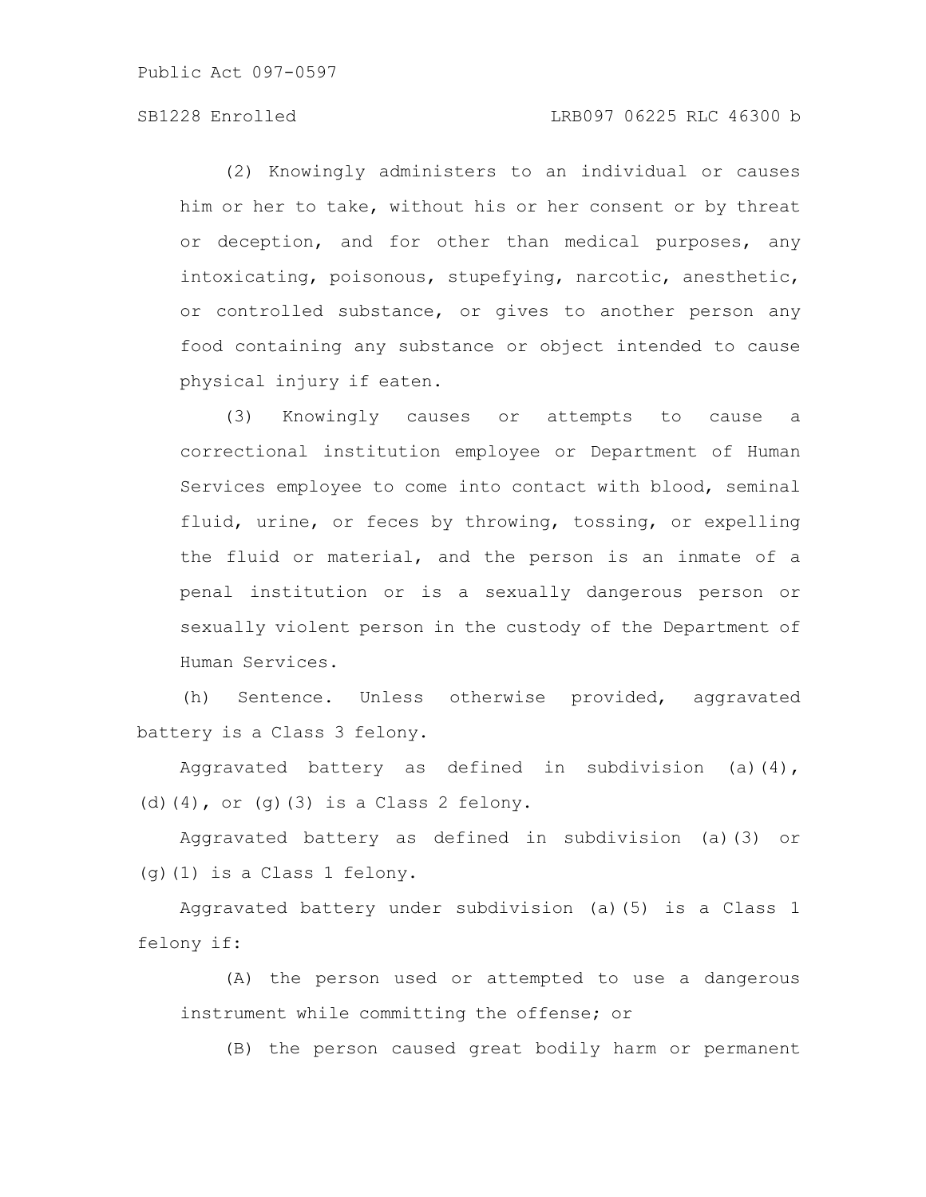(2) Knowingly administers to an individual or causes him or her to take, without his or her consent or by threat or deception, and for other than medical purposes, any intoxicating, poisonous, stupefying, narcotic, anesthetic, or controlled substance, or gives to another person any food containing any substance or object intended to cause physical injury if eaten.

(3) Knowingly causes or attempts to cause a correctional institution employee or Department of Human Services employee to come into contact with blood, seminal fluid, urine, or feces by throwing, tossing, or expelling the fluid or material, and the person is an inmate of a penal institution or is a sexually dangerous person or sexually violent person in the custody of the Department of Human Services.

(h) Sentence. Unless otherwise provided, aggravated battery is a Class 3 felony.

Aggravated battery as defined in subdivision (a)(4), (d)(4), or (g)(3) is a Class 2 felony.

Aggravated battery as defined in subdivision (a)(3) or (g)(1) is a Class 1 felony.

Aggravated battery under subdivision (a)(5) is a Class 1 felony if:

(A) the person used or attempted to use a dangerous instrument while committing the offense; or

(B) the person caused great bodily harm or permanent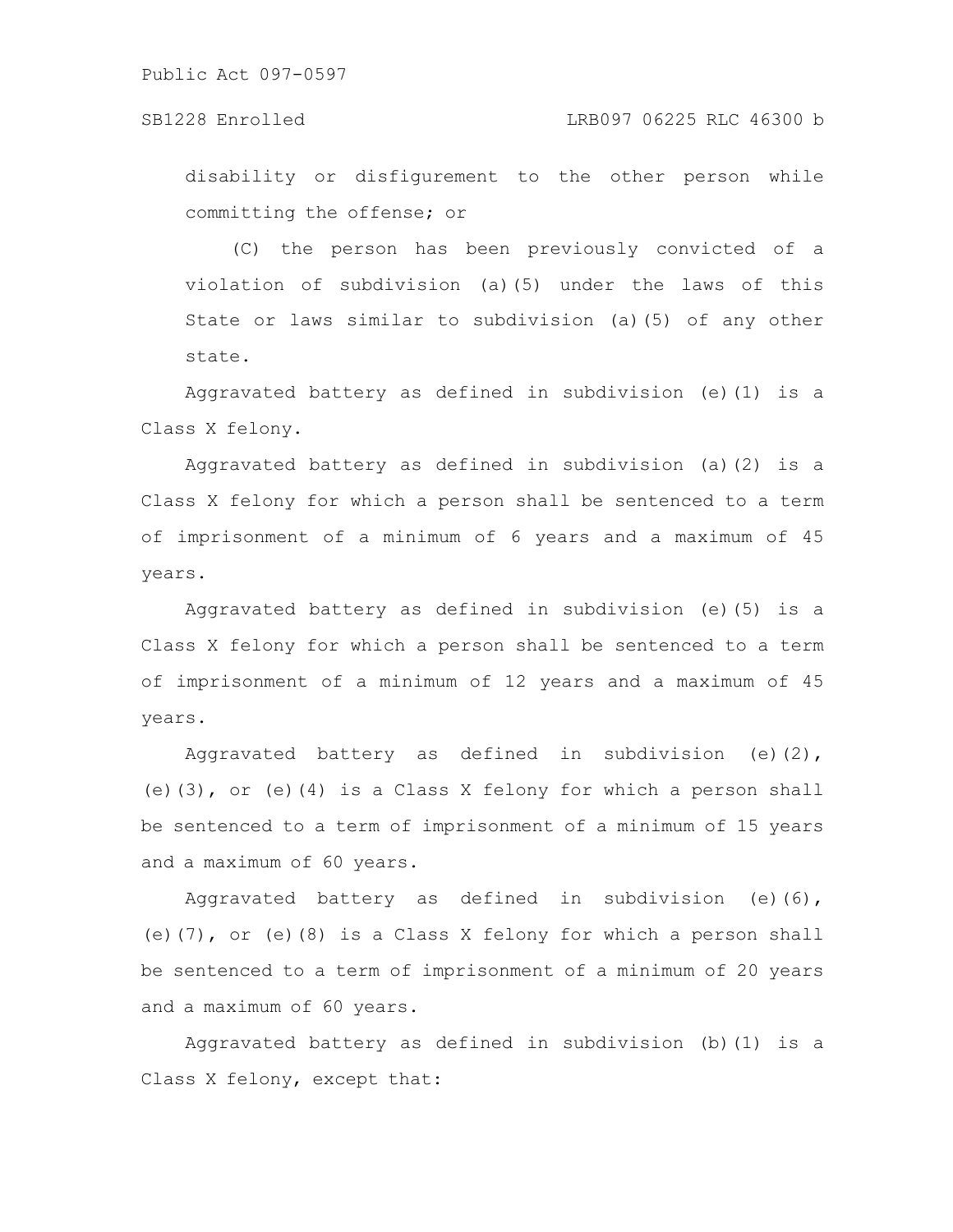disability or disfigurement to the other person while committing the offense; or

(C) the person has been previously convicted of a violation of subdivision (a)(5) under the laws of this State or laws similar to subdivision (a)(5) of any other state.

Aggravated battery as defined in subdivision (e)(1) is a Class X felony.

Aggravated battery as defined in subdivision (a)(2) is a Class X felony for which a person shall be sentenced to a term of imprisonment of a minimum of 6 years and a maximum of 45 years.

Aggravated battery as defined in subdivision (e)(5) is a Class X felony for which a person shall be sentenced to a term of imprisonment of a minimum of 12 years and a maximum of 45 years.

Aggravated battery as defined in subdivision (e)(2), (e)(3), or (e)(4) is a Class X felony for which a person shall be sentenced to a term of imprisonment of a minimum of 15 years and a maximum of 60 years.

Aggravated battery as defined in subdivision (e)(6), (e)(7), or (e)(8) is a Class X felony for which a person shall be sentenced to a term of imprisonment of a minimum of 20 years and a maximum of 60 years.

Aggravated battery as defined in subdivision (b)(1) is a Class X felony, except that: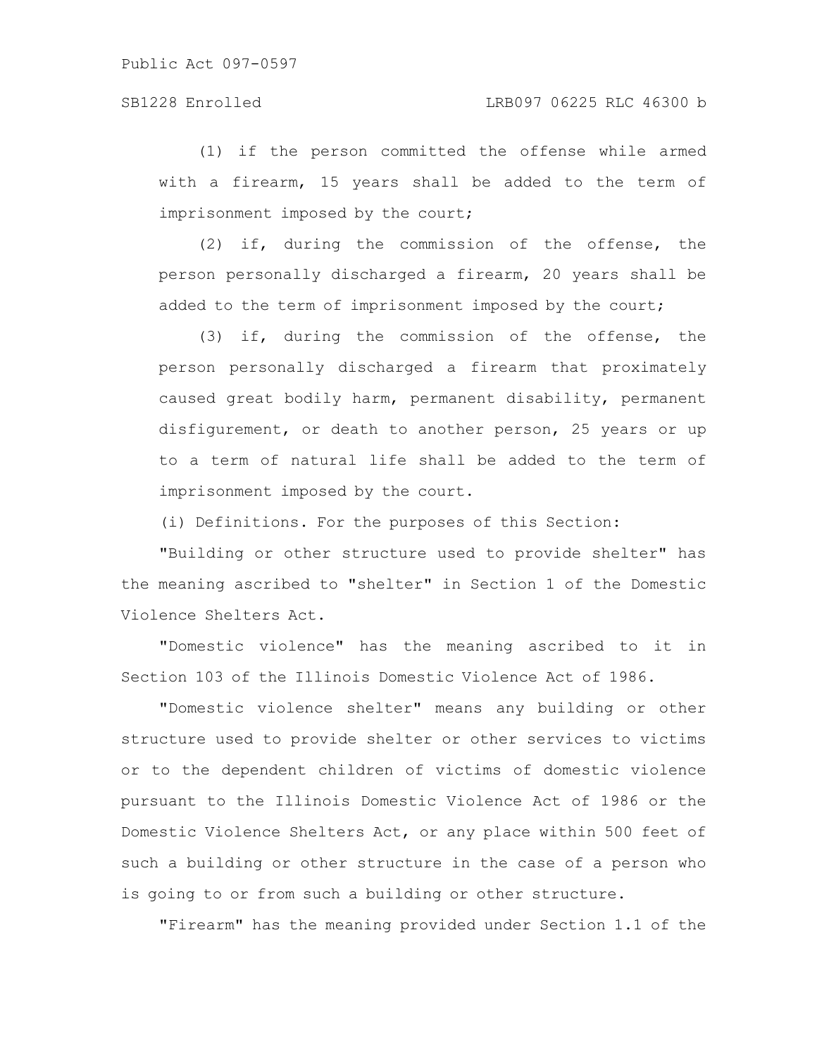(1) if the person committed the offense while armed with a firearm, 15 years shall be added to the term of imprisonment imposed by the court;

(2) if, during the commission of the offense, the person personally discharged a firearm, 20 years shall be added to the term of imprisonment imposed by the court;

(3) if, during the commission of the offense, the person personally discharged a firearm that proximately caused great bodily harm, permanent disability, permanent disfigurement, or death to another person, 25 years or up to a term of natural life shall be added to the term of imprisonment imposed by the court.

(i) Definitions. For the purposes of this Section:

"Building or other structure used to provide shelter" has the meaning ascribed to "shelter" in Section 1 of the Domestic Violence Shelters Act.

"Domestic violence" has the meaning ascribed to it in Section 103 of the Illinois Domestic Violence Act of 1986.

"Domestic violence shelter" means any building or other structure used to provide shelter or other services to victims or to the dependent children of victims of domestic violence pursuant to the Illinois Domestic Violence Act of 1986 or the Domestic Violence Shelters Act, or any place within 500 feet of such a building or other structure in the case of a person who is going to or from such a building or other structure.

"Firearm" has the meaning provided under Section 1.1 of the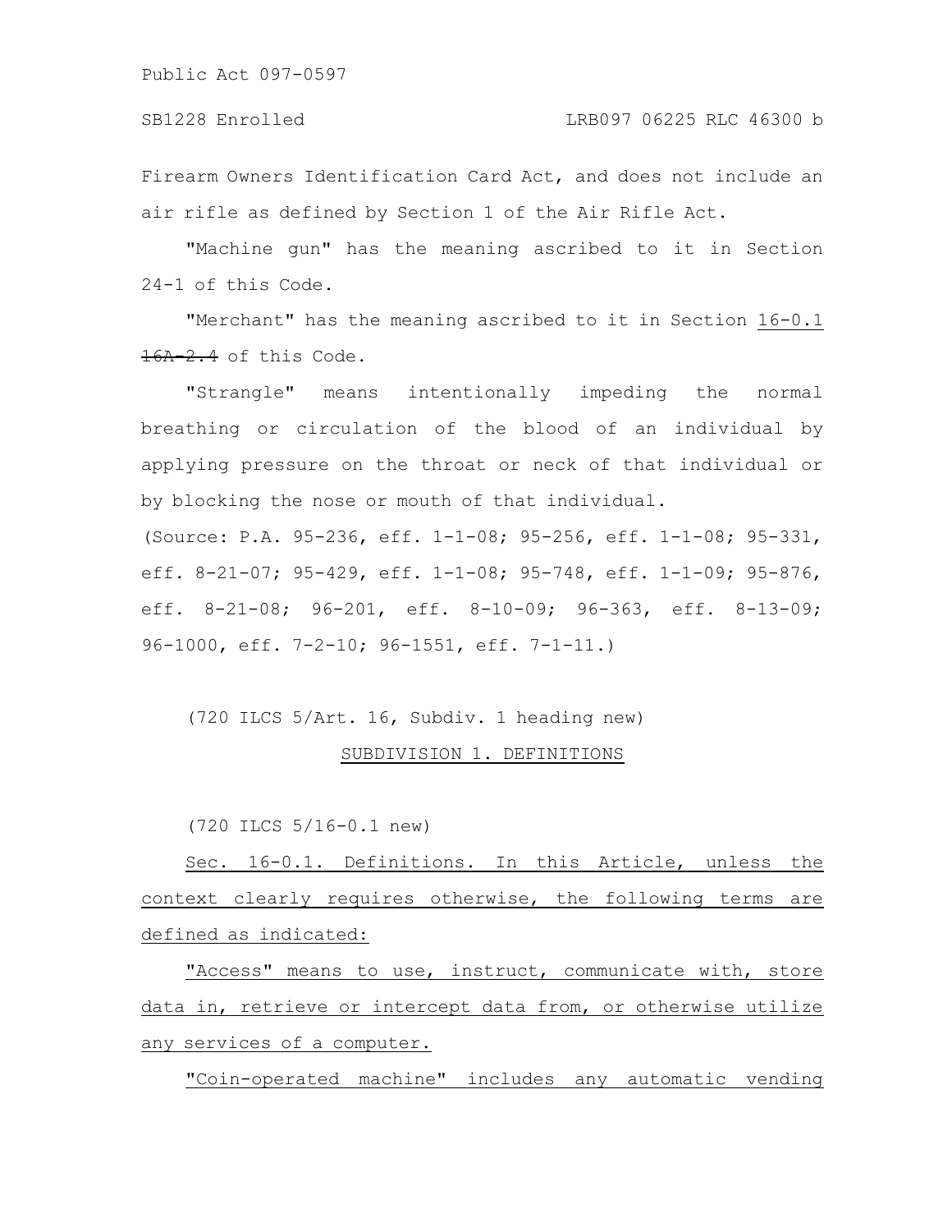Firearm Owners Identification Card Act, and does not include an air rifle as defined by Section 1 of the Air Rifle Act.

"Machine gun" has the meaning ascribed to it in Section 24-1 of this Code.

"Merchant" has the meaning ascribed to it in Section <u>16-0.1</u> ~~16A-2.4~~ of this Code.

"Strangle" means intentionally impeding the normal breathing or circulation of the blood of an individual by applying pressure on the throat or neck of that individual or by blocking the nose or mouth of that individual.

(Source: P.A. 95-236, eff. 1-1-08; 95-256, eff. 1-1-08; 95-331, eff. 8-21-07; 95-429, eff. 1-1-08; 95-748, eff. 1-1-09; 95-876, eff. 8-21-08; 96-201, eff. 8-10-09; 96-363, eff. 8-13-09; 96-1000, eff. 7-2-10; 96-1551, eff. 7-1-11.)

(720 ILCS 5/Art. 16, Subdiv. 1 heading new)

<u>SUBDIVISION 1. DEFINITIONS</u>

(720 ILCS 5/16-0.1 new)

<u>Sec. 16-0.1. Definitions. In this Article, unless the context clearly requires otherwise, the following terms are defined as indicated:</u>

<u>"Access" means to use, instruct, communicate with, store data in, retrieve or intercept data from, or otherwise utilize any services of a computer.</u>

<u>"Coin-operated machine" includes any automatic vending</u>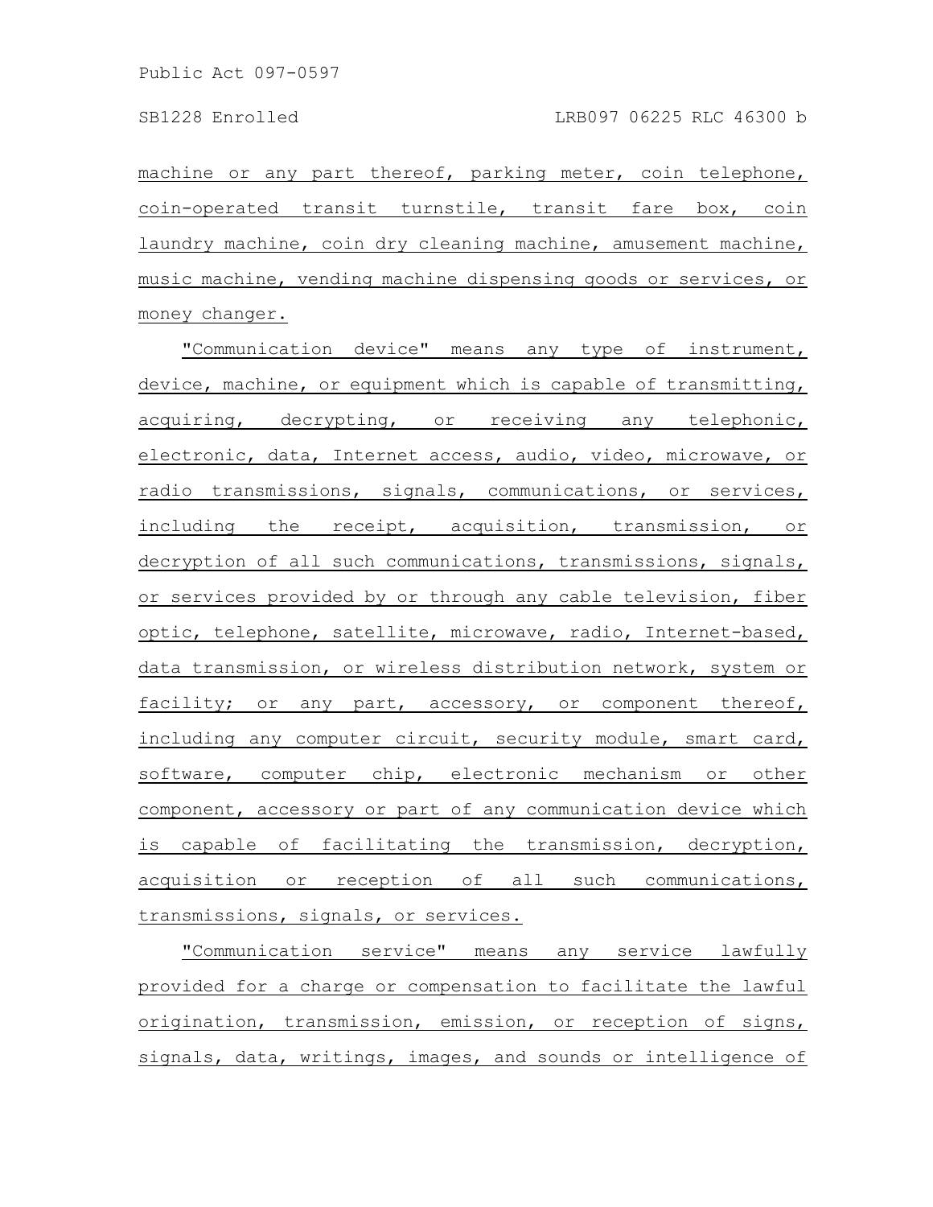machine or any part thereof, parking meter, coin telephone, coin-operated transit turnstile, transit fare box, coin laundry machine, coin dry cleaning machine, amusement machine, music machine, vending machine dispensing goods or services, or money changer.

"Communication device" means any type of instrument, device, machine, or equipment which is capable of transmitting, acquiring, decrypting, or receiving any telephonic, electronic, data, Internet access, audio, video, microwave, or radio transmissions, signals, communications, or services, including the receipt, acquisition, transmission, or decryption of all such communications, transmissions, signals, or services provided by or through any cable television, fiber optic, telephone, satellite, microwave, radio, Internet-based, data transmission, or wireless distribution network, system or facility; or any part, accessory, or component thereof, including any computer circuit, security module, smart card, software, computer chip, electronic mechanism or other component, accessory or part of any communication device which is capable of facilitating the transmission, decryption, acquisition or reception of all such communications, transmissions, signals, or services.

"Communication service" means any service lawfully provided for a charge or compensation to facilitate the lawful origination, transmission, emission, or reception of signs, signals, data, writings, images, and sounds or intelligence of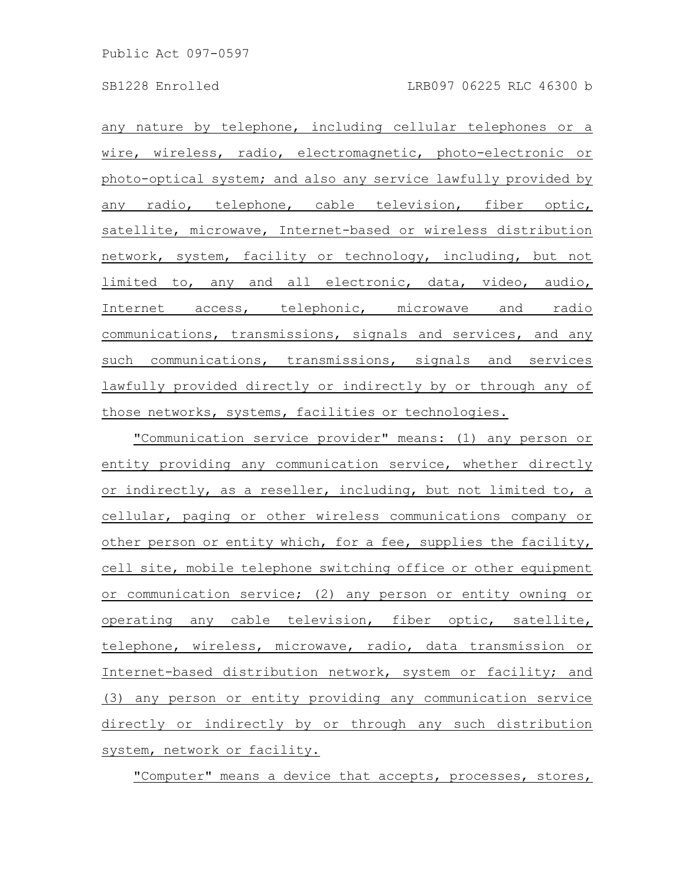any nature by telephone, including cellular telephones or a wire, wireless, radio, electromagnetic, photo-electronic or photo-optical system; and also any service lawfully provided by any radio, telephone, cable television, fiber optic, satellite, microwave, Internet-based or wireless distribution network, system, facility or technology, including, but not limited to, any and all electronic, data, video, audio, Internet access, telephonic, microwave and radio communications, transmissions, signals and services, and any such communications, transmissions, signals and services lawfully provided directly or indirectly by or through any of those networks, systems, facilities or technologies.

"Communication service provider" means: (1) any person or entity providing any communication service, whether directly or indirectly, as a reseller, including, but not limited to, a cellular, paging or other wireless communications company or other person or entity which, for a fee, supplies the facility, cell site, mobile telephone switching office or other equipment or communication service; (2) any person or entity owning or operating any cable television, fiber optic, satellite, telephone, wireless, microwave, radio, data transmission or Internet-based distribution network, system or facility; and (3) any person or entity providing any communication service directly or indirectly by or through any such distribution system, network or facility.

"Computer" means a device that accepts, processes, stores,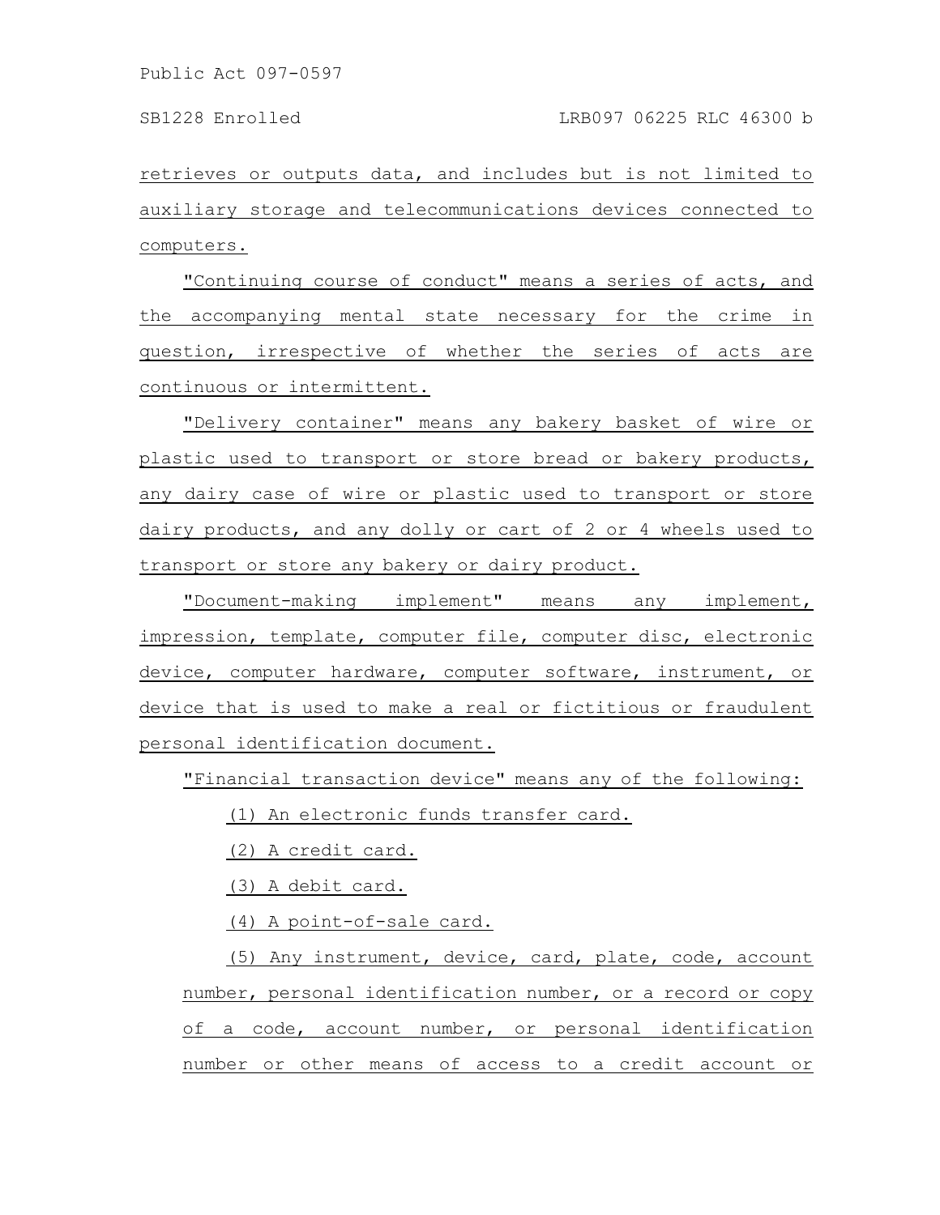retrieves or outputs data, and includes but is not limited to auxiliary storage and telecommunications devices connected to computers.

"Continuing course of conduct" means a series of acts, and the accompanying mental state necessary for the crime in question, irrespective of whether the series of acts are continuous or intermittent.

"Delivery container" means any bakery basket of wire or plastic used to transport or store bread or bakery products, any dairy case of wire or plastic used to transport or store dairy products, and any dolly or cart of 2 or 4 wheels used to transport or store any bakery or dairy product.

"Document-making implement" means any implement, impression, template, computer file, computer disc, electronic device, computer hardware, computer software, instrument, or device that is used to make a real or fictitious or fraudulent personal identification document.

"Financial transaction device" means any of the following:

(1) An electronic funds transfer card.

(2) A credit card.

(3) A debit card.

(4) A point-of-sale card.

(5) Any instrument, device, card, plate, code, account number, personal identification number, or a record or copy of a code, account number, or personal identification number or other means of access to a credit account or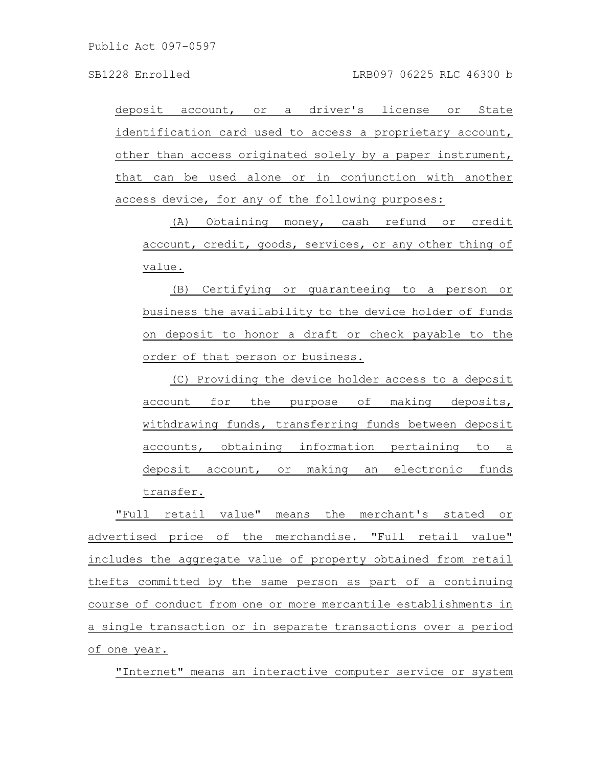deposit account, or a driver's license or State identification card used to access a proprietary account, other than access originated solely by a paper instrument, that can be used alone or in conjunction with another access device, for any of the following purposes:

(A) Obtaining money, cash refund or credit account, credit, goods, services, or any other thing of value.

(B) Certifying or guaranteeing to a person or business the availability to the device holder of funds on deposit to honor a draft or check payable to the order of that person or business.

(C) Providing the device holder access to a deposit account for the purpose of making deposits, withdrawing funds, transferring funds between deposit accounts, obtaining information pertaining to a deposit account, or making an electronic funds transfer.

"Full retail value" means the merchant's stated or advertised price of the merchandise. "Full retail value" includes the aggregate value of property obtained from retail thefts committed by the same person as part of a continuing course of conduct from one or more mercantile establishments in a single transaction or in separate transactions over a period of one year.

"Internet" means an interactive computer service or system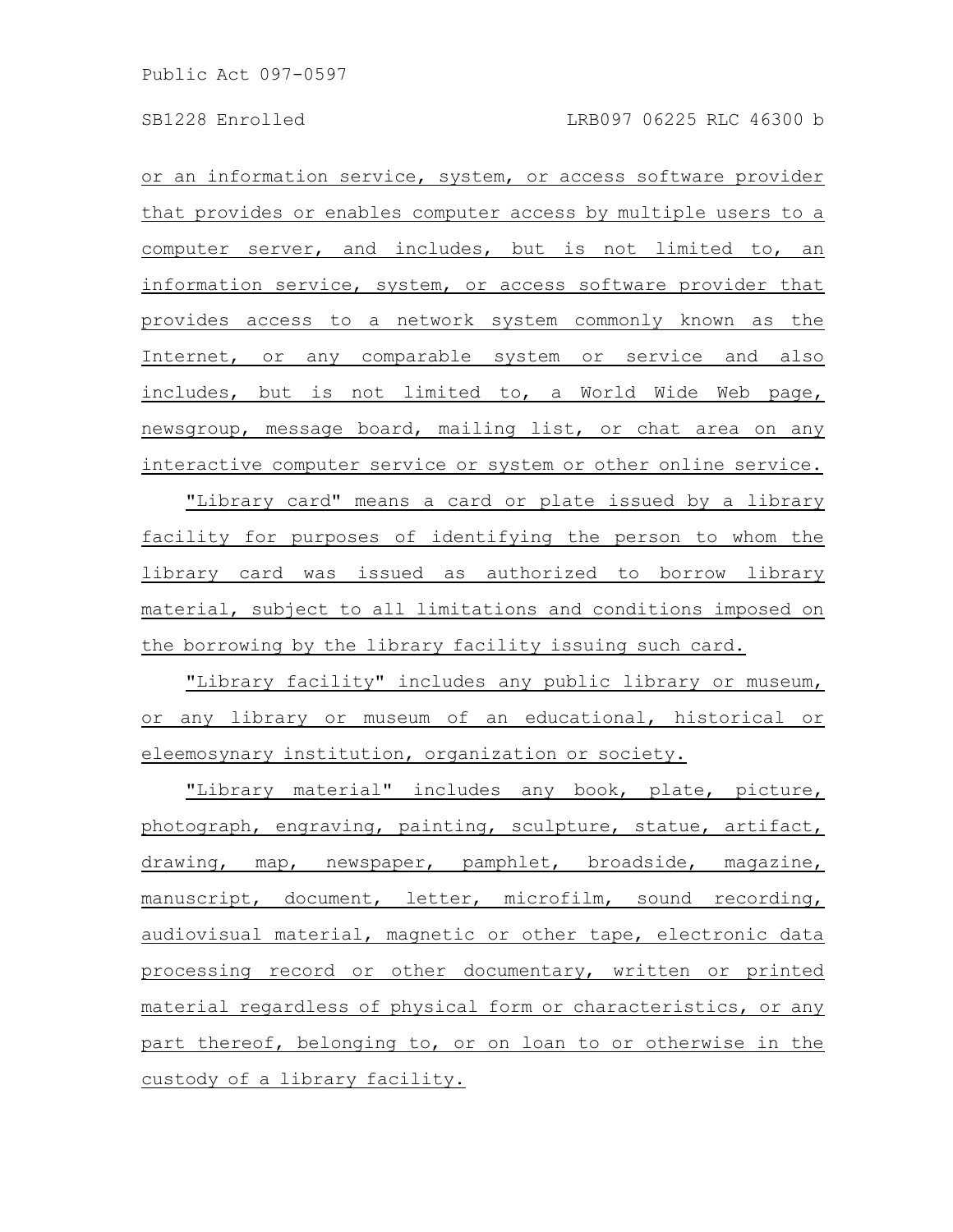or an information service, system, or access software provider that provides or enables computer access by multiple users to a computer server, and includes, but is not limited to, an information service, system, or access software provider that provides access to a network system commonly known as the Internet, or any comparable system or service and also includes, but is not limited to, a World Wide Web page, newsgroup, message board, mailing list, or chat area on any interactive computer service or system or other online service.

"Library card" means a card or plate issued by a library facility for purposes of identifying the person to whom the library card was issued as authorized to borrow library material, subject to all limitations and conditions imposed on the borrowing by the library facility issuing such card.

"Library facility" includes any public library or museum, or any library or museum of an educational, historical or eleemosynary institution, organization or society.

"Library material" includes any book, plate, picture, photograph, engraving, painting, sculpture, statue, artifact, drawing, map, newspaper, pamphlet, broadside, magazine, manuscript, document, letter, microfilm, sound recording, audiovisual material, magnetic or other tape, electronic data processing record or other documentary, written or printed material regardless of physical form or characteristics, or any part thereof, belonging to, or on loan to or otherwise in the custody of a library facility.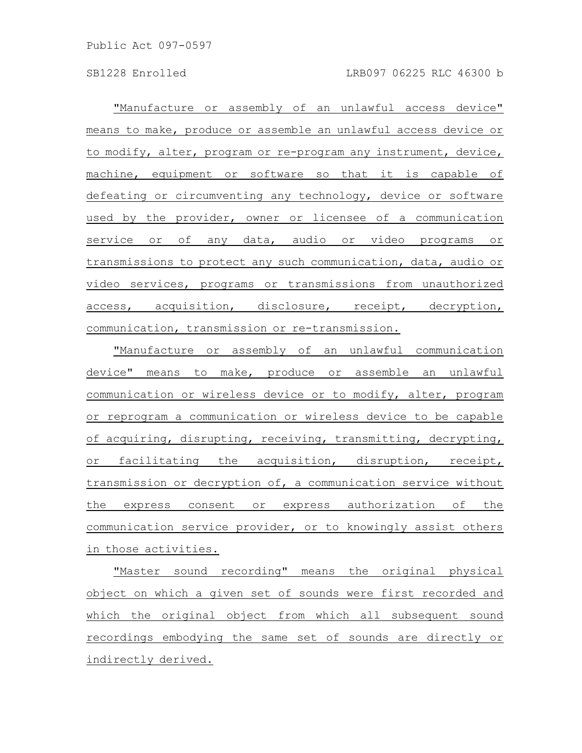"Manufacture or assembly of an unlawful access device" means to make, produce or assemble an unlawful access device or to modify, alter, program or re-program any instrument, device, machine, equipment or software so that it is capable of defeating or circumventing any technology, device or software used by the provider, owner or licensee of a communication service or of any data, audio or video programs or transmissions to protect any such communication, data, audio or video services, programs or transmissions from unauthorized access, acquisition, disclosure, receipt, decryption, communication, transmission or re-transmission.

"Manufacture or assembly of an unlawful communication device" means to make, produce or assemble an unlawful communication or wireless device or to modify, alter, program or reprogram a communication or wireless device to be capable of acquiring, disrupting, receiving, transmitting, decrypting, or facilitating the acquisition, disruption, receipt, transmission or decryption of, a communication service without the express consent or express authorization of the communication service provider, or to knowingly assist others in those activities.

"Master sound recording" means the original physical object on which a given set of sounds were first recorded and which the original object from which all subsequent sound recordings embodying the same set of sounds are directly or indirectly derived.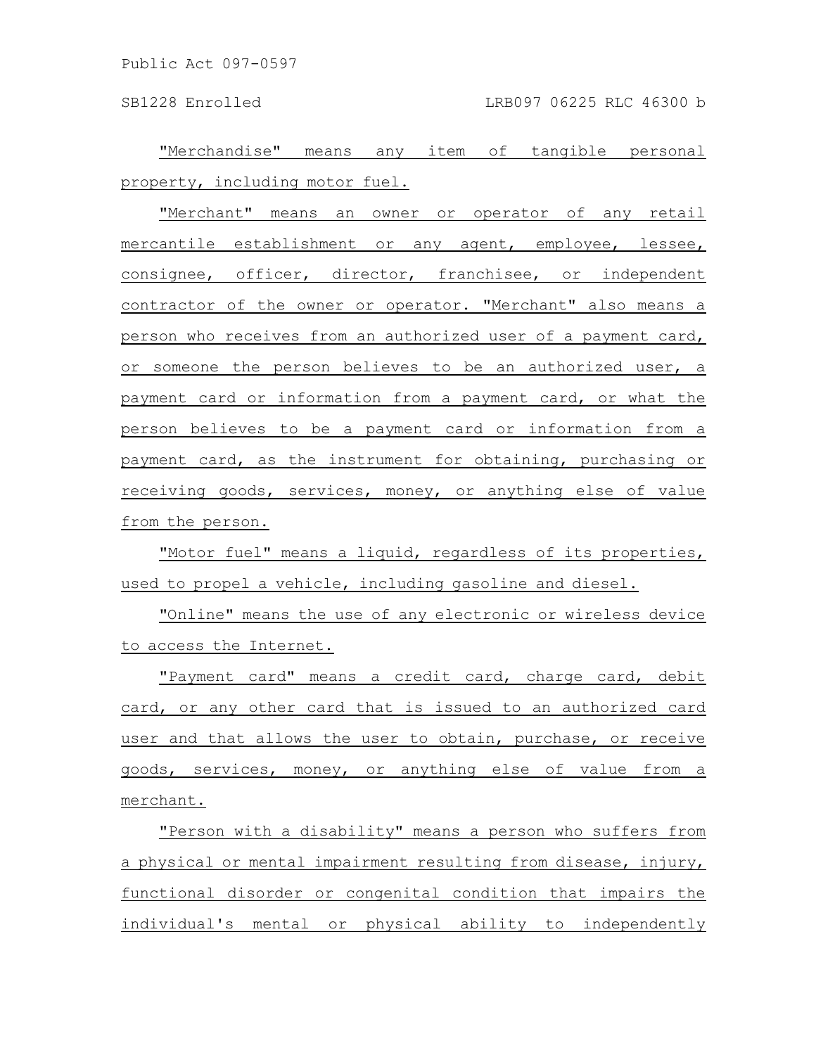"Merchandise" means any item of tangible personal property, including motor fuel.

"Merchant" means an owner or operator of any retail mercantile establishment or any agent, employee, lessee, consignee, officer, director, franchisee, or independent contractor of the owner or operator. "Merchant" also means a person who receives from an authorized user of a payment card, or someone the person believes to be an authorized user, a payment card or information from a payment card, or what the person believes to be a payment card or information from a payment card, as the instrument for obtaining, purchasing or receiving goods, services, money, or anything else of value from the person.

"Motor fuel" means a liquid, regardless of its properties, used to propel a vehicle, including gasoline and diesel.

"Online" means the use of any electronic or wireless device to access the Internet.

"Payment card" means a credit card, charge card, debit card, or any other card that is issued to an authorized card user and that allows the user to obtain, purchase, or receive goods, services, money, or anything else of value from a merchant.

"Person with a disability" means a person who suffers from a physical or mental impairment resulting from disease, injury, functional disorder or congenital condition that impairs the individual's mental or physical ability to independently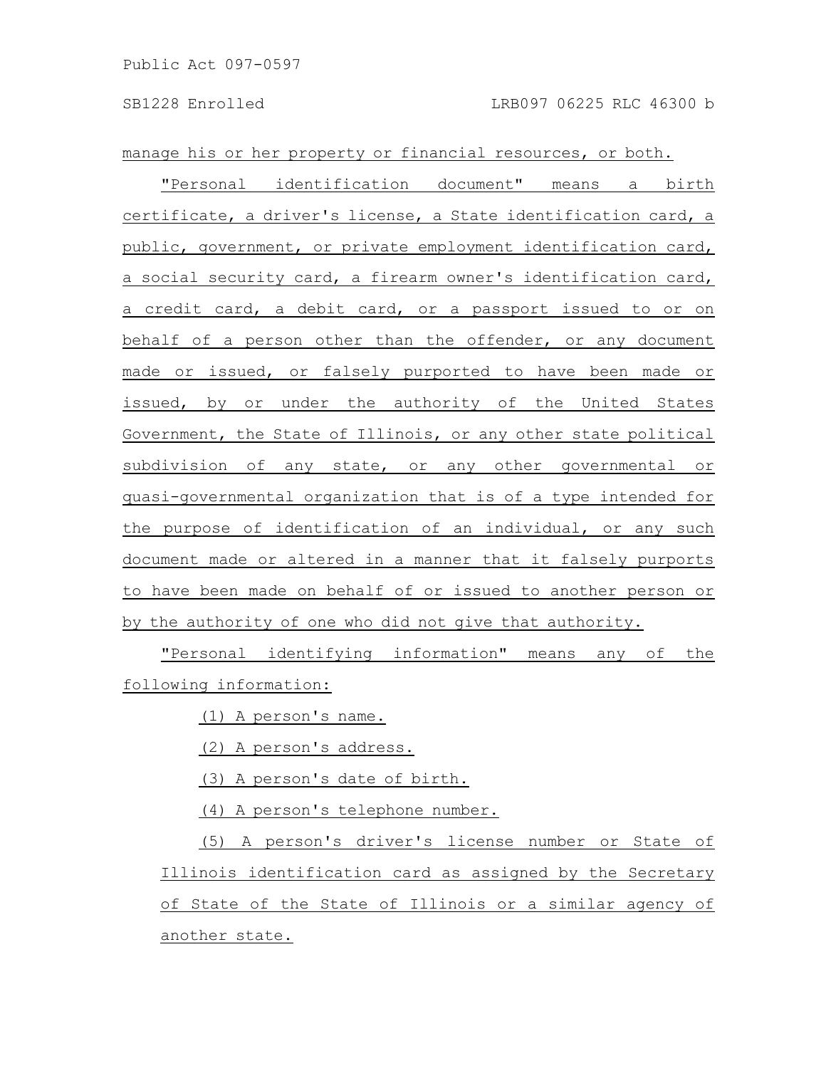manage his or her property or financial resources, or both.

"Personal identification document" means a birth certificate, a driver's license, a State identification card, a public, government, or private employment identification card, a social security card, a firearm owner's identification card, a credit card, a debit card, or a passport issued to or on behalf of a person other than the offender, or any document made or issued, or falsely purported to have been made or issued, by or under the authority of the United States Government, the State of Illinois, or any other state political subdivision of any state, or any other governmental or quasi-governmental organization that is of a type intended for the purpose of identification of an individual, or any such document made or altered in a manner that it falsely purports to have been made on behalf of or issued to another person or by the authority of one who did not give that authority.

"Personal identifying information" means any of the following information:

(1) A person's name.

(2) A person's address.

(3) A person's date of birth.

(4) A person's telephone number.

(5) A person's driver's license number or State of Illinois identification card as assigned by the Secretary of State of the State of Illinois or a similar agency of another state.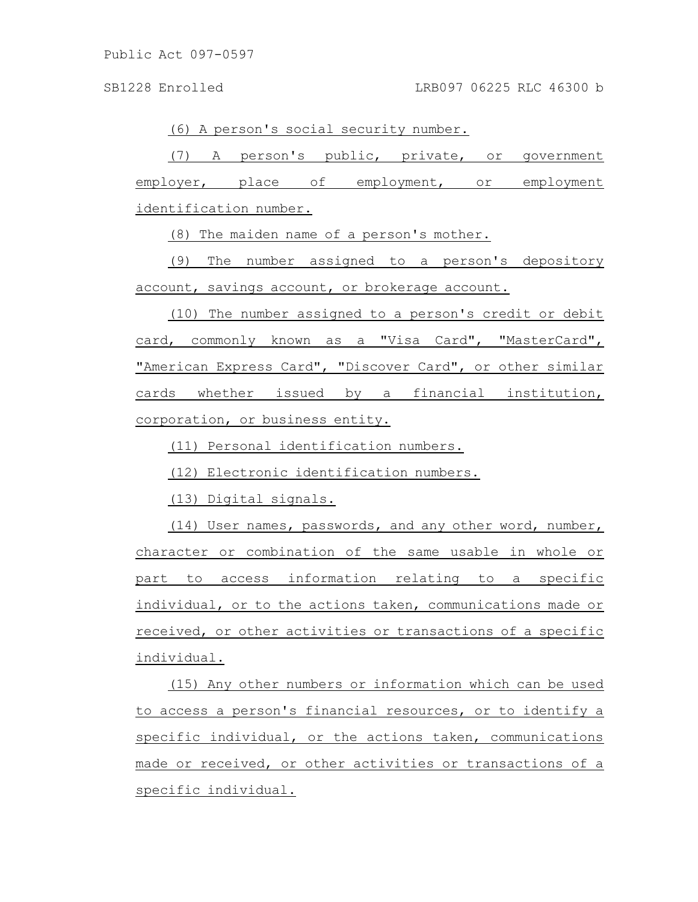(6) A person's social security number.

(7) A person's public, private, or government employer, place of employment, or employment identification number.

(8) The maiden name of a person's mother.

(9) The number assigned to a person's depository account, savings account, or brokerage account.

(10) The number assigned to a person's credit or debit card, commonly known as a "Visa Card", "MasterCard", "American Express Card", "Discover Card", or other similar cards whether issued by a financial institution, corporation, or business entity.

(11) Personal identification numbers.

(12) Electronic identification numbers.

(13) Digital signals.

(14) User names, passwords, and any other word, number, character or combination of the same usable in whole or part to access information relating to a specific individual, or to the actions taken, communications made or received, or other activities or transactions of a specific individual.

(15) Any other numbers or information which can be used to access a person's financial resources, or to identify a specific individual, or the actions taken, communications made or received, or other activities or transactions of a specific individual.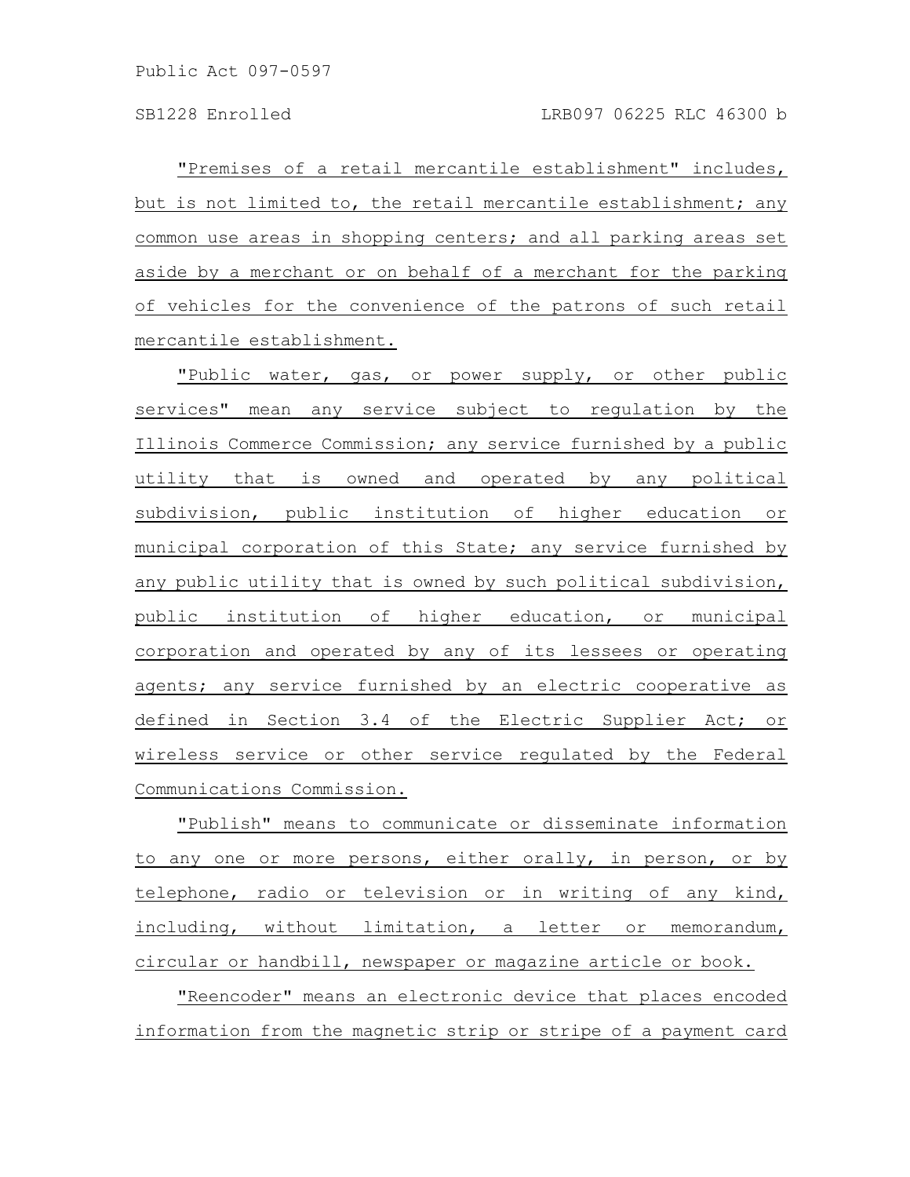"Premises of a retail mercantile establishment" includes, but is not limited to, the retail mercantile establishment; any common use areas in shopping centers; and all parking areas set aside by a merchant or on behalf of a merchant for the parking of vehicles for the convenience of the patrons of such retail mercantile establishment.

"Public water, gas, or power supply, or other public services" mean any service subject to regulation by the Illinois Commerce Commission; any service furnished by a public utility that is owned and operated by any political subdivision, public institution of higher education or municipal corporation of this State; any service furnished by any public utility that is owned by such political subdivision, public institution of higher education, or municipal corporation and operated by any of its lessees or operating agents; any service furnished by an electric cooperative as defined in Section 3.4 of the Electric Supplier Act; or wireless service or other service regulated by the Federal Communications Commission.

"Publish" means to communicate or disseminate information to any one or more persons, either orally, in person, or by telephone, radio or television or in writing of any kind, including, without limitation, a letter or memorandum, circular or handbill, newspaper or magazine article or book.

"Reencoder" means an electronic device that places encoded information from the magnetic strip or stripe of a payment card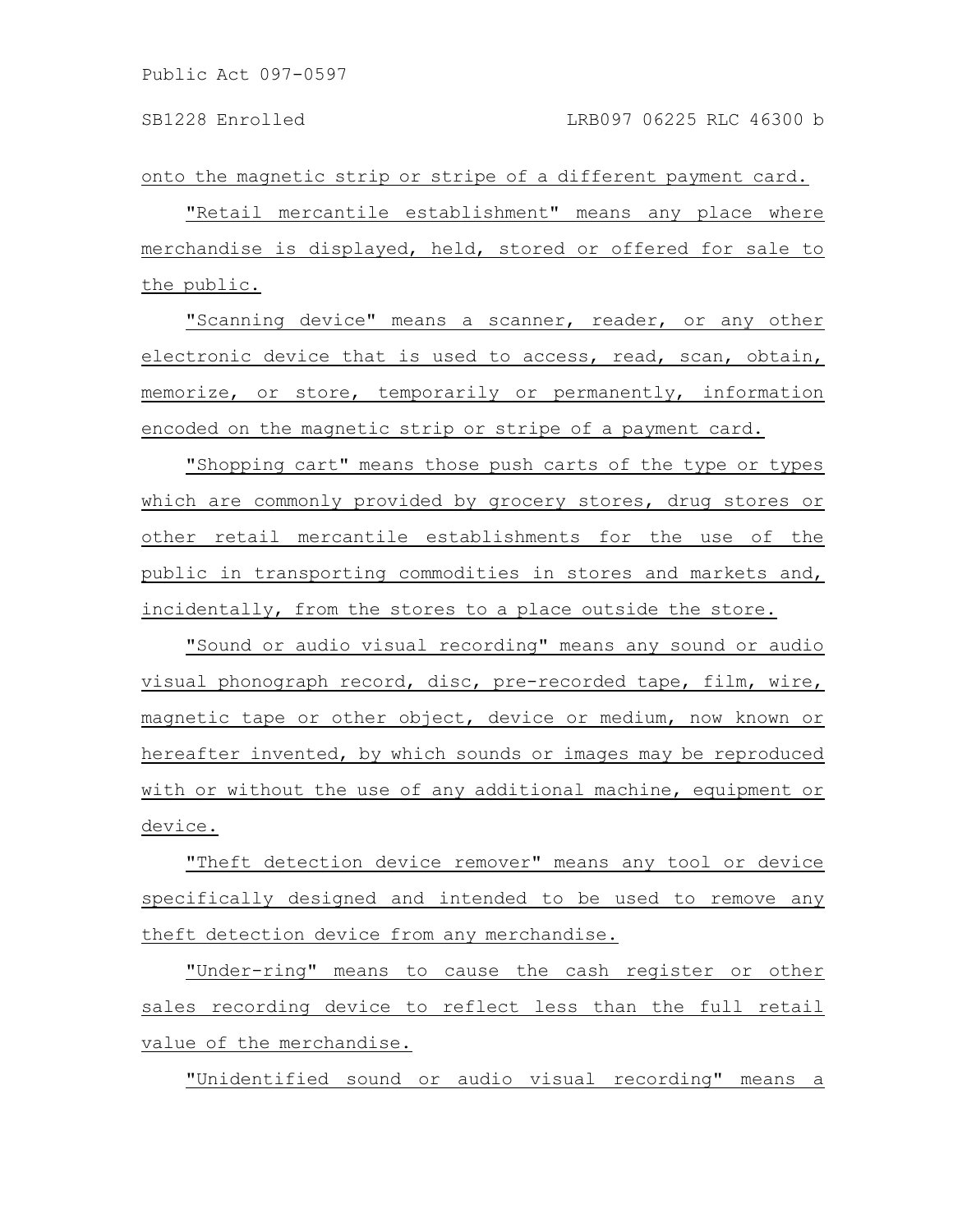onto the magnetic strip or stripe of a different payment card.

"Retail mercantile establishment" means any place where merchandise is displayed, held, stored or offered for sale to the public.

"Scanning device" means a scanner, reader, or any other electronic device that is used to access, read, scan, obtain, memorize, or store, temporarily or permanently, information encoded on the magnetic strip or stripe of a payment card.

"Shopping cart" means those push carts of the type or types which are commonly provided by grocery stores, drug stores or other retail mercantile establishments for the use of the public in transporting commodities in stores and markets and, incidentally, from the stores to a place outside the store.

"Sound or audio visual recording" means any sound or audio visual phonograph record, disc, pre-recorded tape, film, wire, magnetic tape or other object, device or medium, now known or hereafter invented, by which sounds or images may be reproduced with or without the use of any additional machine, equipment or device.

"Theft detection device remover" means any tool or device specifically designed and intended to be used to remove any theft detection device from any merchandise.

"Under-ring" means to cause the cash register or other sales recording device to reflect less than the full retail value of the merchandise.

"Unidentified sound or audio visual recording" means a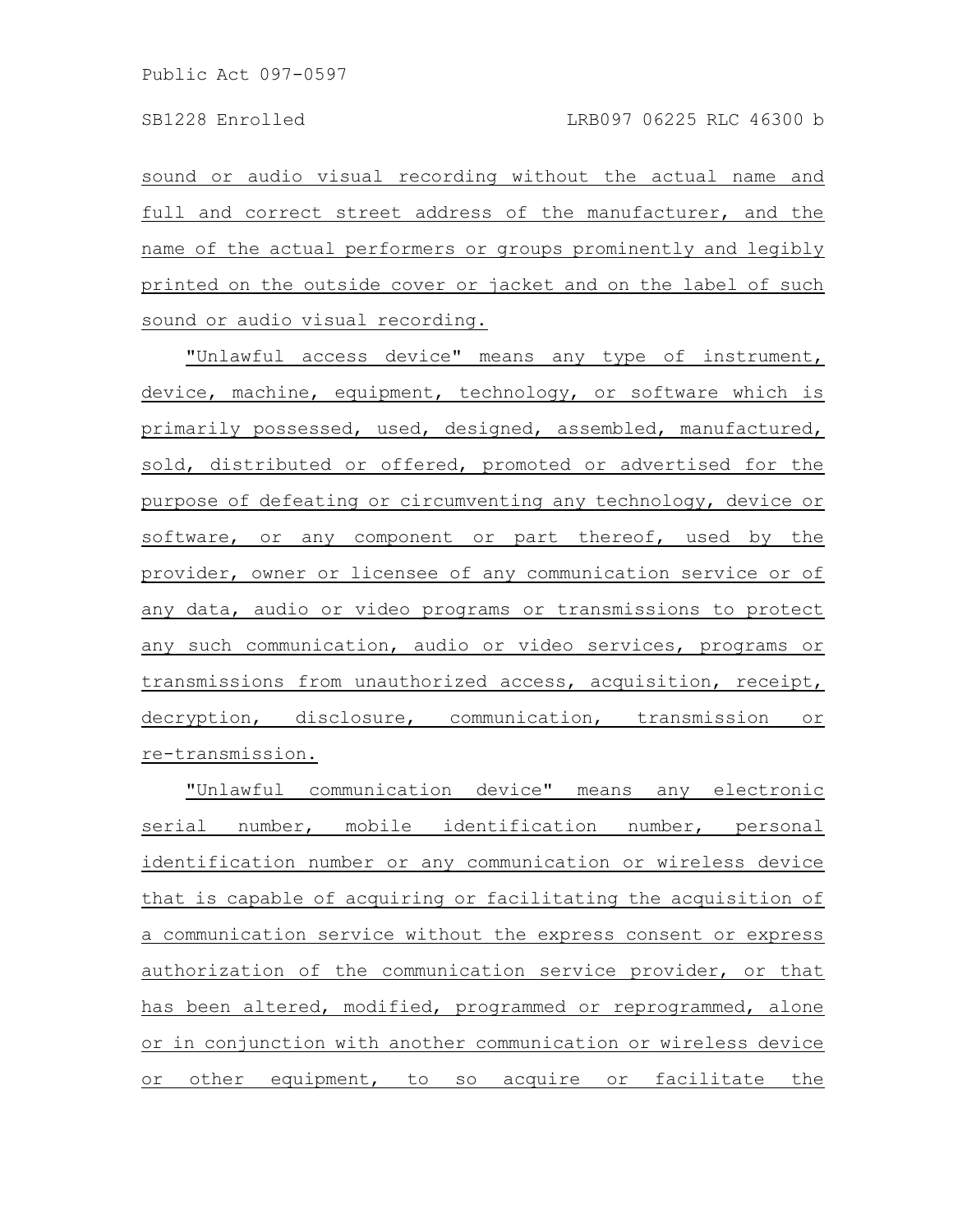sound or audio visual recording without the actual name and full and correct street address of the manufacturer, and the name of the actual performers or groups prominently and legibly printed on the outside cover or jacket and on the label of such sound or audio visual recording.

"Unlawful access device" means any type of instrument, device, machine, equipment, technology, or software which is primarily possessed, used, designed, assembled, manufactured, sold, distributed or offered, promoted or advertised for the purpose of defeating or circumventing any technology, device or software, or any component or part thereof, used by the provider, owner or licensee of any communication service or of any data, audio or video programs or transmissions to protect any such communication, audio or video services, programs or transmissions from unauthorized access, acquisition, receipt, decryption, disclosure, communication, transmission or re-transmission.

"Unlawful communication device" means any electronic serial number, mobile identification number, personal identification number or any communication or wireless device that is capable of acquiring or facilitating the acquisition of a communication service without the express consent or express authorization of the communication service provider, or that has been altered, modified, programmed or reprogrammed, alone or in conjunction with another communication or wireless device or other equipment, to so acquire or facilitate the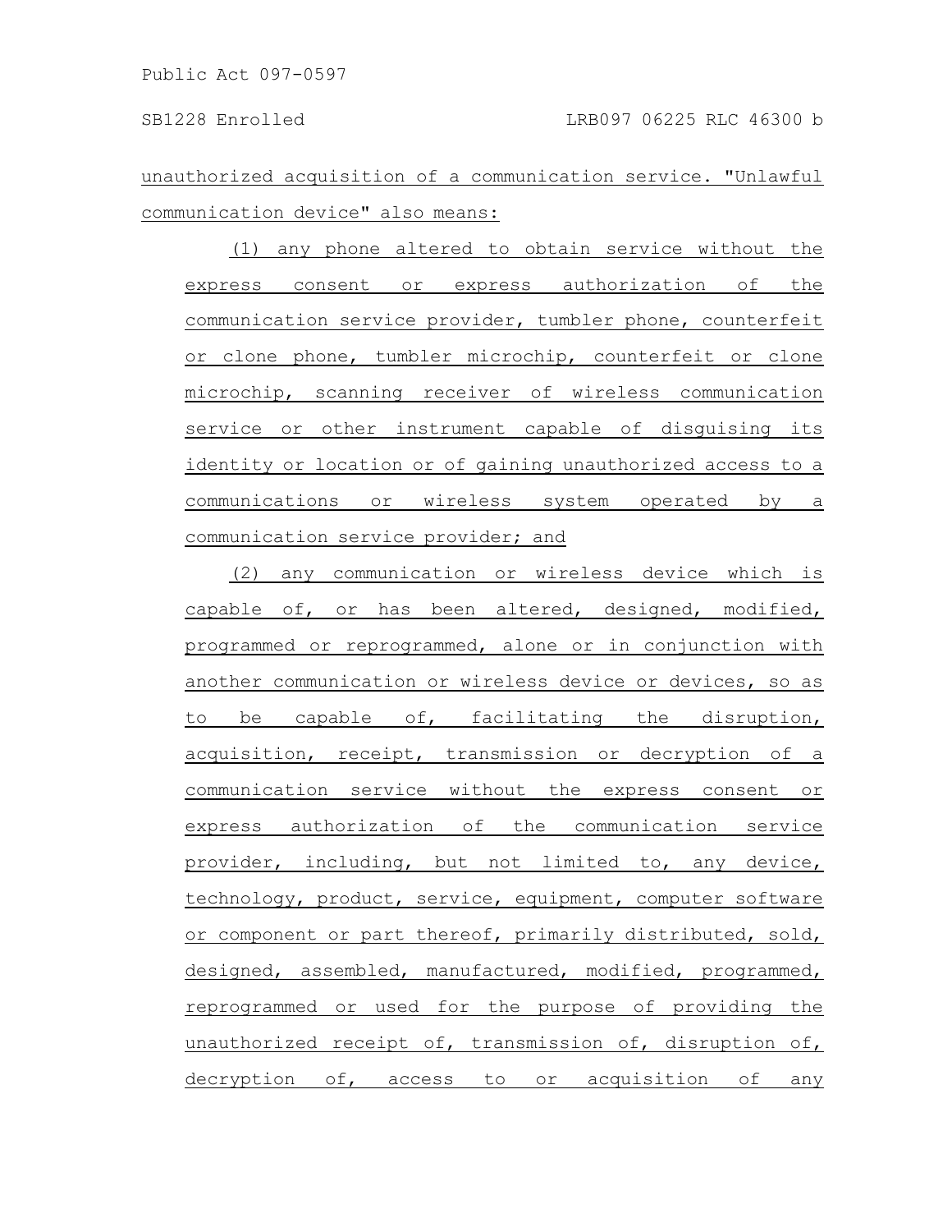unauthorized acquisition of a communication service. "Unlawful communication device" also means:

(1) any phone altered to obtain service without the express consent or express authorization of the communication service provider, tumbler phone, counterfeit or clone phone, tumbler microchip, counterfeit or clone microchip, scanning receiver of wireless communication service or other instrument capable of disguising its identity or location or of gaining unauthorized access to a communications or wireless system operated by a communication service provider; and

(2) any communication or wireless device which is capable of, or has been altered, designed, modified, programmed or reprogrammed, alone or in conjunction with another communication or wireless device or devices, so as to be capable of, facilitating the disruption, acquisition, receipt, transmission or decryption of a communication service without the express consent or express authorization of the communication service provider, including, but not limited to, any device, technology, product, service, equipment, computer software or component or part thereof, primarily distributed, sold, designed, assembled, manufactured, modified, programmed, reprogrammed or used for the purpose of providing the unauthorized receipt of, transmission of, disruption of, decryption of, access to or acquisition of any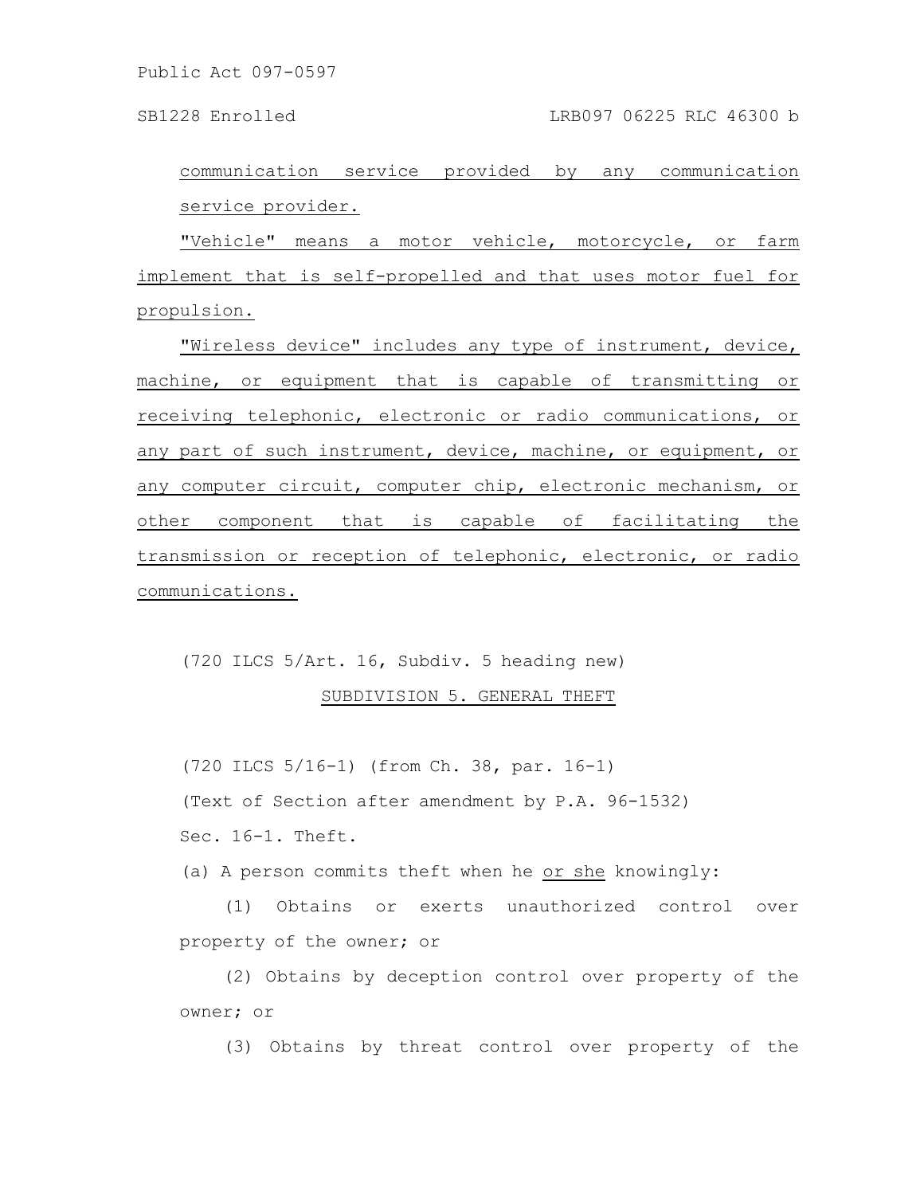communication service provided by any communication service provider.

"Vehicle" means a motor vehicle, motorcycle, or farm implement that is self-propelled and that uses motor fuel for propulsion.

"Wireless device" includes any type of instrument, device, machine, or equipment that is capable of transmitting or receiving telephonic, electronic or radio communications, or any part of such instrument, device, machine, or equipment, or any computer circuit, computer chip, electronic mechanism, or other component that is capable of facilitating the transmission or reception of telephonic, electronic, or radio communications.

(720 ILCS 5/Art. 16, Subdiv. 5 heading new)

SUBDIVISION 5. GENERAL THEFT

(720 ILCS 5/16-1) (from Ch. 38, par. 16-1)

(Text of Section after amendment by P.A. 96-1532)

Sec. 16-1. Theft.

(a) A person commits theft when he or she knowingly:

(1) Obtains or exerts unauthorized control over property of the owner; or

(2) Obtains by deception control over property of the owner; or

(3) Obtains by threat control over property of the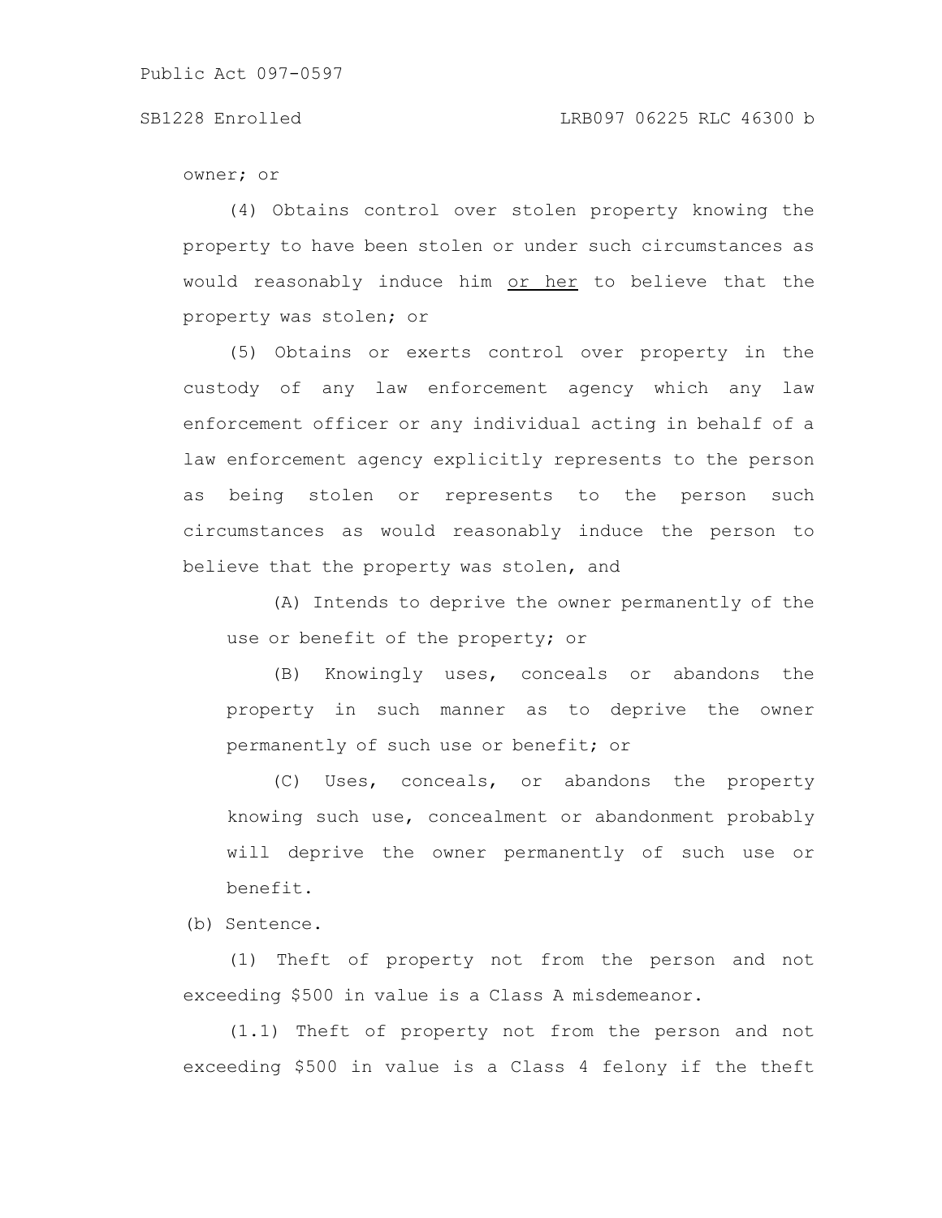owner; or

(4) Obtains control over stolen property knowing the property to have been stolen or under such circumstances as would reasonably induce him <u>or her</u> to believe that the property was stolen; or

(5) Obtains or exerts control over property in the custody of any law enforcement agency which any law enforcement officer or any individual acting in behalf of a law enforcement agency explicitly represents to the person as being stolen or represents to the person such circumstances as would reasonably induce the person to believe that the property was stolen, and

(A) Intends to deprive the owner permanently of the use or benefit of the property; or

(B) Knowingly uses, conceals or abandons the property in such manner as to deprive the owner permanently of such use or benefit; or

(C) Uses, conceals, or abandons the property knowing such use, concealment or abandonment probably will deprive the owner permanently of such use or benefit.

(b) Sentence.

(1) Theft of property not from the person and not exceeding $500 in value is a Class A misdemeanor.

(1.1) Theft of property not from the person and not exceeding $500 in value is a Class 4 felony if the theft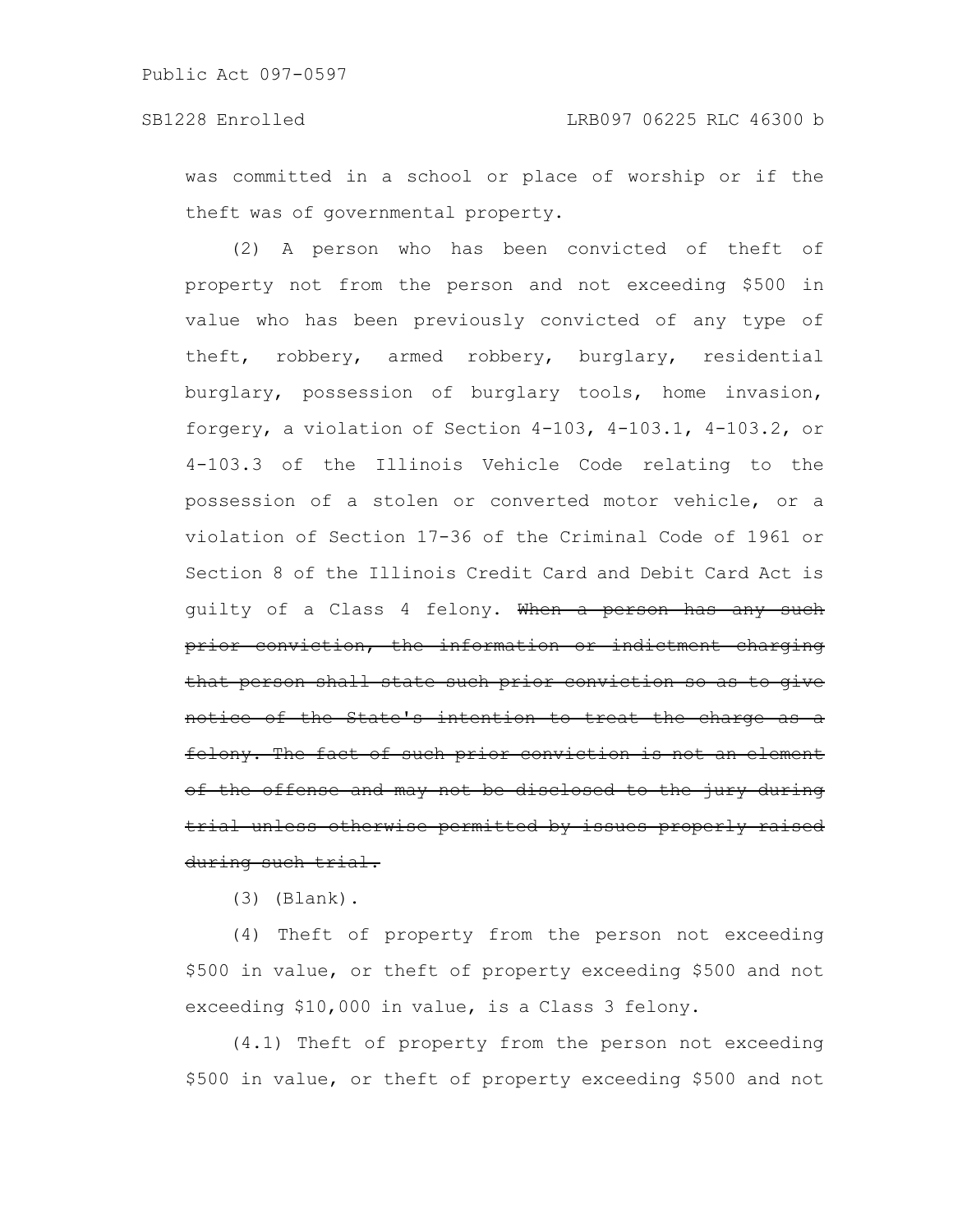was committed in a school or place of worship or if the theft was of governmental property.

(2) A person who has been convicted of theft of property not from the person and not exceeding $500 in value who has been previously convicted of any type of theft, robbery, armed robbery, burglary, residential burglary, possession of burglary tools, home invasion, forgery, a violation of Section 4-103, 4-103.1, 4-103.2, or 4-103.3 of the Illinois Vehicle Code relating to the possession of a stolen or converted motor vehicle, or a violation of Section 17-36 of the Criminal Code of 1961 or Section 8 of the Illinois Credit Card and Debit Card Act is guilty of a Class 4 felony. ~~When a person has any such prior conviction, the information or indictment charging that person shall state such prior conviction so as to give notice of the State's intention to treat the charge as a felony. The fact of such prior conviction is not an element of the offense and may not be disclosed to the jury during trial unless otherwise permitted by issues properly raised during such trial.~~

(3) (Blank).

(4) Theft of property from the person not exceeding $500 in value, or theft of property exceeding $500 and not exceeding $10,000 in value, is a Class 3 felony.

(4.1) Theft of property from the person not exceeding $500 in value, or theft of property exceeding $500 and not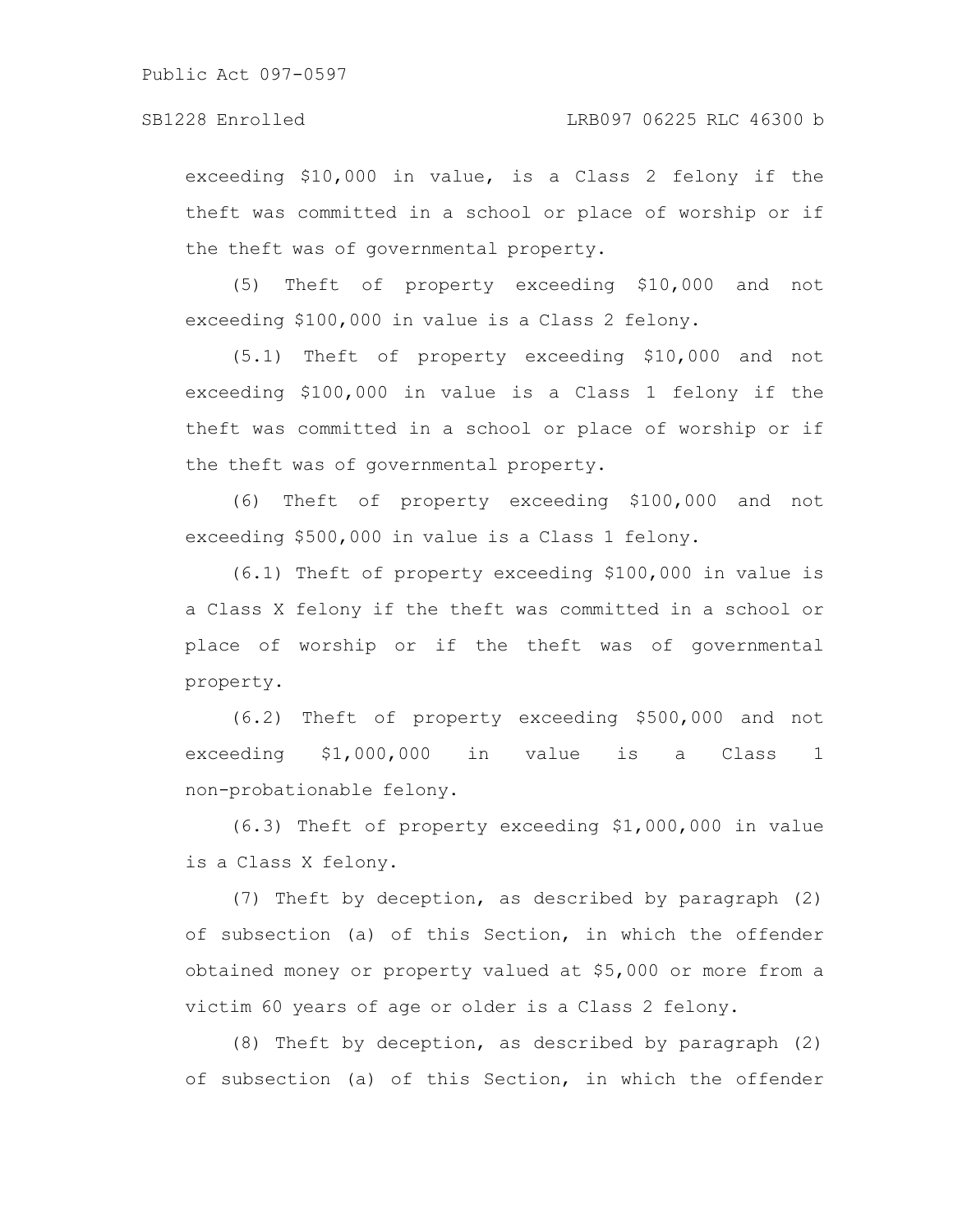exceeding $10,000 in value, is a Class 2 felony if the theft was committed in a school or place of worship or if the theft was of governmental property.

(5) Theft of property exceeding $10,000 and not exceeding $100,000 in value is a Class 2 felony.

(5.1) Theft of property exceeding $10,000 and not exceeding $100,000 in value is a Class 1 felony if the theft was committed in a school or place of worship or if the theft was of governmental property.

(6) Theft of property exceeding $100,000 and not exceeding $500,000 in value is a Class 1 felony.

(6.1) Theft of property exceeding $100,000 in value is a Class X felony if the theft was committed in a school or place of worship or if the theft was of governmental property.

(6.2) Theft of property exceeding $500,000 and not exceeding $1,000,000 in value is a Class 1 non-probationable felony.

(6.3) Theft of property exceeding $1,000,000 in value is a Class X felony.

(7) Theft by deception, as described by paragraph (2) of subsection (a) of this Section, in which the offender obtained money or property valued at $5,000 or more from a victim 60 years of age or older is a Class 2 felony.

(8) Theft by deception, as described by paragraph (2) of subsection (a) of this Section, in which the offender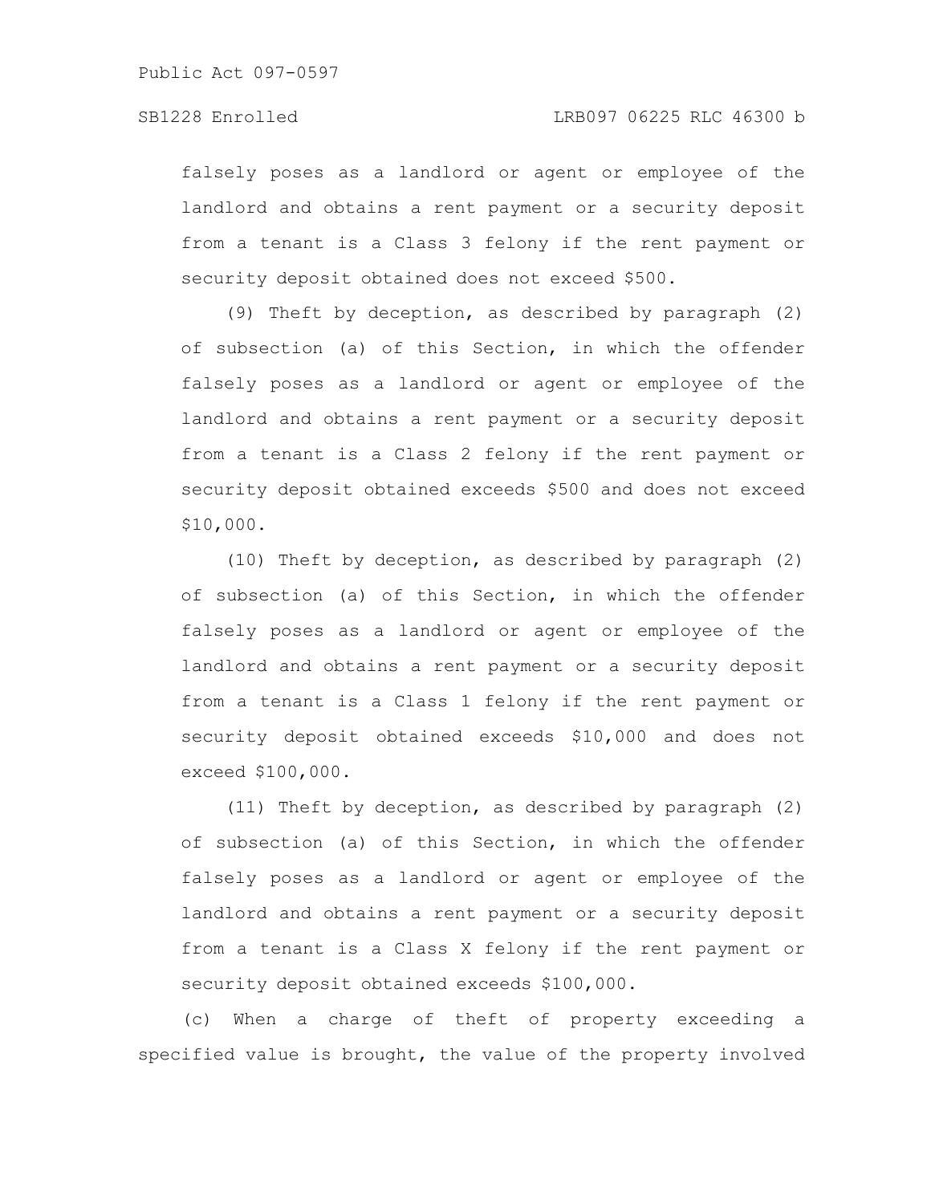falsely poses as a landlord or agent or employee of the landlord and obtains a rent payment or a security deposit from a tenant is a Class 3 felony if the rent payment or security deposit obtained does not exceed $500.

(9) Theft by deception, as described by paragraph (2) of subsection (a) of this Section, in which the offender falsely poses as a landlord or agent or employee of the landlord and obtains a rent payment or a security deposit from a tenant is a Class 2 felony if the rent payment or security deposit obtained exceeds $500 and does not exceed $10,000.

(10) Theft by deception, as described by paragraph (2) of subsection (a) of this Section, in which the offender falsely poses as a landlord or agent or employee of the landlord and obtains a rent payment or a security deposit from a tenant is a Class 1 felony if the rent payment or security deposit obtained exceeds $10,000 and does not exceed $100,000.

(11) Theft by deception, as described by paragraph (2) of subsection (a) of this Section, in which the offender falsely poses as a landlord or agent or employee of the landlord and obtains a rent payment or a security deposit from a tenant is a Class X felony if the rent payment or security deposit obtained exceeds $100,000.

(c) When a charge of theft of property exceeding a specified value is brought, the value of the property involved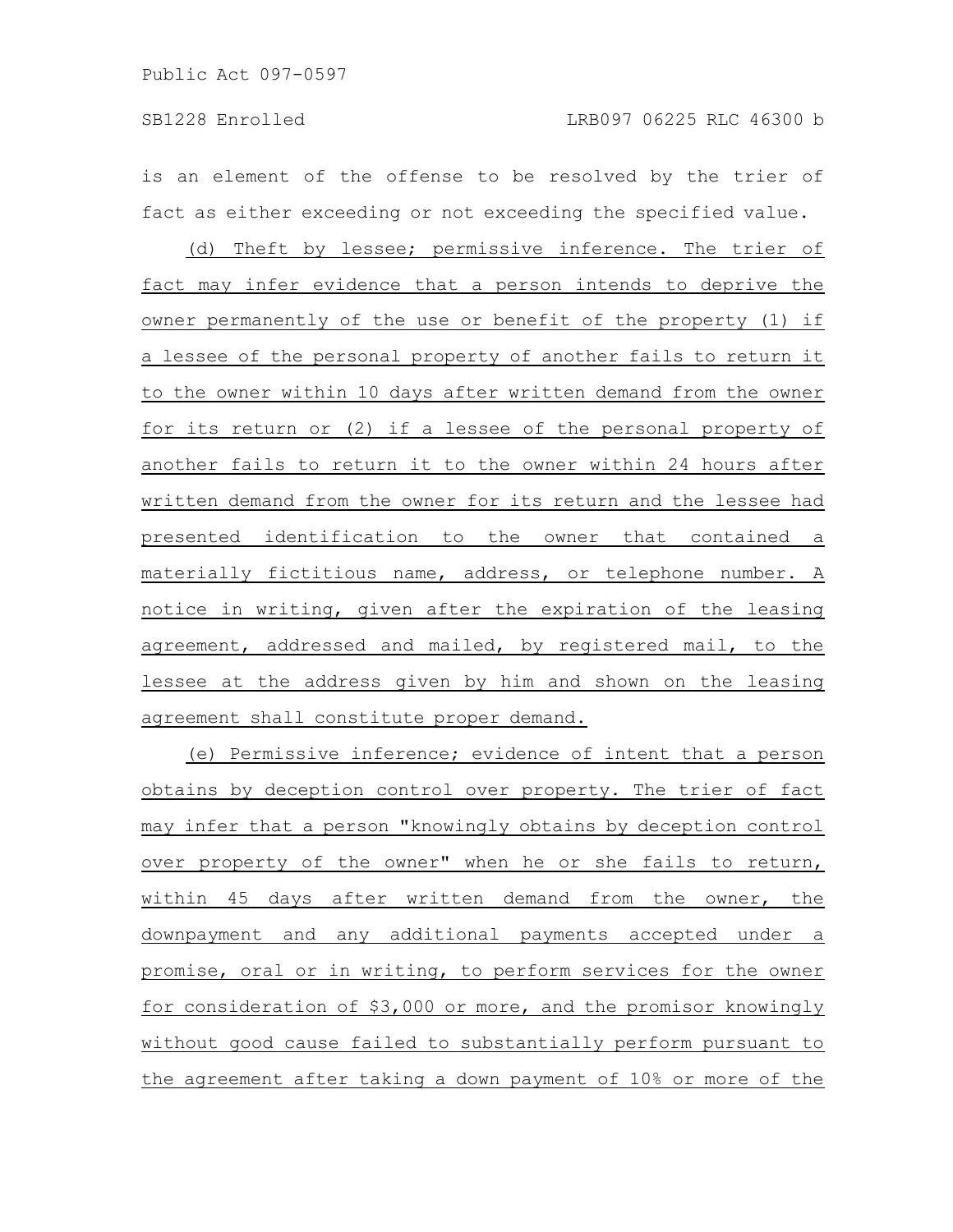is an element of the offense to be resolved by the trier of fact as either exceeding or not exceeding the specified value.

(d) Theft by lessee; permissive inference. The trier of fact may infer evidence that a person intends to deprive the owner permanently of the use or benefit of the property (1) if a lessee of the personal property of another fails to return it to the owner within 10 days after written demand from the owner for its return or (2) if a lessee of the personal property of another fails to return it to the owner within 24 hours after written demand from the owner for its return and the lessee had presented identification to the owner that contained a materially fictitious name, address, or telephone number. A notice in writing, given after the expiration of the leasing agreement, addressed and mailed, by registered mail, to the lessee at the address given by him and shown on the leasing agreement shall constitute proper demand.

(e) Permissive inference; evidence of intent that a person obtains by deception control over property. The trier of fact may infer that a person "knowingly obtains by deception control over property of the owner" when he or she fails to return, within 45 days after written demand from the owner, the downpayment and any additional payments accepted under a promise, oral or in writing, to perform services for the owner for consideration of $3,000 or more, and the promisor knowingly without good cause failed to substantially perform pursuant to the agreement after taking a down payment of 10% or more of the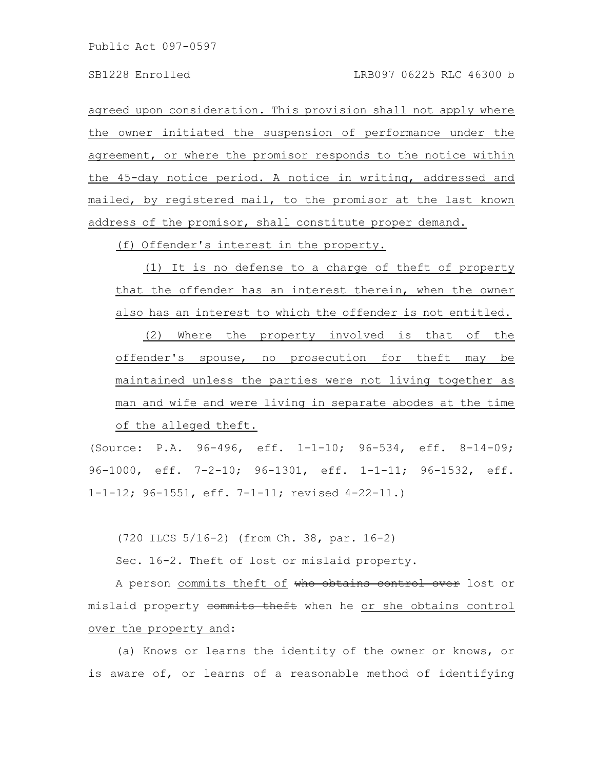agreed upon consideration. This provision shall not apply where the owner initiated the suspension of performance under the agreement, or where the promisor responds to the notice within the 45-day notice period. A notice in writing, addressed and mailed, by registered mail, to the promisor at the last known address of the promisor, shall constitute proper demand.

(f) Offender's interest in the property.

(1) It is no defense to a charge of theft of property that the offender has an interest therein, when the owner also has an interest to which the offender is not entitled.

(2) Where the property involved is that of the offender's spouse, no prosecution for theft may be maintained unless the parties were not living together as man and wife and were living in separate abodes at the time of the alleged theft.

(Source: P.A. 96-496, eff. 1-1-10; 96-534, eff. 8-14-09; 96-1000, eff. 7-2-10; 96-1301, eff. 1-1-11; 96-1532, eff. 1-1-12; 96-1551, eff. 7-1-11; revised 4-22-11.)

(720 ILCS 5/16-2) (from Ch. 38, par. 16-2)

Sec. 16-2. Theft of lost or mislaid property.

A person commits theft of ~~who obtains control over~~ lost or mislaid property ~~commits theft~~ when he or she obtains control over the property and:

(a) Knows or learns the identity of the owner or knows, or is aware of, or learns of a reasonable method of identifying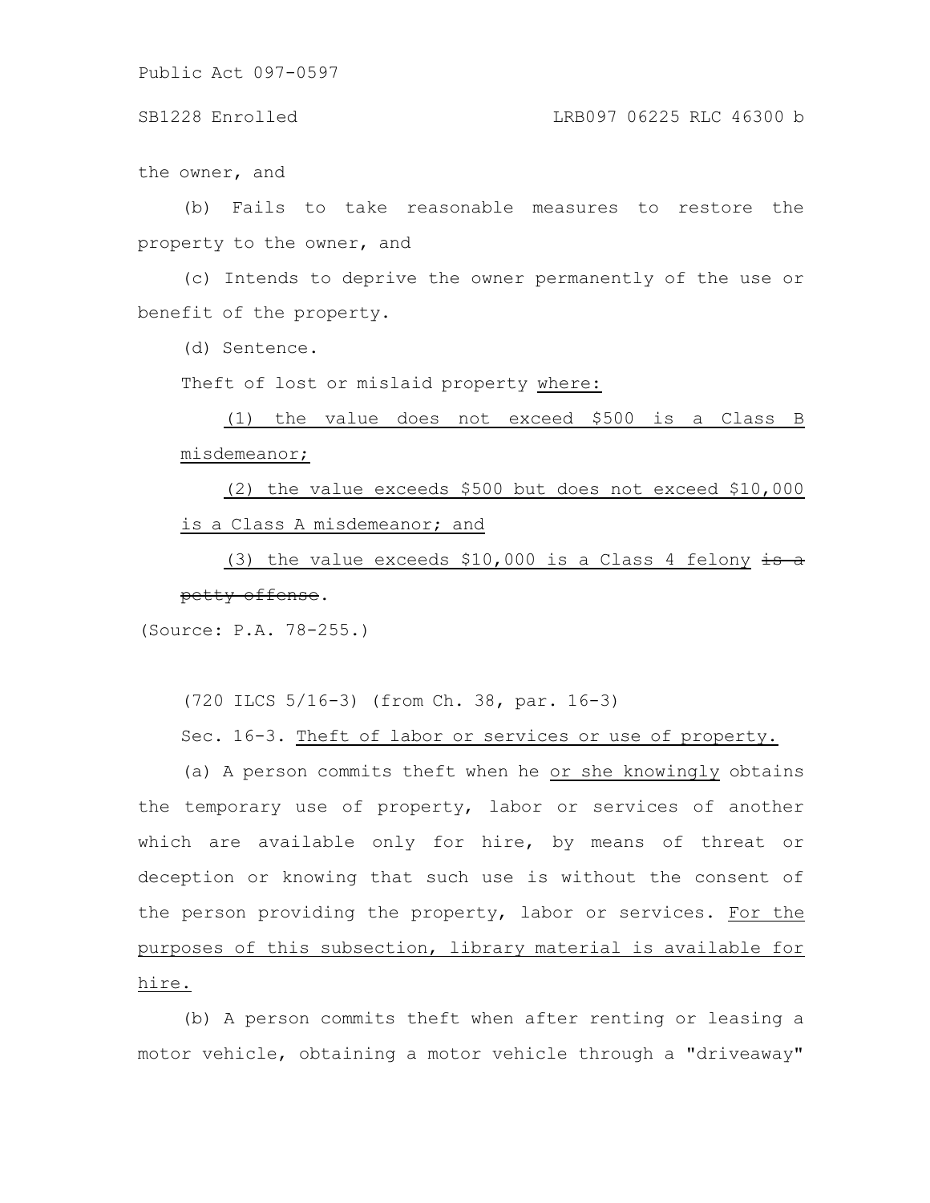the owner, and

(b) Fails to take reasonable measures to restore the property to the owner, and

(c) Intends to deprive the owner permanently of the use or benefit of the property.

(d) Sentence.

Theft of lost or mislaid property where:

(1) the value does not exceed $500 is a Class B misdemeanor;

(2) the value exceeds $500 but does not exceed $10,000 is a Class A misdemeanor; and

(3) the value exceeds $10,000 is a Class 4 felony ~~is a petty offense~~.

(Source: P.A. 78-255.)

(720 ILCS 5/16-3) (from Ch. 38, par. 16-3)

Sec. 16-3. Theft of labor or services or use of property.

(a) A person commits theft when he or she knowingly obtains the temporary use of property, labor or services of another which are available only for hire, by means of threat or deception or knowing that such use is without the consent of the person providing the property, labor or services. For the purposes of this subsection, library material is available for hire.

(b) A person commits theft when after renting or leasing a motor vehicle, obtaining a motor vehicle through a "driveaway"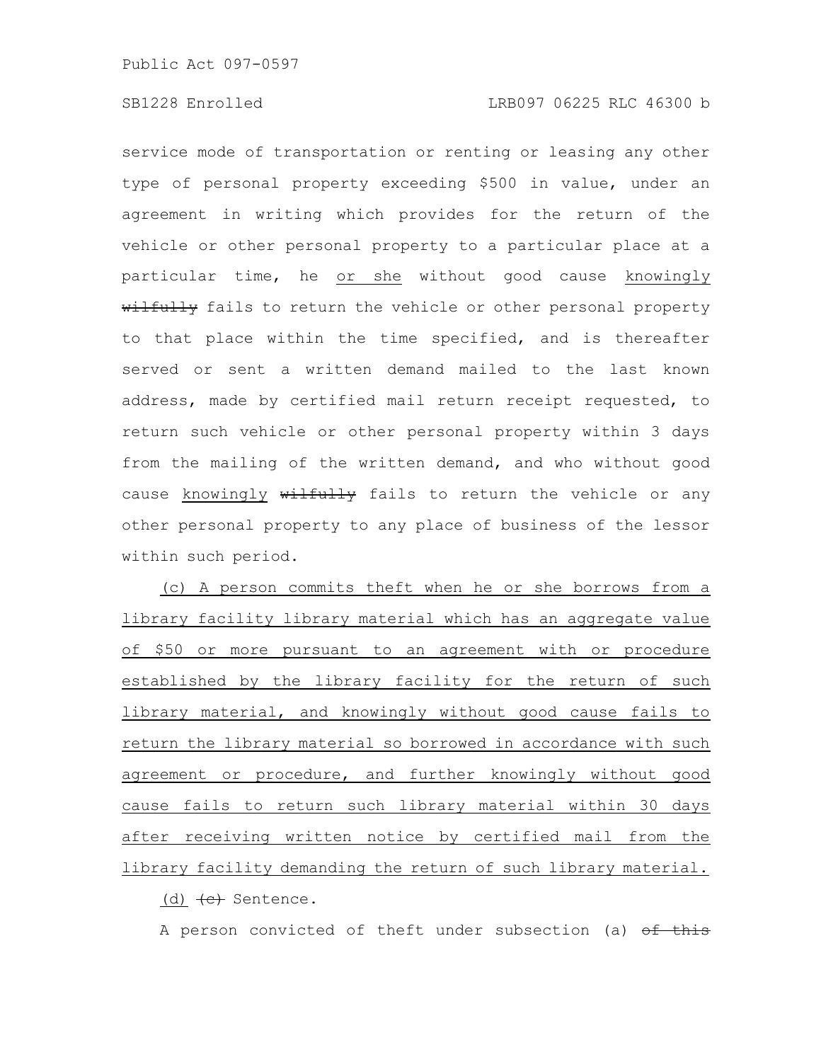service mode of transportation or renting or leasing any other type of personal property exceeding $500 in value, under an agreement in writing which provides for the return of the vehicle or other personal property to a particular place at a particular time, he <u>or she</u> without good cause <u>knowingly</u> ~~wilfully~~ fails to return the vehicle or other personal property to that place within the time specified, and is thereafter served or sent a written demand mailed to the last known address, made by certified mail return receipt requested, to return such vehicle or other personal property within 3 days from the mailing of the written demand, and who without good cause <u>knowingly</u> ~~wilfully~~ fails to return the vehicle or any other personal property to any place of business of the lessor within such period.

<u>(c) A person commits theft when he or she borrows from a library facility library material which has an aggregate value of $50 or more pursuant to an agreement with or procedure established by the library facility for the return of such library material, and knowingly without good cause fails to return the library material so borrowed in accordance with such agreement or procedure, and further knowingly without good cause fails to return such library material within 30 days after receiving written notice by certified mail from the library facility demanding the return of such library material.</u>

<u>(d)</u> ~~(c)~~ Sentence.

A person convicted of theft under subsection (a) ~~of this~~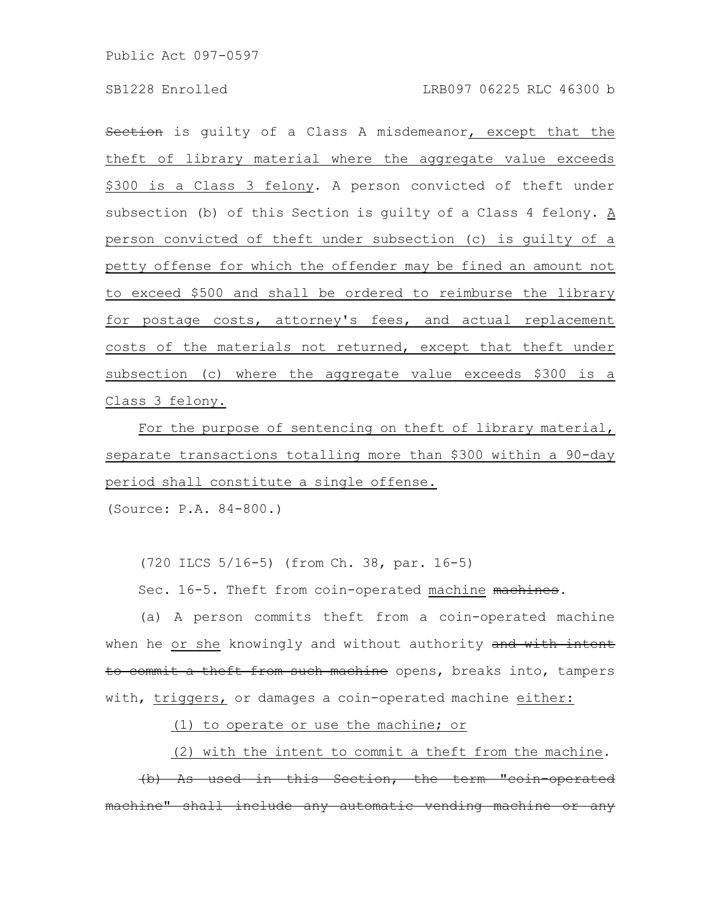~~Section~~ is guilty of a Class A misdemeanor, except that the theft of library material where the aggregate value exceeds $300 is a Class 3 felony. A person convicted of theft under subsection (b) of this Section is guilty of a Class 4 felony. A person convicted of theft under subsection (c) is guilty of a petty offense for which the offender may be fined an amount not to exceed $500 and shall be ordered to reimburse the library for postage costs, attorney's fees, and actual replacement costs of the materials not returned, except that theft under subsection (c) where the aggregate value exceeds $300 is a Class 3 felony.

For the purpose of sentencing on theft of library material, separate transactions totalling more than $300 within a 90-day period shall constitute a single offense.

(Source: P.A. 84-800.)

(720 ILCS 5/16-5) (from Ch. 38, par. 16-5)

Sec. 16-5. Theft from coin-operated machine ~~machines~~.

(a) A person commits theft from a coin-operated machine when he or she knowingly and without authority ~~and with intent to commit a theft from such machine~~ opens, breaks into, tampers with, triggers, or damages a coin-operated machine either:

(1) to operate or use the machine; or

(2) with the intent to commit a theft from the machine.

~~(b) As used in this Section, the term "coin-operated machine" shall include any automatic vending machine or any~~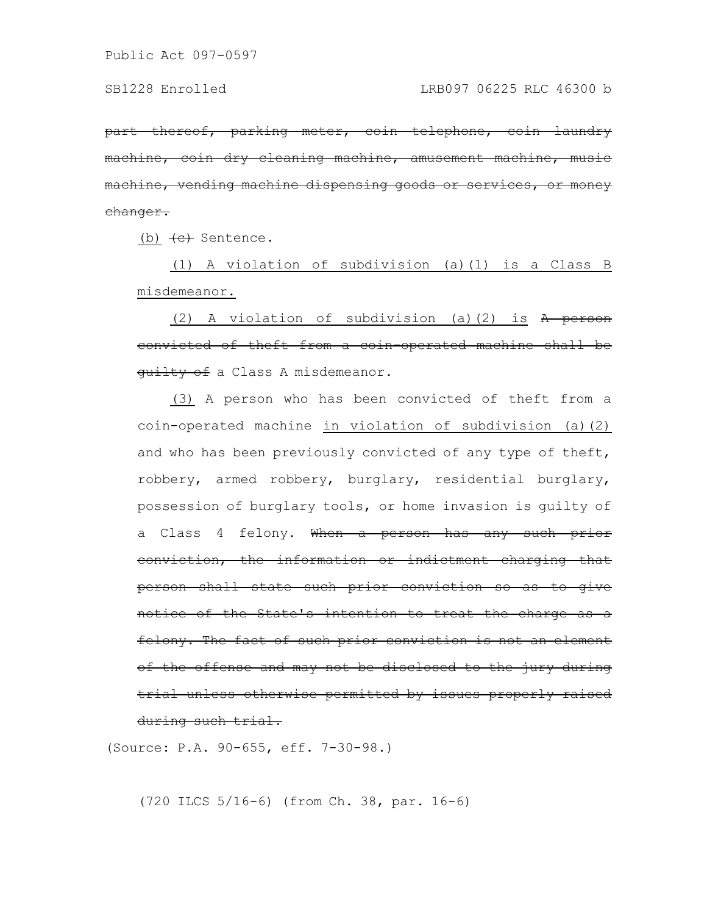~~part thereof, parking meter, coin telephone, coin laundry machine, coin dry cleaning machine, amusement machine, music machine, vending machine dispensing goods or services, or money changer.~~

<u>(b)</u> ~~(c)~~ Sentence.

<u>(1) A violation of subdivision (a)(1) is a Class B misdemeanor.</u>

<u>(2) A violation of subdivision (a)(2) is</u> ~~A person convicted of theft from a coin-operated machine shall be guilty of~~ a Class A misdemeanor.

<u>(3)</u> A person who has been convicted of theft from a coin-operated machine <u>in violation of subdivision (a)(2)</u> and who has been previously convicted of any type of theft, robbery, armed robbery, burglary, residential burglary, possession of burglary tools, or home invasion is guilty of a Class 4 felony. ~~When a person has any such prior conviction, the information or indictment charging that person shall state such prior conviction so as to give notice of the State's intention to treat the charge as a felony. The fact of such prior conviction is not an element of the offense and may not be disclosed to the jury during trial unless otherwise permitted by issues properly raised during such trial.~~

(Source: P.A. 90-655, eff. 7-30-98.)

(720 ILCS 5/16-6) (from Ch. 38, par. 16-6)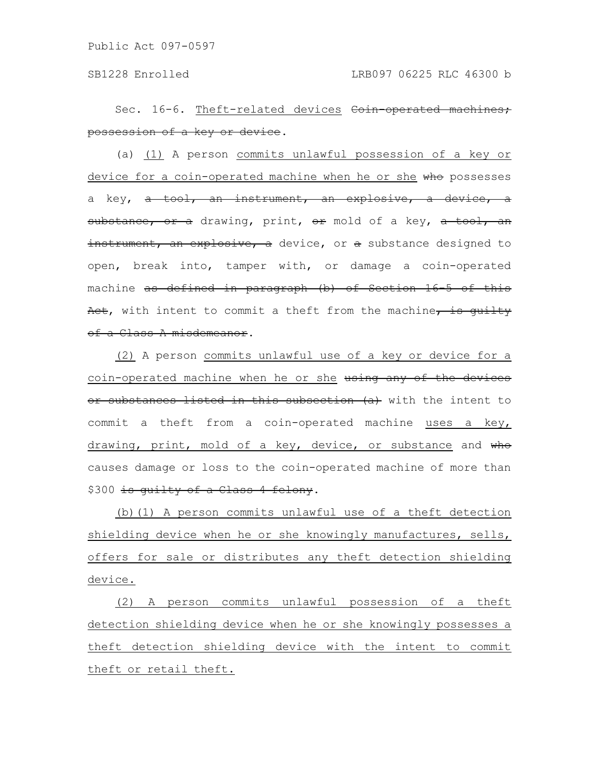Sec. 16-6. Theft-related devices ~~Coin-operated machines; possession of a key or device~~.

(a) (1) A person commits unlawful possession of a key or device for a coin-operated machine when he or she ~~who~~ possesses a key, ~~a tool, an instrument, an explosive, a device, a substance, or a~~ drawing, print, ~~or~~ mold of a key, ~~a tool, an instrument, an explosive, a~~ device, or ~~a~~ substance designed to open, break into, tamper with, or damage a coin-operated machine ~~as defined in paragraph (b) of Section 16-5 of this Act~~, with intent to commit a theft from the machine~~, is guilty of a Class A misdemeanor~~.

(2) A person commits unlawful use of a key or device for a coin-operated machine when he or she ~~using any of the devices or substances listed in this subsection (a)~~ with the intent to commit a theft from a coin-operated machine uses a key, drawing, print, mold of a key, device, or substance and ~~who~~ causes damage or loss to the coin-operated machine of more than \$300 ~~is guilty of a Class 4 felony~~.

(b)(1) A person commits unlawful use of a theft detection shielding device when he or she knowingly manufactures, sells, offers for sale or distributes any theft detection shielding device.

(2) A person commits unlawful possession of a theft detection shielding device when he or she knowingly possesses a theft detection shielding device with the intent to commit theft or retail theft.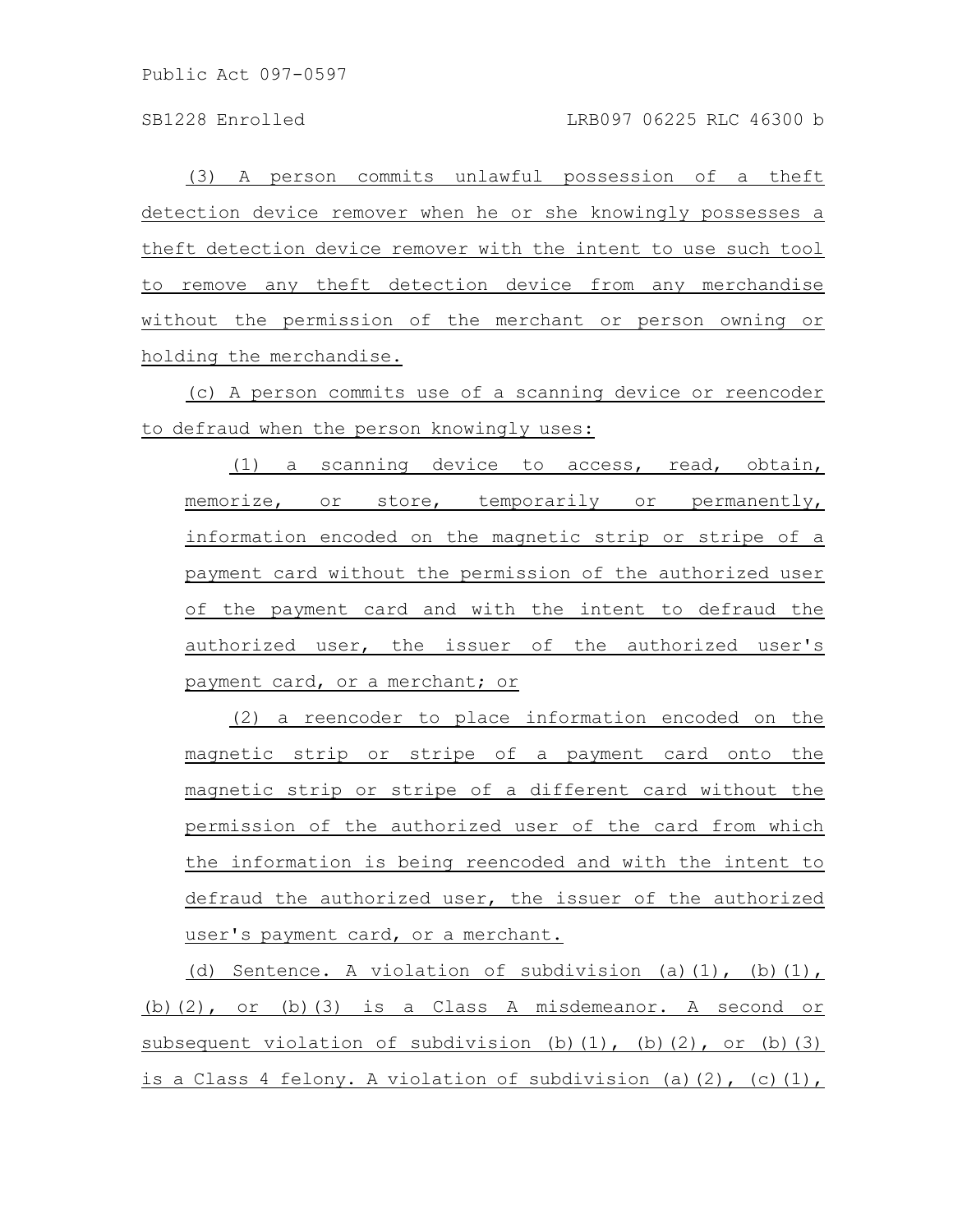(3) A person commits unlawful possession of a theft detection device remover when he or she knowingly possesses a theft detection device remover with the intent to use such tool to remove any theft detection device from any merchandise without the permission of the merchant or person owning or holding the merchandise.

(c) A person commits use of a scanning device or reencoder to defraud when the person knowingly uses:

(1) a scanning device to access, read, obtain, memorize, or store, temporarily or permanently, information encoded on the magnetic strip or stripe of a payment card without the permission of the authorized user of the payment card and with the intent to defraud the authorized user, the issuer of the authorized user's payment card, or a merchant; or

(2) a reencoder to place information encoded on the magnetic strip or stripe of a payment card onto the magnetic strip or stripe of a different card without the permission of the authorized user of the card from which the information is being reencoded and with the intent to defraud the authorized user, the issuer of the authorized user's payment card, or a merchant.

(d) Sentence. A violation of subdivision (a)(1), (b)(1), (b)(2), or (b)(3) is a Class A misdemeanor. A second or subsequent violation of subdivision (b)(1), (b)(2), or (b)(3) is a Class 4 felony. A violation of subdivision (a)(2), (c)(1),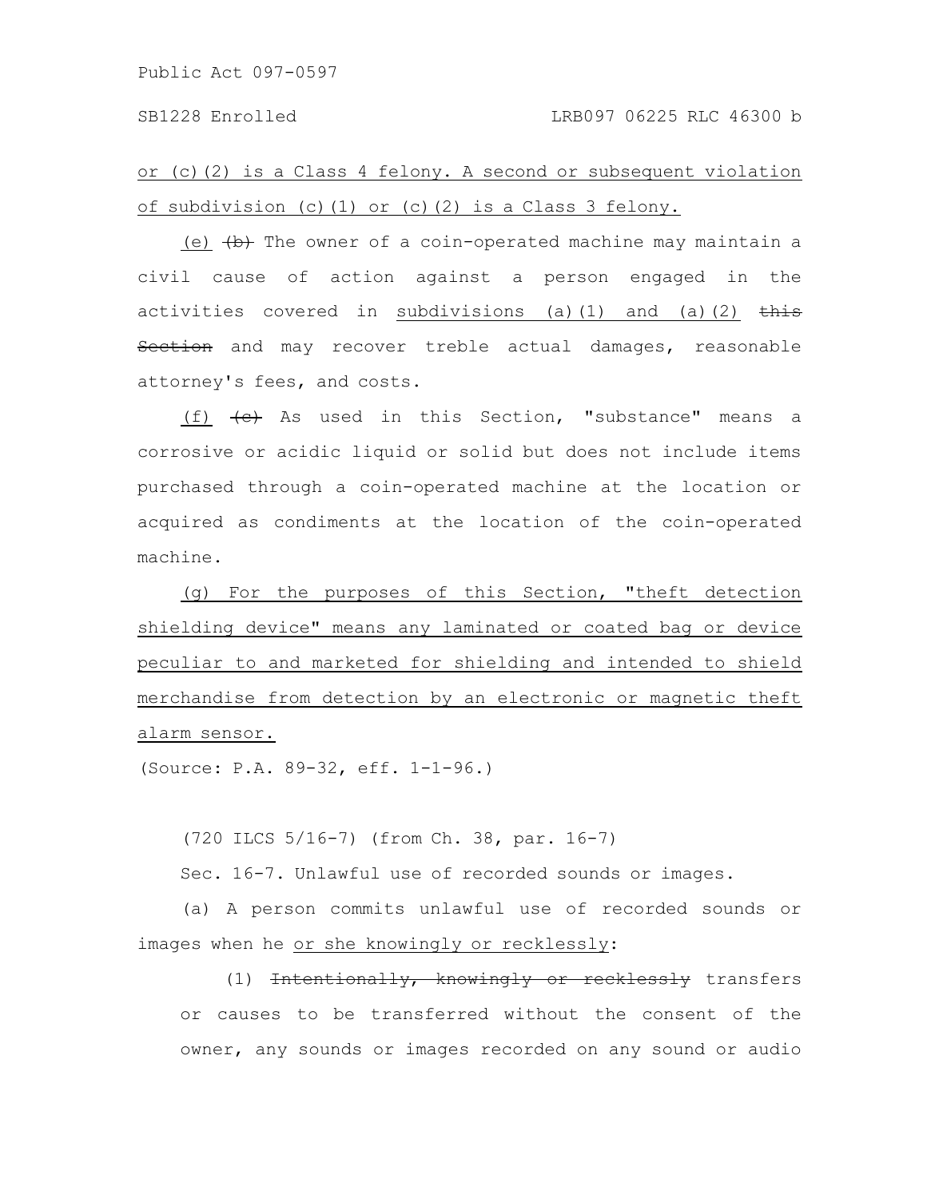or (c)(2) is a Class 4 felony. A second or subsequent violation of subdivision (c)(1) or (c)(2) is a Class 3 felony.

(e) ~~(b)~~ The owner of a coin-operated machine may maintain a civil cause of action against a person engaged in the activities covered in subdivisions (a)(1) and (a)(2) ~~this Section~~ and may recover treble actual damages, reasonable attorney's fees, and costs.

(f) ~~(c)~~ As used in this Section, "substance" means a corrosive or acidic liquid or solid but does not include items purchased through a coin-operated machine at the location or acquired as condiments at the location of the coin-operated machine.

(g) For the purposes of this Section, "theft detection shielding device" means any laminated or coated bag or device peculiar to and marketed for shielding and intended to shield merchandise from detection by an electronic or magnetic theft alarm sensor.

(Source: P.A. 89-32, eff. 1-1-96.)

(720 ILCS 5/16-7) (from Ch. 38, par. 16-7)

Sec. 16-7. Unlawful use of recorded sounds or images.

(a) A person commits unlawful use of recorded sounds or images when he or she knowingly or recklessly:

(1) ~~Intentionally, knowingly or recklessly~~ transfers or causes to be transferred without the consent of the owner, any sounds or images recorded on any sound or audio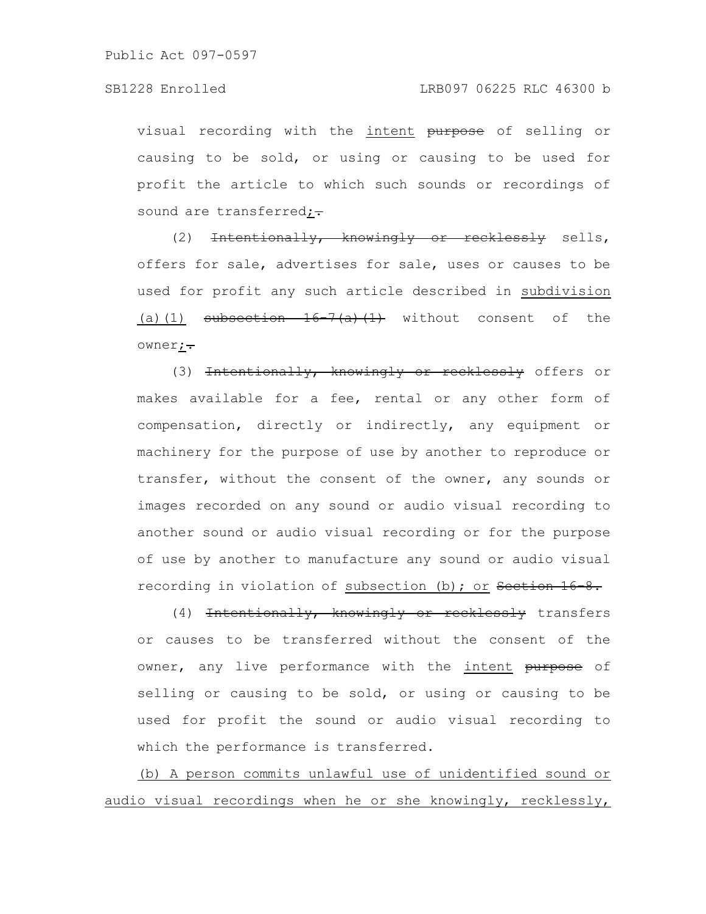visual recording with the intent ~~purpose~~ of selling or causing to be sold, or using or causing to be used for profit the article to which such sounds or recordings of sound are transferred;~~.~~

(2) ~~Intentionally, knowingly or recklessly~~ sells, offers for sale, advertises for sale, uses or causes to be used for profit any such article described in subdivision (a)(1) ~~subsection 16-7(a)(1)~~ without consent of the owner;~~.~~

(3) ~~Intentionally, knowingly or recklessly~~ offers or makes available for a fee, rental or any other form of compensation, directly or indirectly, any equipment or machinery for the purpose of use by another to reproduce or transfer, without the consent of the owner, any sounds or images recorded on any sound or audio visual recording to another sound or audio visual recording or for the purpose of use by another to manufacture any sound or audio visual recording in violation of subsection (b); or ~~Section 16-8.~~

(4) ~~Intentionally, knowingly or recklessly~~ transfers or causes to be transferred without the consent of the owner, any live performance with the intent ~~purpose~~ of selling or causing to be sold, or using or causing to be used for profit the sound or audio visual recording to which the performance is transferred.

(b) A person commits unlawful use of unidentified sound or audio visual recordings when he or she knowingly, recklessly,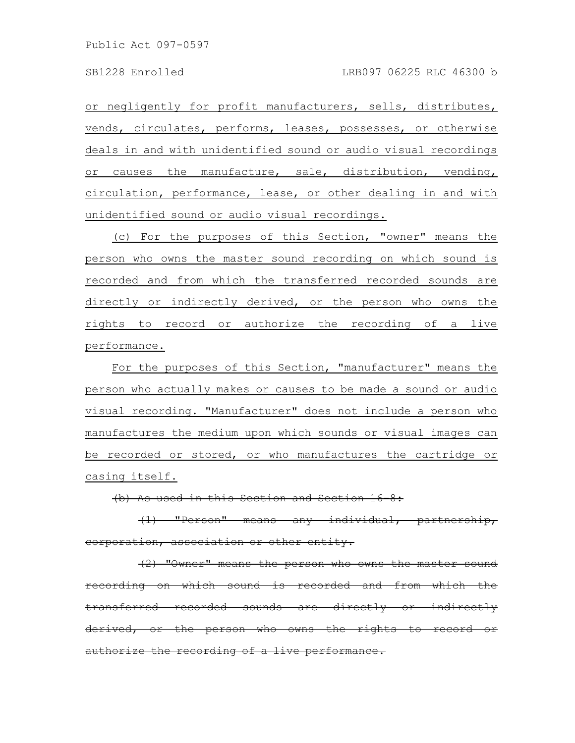or negligently for profit manufacturers, sells, distributes, vends, circulates, performs, leases, possesses, or otherwise deals in and with unidentified sound or audio visual recordings or causes the manufacture, sale, distribution, vending, circulation, performance, lease, or other dealing in and with unidentified sound or audio visual recordings.

(c) For the purposes of this Section, "owner" means the person who owns the master sound recording on which sound is recorded and from which the transferred recorded sounds are directly or indirectly derived, or the person who owns the rights to record or authorize the recording of a live performance.

For the purposes of this Section, "manufacturer" means the person who actually makes or causes to be made a sound or audio visual recording. "Manufacturer" does not include a person who manufactures the medium upon which sounds or visual images can be recorded or stored, or who manufactures the cartridge or casing itself.

~~(b) As used in this Section and Section 16-8:~~

~~(1) "Person" means any individual, partnership, corporation, association or other entity.~~

~~(2) "Owner" means the person who owns the master sound recording on which sound is recorded and from which the transferred recorded sounds are directly or indirectly derived, or the person who owns the rights to record or authorize the recording of a live performance.~~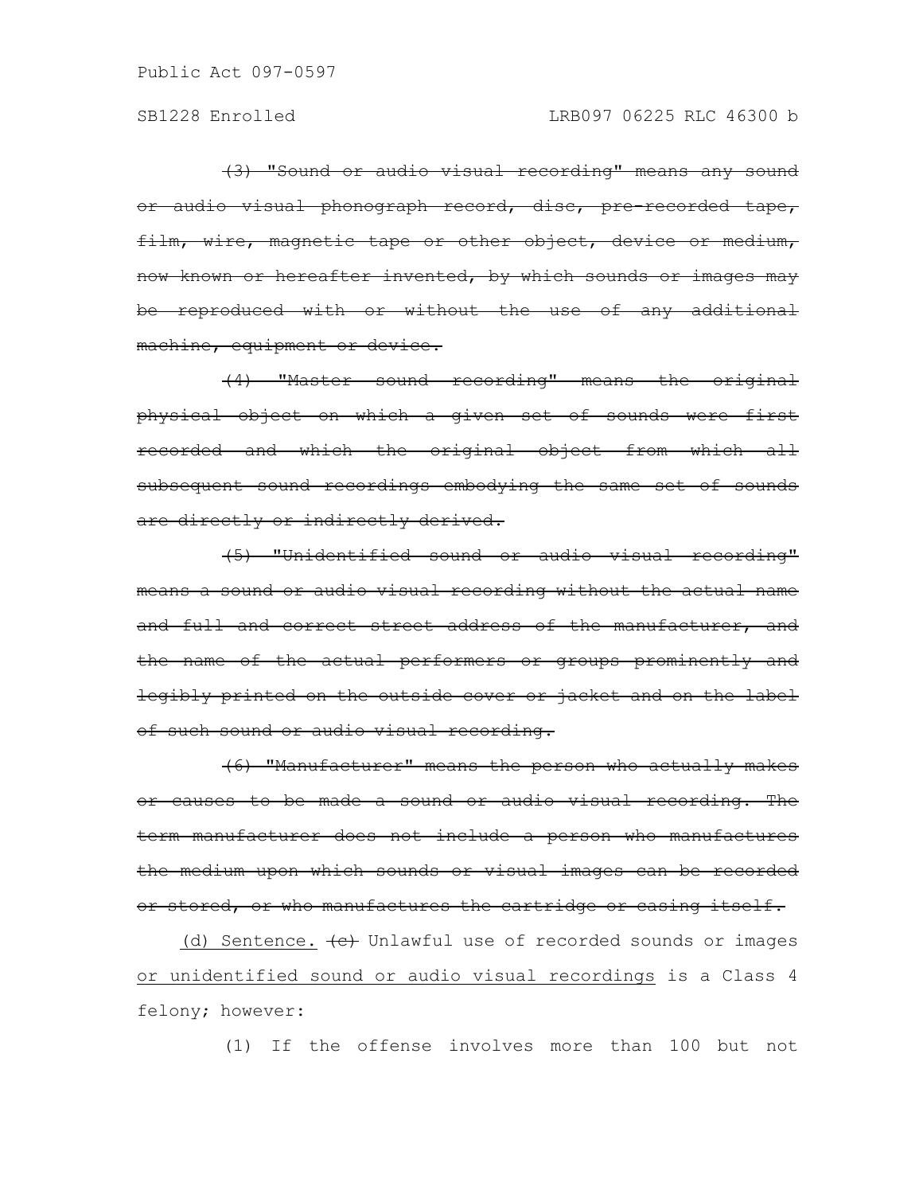~~(3) "Sound or audio visual recording" means any sound or audio visual phonograph record, disc, pre-recorded tape, film, wire, magnetic tape or other object, device or medium, now known or hereafter invented, by which sounds or images may be reproduced with or without the use of any additional machine, equipment or device.~~

~~(4) "Master sound recording" means the original physical object on which a given set of sounds were first recorded and which the original object from which all subsequent sound recordings embodying the same set of sounds are directly or indirectly derived.~~

~~(5) "Unidentified sound or audio visual recording" means a sound or audio visual recording without the actual name and full and correct street address of the manufacturer, and the name of the actual performers or groups prominently and legibly printed on the outside cover or jacket and on the label of such sound or audio visual recording.~~

~~(6) "Manufacturer" means the person who actually makes or causes to be made a sound or audio visual recording. The term manufacturer does not include a person who manufactures the medium upon which sounds or visual images can be recorded or stored, or who manufactures the cartridge or casing itself.~~

<u>(d) Sentence.</u> ~~(c)~~ Unlawful use of recorded sounds or images <u>or unidentified sound or audio visual recordings</u> is a Class 4 felony; however:

(1) If the offense involves more than 100 but not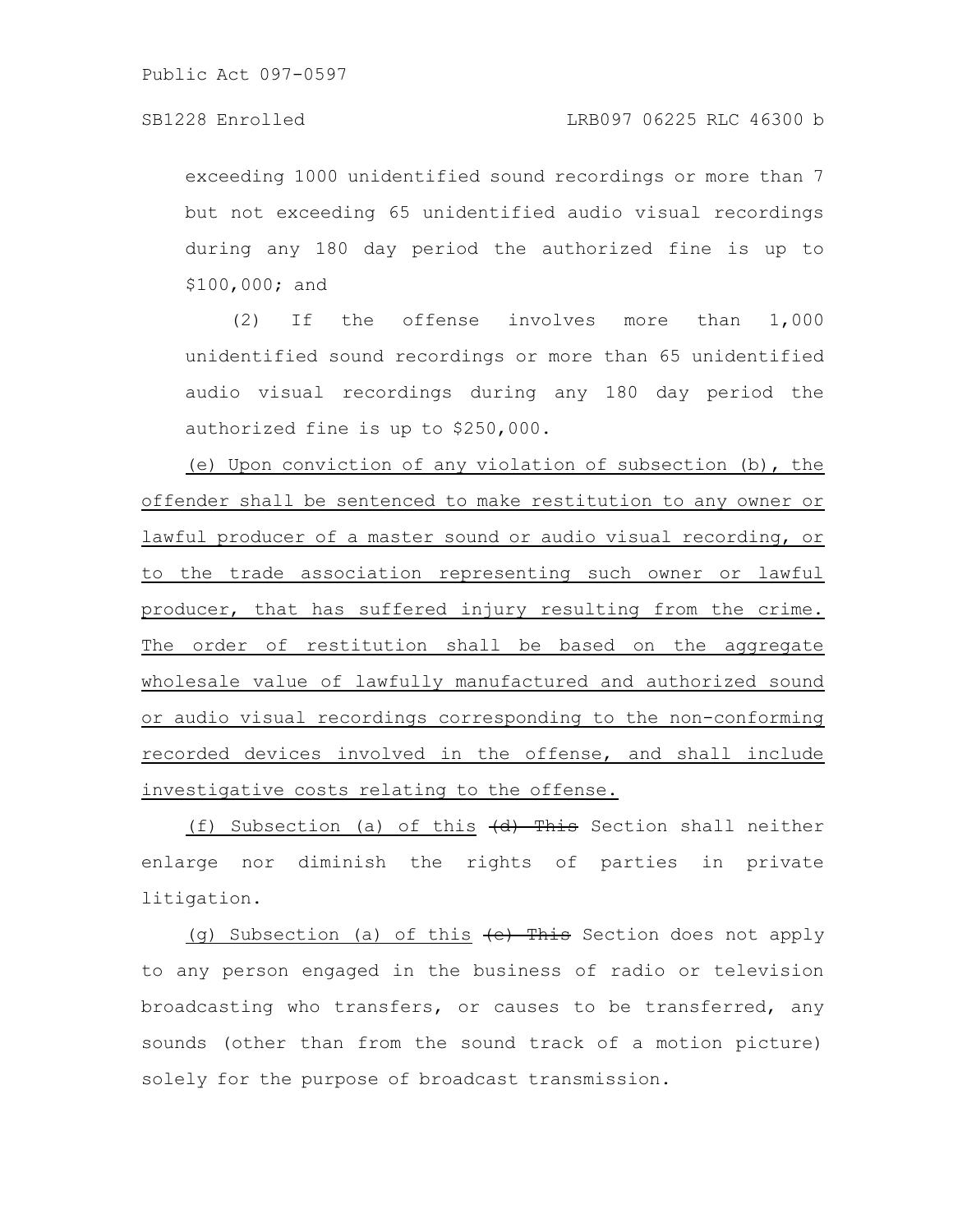exceeding 1000 unidentified sound recordings or more than 7 but not exceeding 65 unidentified audio visual recordings during any 180 day period the authorized fine is up to $100,000; and

(2) If the offense involves more than 1,000 unidentified sound recordings or more than 65 unidentified audio visual recordings during any 180 day period the authorized fine is up to $250,000.

<u>(e) Upon conviction of any violation of subsection (b), the offender shall be sentenced to make restitution to any owner or lawful producer of a master sound or audio visual recording, or to the trade association representing such owner or lawful producer, that has suffered injury resulting from the crime. The order of restitution shall be based on the aggregate wholesale value of lawfully manufactured and authorized sound or audio visual recordings corresponding to the non-conforming recorded devices involved in the offense, and shall include investigative costs relating to the offense.</u>

<u>(f) Subsection (a) of this</u> ~~(d) This~~ Section shall neither enlarge nor diminish the rights of parties in private litigation.

<u>(g) Subsection (a) of this</u> ~~(e) This~~ Section does not apply to any person engaged in the business of radio or television broadcasting who transfers, or causes to be transferred, any sounds (other than from the sound track of a motion picture) solely for the purpose of broadcast transmission.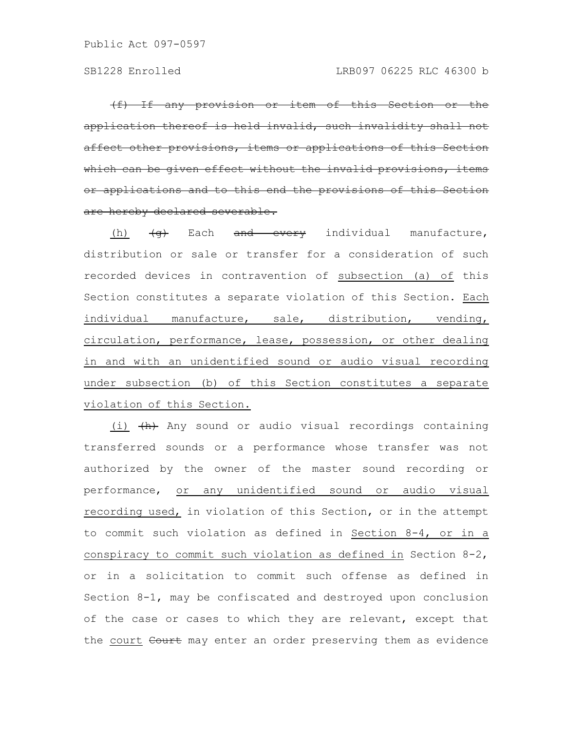~~(f) If any provision or item of this Section or the application thereof is held invalid, such invalidity shall not affect other provisions, items or applications of this Section which can be given effect without the invalid provisions, items or applications and to this end the provisions of this Section are hereby declared severable.~~

<u>(h)</u> ~~(g)~~ Each ~~and every~~ individual manufacture, distribution or sale or transfer for a consideration of such recorded devices in contravention of <u>subsection (a) of</u> this Section constitutes a separate violation of this Section. <u>Each individual manufacture, sale, distribution, vending, circulation, performance, lease, possession, or other dealing in and with an unidentified sound or audio visual recording under subsection (b) of this Section constitutes a separate violation of this Section.</u>

<u>(i)</u> ~~(h)~~ Any sound or audio visual recordings containing transferred sounds or a performance whose transfer was not authorized by the owner of the master sound recording or performance, <u>or any unidentified sound or audio visual recording used,</u> in violation of this Section, or in the attempt to commit such violation as defined in <u>Section 8-4, or in a conspiracy to commit such violation as defined in</u> Section 8-2, or in a solicitation to commit such offense as defined in Section 8-1, may be confiscated and destroyed upon conclusion of the case or cases to which they are relevant, except that the <u>court</u> ~~Court~~ may enter an order preserving them as evidence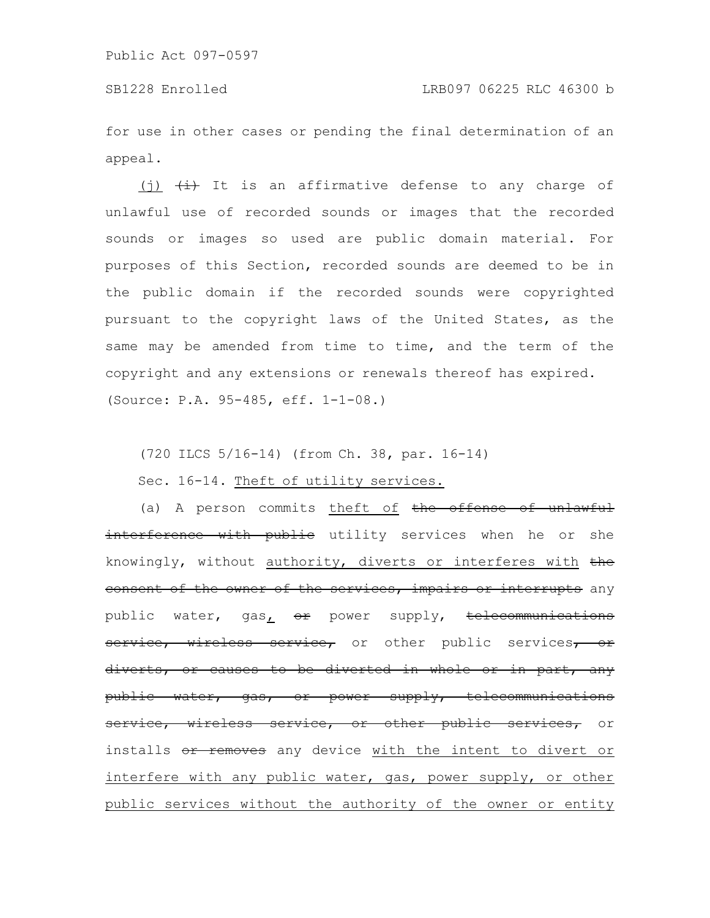for use in other cases or pending the final determination of an appeal.

<u>(j)</u> ~~(i)~~ It is an affirmative defense to any charge of unlawful use of recorded sounds or images that the recorded sounds or images so used are public domain material. For purposes of this Section, recorded sounds are deemed to be in the public domain if the recorded sounds were copyrighted pursuant to the copyright laws of the United States, as the same may be amended from time to time, and the term of the copyright and any extensions or renewals thereof has expired.
(Source: P.A. 95-485, eff. 1-1-08.)

(720 ILCS 5/16-14) (from Ch. 38, par. 16-14)

Sec. 16-14. <u>Theft of utility services.</u>

(a) A person commits <u>theft of</u> ~~the offense of unlawful interference with public~~ utility services when he or she knowingly, without <u>authority, diverts or interferes with</u> ~~the consent of the owner of the services, impairs or interrupts~~ any public water, gas<u>,</u> ~~or~~ power supply, ~~telecommunications service, wireless service,~~ or other public services~~, or diverts, or causes to be diverted in whole or in part, any public water, gas, or power supply, telecommunications service, wireless service, or other public services,~~ or installs ~~or removes~~ any device <u>with the intent to divert or interfere with any public water, gas, power supply, or other public services without the authority of the owner or entity</u>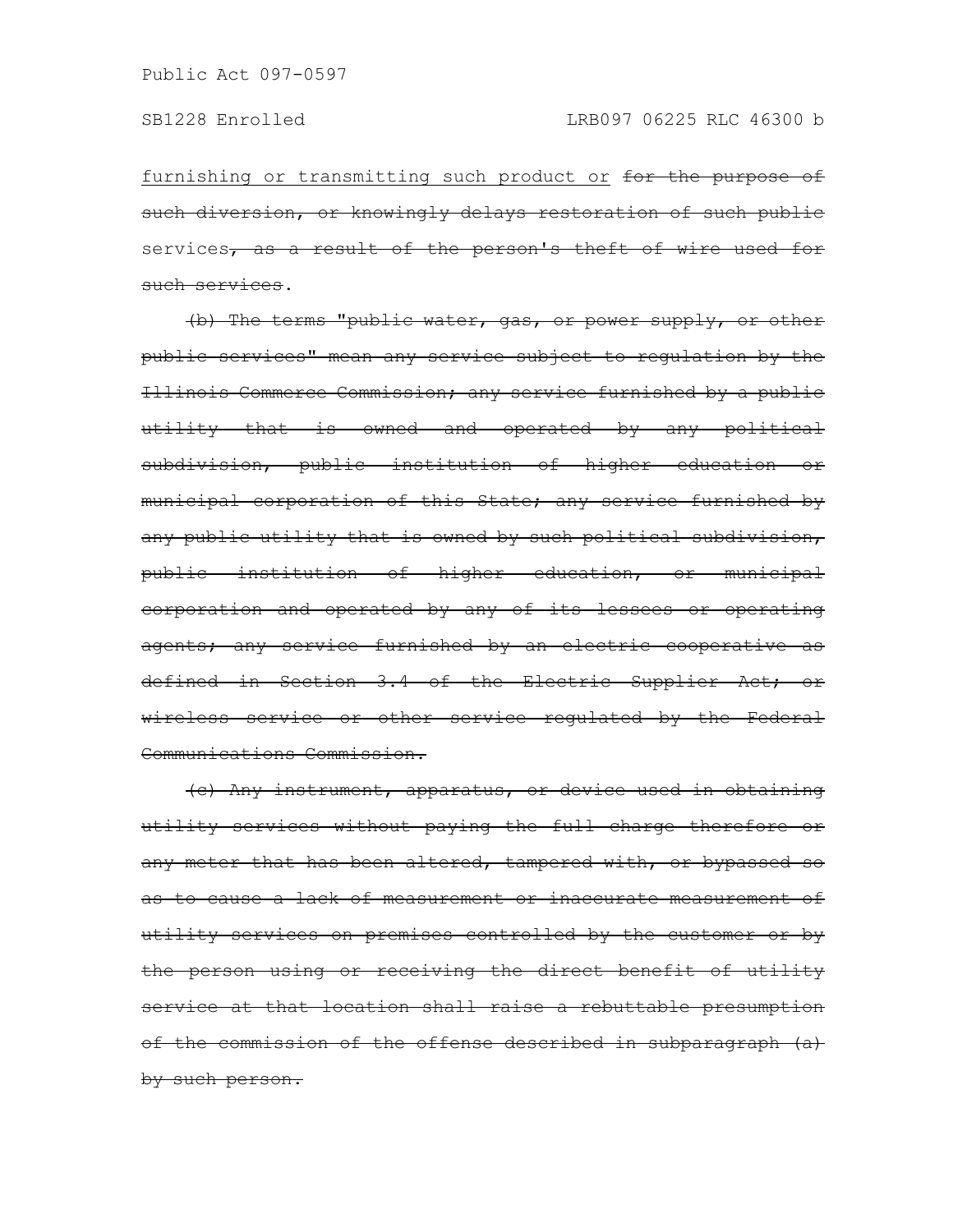<u>furnishing or transmitting such product or</u> ~~for the purpose of such diversion, or knowingly delays restoration of such public~~ services~~, as a result of the person's theft of wire used for such services~~.

~~(b) The terms "public water, gas, or power supply, or other public services" mean any service subject to regulation by the Illinois Commerce Commission; any service furnished by a public utility that is owned and operated by any political subdivision, public institution of higher education or municipal corporation of this State; any service furnished by any public utility that is owned by such political subdivision, public institution of higher education, or municipal corporation and operated by any of its lessees or operating agents; any service furnished by an electric cooperative as defined in Section 3.4 of the Electric Supplier Act; or wireless service or other service regulated by the Federal Communications Commission.~~

~~(c) Any instrument, apparatus, or device used in obtaining utility services without paying the full charge therefore or any meter that has been altered, tampered with, or bypassed so as to cause a lack of measurement or inaccurate measurement of utility services on premises controlled by the customer or by the person using or receiving the direct benefit of utility service at that location shall raise a rebuttable presumption of the commission of the offense described in subparagraph (a) by such person.~~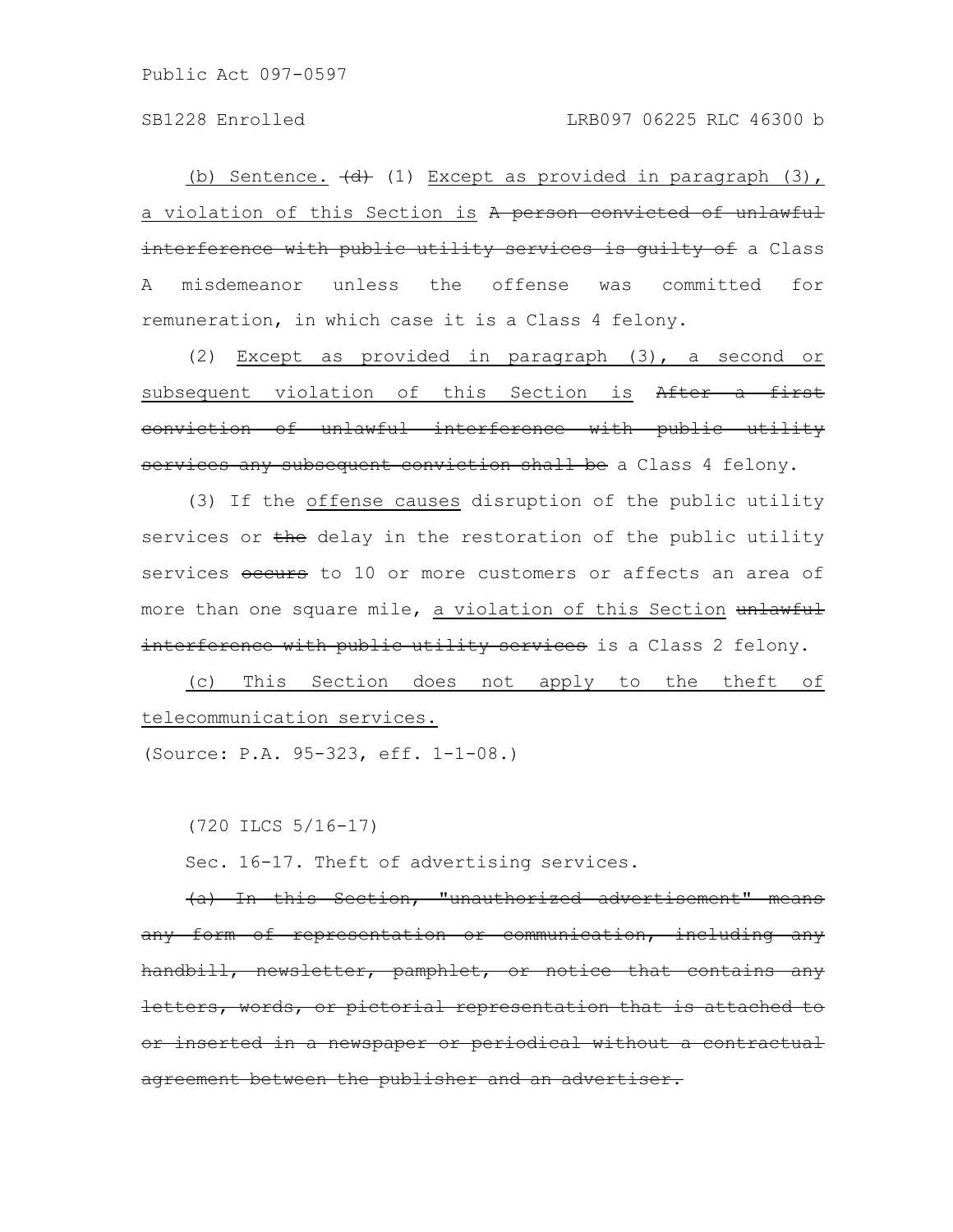(b) Sentence. (d) (1) Except as provided in paragraph (3), a violation of this Section is A person convicted of unlawful interference with public utility services is guilty of a Class A misdemeanor unless the offense was committed for remuneration, in which case it is a Class 4 felony.

(2) Except as provided in paragraph (3), a second or subsequent violation of this Section is After a first conviction of unlawful interference with public utility services any subsequent conviction shall be a Class 4 felony.

(3) If the offense causes disruption of the public utility services or the delay in the restoration of the public utility services occurs to 10 or more customers or affects an area of more than one square mile, a violation of this Section unlawful interference with public utility services is a Class 2 felony.

(c) This Section does not apply to the theft of telecommunication services.

(Source: P.A. 95-323, eff. 1-1-08.)

(720 ILCS 5/16-17)

Sec. 16-17. Theft of advertising services.

(a) In this Section, "unauthorized advertisement" means any form of representation or communication, including any handbill, newsletter, pamphlet, or notice that contains any letters, words, or pictorial representation that is attached to or inserted in a newspaper or periodical without a contractual agreement between the publisher and an advertiser.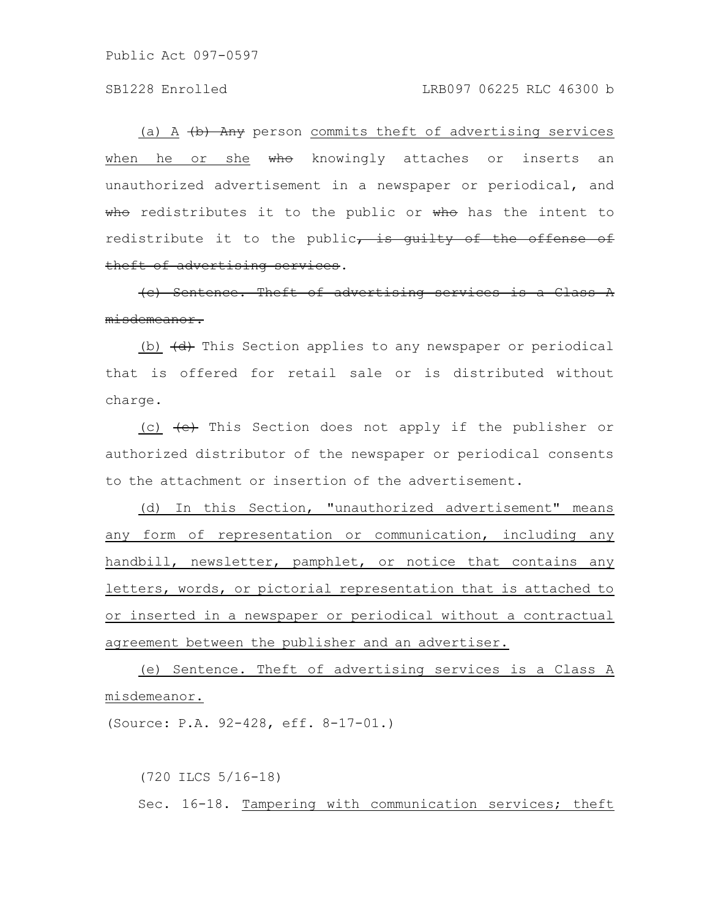(a) A ~~(b) Any~~ person commits theft of advertising services when he or she ~~who~~ knowingly attaches or inserts an unauthorized advertisement in a newspaper or periodical, and ~~who~~ redistributes it to the public or ~~who~~ has the intent to redistribute it to the public~~, is guilty of the offense of theft of advertising services~~.

~~(c) Sentence. Theft of advertising services is a Class A misdemeanor.~~

(b) ~~(d)~~ This Section applies to any newspaper or periodical that is offered for retail sale or is distributed without charge.

(c) ~~(e)~~ This Section does not apply if the publisher or authorized distributor of the newspaper or periodical consents to the attachment or insertion of the advertisement.

(d) In this Section, "unauthorized advertisement" means any form of representation or communication, including any handbill, newsletter, pamphlet, or notice that contains any letters, words, or pictorial representation that is attached to or inserted in a newspaper or periodical without a contractual agreement between the publisher and an advertiser.

(e) Sentence. Theft of advertising services is a Class A misdemeanor.

(Source: P.A. 92-428, eff. 8-17-01.)

(720 ILCS 5/16-18)

Sec. 16-18. Tampering with communication services; theft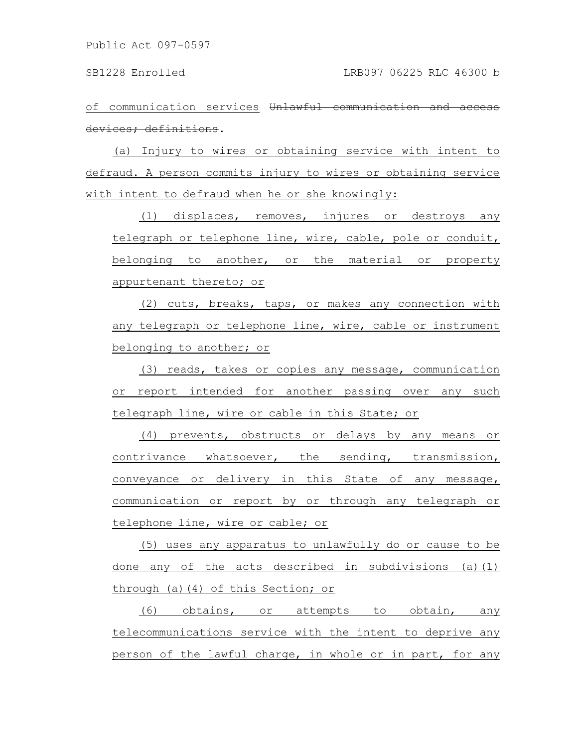of communication services ~~Unlawful communication and access devices; definitions~~.

(a) Injury to wires or obtaining service with intent to defraud. A person commits injury to wires or obtaining service with intent to defraud when he or she knowingly:

(1) displaces, removes, injures or destroys any telegraph or telephone line, wire, cable, pole or conduit, belonging to another, or the material or property appurtenant thereto; or

(2) cuts, breaks, taps, or makes any connection with any telegraph or telephone line, wire, cable or instrument belonging to another; or

(3) reads, takes or copies any message, communication or report intended for another passing over any such telegraph line, wire or cable in this State; or

(4) prevents, obstructs or delays by any means or contrivance whatsoever, the sending, transmission, conveyance or delivery in this State of any message, communication or report by or through any telegraph or telephone line, wire or cable; or

(5) uses any apparatus to unlawfully do or cause to be done any of the acts described in subdivisions (a)(1) through (a)(4) of this Section; or

(6) obtains, or attempts to obtain, any telecommunications service with the intent to deprive any person of the lawful charge, in whole or in part, for any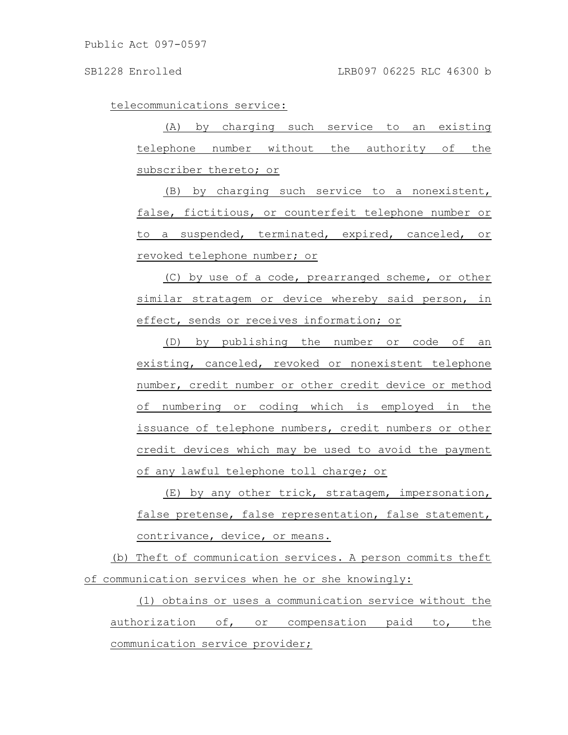telecommunications service:

(A) by charging such service to an existing telephone number without the authority of the subscriber thereto; or

(B) by charging such service to a nonexistent, false, fictitious, or counterfeit telephone number or to a suspended, terminated, expired, canceled, or revoked telephone number; or

(C) by use of a code, prearranged scheme, or other similar stratagem or device whereby said person, in effect, sends or receives information; or

(D) by publishing the number or code of an existing, canceled, revoked or nonexistent telephone number, credit number or other credit device or method of numbering or coding which is employed in the issuance of telephone numbers, credit numbers or other credit devices which may be used to avoid the payment of any lawful telephone toll charge; or

(E) by any other trick, stratagem, impersonation, false pretense, false representation, false statement, contrivance, device, or means.

(b) Theft of communication services. A person commits theft of communication services when he or she knowingly:

(1) obtains or uses a communication service without the authorization of, or compensation paid to, the communication service provider;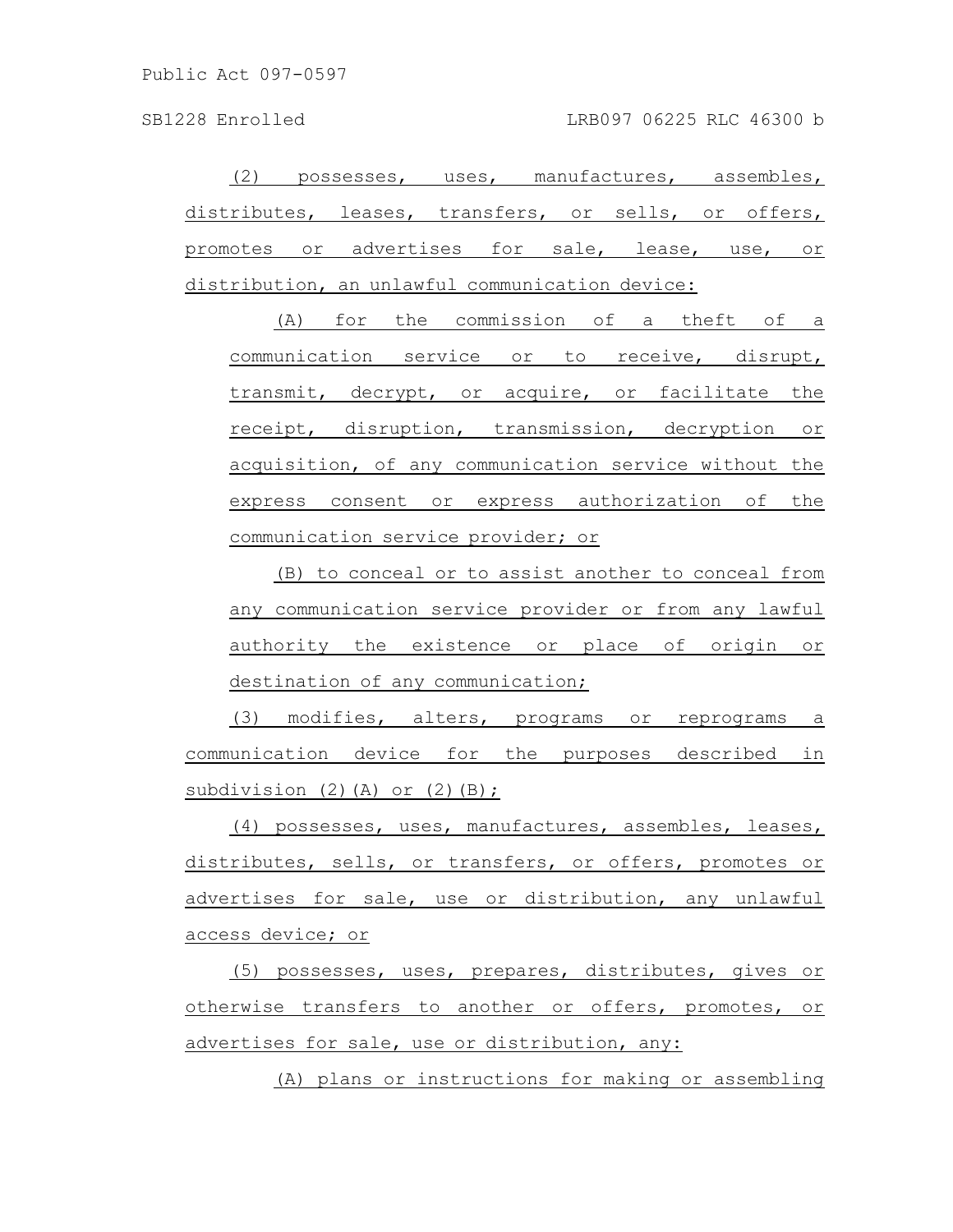(2) possesses, uses, manufactures, assembles, distributes, leases, transfers, or sells, or offers, promotes or advertises for sale, lease, use, or distribution, an unlawful communication device:

(A) for the commission of a theft of a communication service or to receive, disrupt, transmit, decrypt, or acquire, or facilitate the receipt, disruption, transmission, decryption or acquisition, of any communication service without the express consent or express authorization of the communication service provider; or

(B) to conceal or to assist another to conceal from any communication service provider or from any lawful authority the existence or place of origin or destination of any communication;

(3) modifies, alters, programs or reprograms a communication device for the purposes described in subdivision (2)(A) or (2)(B);

(4) possesses, uses, manufactures, assembles, leases, distributes, sells, or transfers, or offers, promotes or advertises for sale, use or distribution, any unlawful access device; or

(5) possesses, uses, prepares, distributes, gives or otherwise transfers to another or offers, promotes, or advertises for sale, use or distribution, any:

(A) plans or instructions for making or assembling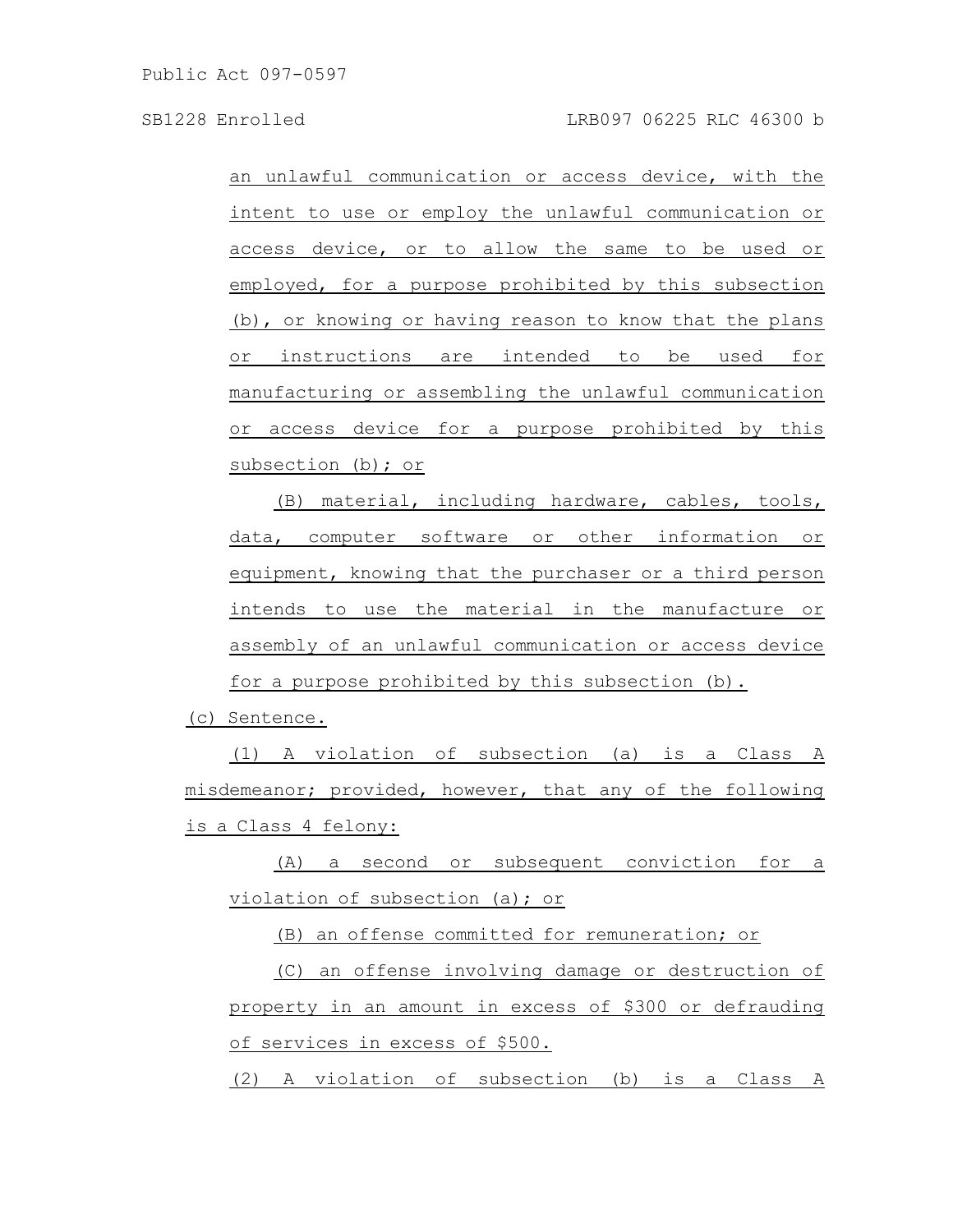an unlawful communication or access device, with the intent to use or employ the unlawful communication or access device, or to allow the same to be used or employed, for a purpose prohibited by this subsection (b), or knowing or having reason to know that the plans or instructions are intended to be used for manufacturing or assembling the unlawful communication or access device for a purpose prohibited by this subsection (b); or

(B) material, including hardware, cables, tools, data, computer software or other information or equipment, knowing that the purchaser or a third person intends to use the material in the manufacture or assembly of an unlawful communication or access device for a purpose prohibited by this subsection (b).

(c) Sentence.

(1) A violation of subsection (a) is a Class A misdemeanor; provided, however, that any of the following is a Class 4 felony:

(A) a second or subsequent conviction for a violation of subsection (a); or

(B) an offense committed for remuneration; or

(C) an offense involving damage or destruction of property in an amount in excess of $300 or defrauding of services in excess of $500.

(2) A violation of subsection (b) is a Class A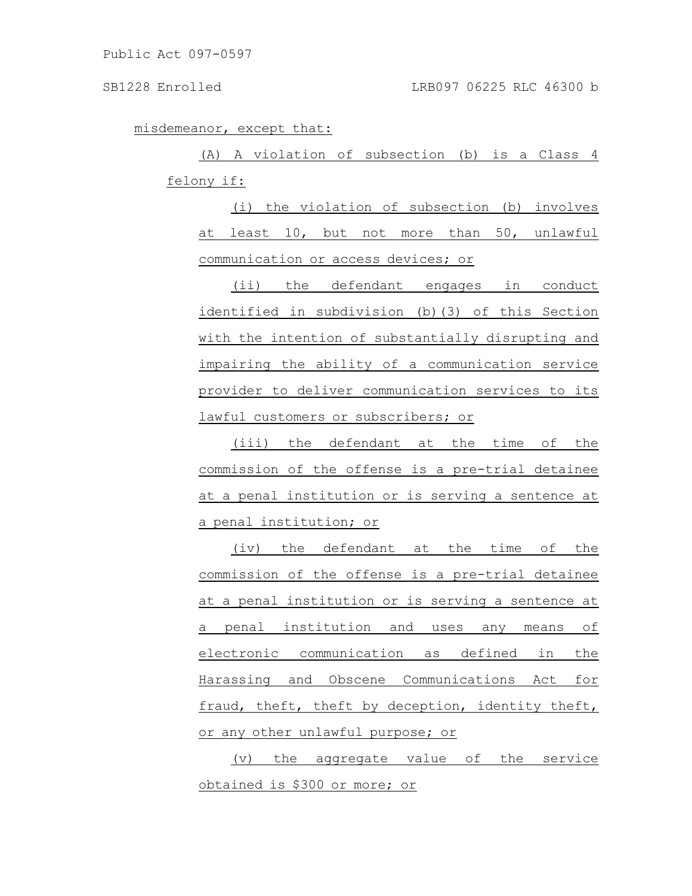misdemeanor, except that:

(A) A violation of subsection (b) is a Class 4 felony if:

(i) the violation of subsection (b) involves at least 10, but not more than 50, unlawful communication or access devices; or

(ii) the defendant engages in conduct identified in subdivision (b)(3) of this Section with the intention of substantially disrupting and impairing the ability of a communication service provider to deliver communication services to its lawful customers or subscribers; or

(iii) the defendant at the time of the commission of the offense is a pre-trial detainee at a penal institution or is serving a sentence at a penal institution; or

(iv) the defendant at the time of the commission of the offense is a pre-trial detainee at a penal institution or is serving a sentence at a penal institution and uses any means of electronic communication as defined in the Harassing and Obscene Communications Act for fraud, theft, theft by deception, identity theft, or any other unlawful purpose; or

(v) the aggregate value of the service obtained is $300 or more; or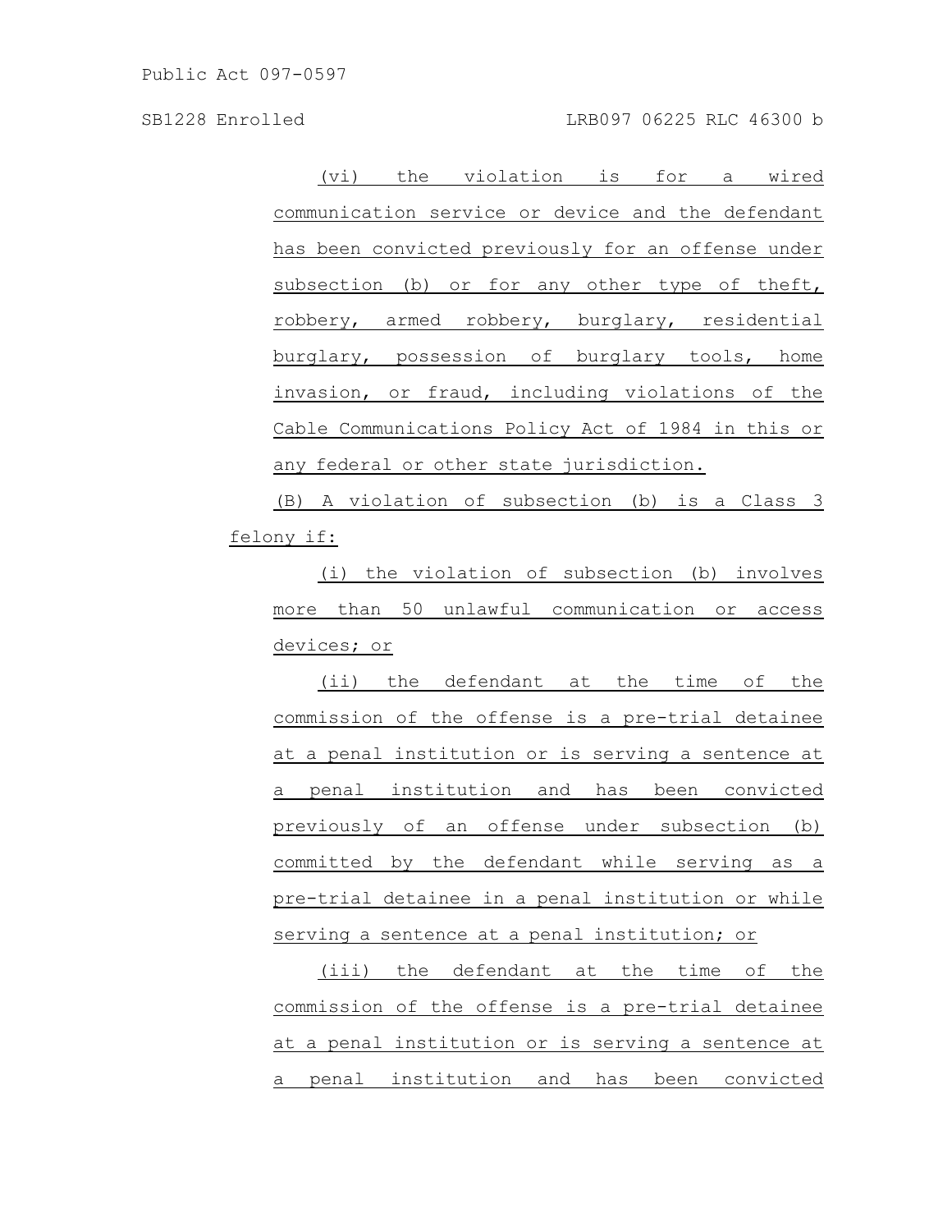(vi) the violation is for a wired communication service or device and the defendant has been convicted previously for an offense under subsection (b) or for any other type of theft, robbery, armed robbery, burglary, residential burglary, possession of burglary tools, home invasion, or fraud, including violations of the Cable Communications Policy Act of 1984 in this or any federal or other state jurisdiction.

(B) A violation of subsection (b) is a Class 3 felony if:

(i) the violation of subsection (b) involves more than 50 unlawful communication or access devices; or

(ii) the defendant at the time of the commission of the offense is a pre-trial detainee at a penal institution or is serving a sentence at a penal institution and has been convicted previously of an offense under subsection (b) committed by the defendant while serving as a pre-trial detainee in a penal institution or while serving a sentence at a penal institution; or

(iii) the defendant at the time of the commission of the offense is a pre-trial detainee at a penal institution or is serving a sentence at a penal institution and has been convicted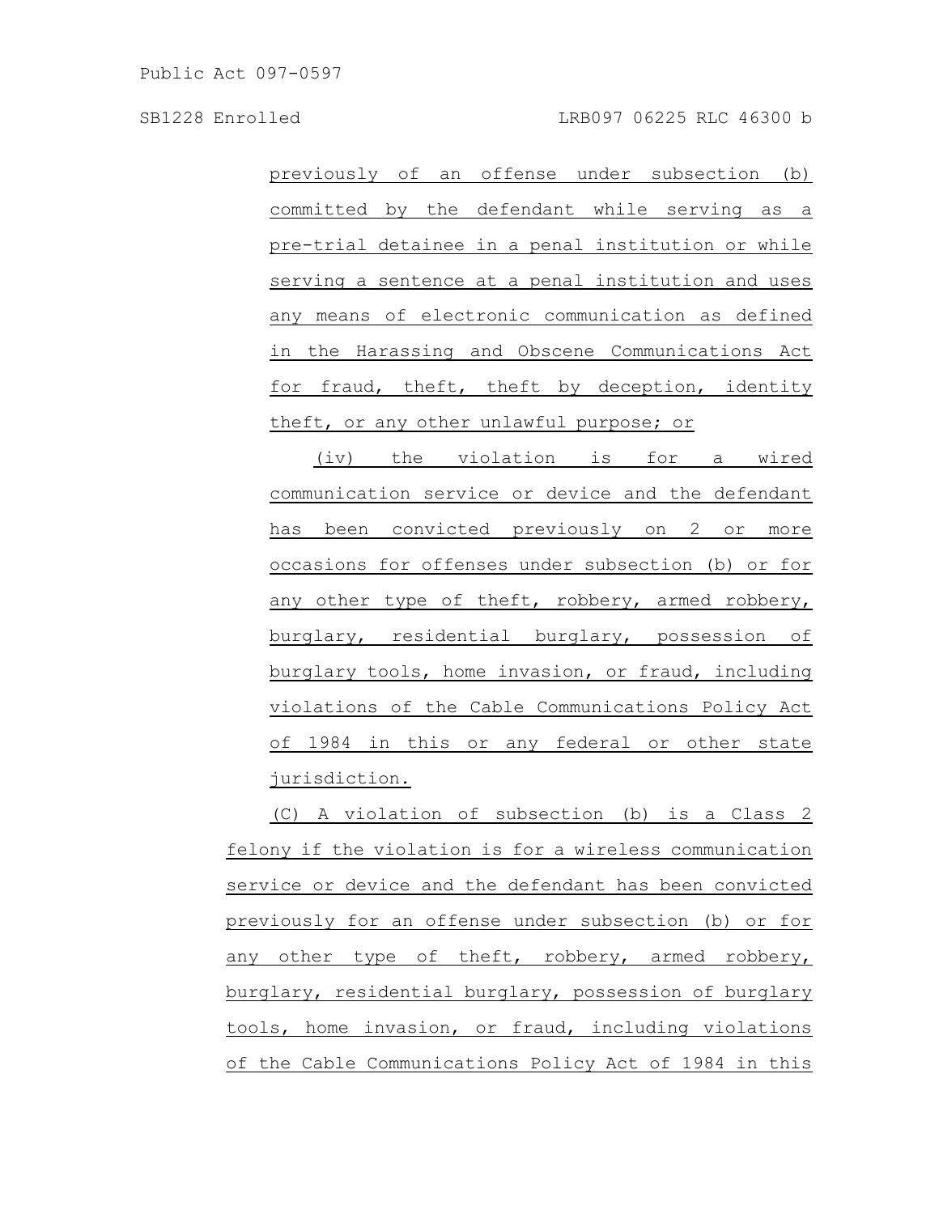previously of an offense under subsection (b) committed by the defendant while serving as a pre-trial detainee in a penal institution or while serving a sentence at a penal institution and uses any means of electronic communication as defined in the Harassing and Obscene Communications Act for fraud, theft, theft by deception, identity theft, or any other unlawful purpose; or

(iv) the violation is for a wired communication service or device and the defendant has been convicted previously on 2 or more occasions for offenses under subsection (b) or for any other type of theft, robbery, armed robbery, burglary, residential burglary, possession of burglary tools, home invasion, or fraud, including violations of the Cable Communications Policy Act of 1984 in this or any federal or other state jurisdiction.

(C) A violation of subsection (b) is a Class 2 felony if the violation is for a wireless communication service or device and the defendant has been convicted previously for an offense under subsection (b) or for any other type of theft, robbery, armed robbery, burglary, residential burglary, possession of burglary tools, home invasion, or fraud, including violations of the Cable Communications Policy Act of 1984 in this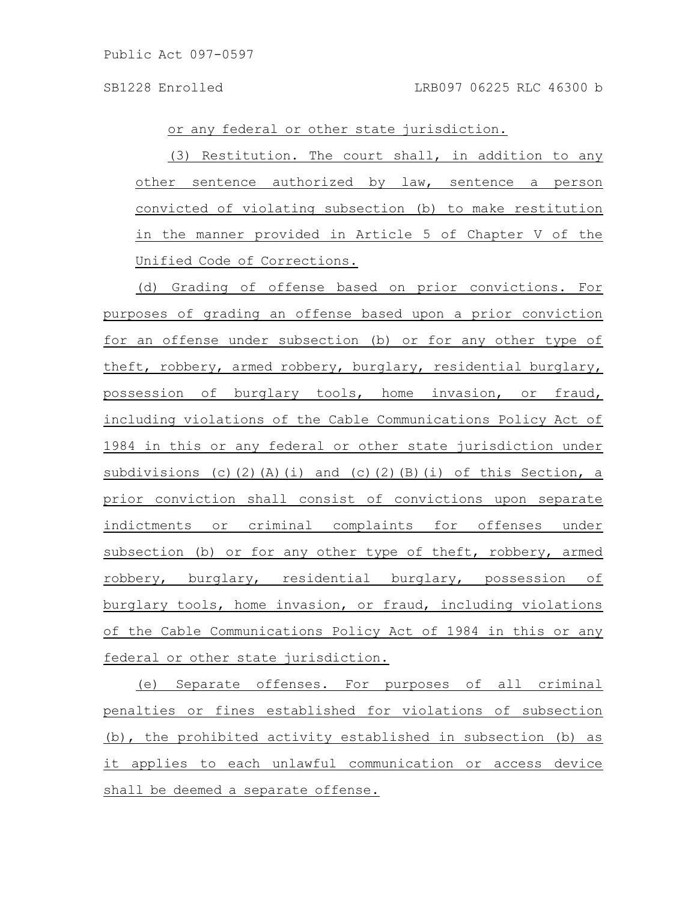or any federal or other state jurisdiction.

(3) Restitution. The court shall, in addition to any other sentence authorized by law, sentence a person convicted of violating subsection (b) to make restitution in the manner provided in Article 5 of Chapter V of the Unified Code of Corrections.

(d) Grading of offense based on prior convictions. For purposes of grading an offense based upon a prior conviction for an offense under subsection (b) or for any other type of theft, robbery, armed robbery, burglary, residential burglary, possession of burglary tools, home invasion, or fraud, including violations of the Cable Communications Policy Act of 1984 in this or any federal or other state jurisdiction under subdivisions (c)(2)(A)(i) and (c)(2)(B)(i) of this Section, a prior conviction shall consist of convictions upon separate indictments or criminal complaints for offenses under subsection (b) or for any other type of theft, robbery, armed robbery, burglary, residential burglary, possession of burglary tools, home invasion, or fraud, including violations of the Cable Communications Policy Act of 1984 in this or any federal or other state jurisdiction.

(e) Separate offenses. For purposes of all criminal penalties or fines established for violations of subsection (b), the prohibited activity established in subsection (b) as it applies to each unlawful communication or access device shall be deemed a separate offense.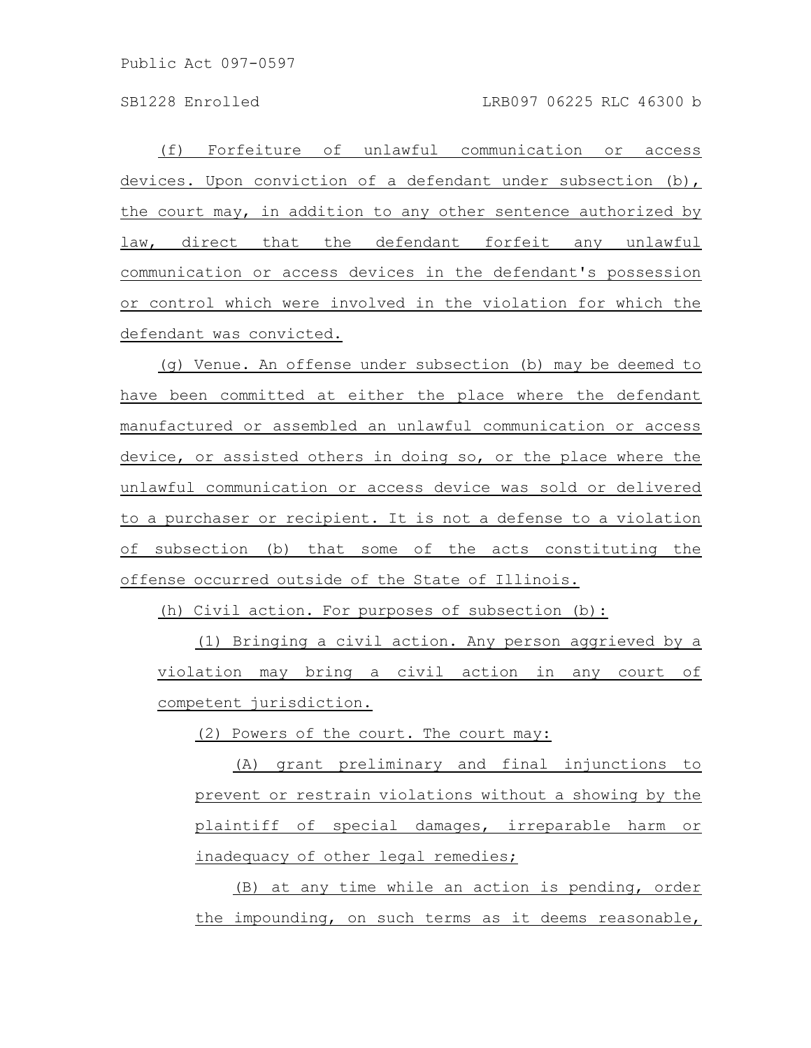(f) Forfeiture of unlawful communication or access devices. Upon conviction of a defendant under subsection (b), the court may, in addition to any other sentence authorized by law, direct that the defendant forfeit any unlawful communication or access devices in the defendant's possession or control which were involved in the violation for which the defendant was convicted.

(g) Venue. An offense under subsection (b) may be deemed to have been committed at either the place where the defendant manufactured or assembled an unlawful communication or access device, or assisted others in doing so, or the place where the unlawful communication or access device was sold or delivered to a purchaser or recipient. It is not a defense to a violation of subsection (b) that some of the acts constituting the offense occurred outside of the State of Illinois.

(h) Civil action. For purposes of subsection (b):

(1) Bringing a civil action. Any person aggrieved by a violation may bring a civil action in any court of competent jurisdiction.

(2) Powers of the court. The court may:

(A) grant preliminary and final injunctions to prevent or restrain violations without a showing by the plaintiff of special damages, irreparable harm or inadequacy of other legal remedies;

(B) at any time while an action is pending, order the impounding, on such terms as it deems reasonable,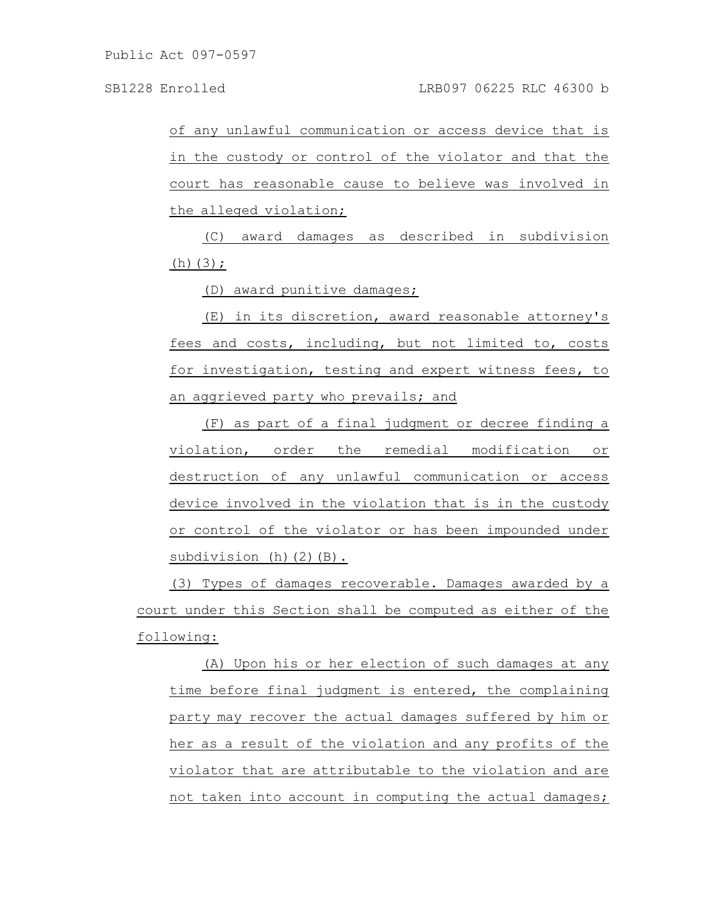of any unlawful communication or access device that is in the custody or control of the violator and that the court has reasonable cause to believe was involved in the alleged violation;

(C) award damages as described in subdivision (h)(3);

(D) award punitive damages;

(E) in its discretion, award reasonable attorney's fees and costs, including, but not limited to, costs for investigation, testing and expert witness fees, to an aggrieved party who prevails; and

(F) as part of a final judgment or decree finding a violation, order the remedial modification or destruction of any unlawful communication or access device involved in the violation that is in the custody or control of the violator or has been impounded under subdivision (h)(2)(B).

(3) Types of damages recoverable. Damages awarded by a court under this Section shall be computed as either of the following:

(A) Upon his or her election of such damages at any time before final judgment is entered, the complaining party may recover the actual damages suffered by him or her as a result of the violation and any profits of the violator that are attributable to the violation and are not taken into account in computing the actual damages;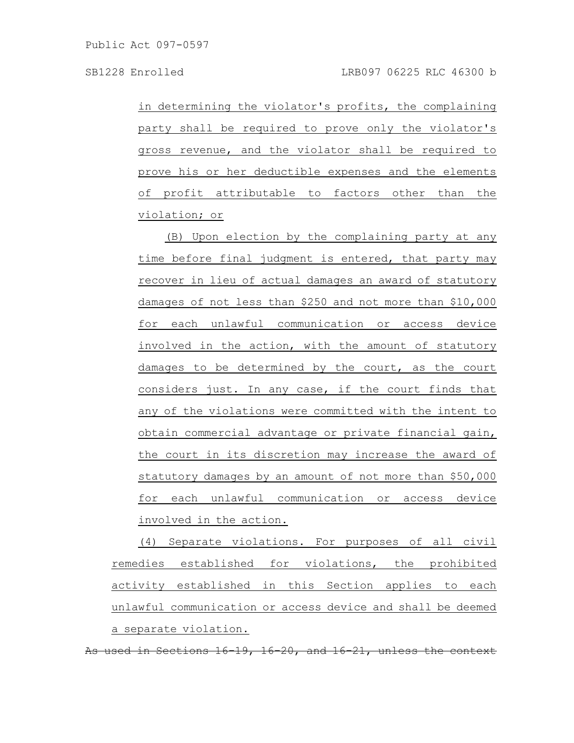in determining the violator's profits, the complaining party shall be required to prove only the violator's gross revenue, and the violator shall be required to prove his or her deductible expenses and the elements of profit attributable to factors other than the violation; or

(B) Upon election by the complaining party at any time before final judgment is entered, that party may recover in lieu of actual damages an award of statutory damages of not less than $250 and not more than $10,000 for each unlawful communication or access device involved in the action, with the amount of statutory damages to be determined by the court, as the court considers just. In any case, if the court finds that any of the violations were committed with the intent to obtain commercial advantage or private financial gain, the court in its discretion may increase the award of statutory damages by an amount of not more than $50,000 for each unlawful communication or access device involved in the action.

(4) Separate violations. For purposes of all civil remedies established for violations, the prohibited activity established in this Section applies to each unlawful communication or access device and shall be deemed a separate violation.

~~As used in Sections 16-19, 16-20, and 16-21, unless the context~~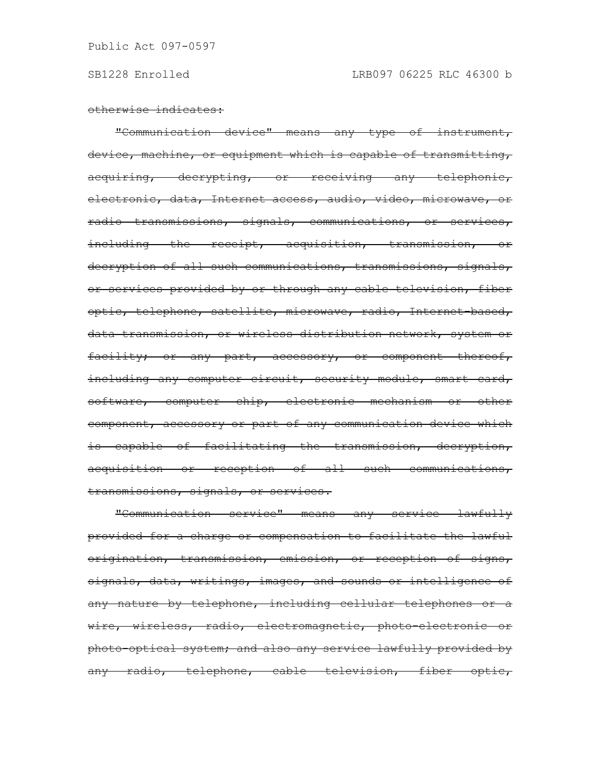~~otherwise indicates:~~

~~"Communication device" means any type of instrument, device, machine, or equipment which is capable of transmitting, acquiring, decrypting, or receiving any telephonic, electronic, data, Internet access, audio, video, microwave, or radio transmissions, signals, communications, or services, including the receipt, acquisition, transmission, or decryption of all such communications, transmissions, signals, or services provided by or through any cable television, fiber optic, telephone, satellite, microwave, radio, Internet-based, data transmission, or wireless distribution network, system or facility; or any part, accessory, or component thereof, including any computer circuit, security module, smart card, software, computer chip, electronic mechanism or other component, accessory or part of any communication device which is capable of facilitating the transmission, decryption, acquisition or reception of all such communications, transmissions, signals, or services.~~

~~"Communication service" means any service lawfully provided for a charge or compensation to facilitate the lawful origination, transmission, emission, or reception of signs, signals, data, writings, images, and sounds or intelligence of any nature by telephone, including cellular telephones or a wire, wireless, radio, electromagnetic, photo-electronic or photo-optical system; and also any service lawfully provided by any radio, telephone, cable television, fiber optic,~~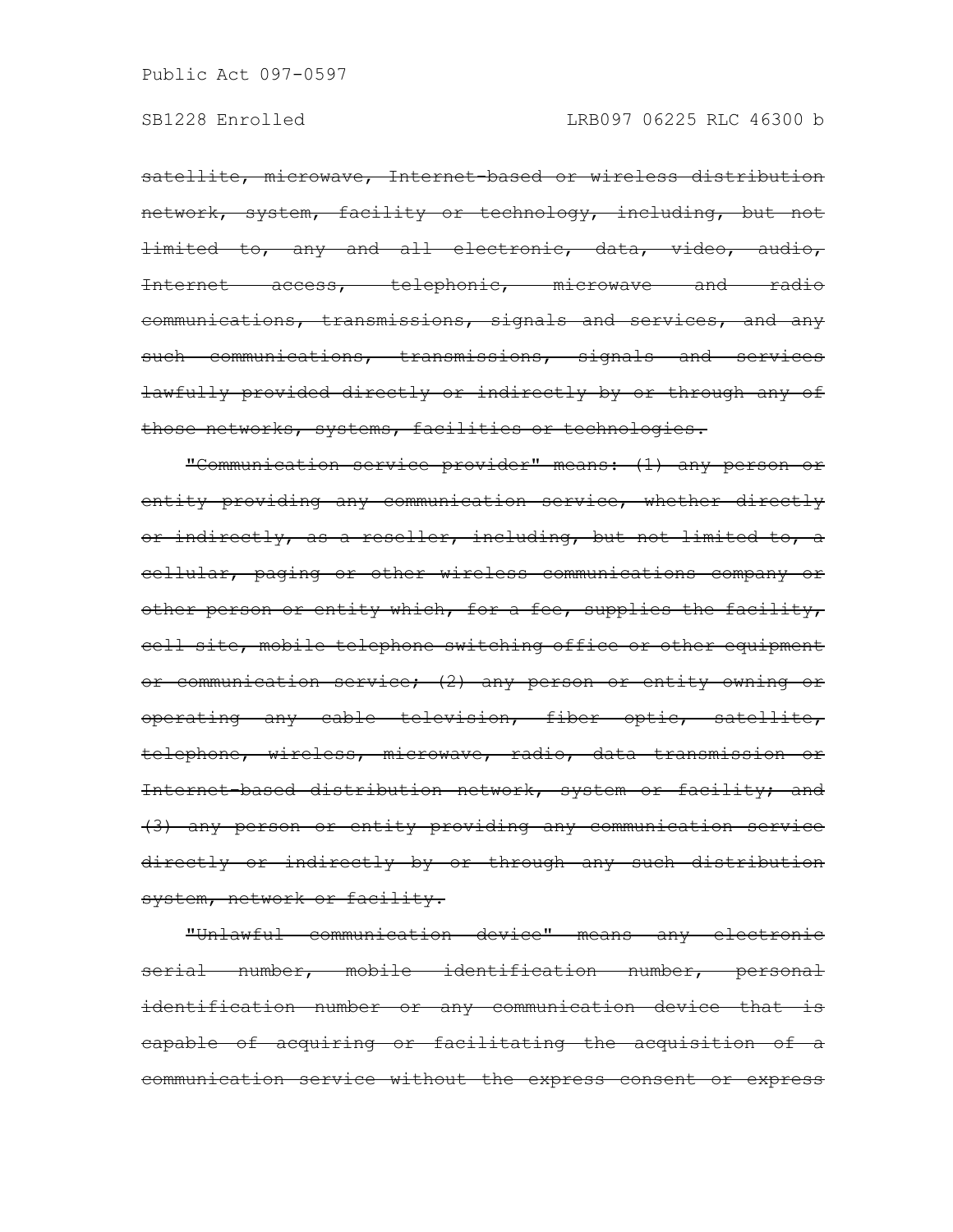~~satellite, microwave, Internet-based or wireless distribution network, system, facility or technology, including, but not limited to, any and all electronic, data, video, audio, Internet access, telephonic, microwave and radio communications, transmissions, signals and services, and any such communications, transmissions, signals and services lawfully provided directly or indirectly by or through any of those networks, systems, facilities or technologies.~~

~~"Communication service provider" means: (1) any person or entity providing any communication service, whether directly or indirectly, as a reseller, including, but not limited to, a cellular, paging or other wireless communications company or other person or entity which, for a fee, supplies the facility, cell site, mobile telephone switching office or other equipment or communication service; (2) any person or entity owning or operating any cable television, fiber optic, satellite, telephone, wireless, microwave, radio, data transmission or Internet-based distribution network, system or facility; and (3) any person or entity providing any communication service directly or indirectly by or through any such distribution system, network or facility.~~

~~"Unlawful communication device" means any electronic serial number, mobile identification number, personal identification number or any communication device that is capable of acquiring or facilitating the acquisition of a communication service without the express consent or express~~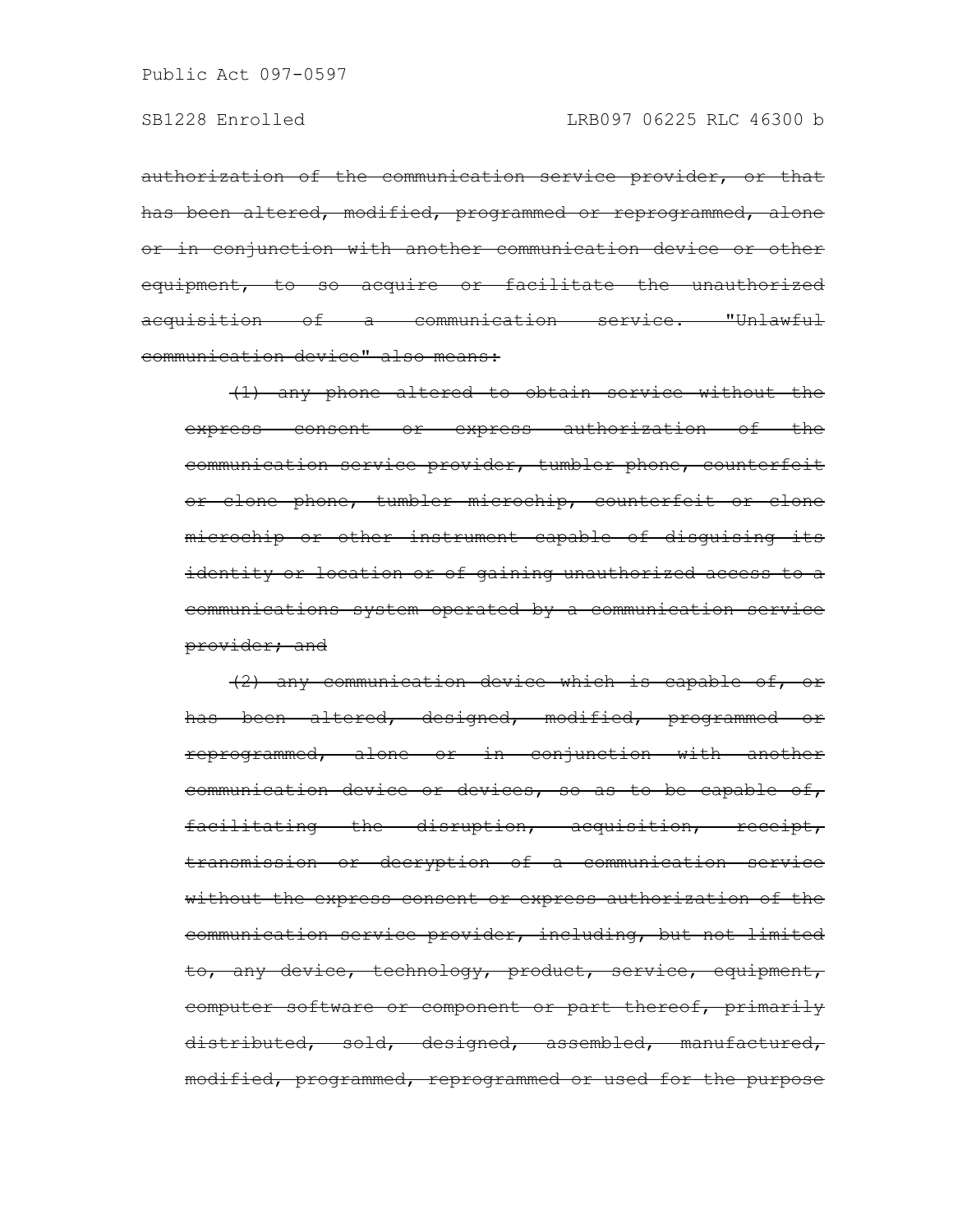~~authorization of the communication service provider, or that has been altered, modified, programmed or reprogrammed, alone or in conjunction with another communication device or other equipment, to so acquire or facilitate the unauthorized acquisition of a communication service. "Unlawful communication device" also means:~~

~~(1) any phone altered to obtain service without the express consent or express authorization of the communication service provider, tumbler phone, counterfeit or clone phone, tumbler microchip, counterfeit or clone microchip or other instrument capable of disguising its identity or location or of gaining unauthorized access to a communications system operated by a communication service provider; and~~

~~(2) any communication device which is capable of, or has been altered, designed, modified, programmed or reprogrammed, alone or in conjunction with another communication device or devices, so as to be capable of, facilitating the disruption, acquisition, receipt, transmission or decryption of a communication service without the express consent or express authorization of the communication service provider, including, but not limited to, any device, technology, product, service, equipment, computer software or component or part thereof, primarily distributed, sold, designed, assembled, manufactured, modified, programmed, reprogrammed or used for the purpose~~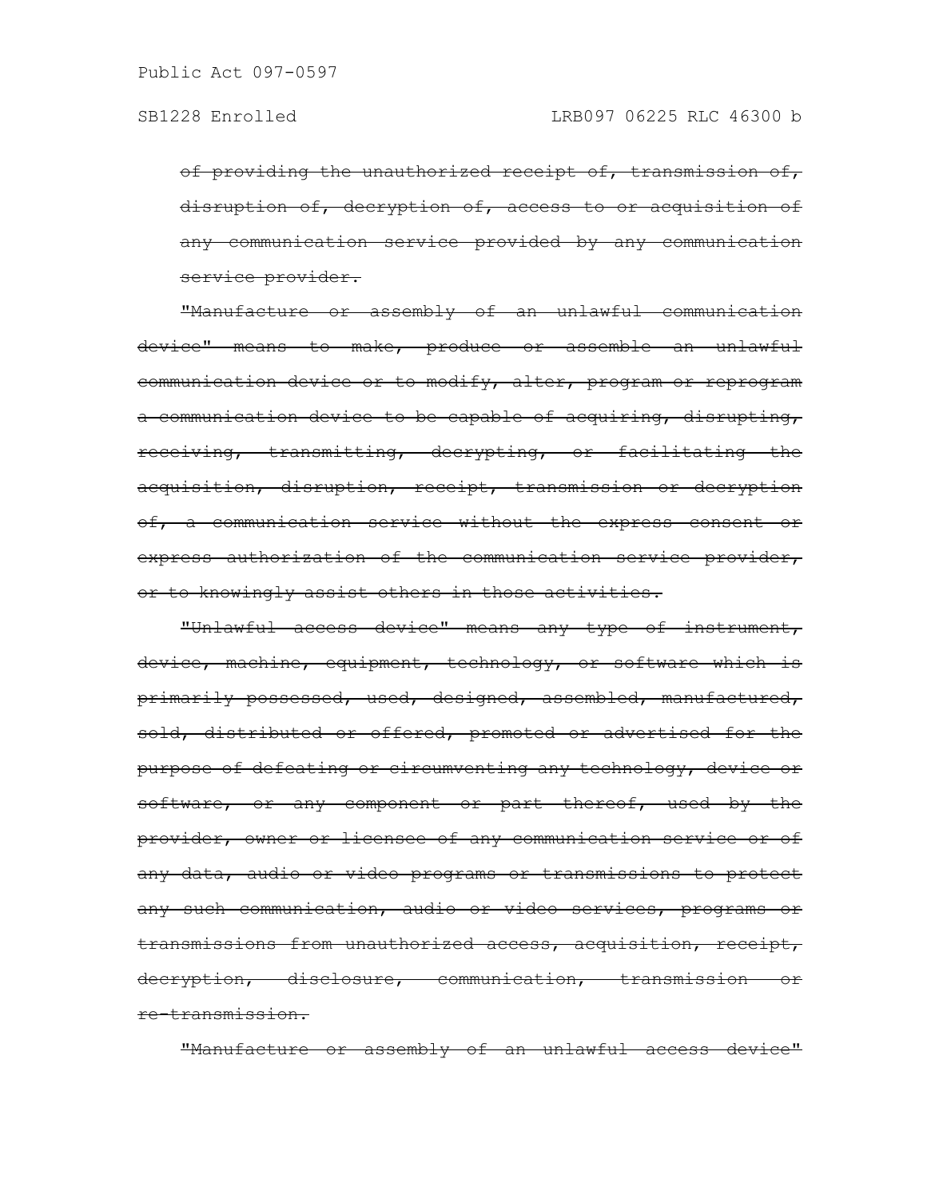~~of providing the unauthorized receipt of, transmission of, disruption of, decryption of, access to or acquisition of any communication service provided by any communication service provider.~~

~~"Manufacture or assembly of an unlawful communication device" means to make, produce or assemble an unlawful communication device or to modify, alter, program or reprogram a communication device to be capable of acquiring, disrupting, receiving, transmitting, decrypting, or facilitating the acquisition, disruption, receipt, transmission or decryption of, a communication service without the express consent or express authorization of the communication service provider, or to knowingly assist others in those activities.~~

~~"Unlawful access device" means any type of instrument, device, machine, equipment, technology, or software which is primarily possessed, used, designed, assembled, manufactured, sold, distributed or offered, promoted or advertised for the purpose of defeating or circumventing any technology, device or software, or any component or part thereof, used by the provider, owner or licensee of any communication service or of any data, audio or video programs or transmissions to protect any such communication, audio or video services, programs or transmissions from unauthorized access, acquisition, receipt, decryption, disclosure, communication, transmission or re-transmission.~~

~~"Manufacture or assembly of an unlawful access device"~~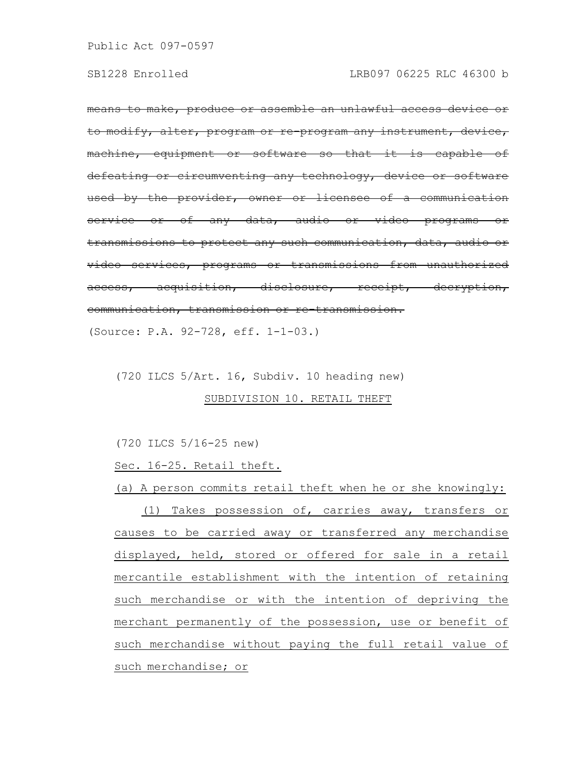~~means to make, produce or assemble an unlawful access device or to modify, alter, program or re-program any instrument, device, machine, equipment or software so that it is capable of defeating or circumventing any technology, device or software used by the provider, owner or licensee of a communication service or of any data, audio or video programs or transmissions to protect any such communication, data, audio or video services, programs or transmissions from unauthorized access, acquisition, disclosure, receipt, decryption, communication, transmission or re-transmission.~~

(Source: P.A. 92-728, eff. 1-1-03.)

(720 ILCS 5/Art. 16, Subdiv. 10 heading new)

<u>SUBDIVISION 10. RETAIL THEFT</u>

(720 ILCS 5/16-25 new)

<u>Sec. 16-25. Retail theft.</u>

<u>(a) A person commits retail theft when he or she knowingly:</u>

<u>(1) Takes possession of, carries away, transfers or causes to be carried away or transferred any merchandise displayed, held, stored or offered for sale in a retail mercantile establishment with the intention of retaining such merchandise or with the intention of depriving the merchant permanently of the possession, use or benefit of such merchandise without paying the full retail value of such merchandise; or</u>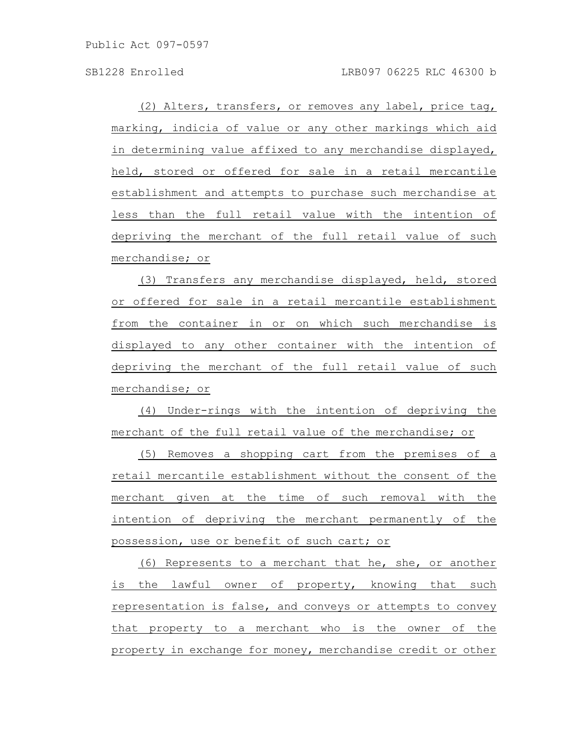(2) Alters, transfers, or removes any label, price tag, marking, indicia of value or any other markings which aid in determining value affixed to any merchandise displayed, held, stored or offered for sale in a retail mercantile establishment and attempts to purchase such merchandise at less than the full retail value with the intention of depriving the merchant of the full retail value of such merchandise; or

(3) Transfers any merchandise displayed, held, stored or offered for sale in a retail mercantile establishment from the container in or on which such merchandise is displayed to any other container with the intention of depriving the merchant of the full retail value of such merchandise; or

(4) Under-rings with the intention of depriving the merchant of the full retail value of the merchandise; or

(5) Removes a shopping cart from the premises of a retail mercantile establishment without the consent of the merchant given at the time of such removal with the intention of depriving the merchant permanently of the possession, use or benefit of such cart; or

(6) Represents to a merchant that he, she, or another is the lawful owner of property, knowing that such representation is false, and conveys or attempts to convey that property to a merchant who is the owner of the property in exchange for money, merchandise credit or other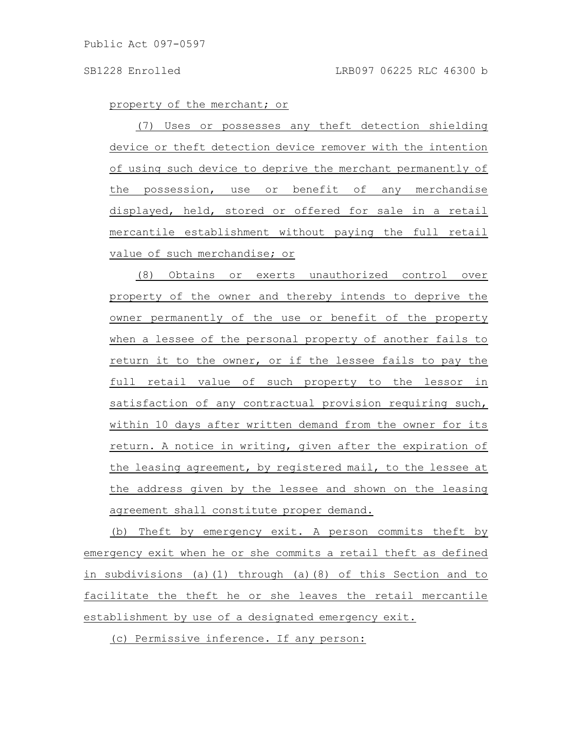property of the merchant; or

(7) Uses or possesses any theft detection shielding device or theft detection device remover with the intention of using such device to deprive the merchant permanently of the possession, use or benefit of any merchandise displayed, held, stored or offered for sale in a retail mercantile establishment without paying the full retail value of such merchandise; or

(8) Obtains or exerts unauthorized control over property of the owner and thereby intends to deprive the owner permanently of the use or benefit of the property when a lessee of the personal property of another fails to return it to the owner, or if the lessee fails to pay the full retail value of such property to the lessor in satisfaction of any contractual provision requiring such, within 10 days after written demand from the owner for its return. A notice in writing, given after the expiration of the leasing agreement, by registered mail, to the lessee at the address given by the lessee and shown on the leasing agreement shall constitute proper demand.

(b) Theft by emergency exit. A person commits theft by emergency exit when he or she commits a retail theft as defined in subdivisions (a)(1) through (a)(8) of this Section and to facilitate the theft he or she leaves the retail mercantile establishment by use of a designated emergency exit.

(c) Permissive inference. If any person: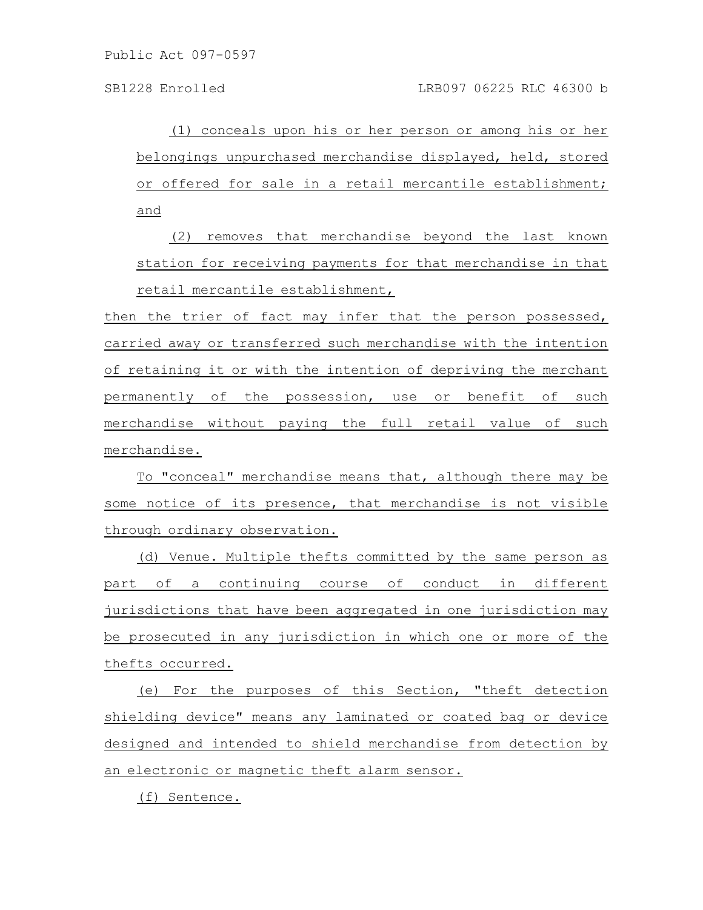(1) conceals upon his or her person or among his or her belongings unpurchased merchandise displayed, held, stored or offered for sale in a retail mercantile establishment; and

(2) removes that merchandise beyond the last known station for receiving payments for that merchandise in that retail mercantile establishment,

then the trier of fact may infer that the person possessed, carried away or transferred such merchandise with the intention of retaining it or with the intention of depriving the merchant permanently of the possession, use or benefit of such merchandise without paying the full retail value of such merchandise.

To "conceal" merchandise means that, although there may be some notice of its presence, that merchandise is not visible through ordinary observation.

(d) Venue. Multiple thefts committed by the same person as part of a continuing course of conduct in different jurisdictions that have been aggregated in one jurisdiction may be prosecuted in any jurisdiction in which one or more of the thefts occurred.

(e) For the purposes of this Section, "theft detection shielding device" means any laminated or coated bag or device designed and intended to shield merchandise from detection by an electronic or magnetic theft alarm sensor.

(f) Sentence.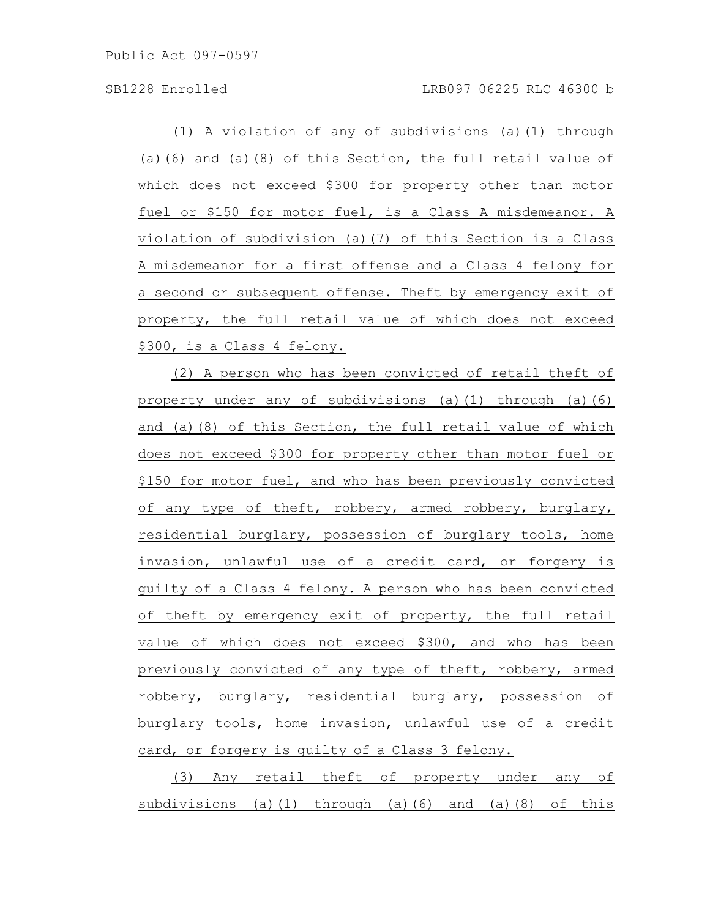(1) A violation of any of subdivisions (a)(1) through (a)(6) and (a)(8) of this Section, the full retail value of which does not exceed $300 for property other than motor fuel or $150 for motor fuel, is a Class A misdemeanor. A violation of subdivision (a)(7) of this Section is a Class A misdemeanor for a first offense and a Class 4 felony for a second or subsequent offense. Theft by emergency exit of property, the full retail value of which does not exceed $300, is a Class 4 felony.

(2) A person who has been convicted of retail theft of property under any of subdivisions (a)(1) through (a)(6) and (a)(8) of this Section, the full retail value of which does not exceed $300 for property other than motor fuel or $150 for motor fuel, and who has been previously convicted of any type of theft, robbery, armed robbery, burglary, residential burglary, possession of burglary tools, home invasion, unlawful use of a credit card, or forgery is guilty of a Class 4 felony. A person who has been convicted of theft by emergency exit of property, the full retail value of which does not exceed $300, and who has been previously convicted of any type of theft, robbery, armed robbery, burglary, residential burglary, possession of burglary tools, home invasion, unlawful use of a credit card, or forgery is guilty of a Class 3 felony.

(3) Any retail theft of property under any of subdivisions (a)(1) through (a)(6) and (a)(8) of this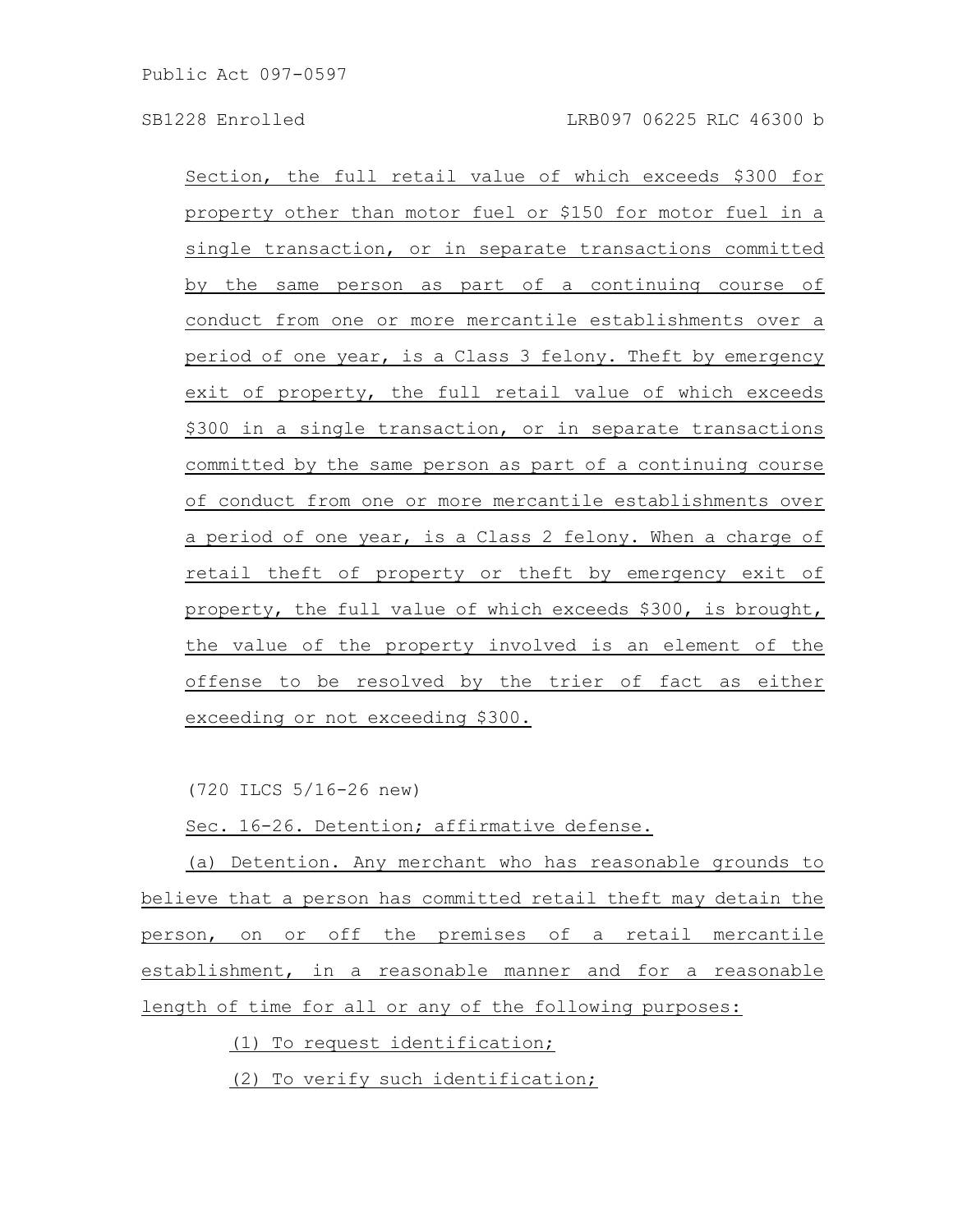Section, the full retail value of which exceeds $300 for property other than motor fuel or $150 for motor fuel in a single transaction, or in separate transactions committed by the same person as part of a continuing course of conduct from one or more mercantile establishments over a period of one year, is a Class 3 felony. Theft by emergency exit of property, the full retail value of which exceeds $300 in a single transaction, or in separate transactions committed by the same person as part of a continuing course of conduct from one or more mercantile establishments over a period of one year, is a Class 2 felony. When a charge of retail theft of property or theft by emergency exit of property, the full value of which exceeds $300, is brought, the value of the property involved is an element of the offense to be resolved by the trier of fact as either exceeding or not exceeding $300.

(720 ILCS 5/16-26 new)

Sec. 16-26. Detention; affirmative defense.

(a) Detention. Any merchant who has reasonable grounds to believe that a person has committed retail theft may detain the person, on or off the premises of a retail mercantile establishment, in a reasonable manner and for a reasonable length of time for all or any of the following purposes:

(1) To request identification;

(2) To verify such identification;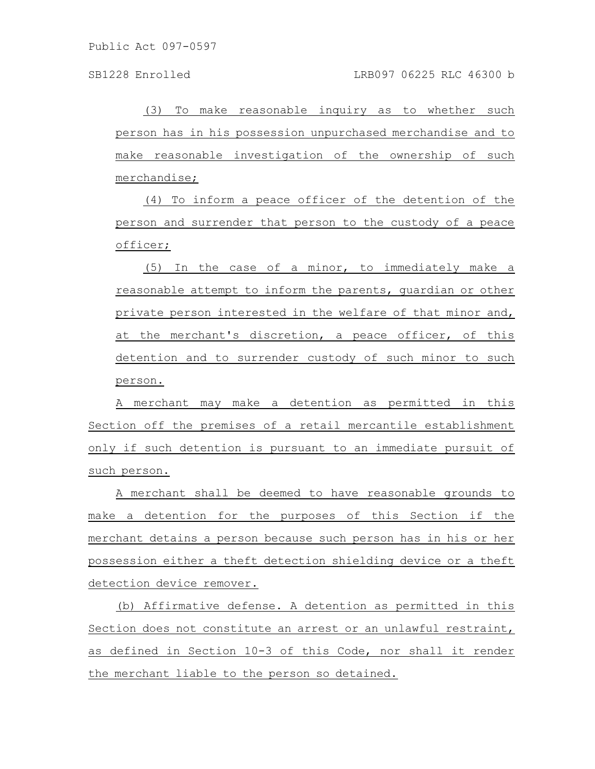(3) To make reasonable inquiry as to whether such person has in his possession unpurchased merchandise and to make reasonable investigation of the ownership of such merchandise;

(4) To inform a peace officer of the detention of the person and surrender that person to the custody of a peace officer;

(5) In the case of a minor, to immediately make a reasonable attempt to inform the parents, guardian or other private person interested in the welfare of that minor and, at the merchant's discretion, a peace officer, of this detention and to surrender custody of such minor to such person.

A merchant may make a detention as permitted in this Section off the premises of a retail mercantile establishment only if such detention is pursuant to an immediate pursuit of such person.

A merchant shall be deemed to have reasonable grounds to make a detention for the purposes of this Section if the merchant detains a person because such person has in his or her possession either a theft detection shielding device or a theft detection device remover.

(b) Affirmative defense. A detention as permitted in this Section does not constitute an arrest or an unlawful restraint, as defined in Section 10-3 of this Code, nor shall it render the merchant liable to the person so detained.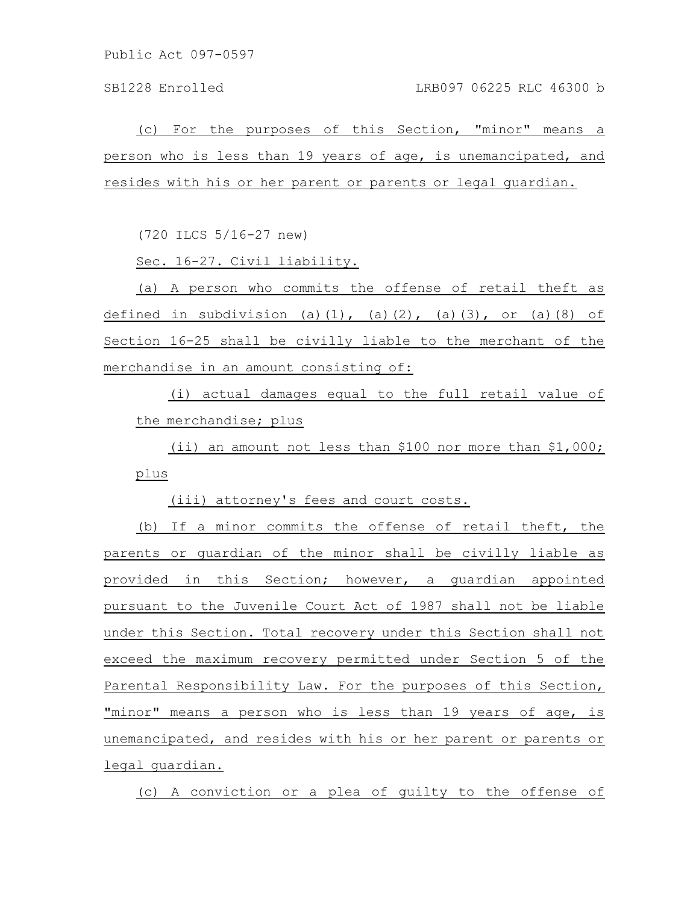(c) For the purposes of this Section, "minor" means a person who is less than 19 years of age, is unemancipated, and resides with his or her parent or parents or legal guardian.

(720 ILCS 5/16-27 new)

Sec. 16-27. Civil liability.

(a) A person who commits the offense of retail theft as defined in subdivision (a)(1), (a)(2), (a)(3), or (a)(8) of Section 16-25 shall be civilly liable to the merchant of the merchandise in an amount consisting of:

(i) actual damages equal to the full retail value of the merchandise; plus

(ii) an amount not less than $100 nor more than $1,000; plus

(iii) attorney's fees and court costs.

(b) If a minor commits the offense of retail theft, the parents or guardian of the minor shall be civilly liable as provided in this Section; however, a guardian appointed pursuant to the Juvenile Court Act of 1987 shall not be liable under this Section. Total recovery under this Section shall not exceed the maximum recovery permitted under Section 5 of the Parental Responsibility Law. For the purposes of this Section, "minor" means a person who is less than 19 years of age, is unemancipated, and resides with his or her parent or parents or legal guardian.

(c) A conviction or a plea of guilty to the offense of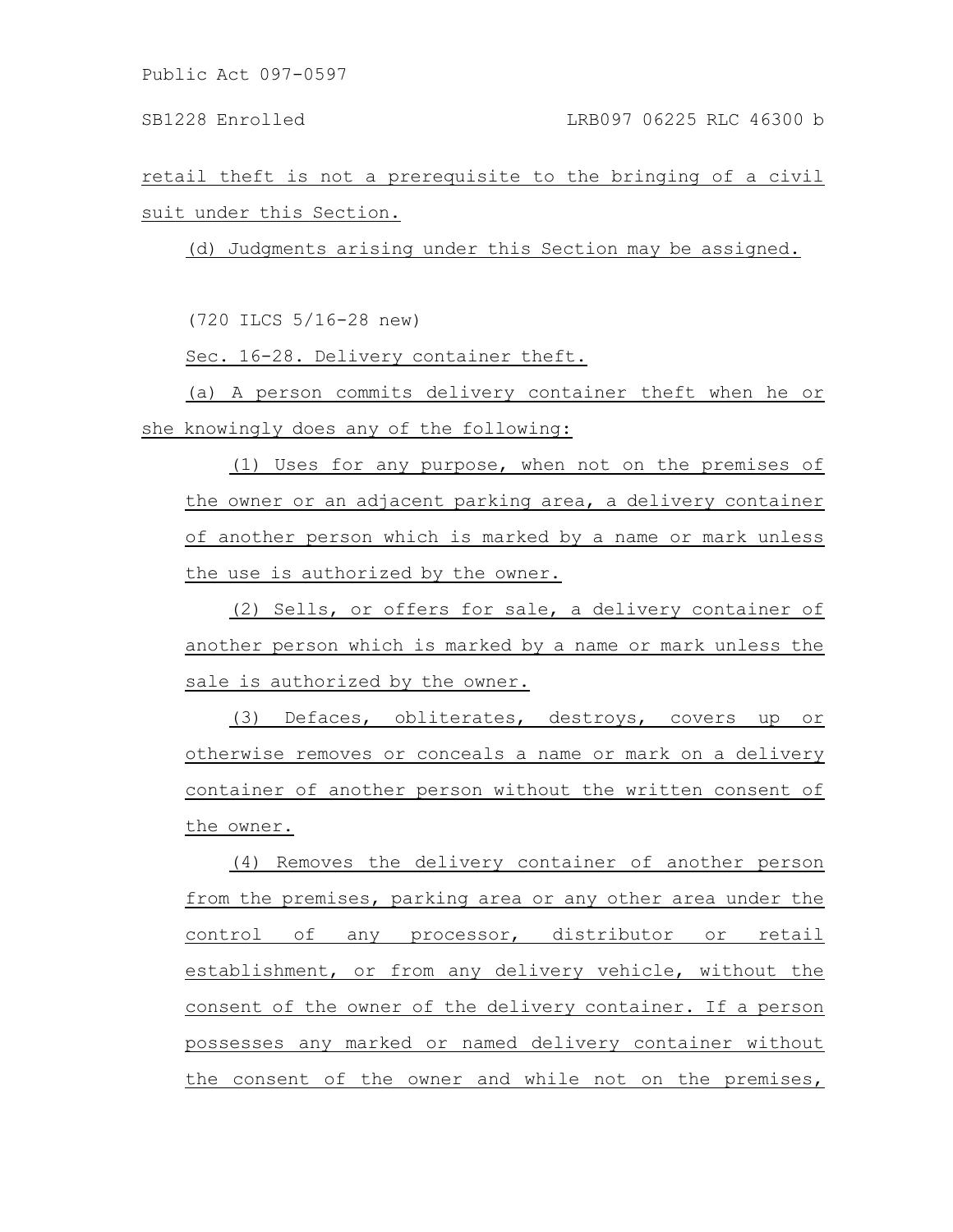retail theft is not a prerequisite to the bringing of a civil suit under this Section.

(d) Judgments arising under this Section may be assigned.

(720 ILCS 5/16-28 new)

Sec. 16-28. Delivery container theft.

(a) A person commits delivery container theft when he or she knowingly does any of the following:

(1) Uses for any purpose, when not on the premises of the owner or an adjacent parking area, a delivery container of another person which is marked by a name or mark unless the use is authorized by the owner.

(2) Sells, or offers for sale, a delivery container of another person which is marked by a name or mark unless the sale is authorized by the owner.

(3) Defaces, obliterates, destroys, covers up or otherwise removes or conceals a name or mark on a delivery container of another person without the written consent of the owner.

(4) Removes the delivery container of another person from the premises, parking area or any other area under the control of any processor, distributor or retail establishment, or from any delivery vehicle, without the consent of the owner of the delivery container. If a person possesses any marked or named delivery container without the consent of the owner and while not on the premises,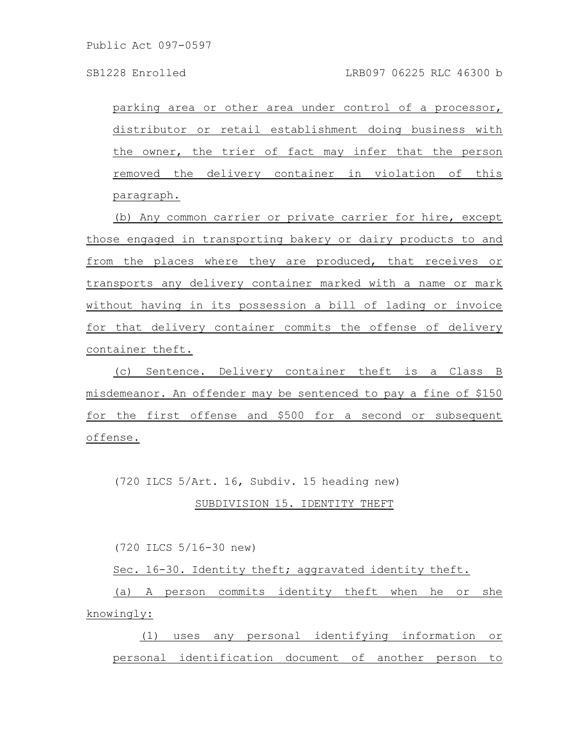parking area or other area under control of a processor, distributor or retail establishment doing business with the owner, the trier of fact may infer that the person removed the delivery container in violation of this paragraph.

(b) Any common carrier or private carrier for hire, except those engaged in transporting bakery or dairy products to and from the places where they are produced, that receives or transports any delivery container marked with a name or mark without having in its possession a bill of lading or invoice for that delivery container commits the offense of delivery container theft.

(c) Sentence. Delivery container theft is a Class B misdemeanor. An offender may be sentenced to pay a fine of $150 for the first offense and $500 for a second or subsequent offense.

(720 ILCS 5/Art. 16, Subdiv. 15 heading new)

SUBDIVISION 15. IDENTITY THEFT

(720 ILCS 5/16-30 new)

Sec. 16-30. Identity theft; aggravated identity theft.

(a) A person commits identity theft when he or she knowingly:

(1) uses any personal identifying information or personal identification document of another person to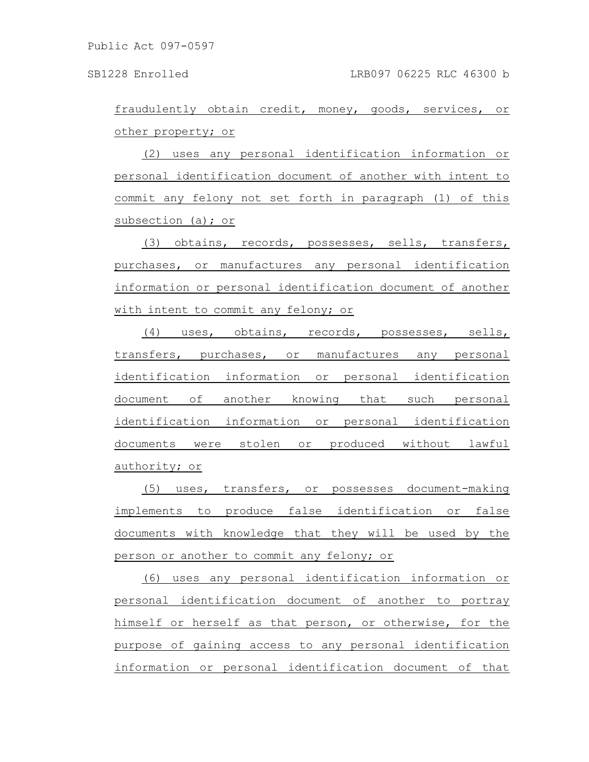fraudulently obtain credit, money, goods, services, or other property; or

(2) uses any personal identification information or personal identification document of another with intent to commit any felony not set forth in paragraph (1) of this subsection (a); or

(3) obtains, records, possesses, sells, transfers, purchases, or manufactures any personal identification information or personal identification document of another with intent to commit any felony; or

(4) uses, obtains, records, possesses, sells, transfers, purchases, or manufactures any personal identification information or personal identification document of another knowing that such personal identification information or personal identification documents were stolen or produced without lawful authority; or

(5) uses, transfers, or possesses document-making implements to produce false identification or false documents with knowledge that they will be used by the person or another to commit any felony; or

(6) uses any personal identification information or personal identification document of another to portray himself or herself as that person, or otherwise, for the purpose of gaining access to any personal identification information or personal identification document of that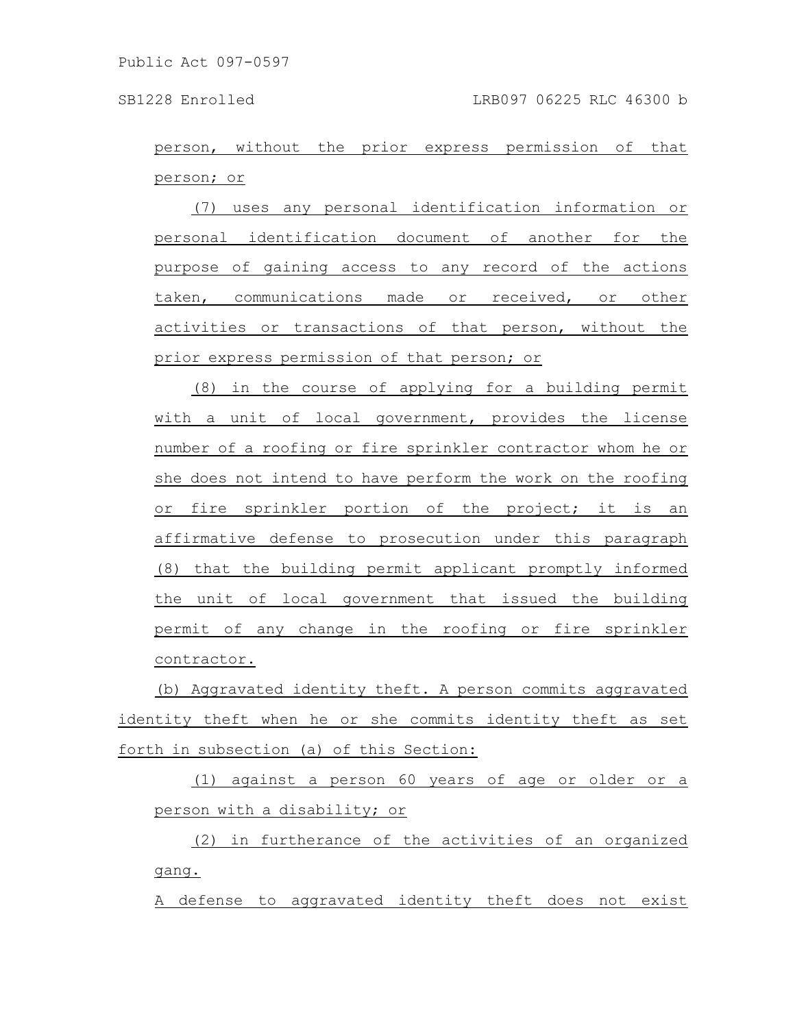person, without the prior express permission of that person; or

(7) uses any personal identification information or personal identification document of another for the purpose of gaining access to any record of the actions taken, communications made or received, or other activities or transactions of that person, without the prior express permission of that person; or

(8) in the course of applying for a building permit with a unit of local government, provides the license number of a roofing or fire sprinkler contractor whom he or she does not intend to have perform the work on the roofing or fire sprinkler portion of the project; it is an affirmative defense to prosecution under this paragraph (8) that the building permit applicant promptly informed the unit of local government that issued the building permit of any change in the roofing or fire sprinkler contractor.

(b) Aggravated identity theft. A person commits aggravated identity theft when he or she commits identity theft as set forth in subsection (a) of this Section:

(1) against a person 60 years of age or older or a person with a disability; or

(2) in furtherance of the activities of an organized gang.

A defense to aggravated identity theft does not exist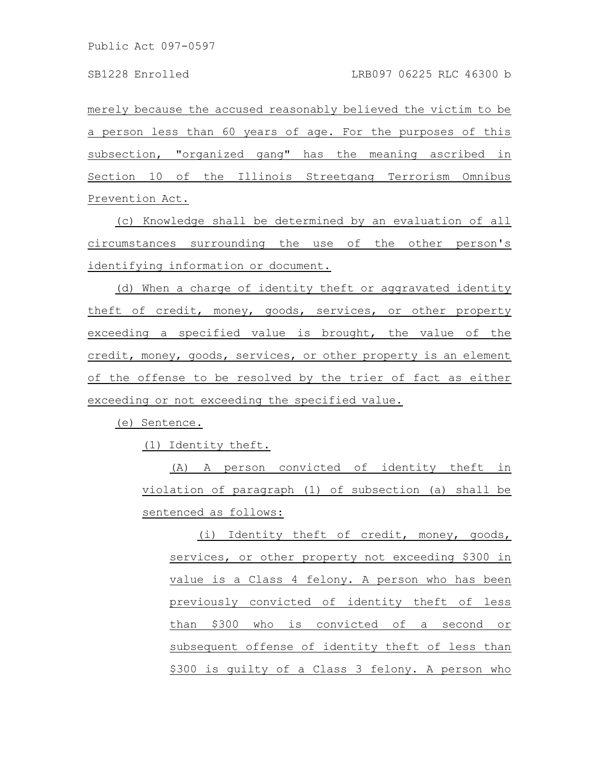merely because the accused reasonably believed the victim to be a person less than 60 years of age. For the purposes of this subsection, "organized gang" has the meaning ascribed in Section 10 of the Illinois Streetgang Terrorism Omnibus Prevention Act.

(c) Knowledge shall be determined by an evaluation of all circumstances surrounding the use of the other person's identifying information or document.

(d) When a charge of identity theft or aggravated identity theft of credit, money, goods, services, or other property exceeding a specified value is brought, the value of the credit, money, goods, services, or other property is an element of the offense to be resolved by the trier of fact as either exceeding or not exceeding the specified value.

(e) Sentence.

(1) Identity theft.

(A) A person convicted of identity theft in violation of paragraph (1) of subsection (a) shall be sentenced as follows:

(i) Identity theft of credit, money, goods, services, or other property not exceeding $300 in value is a Class 4 felony. A person who has been previously convicted of identity theft of less than $300 who is convicted of a second or subsequent offense of identity theft of less than $300 is guilty of a Class 3 felony. A person who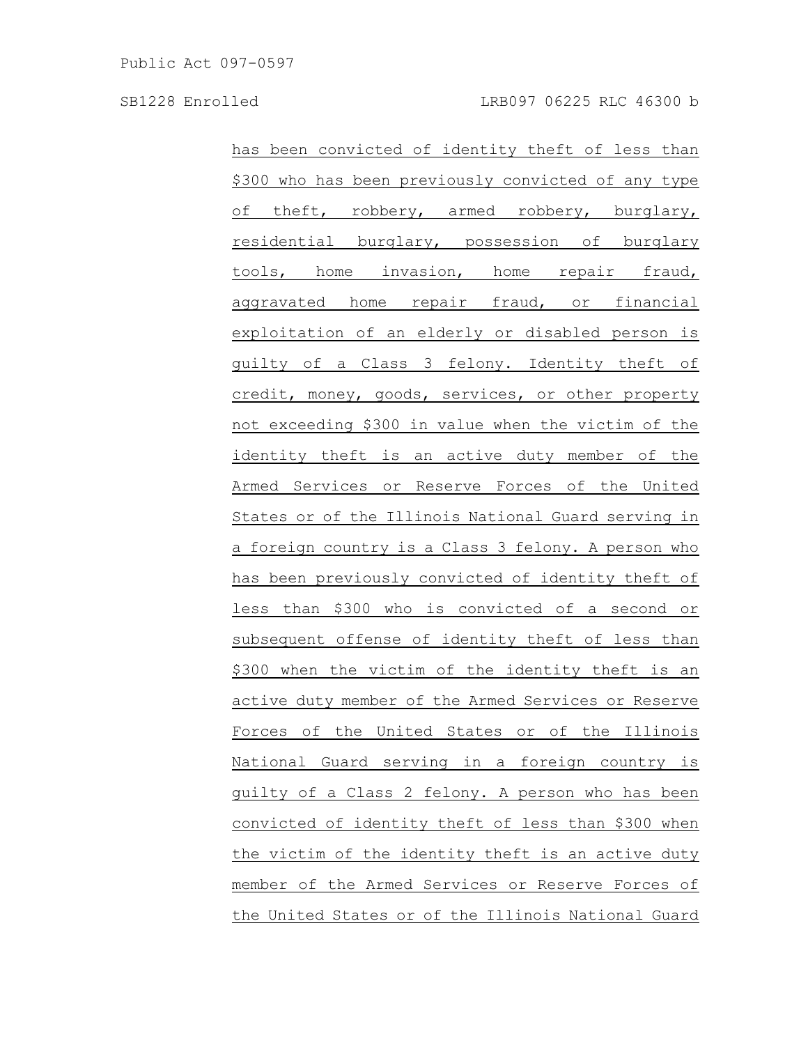has been convicted of identity theft of less than $300 who has been previously convicted of any type of theft, robbery, armed robbery, burglary, residential burglary, possession of burglary tools, home invasion, home repair fraud, aggravated home repair fraud, or financial exploitation of an elderly or disabled person is guilty of a Class 3 felony. Identity theft of credit, money, goods, services, or other property not exceeding $300 in value when the victim of the identity theft is an active duty member of the Armed Services or Reserve Forces of the United States or of the Illinois National Guard serving in a foreign country is a Class 3 felony. A person who has been previously convicted of identity theft of less than $300 who is convicted of a second or subsequent offense of identity theft of less than $300 when the victim of the identity theft is an active duty member of the Armed Services or Reserve Forces of the United States or of the Illinois National Guard serving in a foreign country is guilty of a Class 2 felony. A person who has been convicted of identity theft of less than $300 when the victim of the identity theft is an active duty member of the Armed Services or Reserve Forces of the United States or of the Illinois National Guard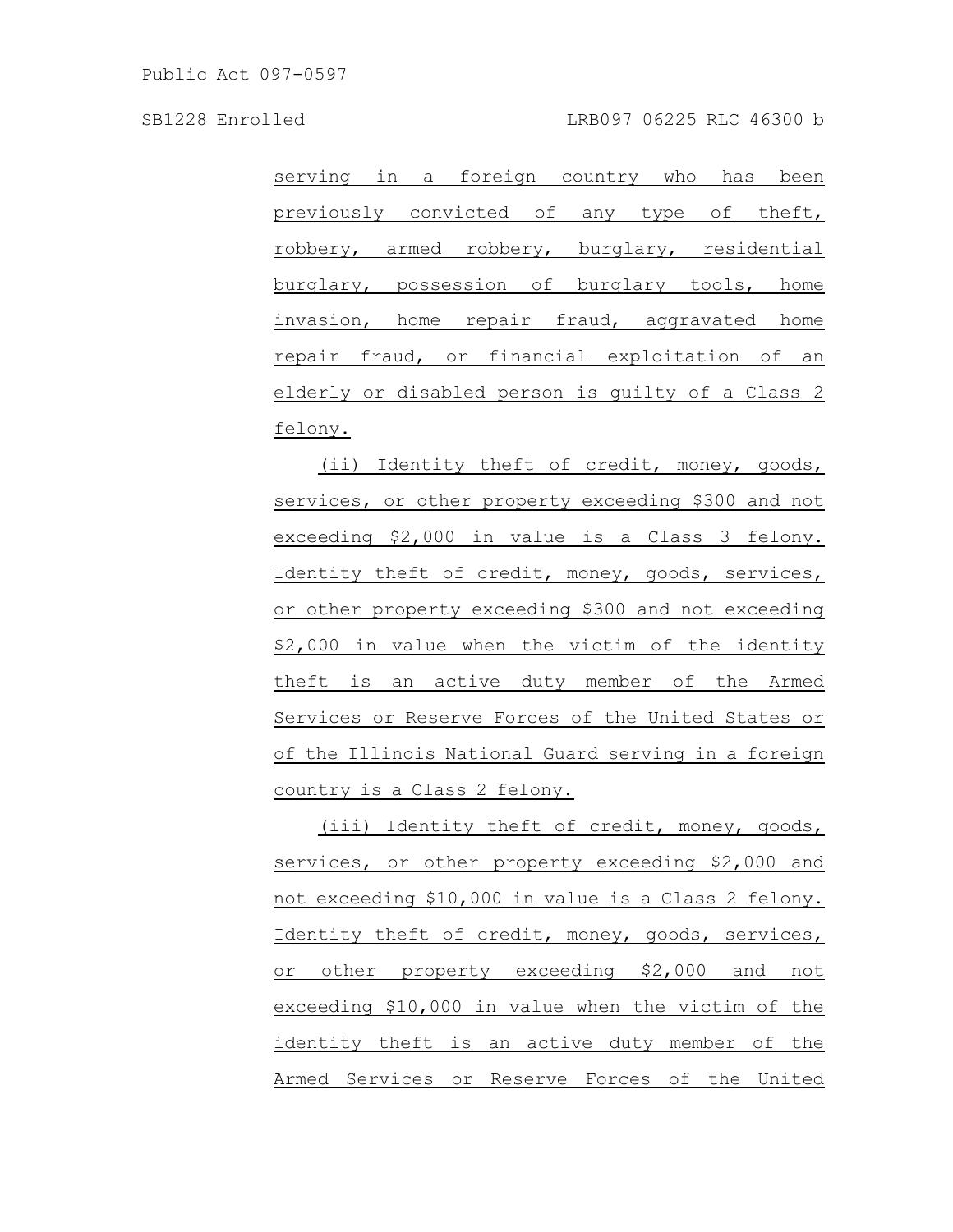serving in a foreign country who has been previously convicted of any type of theft, robbery, armed robbery, burglary, residential burglary, possession of burglary tools, home invasion, home repair fraud, aggravated home repair fraud, or financial exploitation of an elderly or disabled person is guilty of a Class 2 felony.

(ii) Identity theft of credit, money, goods, services, or other property exceeding $300 and not exceeding $2,000 in value is a Class 3 felony. Identity theft of credit, money, goods, services, or other property exceeding $300 and not exceeding $2,000 in value when the victim of the identity theft is an active duty member of the Armed Services or Reserve Forces of the United States or of the Illinois National Guard serving in a foreign country is a Class 2 felony.

(iii) Identity theft of credit, money, goods, services, or other property exceeding $2,000 and not exceeding $10,000 in value is a Class 2 felony. Identity theft of credit, money, goods, services, or other property exceeding $2,000 and not exceeding $10,000 in value when the victim of the identity theft is an active duty member of the Armed Services or Reserve Forces of the United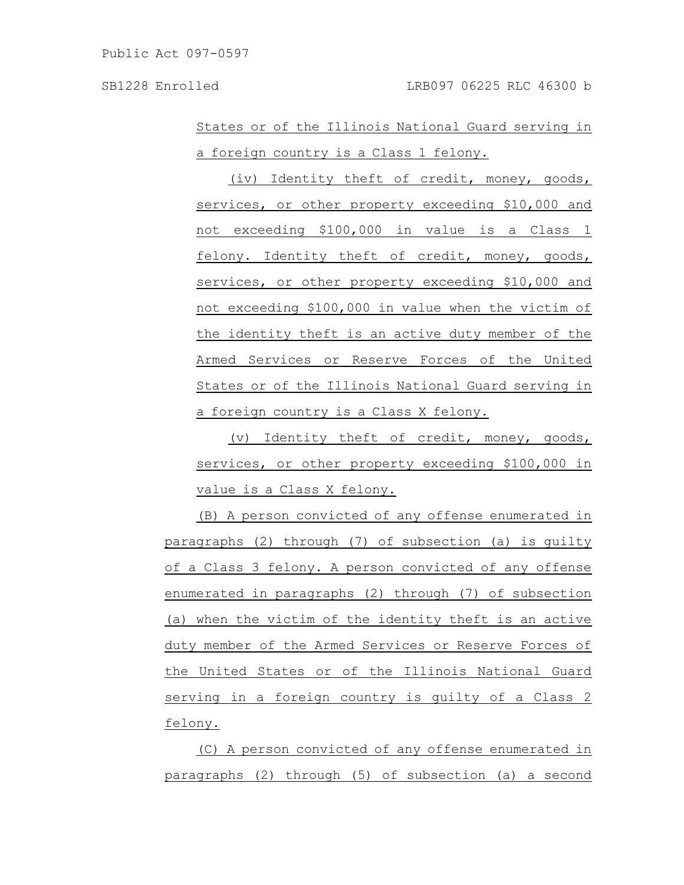States or of the Illinois National Guard serving in a foreign country is a Class 1 felony.

(iv) Identity theft of credit, money, goods, services, or other property exceeding $10,000 and not exceeding $100,000 in value is a Class 1 felony. Identity theft of credit, money, goods, services, or other property exceeding $10,000 and not exceeding $100,000 in value when the victim of the identity theft is an active duty member of the Armed Services or Reserve Forces of the United States or of the Illinois National Guard serving in a foreign country is a Class X felony.

(v) Identity theft of credit, money, goods, services, or other property exceeding $100,000 in value is a Class X felony.

(B) A person convicted of any offense enumerated in paragraphs (2) through (7) of subsection (a) is guilty of a Class 3 felony. A person convicted of any offense enumerated in paragraphs (2) through (7) of subsection (a) when the victim of the identity theft is an active duty member of the Armed Services or Reserve Forces of the United States or of the Illinois National Guard serving in a foreign country is guilty of a Class 2 felony.

(C) A person convicted of any offense enumerated in paragraphs (2) through (5) of subsection (a) a second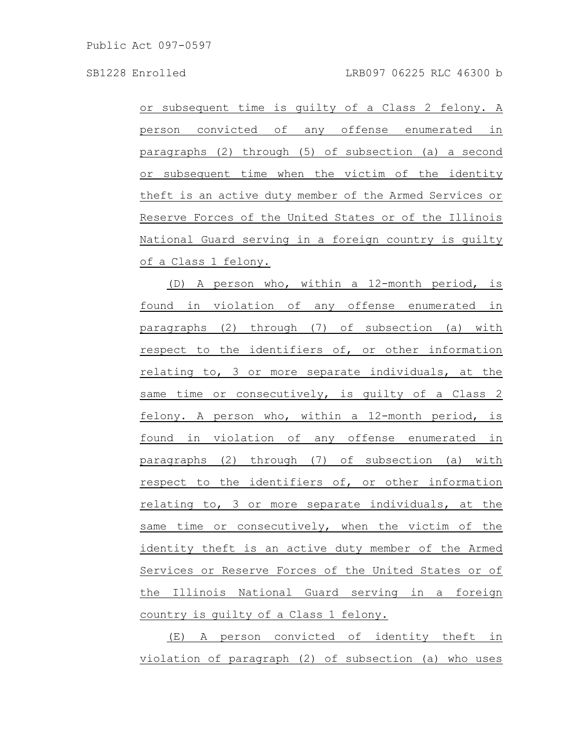or subsequent time is guilty of a Class 2 felony. A person convicted of any offense enumerated in paragraphs (2) through (5) of subsection (a) a second or subsequent time when the victim of the identity theft is an active duty member of the Armed Services or Reserve Forces of the United States or of the Illinois National Guard serving in a foreign country is guilty of a Class 1 felony.

(D) A person who, within a 12-month period, is found in violation of any offense enumerated in paragraphs (2) through (7) of subsection (a) with respect to the identifiers of, or other information relating to, 3 or more separate individuals, at the same time or consecutively, is guilty of a Class 2 felony. A person who, within a 12-month period, is found in violation of any offense enumerated in paragraphs (2) through (7) of subsection (a) with respect to the identifiers of, or other information relating to, 3 or more separate individuals, at the same time or consecutively, when the victim of the identity theft is an active duty member of the Armed Services or Reserve Forces of the United States or of the Illinois National Guard serving in a foreign country is guilty of a Class 1 felony.

(E) A person convicted of identity theft in violation of paragraph (2) of subsection (a) who uses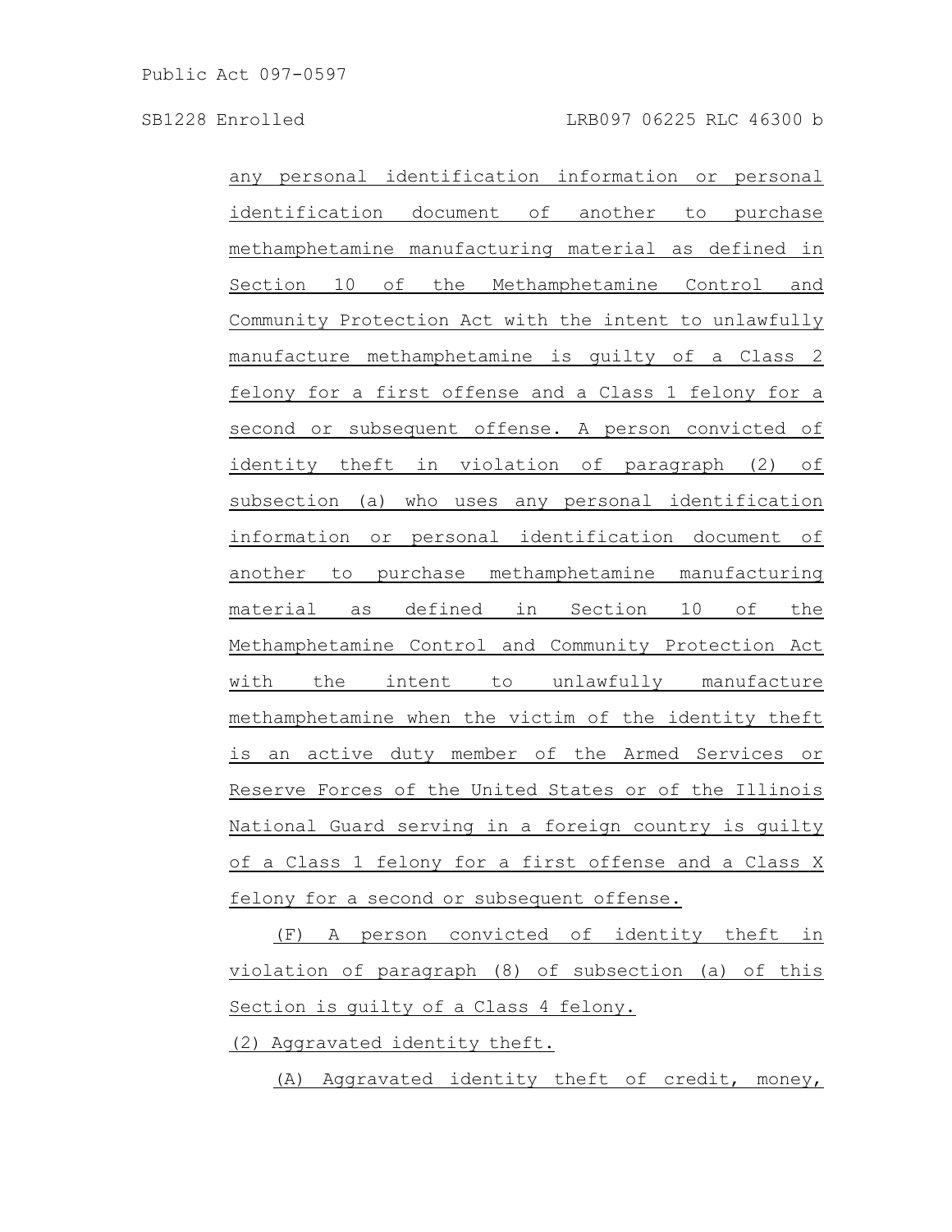any personal identification information or personal identification document of another to purchase methamphetamine manufacturing material as defined in Section 10 of the Methamphetamine Control and Community Protection Act with the intent to unlawfully manufacture methamphetamine is guilty of a Class 2 felony for a first offense and a Class 1 felony for a second or subsequent offense. A person convicted of identity theft in violation of paragraph (2) of subsection (a) who uses any personal identification information or personal identification document of another to purchase methamphetamine manufacturing material as defined in Section 10 of the Methamphetamine Control and Community Protection Act with the intent to unlawfully manufacture methamphetamine when the victim of the identity theft is an active duty member of the Armed Services or Reserve Forces of the United States or of the Illinois National Guard serving in a foreign country is guilty of a Class 1 felony for a first offense and a Class X felony for a second or subsequent offense.

(F) A person convicted of identity theft in violation of paragraph (8) of subsection (a) of this Section is guilty of a Class 4 felony.

(2) Aggravated identity theft.

(A) Aggravated identity theft of credit, money,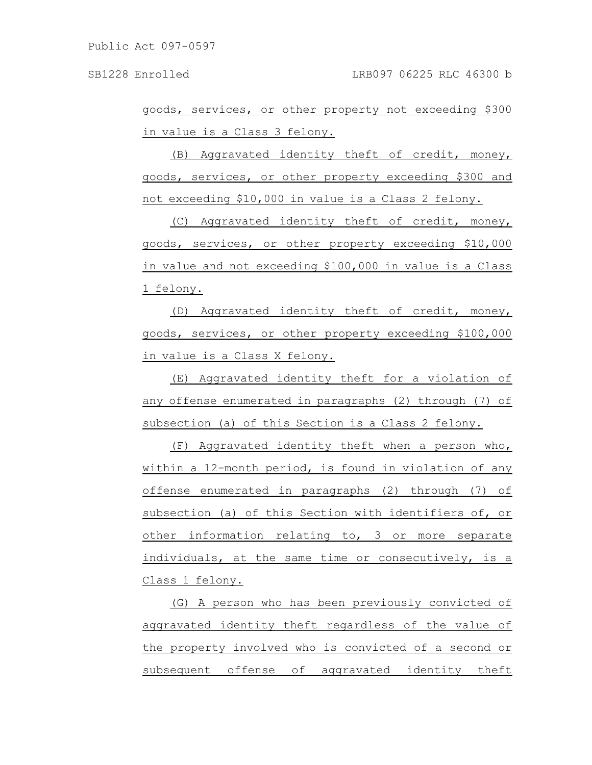goods, services, or other property not exceeding $300 in value is a Class 3 felony.

(B) Aggravated identity theft of credit, money, goods, services, or other property exceeding $300 and not exceeding $10,000 in value is a Class 2 felony.

(C) Aggravated identity theft of credit, money, goods, services, or other property exceeding $10,000 in value and not exceeding $100,000 in value is a Class 1 felony.

(D) Aggravated identity theft of credit, money, goods, services, or other property exceeding $100,000 in value is a Class X felony.

(E) Aggravated identity theft for a violation of any offense enumerated in paragraphs (2) through (7) of subsection (a) of this Section is a Class 2 felony.

(F) Aggravated identity theft when a person who, within a 12-month period, is found in violation of any offense enumerated in paragraphs (2) through (7) of subsection (a) of this Section with identifiers of, or other information relating to, 3 or more separate individuals, at the same time or consecutively, is a Class 1 felony.

(G) A person who has been previously convicted of aggravated identity theft regardless of the value of the property involved who is convicted of a second or subsequent offense of aggravated identity theft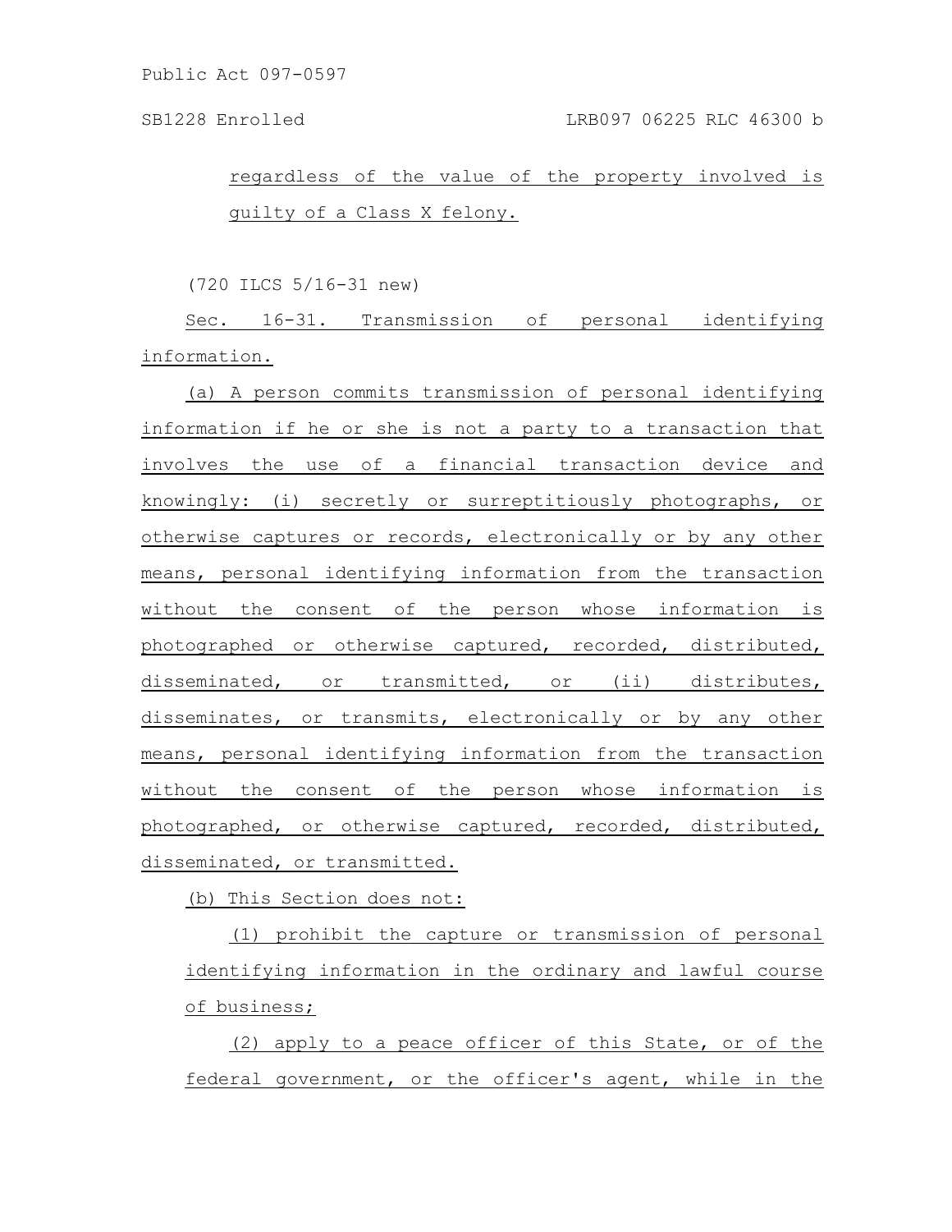regardless of the value of the property involved is guilty of a Class X felony.

(720 ILCS 5/16-31 new)

Sec. 16-31. Transmission of personal identifying information.

(a) A person commits transmission of personal identifying information if he or she is not a party to a transaction that involves the use of a financial transaction device and knowingly: (i) secretly or surreptitiously photographs, or otherwise captures or records, electronically or by any other means, personal identifying information from the transaction without the consent of the person whose information is photographed or otherwise captured, recorded, distributed, disseminated, or transmitted, or (ii) distributes, disseminates, or transmits, electronically or by any other means, personal identifying information from the transaction without the consent of the person whose information is photographed, or otherwise captured, recorded, distributed, disseminated, or transmitted.

(b) This Section does not:

(1) prohibit the capture or transmission of personal identifying information in the ordinary and lawful course of business;

(2) apply to a peace officer of this State, or of the federal government, or the officer's agent, while in the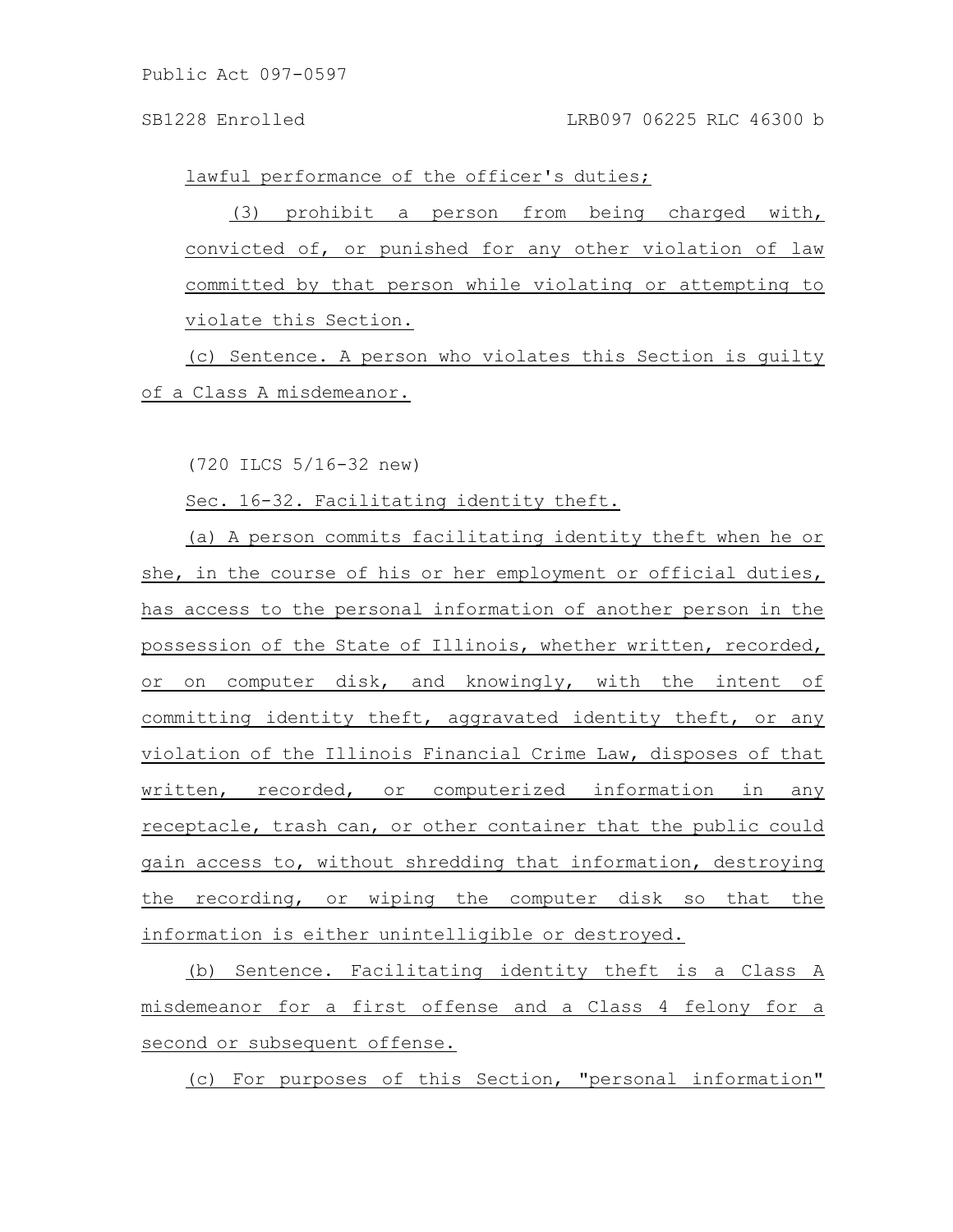lawful performance of the officer's duties;

(3) prohibit a person from being charged with, convicted of, or punished for any other violation of law committed by that person while violating or attempting to violate this Section.

(c) Sentence. A person who violates this Section is guilty of a Class A misdemeanor.

(720 ILCS 5/16-32 new)

Sec. 16-32. Facilitating identity theft.

(a) A person commits facilitating identity theft when he or she, in the course of his or her employment or official duties, has access to the personal information of another person in the possession of the State of Illinois, whether written, recorded, or on computer disk, and knowingly, with the intent of committing identity theft, aggravated identity theft, or any violation of the Illinois Financial Crime Law, disposes of that written, recorded, or computerized information in any receptacle, trash can, or other container that the public could gain access to, without shredding that information, destroying the recording, or wiping the computer disk so that the information is either unintelligible or destroyed.

(b) Sentence. Facilitating identity theft is a Class A misdemeanor for a first offense and a Class 4 felony for a second or subsequent offense.

(c) For purposes of this Section, "personal information"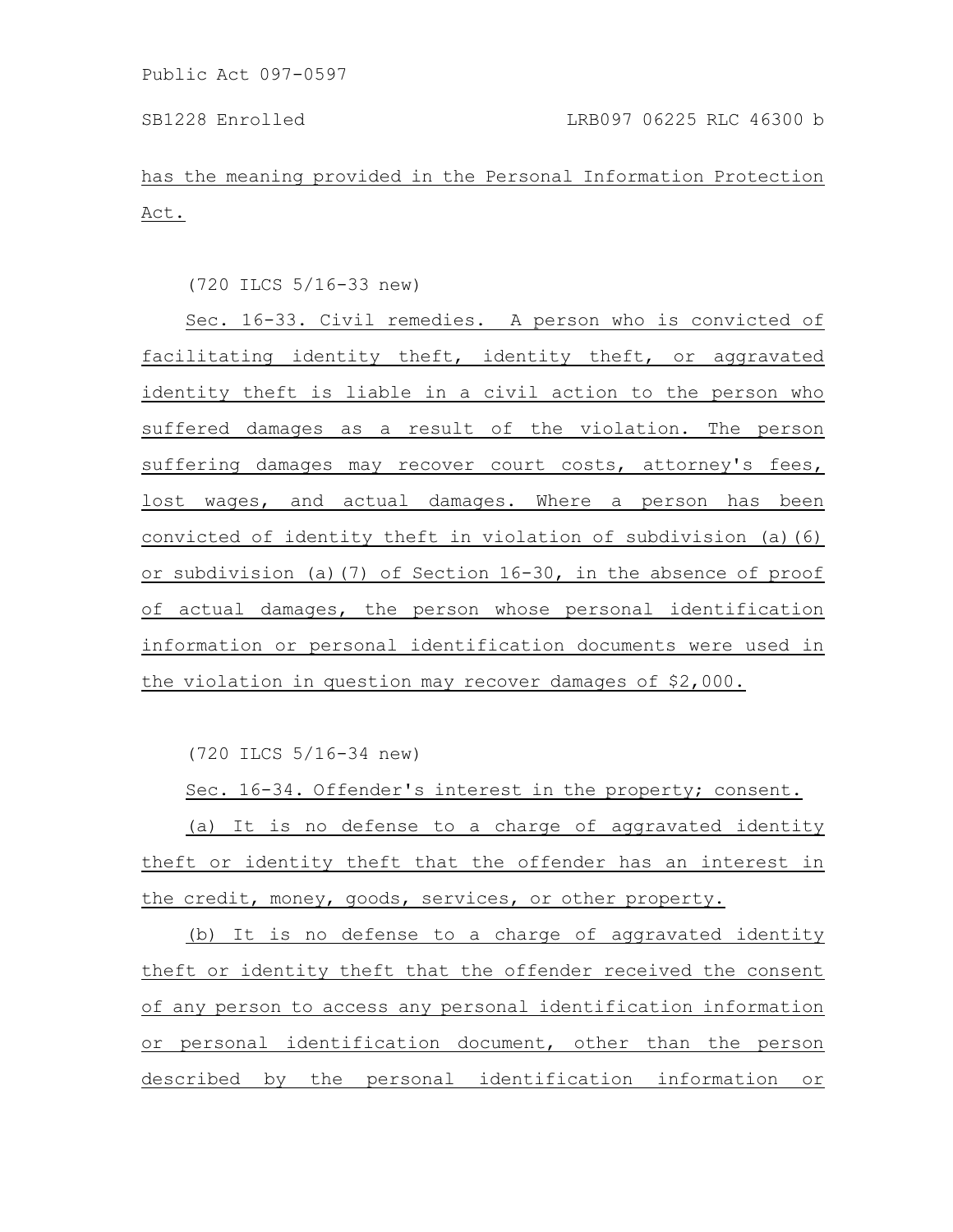has the meaning provided in the Personal Information Protection Act.

(720 ILCS 5/16-33 new)

Sec. 16-33. Civil remedies. A person who is convicted of facilitating identity theft, identity theft, or aggravated identity theft is liable in a civil action to the person who suffered damages as a result of the violation. The person suffering damages may recover court costs, attorney's fees, lost wages, and actual damages. Where a person has been convicted of identity theft in violation of subdivision (a)(6) or subdivision (a)(7) of Section 16-30, in the absence of proof of actual damages, the person whose personal identification information or personal identification documents were used in the violation in question may recover damages of $2,000.

(720 ILCS 5/16-34 new)

Sec. 16-34. Offender's interest in the property; consent.

(a) It is no defense to a charge of aggravated identity theft or identity theft that the offender has an interest in the credit, money, goods, services, or other property.

(b) It is no defense to a charge of aggravated identity theft or identity theft that the offender received the consent of any person to access any personal identification information or personal identification document, other than the person described by the personal identification information or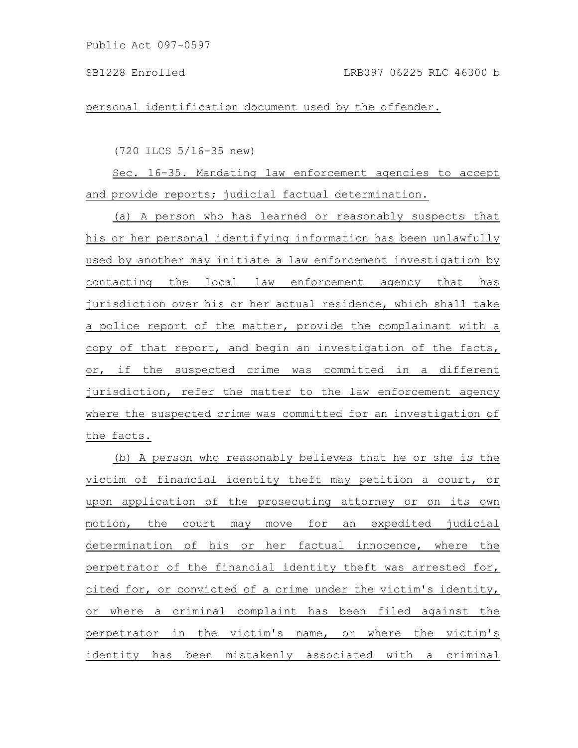personal identification document used by the offender.

(720 ILCS 5/16-35 new)

Sec. 16-35. Mandating law enforcement agencies to accept and provide reports; judicial factual determination.

(a) A person who has learned or reasonably suspects that his or her personal identifying information has been unlawfully used by another may initiate a law enforcement investigation by contacting the local law enforcement agency that has jurisdiction over his or her actual residence, which shall take a police report of the matter, provide the complainant with a copy of that report, and begin an investigation of the facts, or, if the suspected crime was committed in a different jurisdiction, refer the matter to the law enforcement agency where the suspected crime was committed for an investigation of the facts.

(b) A person who reasonably believes that he or she is the victim of financial identity theft may petition a court, or upon application of the prosecuting attorney or on its own motion, the court may move for an expedited judicial determination of his or her factual innocence, where the perpetrator of the financial identity theft was arrested for, cited for, or convicted of a crime under the victim's identity, or where a criminal complaint has been filed against the perpetrator in the victim's name, or where the victim's identity has been mistakenly associated with a criminal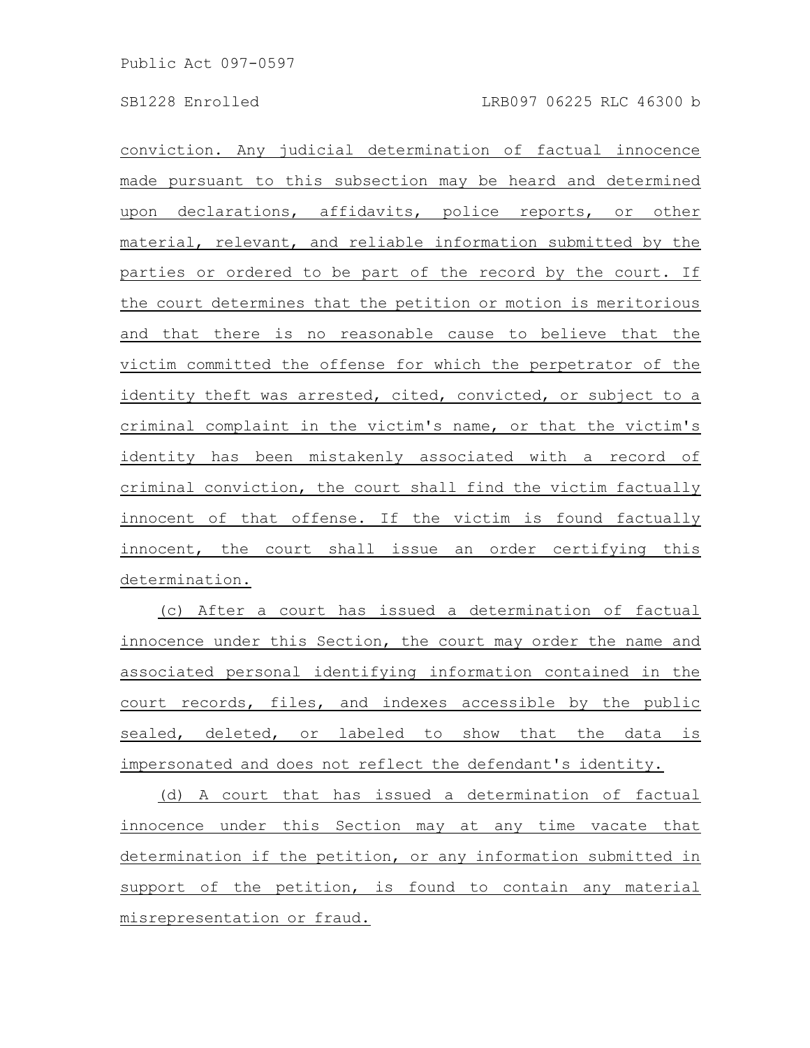conviction. Any judicial determination of factual innocence made pursuant to this subsection may be heard and determined upon declarations, affidavits, police reports, or other material, relevant, and reliable information submitted by the parties or ordered to be part of the record by the court. If the court determines that the petition or motion is meritorious and that there is no reasonable cause to believe that the victim committed the offense for which the perpetrator of the identity theft was arrested, cited, convicted, or subject to a criminal complaint in the victim's name, or that the victim's identity has been mistakenly associated with a record of criminal conviction, the court shall find the victim factually innocent of that offense. If the victim is found factually innocent, the court shall issue an order certifying this determination.

(c) After a court has issued a determination of factual innocence under this Section, the court may order the name and associated personal identifying information contained in the court records, files, and indexes accessible by the public sealed, deleted, or labeled to show that the data is impersonated and does not reflect the defendant's identity.

(d) A court that has issued a determination of factual innocence under this Section may at any time vacate that determination if the petition, or any information submitted in support of the petition, is found to contain any material misrepresentation or fraud.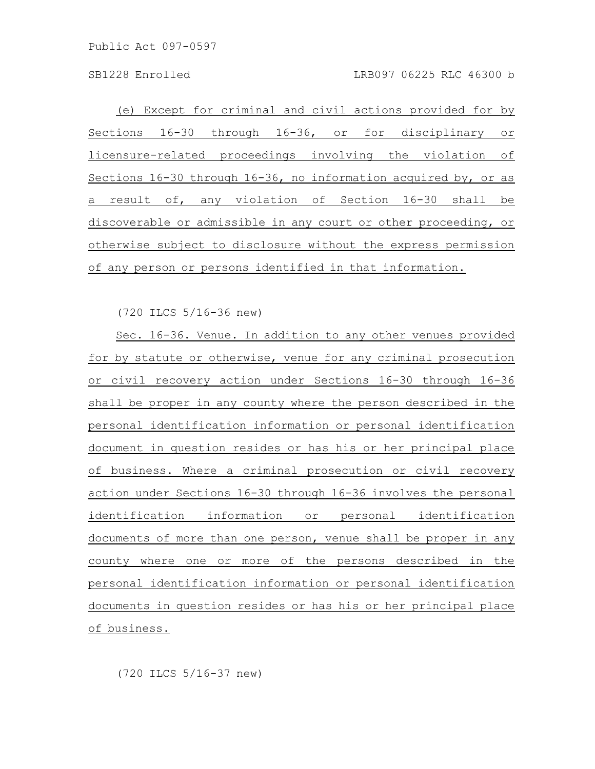(e) Except for criminal and civil actions provided for by Sections 16-30 through 16-36, or for disciplinary or licensure-related proceedings involving the violation of Sections 16-30 through 16-36, no information acquired by, or as a result of, any violation of Section 16-30 shall be discoverable or admissible in any court or other proceeding, or otherwise subject to disclosure without the express permission of any person or persons identified in that information.

(720 ILCS 5/16-36 new)

Sec. 16-36. Venue. In addition to any other venues provided for by statute or otherwise, venue for any criminal prosecution or civil recovery action under Sections 16-30 through 16-36 shall be proper in any county where the person described in the personal identification information or personal identification document in question resides or has his or her principal place of business. Where a criminal prosecution or civil recovery action under Sections 16-30 through 16-36 involves the personal identification information or personal identification documents of more than one person, venue shall be proper in any county where one or more of the persons described in the personal identification information or personal identification documents in question resides or has his or her principal place of business.

(720 ILCS 5/16-37 new)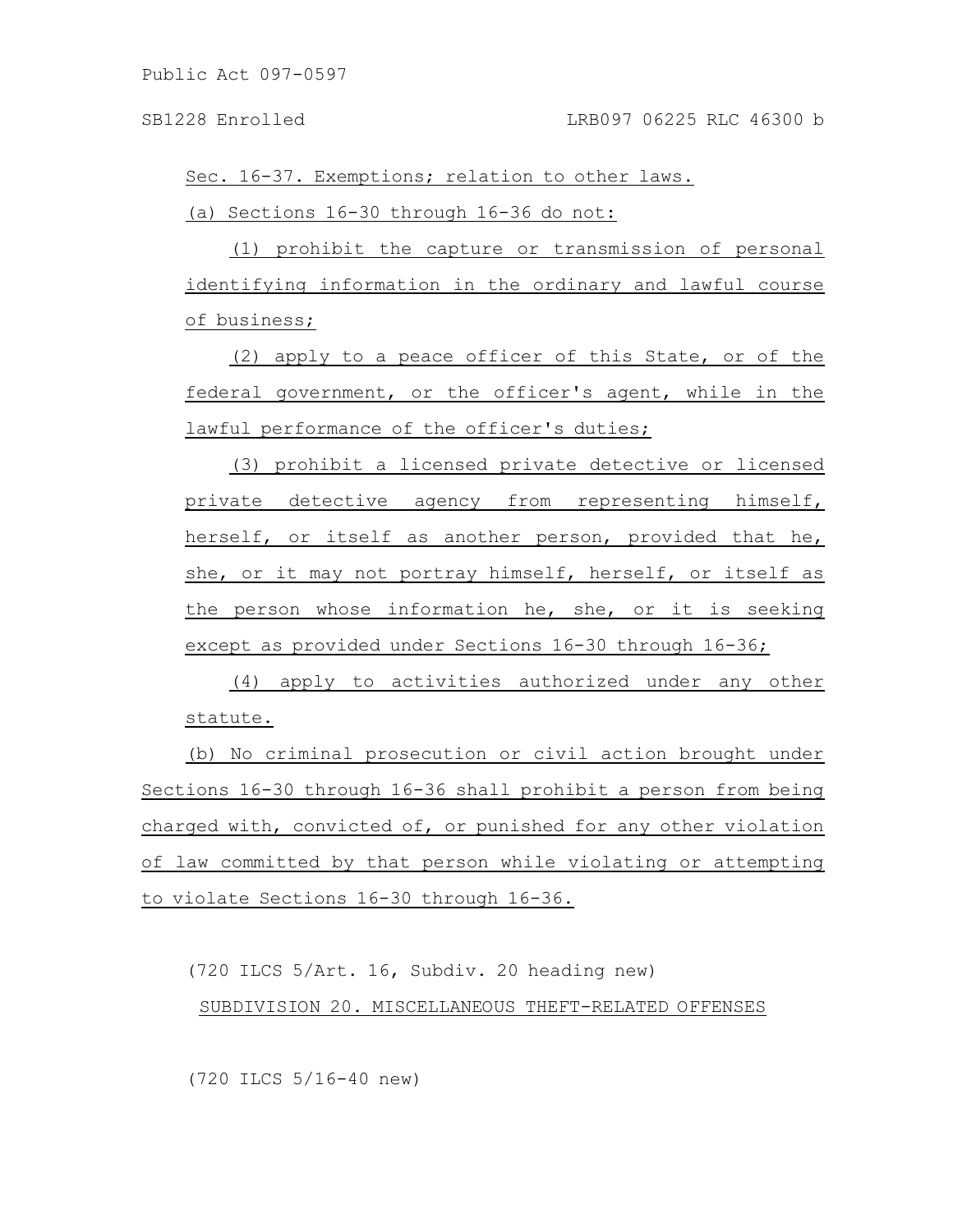Sec. 16-37. Exemptions; relation to other laws.

(a) Sections 16-30 through 16-36 do not:

(1) prohibit the capture or transmission of personal identifying information in the ordinary and lawful course of business;

(2) apply to a peace officer of this State, or of the federal government, or the officer's agent, while in the lawful performance of the officer's duties;

(3) prohibit a licensed private detective or licensed private detective agency from representing himself, herself, or itself as another person, provided that he, she, or it may not portray himself, herself, or itself as the person whose information he, she, or it is seeking except as provided under Sections 16-30 through 16-36;

(4) apply to activities authorized under any other statute.

(b) No criminal prosecution or civil action brought under Sections 16-30 through 16-36 shall prohibit a person from being charged with, convicted of, or punished for any other violation of law committed by that person while violating or attempting to violate Sections 16-30 through 16-36.

(720 ILCS 5/Art. 16, Subdiv. 20 heading new)

SUBDIVISION 20. MISCELLANEOUS THEFT-RELATED OFFENSES

(720 ILCS 5/16-40 new)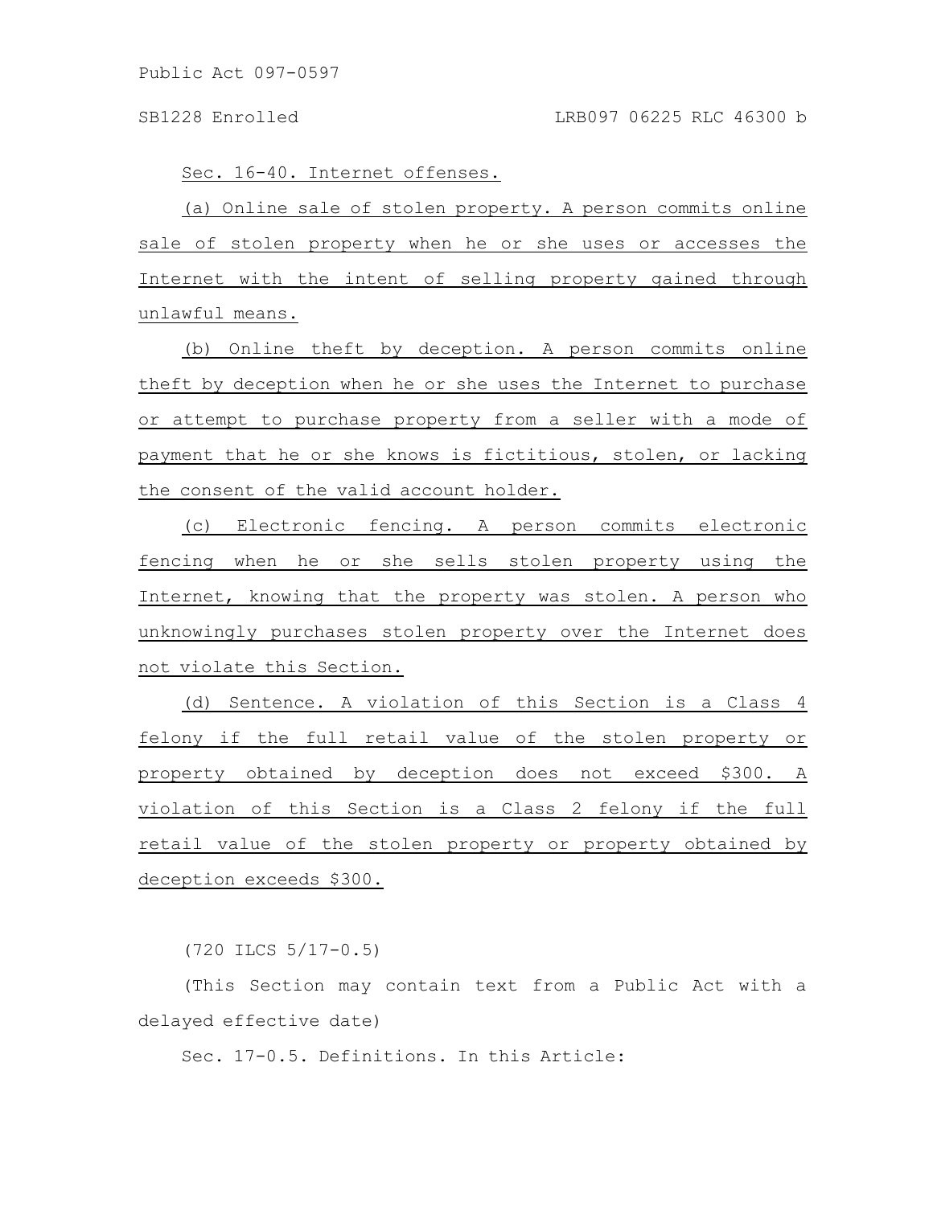Sec. 16-40. Internet offenses.

(a) Online sale of stolen property. A person commits online sale of stolen property when he or she uses or accesses the Internet with the intent of selling property gained through unlawful means.

(b) Online theft by deception. A person commits online theft by deception when he or she uses the Internet to purchase or attempt to purchase property from a seller with a mode of payment that he or she knows is fictitious, stolen, or lacking the consent of the valid account holder.

(c) Electronic fencing. A person commits electronic fencing when he or she sells stolen property using the Internet, knowing that the property was stolen. A person who unknowingly purchases stolen property over the Internet does not violate this Section.

(d) Sentence. A violation of this Section is a Class 4 felony if the full retail value of the stolen property or property obtained by deception does not exceed $300. A violation of this Section is a Class 2 felony if the full retail value of the stolen property or property obtained by deception exceeds $300.

(720 ILCS 5/17-0.5)

(This Section may contain text from a Public Act with a delayed effective date)

Sec. 17-0.5. Definitions. In this Article: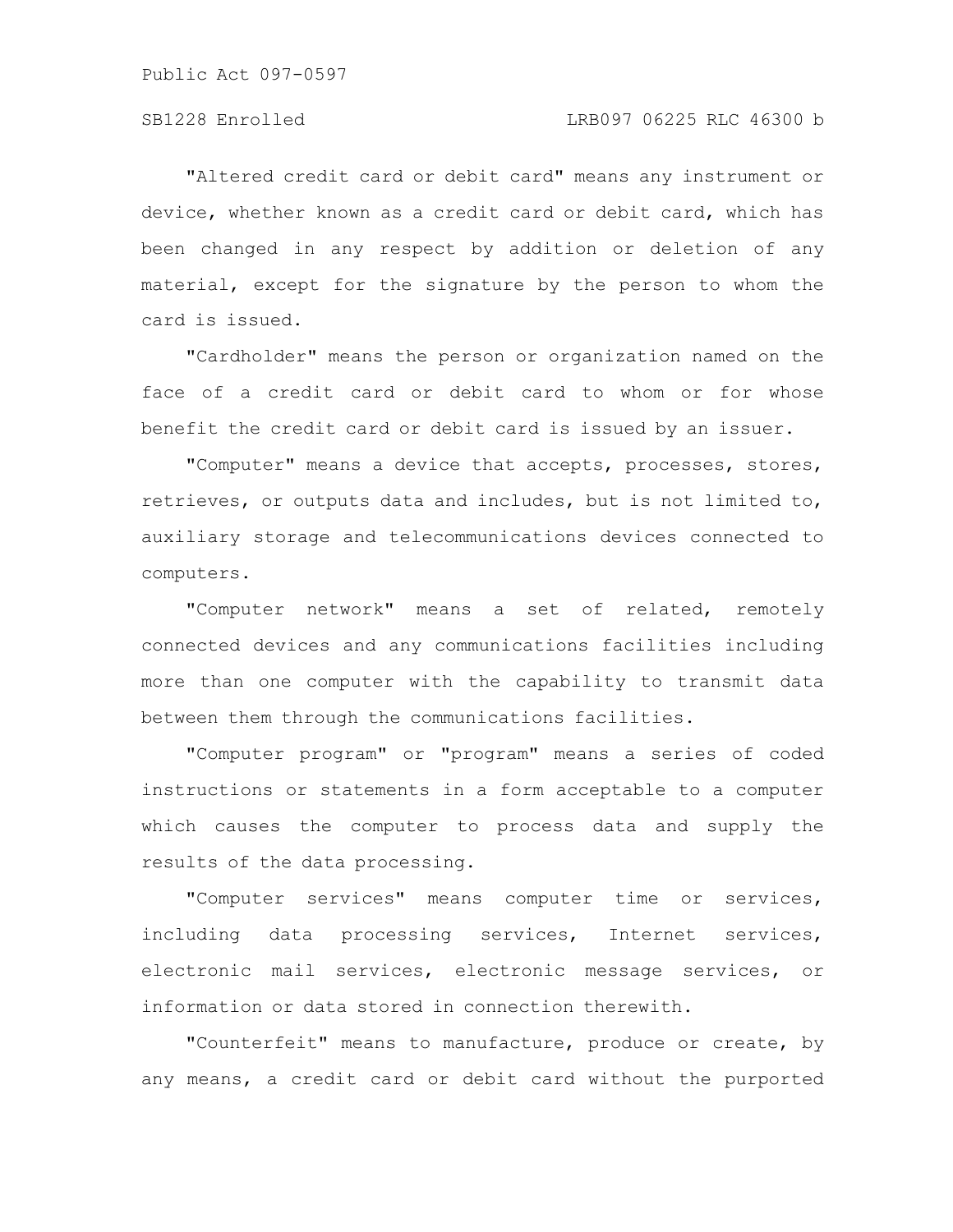"Altered credit card or debit card" means any instrument or device, whether known as a credit card or debit card, which has been changed in any respect by addition or deletion of any material, except for the signature by the person to whom the card is issued.

"Cardholder" means the person or organization named on the face of a credit card or debit card to whom or for whose benefit the credit card or debit card is issued by an issuer.

"Computer" means a device that accepts, processes, stores, retrieves, or outputs data and includes, but is not limited to, auxiliary storage and telecommunications devices connected to computers.

"Computer network" means a set of related, remotely connected devices and any communications facilities including more than one computer with the capability to transmit data between them through the communications facilities.

"Computer program" or "program" means a series of coded instructions or statements in a form acceptable to a computer which causes the computer to process data and supply the results of the data processing.

"Computer services" means computer time or services, including data processing services, Internet services, electronic mail services, electronic message services, or information or data stored in connection therewith.

"Counterfeit" means to manufacture, produce or create, by any means, a credit card or debit card without the purported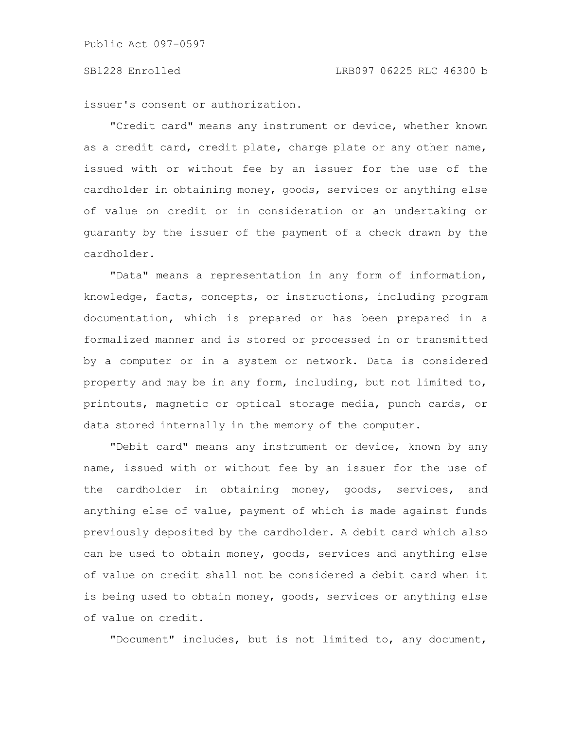issuer's consent or authorization.

"Credit card" means any instrument or device, whether known as a credit card, credit plate, charge plate or any other name, issued with or without fee by an issuer for the use of the cardholder in obtaining money, goods, services or anything else of value on credit or in consideration or an undertaking or guaranty by the issuer of the payment of a check drawn by the cardholder.

"Data" means a representation in any form of information, knowledge, facts, concepts, or instructions, including program documentation, which is prepared or has been prepared in a formalized manner and is stored or processed in or transmitted by a computer or in a system or network. Data is considered property and may be in any form, including, but not limited to, printouts, magnetic or optical storage media, punch cards, or data stored internally in the memory of the computer.

"Debit card" means any instrument or device, known by any name, issued with or without fee by an issuer for the use of the cardholder in obtaining money, goods, services, and anything else of value, payment of which is made against funds previously deposited by the cardholder. A debit card which also can be used to obtain money, goods, services and anything else of value on credit shall not be considered a debit card when it is being used to obtain money, goods, services or anything else of value on credit.

"Document" includes, but is not limited to, any document,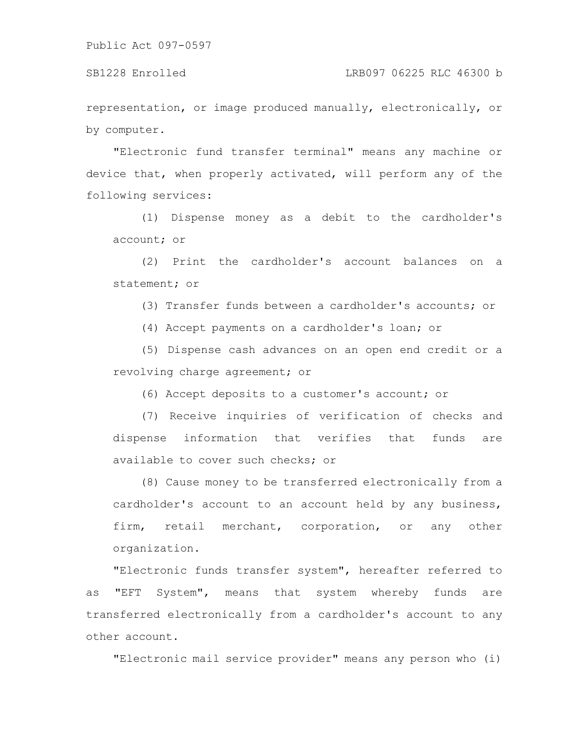representation, or image produced manually, electronically, or by computer.

"Electronic fund transfer terminal" means any machine or device that, when properly activated, will perform any of the following services:

(1) Dispense money as a debit to the cardholder's account; or

(2) Print the cardholder's account balances on a statement; or

(3) Transfer funds between a cardholder's accounts; or

(4) Accept payments on a cardholder's loan; or

(5) Dispense cash advances on an open end credit or a revolving charge agreement; or

(6) Accept deposits to a customer's account; or

(7) Receive inquiries of verification of checks and dispense information that verifies that funds are available to cover such checks; or

(8) Cause money to be transferred electronically from a cardholder's account to an account held by any business, firm, retail merchant, corporation, or any other organization.

"Electronic funds transfer system", hereafter referred to as "EFT System", means that system whereby funds are transferred electronically from a cardholder's account to any other account.

"Electronic mail service provider" means any person who (i)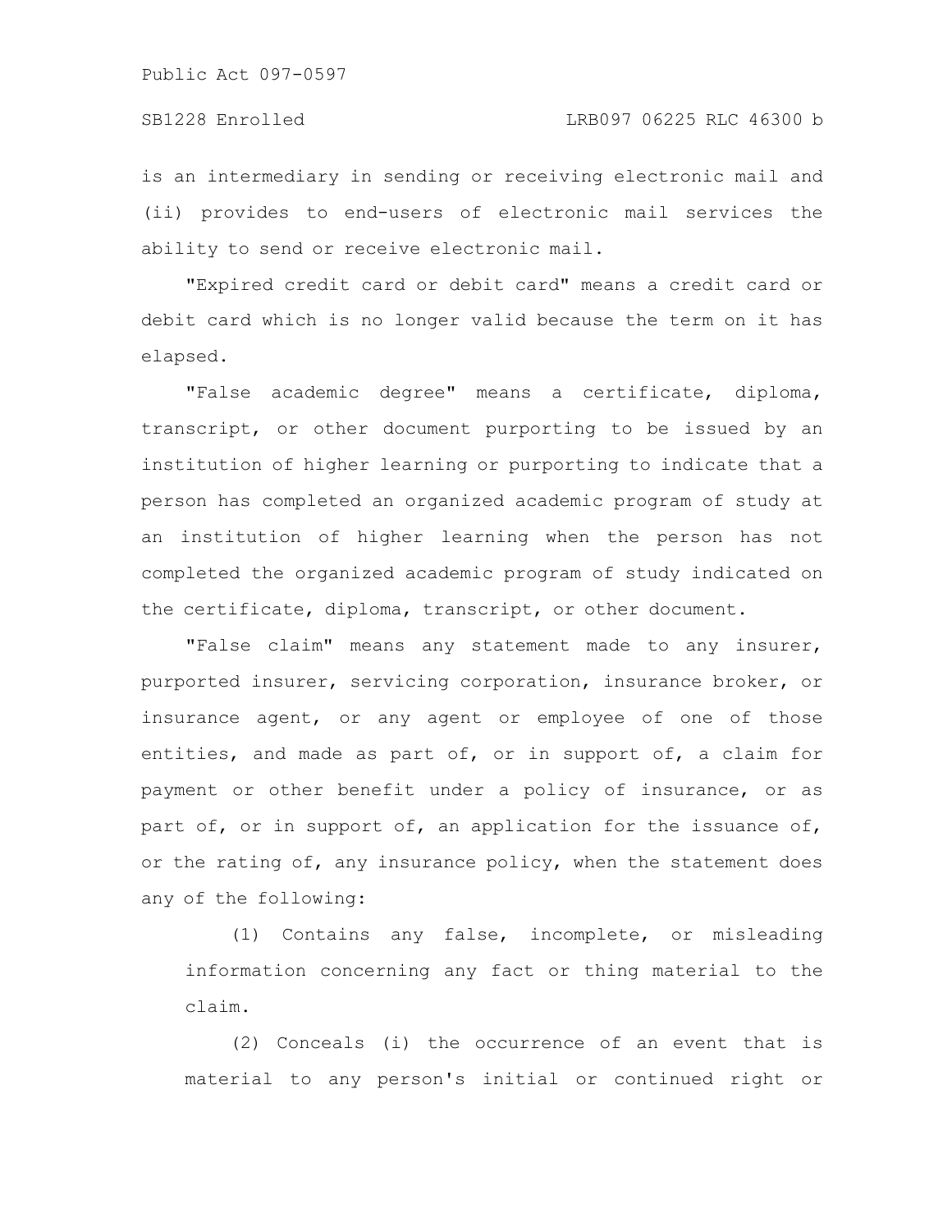is an intermediary in sending or receiving electronic mail and (ii) provides to end-users of electronic mail services the ability to send or receive electronic mail.

"Expired credit card or debit card" means a credit card or debit card which is no longer valid because the term on it has elapsed.

"False academic degree" means a certificate, diploma, transcript, or other document purporting to be issued by an institution of higher learning or purporting to indicate that a person has completed an organized academic program of study at an institution of higher learning when the person has not completed the organized academic program of study indicated on the certificate, diploma, transcript, or other document.

"False claim" means any statement made to any insurer, purported insurer, servicing corporation, insurance broker, or insurance agent, or any agent or employee of one of those entities, and made as part of, or in support of, a claim for payment or other benefit under a policy of insurance, or as part of, or in support of, an application for the issuance of, or the rating of, any insurance policy, when the statement does any of the following:

(1) Contains any false, incomplete, or misleading information concerning any fact or thing material to the claim.

(2) Conceals (i) the occurrence of an event that is material to any person's initial or continued right or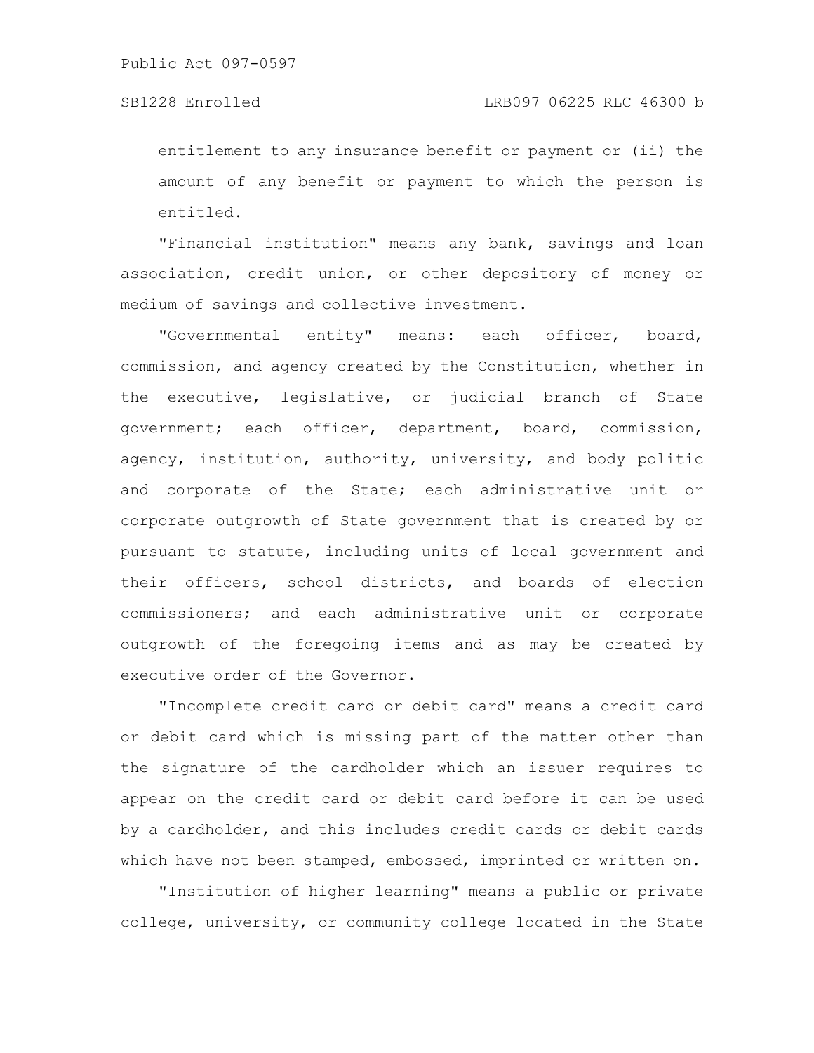entitlement to any insurance benefit or payment or (ii) the amount of any benefit or payment to which the person is entitled.

"Financial institution" means any bank, savings and loan association, credit union, or other depository of money or medium of savings and collective investment.

"Governmental entity" means: each officer, board, commission, and agency created by the Constitution, whether in the executive, legislative, or judicial branch of State government; each officer, department, board, commission, agency, institution, authority, university, and body politic and corporate of the State; each administrative unit or corporate outgrowth of State government that is created by or pursuant to statute, including units of local government and their officers, school districts, and boards of election commissioners; and each administrative unit or corporate outgrowth of the foregoing items and as may be created by executive order of the Governor.

"Incomplete credit card or debit card" means a credit card or debit card which is missing part of the matter other than the signature of the cardholder which an issuer requires to appear on the credit card or debit card before it can be used by a cardholder, and this includes credit cards or debit cards which have not been stamped, embossed, imprinted or written on.

"Institution of higher learning" means a public or private college, university, or community college located in the State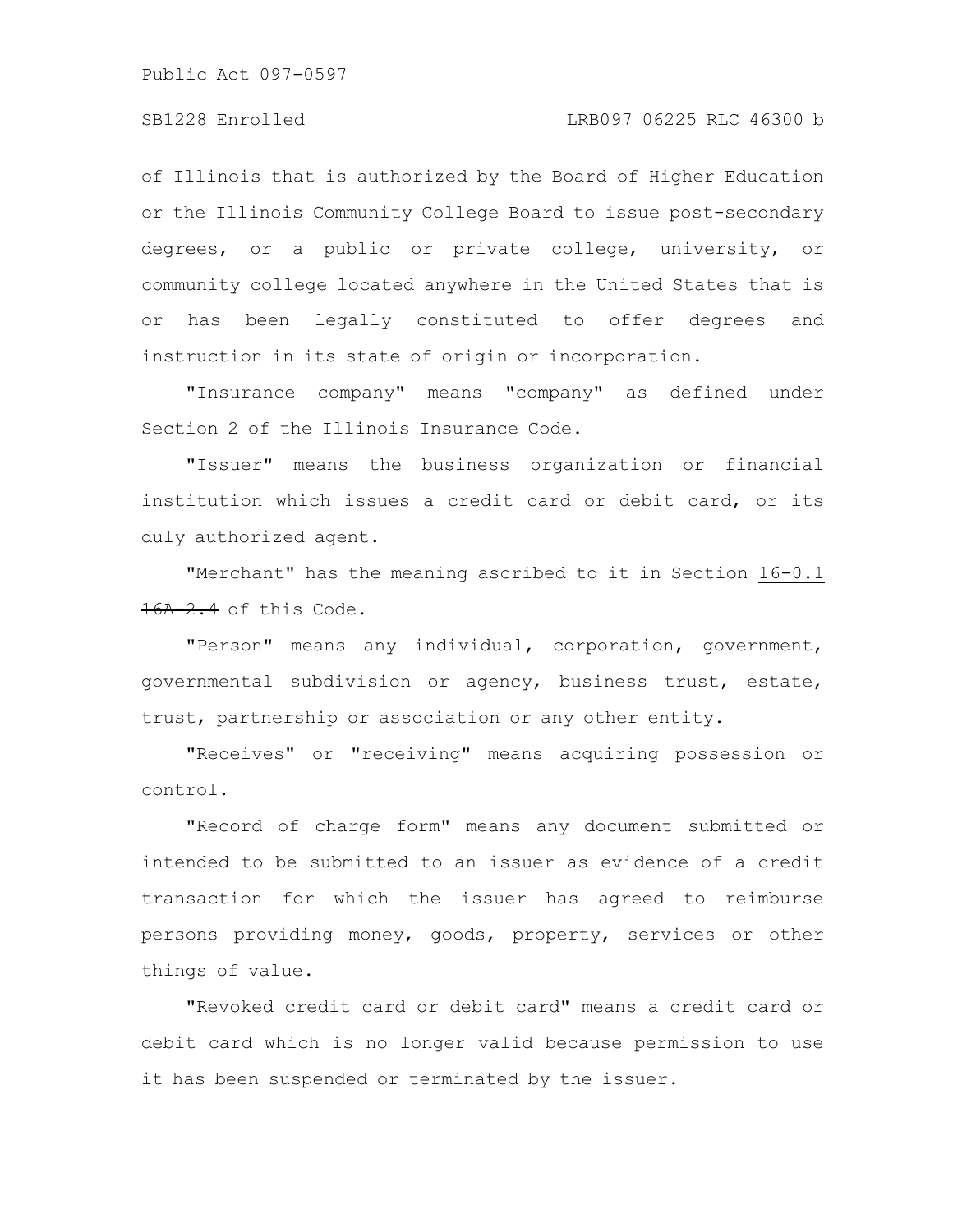of Illinois that is authorized by the Board of Higher Education or the Illinois Community College Board to issue post-secondary degrees, or a public or private college, university, or community college located anywhere in the United States that is or has been legally constituted to offer degrees and instruction in its state of origin or incorporation.

"Insurance company" means "company" as defined under Section 2 of the Illinois Insurance Code.

"Issuer" means the business organization or financial institution which issues a credit card or debit card, or its duly authorized agent.

"Merchant" has the meaning ascribed to it in Section 16-0.1 ~~16A-2.4~~ of this Code.

"Person" means any individual, corporation, government, governmental subdivision or agency, business trust, estate, trust, partnership or association or any other entity.

"Receives" or "receiving" means acquiring possession or control.

"Record of charge form" means any document submitted or intended to be submitted to an issuer as evidence of a credit transaction for which the issuer has agreed to reimburse persons providing money, goods, property, services or other things of value.

"Revoked credit card or debit card" means a credit card or debit card which is no longer valid because permission to use it has been suspended or terminated by the issuer.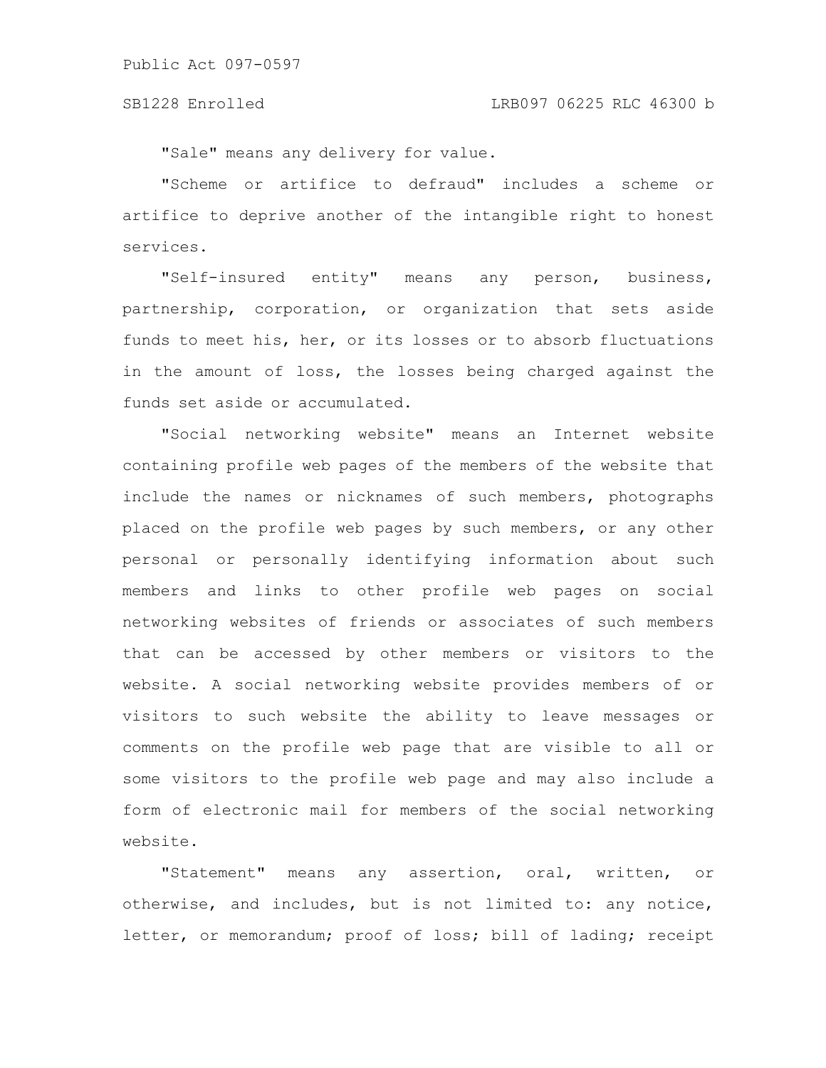"Sale" means any delivery for value.

"Scheme or artifice to defraud" includes a scheme or artifice to deprive another of the intangible right to honest services.

"Self-insured entity" means any person, business, partnership, corporation, or organization that sets aside funds to meet his, her, or its losses or to absorb fluctuations in the amount of loss, the losses being charged against the funds set aside or accumulated.

"Social networking website" means an Internet website containing profile web pages of the members of the website that include the names or nicknames of such members, photographs placed on the profile web pages by such members, or any other personal or personally identifying information about such members and links to other profile web pages on social networking websites of friends or associates of such members that can be accessed by other members or visitors to the website. A social networking website provides members of or visitors to such website the ability to leave messages or comments on the profile web page that are visible to all or some visitors to the profile web page and may also include a form of electronic mail for members of the social networking website.

"Statement" means any assertion, oral, written, or otherwise, and includes, but is not limited to: any notice, letter, or memorandum; proof of loss; bill of lading; receipt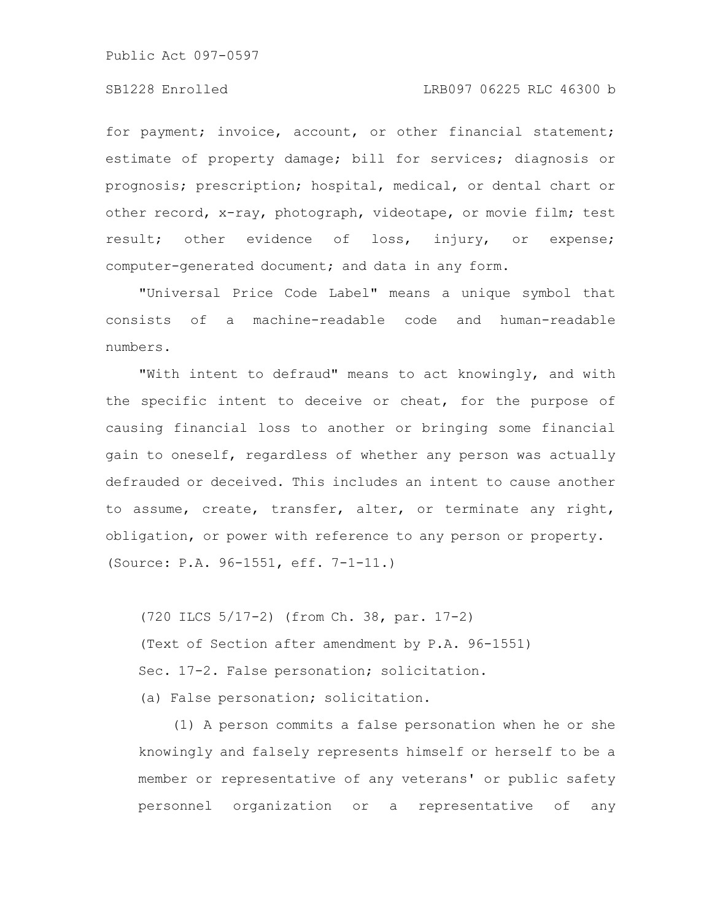for payment; invoice, account, or other financial statement; estimate of property damage; bill for services; diagnosis or prognosis; prescription; hospital, medical, or dental chart or other record, x-ray, photograph, videotape, or movie film; test result; other evidence of loss, injury, or expense; computer-generated document; and data in any form.

"Universal Price Code Label" means a unique symbol that consists of a machine-readable code and human-readable numbers.

"With intent to defraud" means to act knowingly, and with the specific intent to deceive or cheat, for the purpose of causing financial loss to another or bringing some financial gain to oneself, regardless of whether any person was actually defrauded or deceived. This includes an intent to cause another to assume, create, transfer, alter, or terminate any right, obligation, or power with reference to any person or property.

(Source: P.A. 96-1551, eff. 7-1-11.)

(720 ILCS 5/17-2) (from Ch. 38, par. 17-2)

(Text of Section after amendment by P.A. 96-1551)

Sec. 17-2. False personation; solicitation.

(a) False personation; solicitation.

(1) A person commits a false personation when he or she knowingly and falsely represents himself or herself to be a member or representative of any veterans' or public safety personnel organization or a representative of any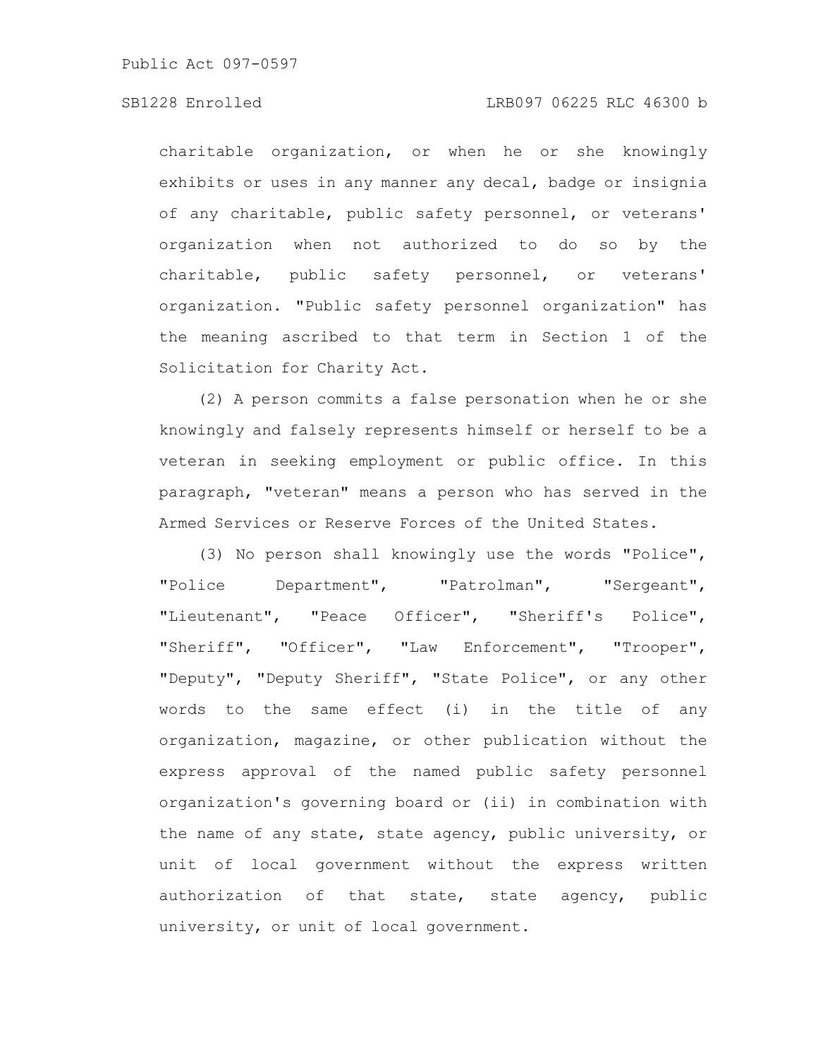charitable organization, or when he or she knowingly exhibits or uses in any manner any decal, badge or insignia of any charitable, public safety personnel, or veterans' organization when not authorized to do so by the charitable, public safety personnel, or veterans' organization. "Public safety personnel organization" has the meaning ascribed to that term in Section 1 of the Solicitation for Charity Act.

(2) A person commits a false personation when he or she knowingly and falsely represents himself or herself to be a veteran in seeking employment or public office. In this paragraph, "veteran" means a person who has served in the Armed Services or Reserve Forces of the United States.

(3) No person shall knowingly use the words "Police", "Police Department", "Patrolman", "Sergeant", "Lieutenant", "Peace Officer", "Sheriff's Police", "Sheriff", "Officer", "Law Enforcement", "Trooper", "Deputy", "Deputy Sheriff", "State Police", or any other words to the same effect (i) in the title of any organization, magazine, or other publication without the express approval of the named public safety personnel organization's governing board or (ii) in combination with the name of any state, state agency, public university, or unit of local government without the express written authorization of that state, state agency, public university, or unit of local government.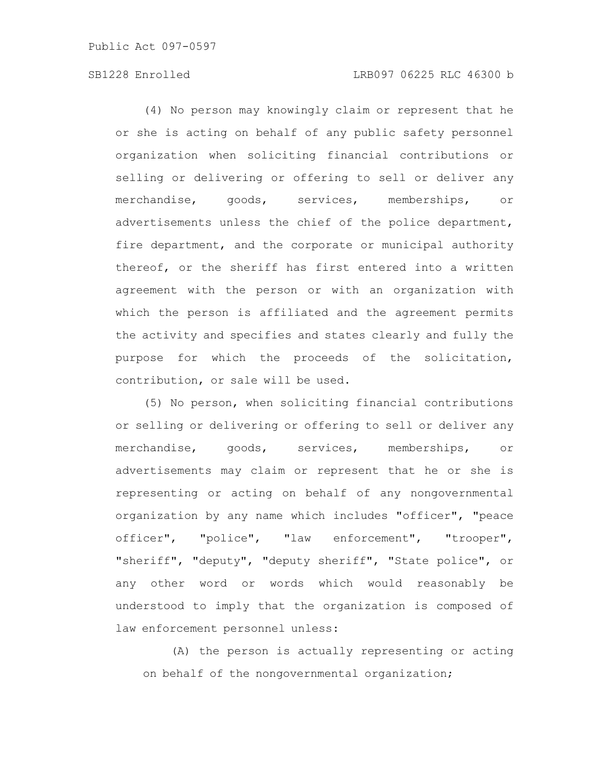(4) No person may knowingly claim or represent that he or she is acting on behalf of any public safety personnel organization when soliciting financial contributions or selling or delivering or offering to sell or deliver any merchandise, goods, services, memberships, or advertisements unless the chief of the police department, fire department, and the corporate or municipal authority thereof, or the sheriff has first entered into a written agreement with the person or with an organization with which the person is affiliated and the agreement permits the activity and specifies and states clearly and fully the purpose for which the proceeds of the solicitation, contribution, or sale will be used.

(5) No person, when soliciting financial contributions or selling or delivering or offering to sell or deliver any merchandise, goods, services, memberships, or advertisements may claim or represent that he or she is representing or acting on behalf of any nongovernmental organization by any name which includes "officer", "peace officer", "police", "law enforcement", "trooper", "sheriff", "deputy", "deputy sheriff", "State police", or any other word or words which would reasonably be understood to imply that the organization is composed of law enforcement personnel unless:

(A) the person is actually representing or acting on behalf of the nongovernmental organization;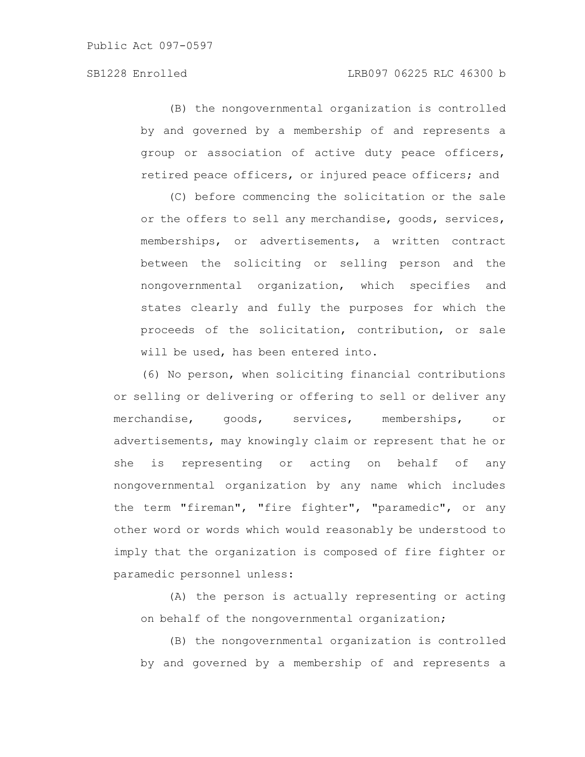(B) the nongovernmental organization is controlled by and governed by a membership of and represents a group or association of active duty peace officers, retired peace officers, or injured peace officers; and

(C) before commencing the solicitation or the sale or the offers to sell any merchandise, goods, services, memberships, or advertisements, a written contract between the soliciting or selling person and the nongovernmental organization, which specifies and states clearly and fully the purposes for which the proceeds of the solicitation, contribution, or sale will be used, has been entered into.

(6) No person, when soliciting financial contributions or selling or delivering or offering to sell or deliver any merchandise, goods, services, memberships, or advertisements, may knowingly claim or represent that he or she is representing or acting on behalf of any nongovernmental organization by any name which includes the term "fireman", "fire fighter", "paramedic", or any other word or words which would reasonably be understood to imply that the organization is composed of fire fighter or paramedic personnel unless:

(A) the person is actually representing or acting on behalf of the nongovernmental organization;

(B) the nongovernmental organization is controlled by and governed by a membership of and represents a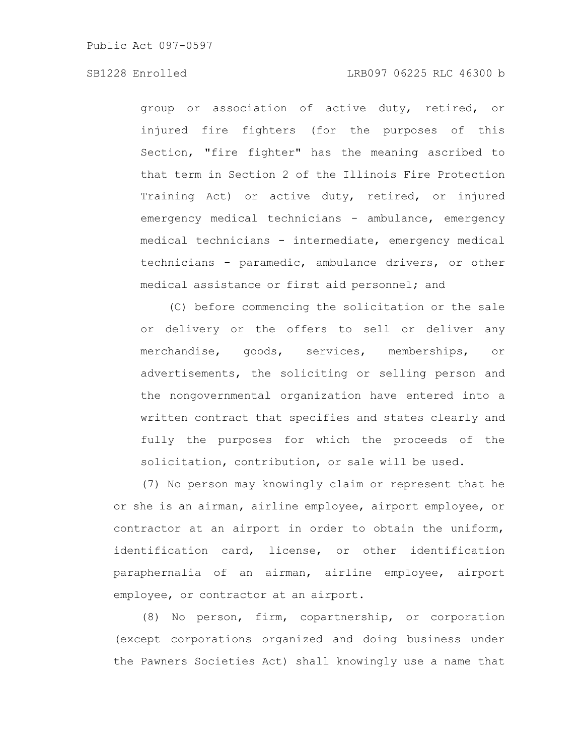group or association of active duty, retired, or injured fire fighters (for the purposes of this Section, "fire fighter" has the meaning ascribed to that term in Section 2 of the Illinois Fire Protection Training Act) or active duty, retired, or injured emergency medical technicians - ambulance, emergency medical technicians - intermediate, emergency medical technicians - paramedic, ambulance drivers, or other medical assistance or first aid personnel; and

(C) before commencing the solicitation or the sale or delivery or the offers to sell or deliver any merchandise, goods, services, memberships, or advertisements, the soliciting or selling person and the nongovernmental organization have entered into a written contract that specifies and states clearly and fully the purposes for which the proceeds of the solicitation, contribution, or sale will be used.

(7) No person may knowingly claim or represent that he or she is an airman, airline employee, airport employee, or contractor at an airport in order to obtain the uniform, identification card, license, or other identification paraphernalia of an airman, airline employee, airport employee, or contractor at an airport.

(8) No person, firm, copartnership, or corporation (except corporations organized and doing business under the Pawners Societies Act) shall knowingly use a name that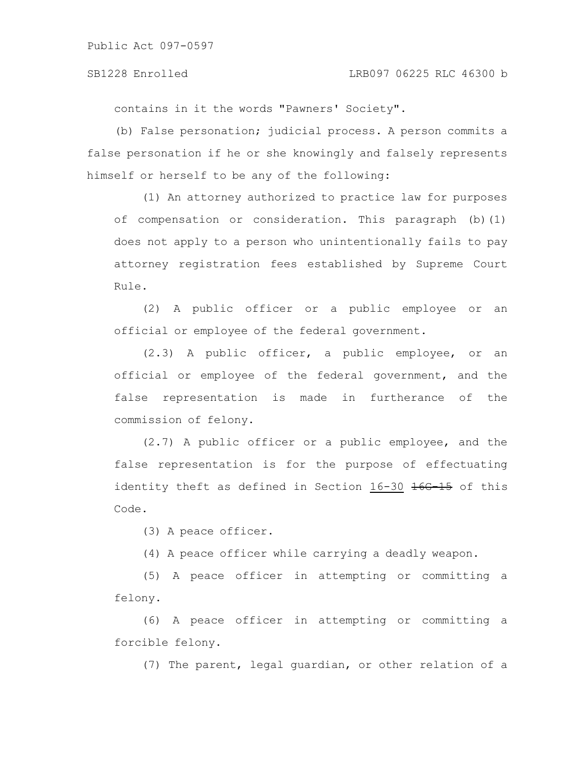contains in it the words "Pawners' Society".

(b) False personation; judicial process. A person commits a false personation if he or she knowingly and falsely represents himself or herself to be any of the following:

(1) An attorney authorized to practice law for purposes of compensation or consideration. This paragraph (b)(1) does not apply to a person who unintentionally fails to pay attorney registration fees established by Supreme Court Rule.

(2) A public officer or a public employee or an official or employee of the federal government.

(2.3) A public officer, a public employee, or an official or employee of the federal government, and the false representation is made in furtherance of the commission of felony.

(2.7) A public officer or a public employee, and the false representation is for the purpose of effectuating identity theft as defined in Section <u>16-30</u> ~~16G-15~~ of this Code.

(3) A peace officer.

(4) A peace officer while carrying a deadly weapon.

(5) A peace officer in attempting or committing a felony.

(6) A peace officer in attempting or committing a forcible felony.

(7) The parent, legal guardian, or other relation of a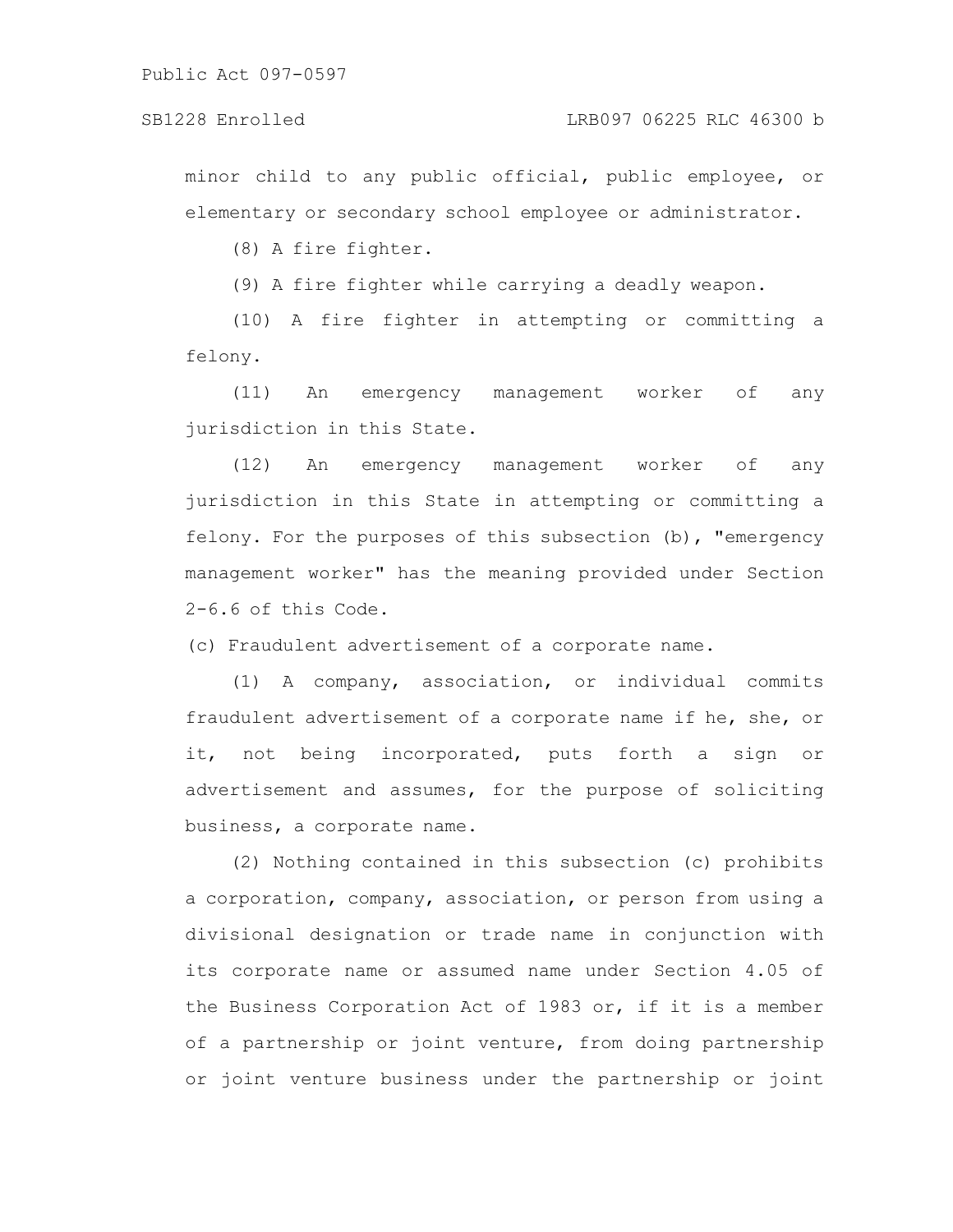minor child to any public official, public employee, or elementary or secondary school employee or administrator.

(8) A fire fighter.

(9) A fire fighter while carrying a deadly weapon.

(10) A fire fighter in attempting or committing a felony.

(11) An emergency management worker of any jurisdiction in this State.

(12) An emergency management worker of any jurisdiction in this State in attempting or committing a felony. For the purposes of this subsection (b), "emergency management worker" has the meaning provided under Section 2-6.6 of this Code.

(c) Fraudulent advertisement of a corporate name.

(1) A company, association, or individual commits fraudulent advertisement of a corporate name if he, she, or it, not being incorporated, puts forth a sign or advertisement and assumes, for the purpose of soliciting business, a corporate name.

(2) Nothing contained in this subsection (c) prohibits a corporation, company, association, or person from using a divisional designation or trade name in conjunction with its corporate name or assumed name under Section 4.05 of the Business Corporation Act of 1983 or, if it is a member of a partnership or joint venture, from doing partnership or joint venture business under the partnership or joint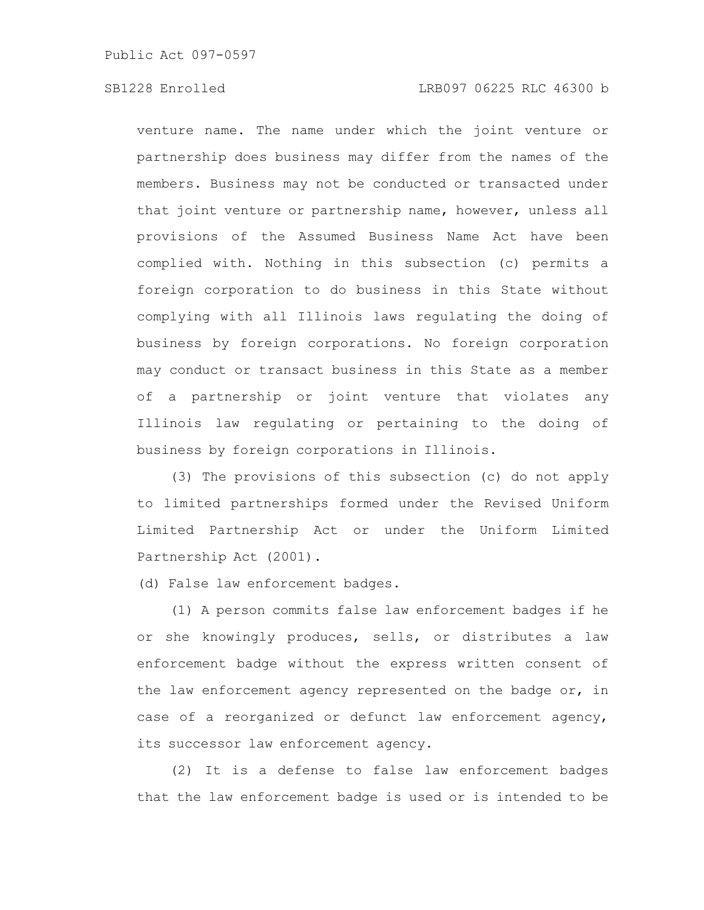venture name. The name under which the joint venture or partnership does business may differ from the names of the members. Business may not be conducted or transacted under that joint venture or partnership name, however, unless all provisions of the Assumed Business Name Act have been complied with. Nothing in this subsection (c) permits a foreign corporation to do business in this State without complying with all Illinois laws regulating the doing of business by foreign corporations. No foreign corporation may conduct or transact business in this State as a member of a partnership or joint venture that violates any Illinois law regulating or pertaining to the doing of business by foreign corporations in Illinois.

(3) The provisions of this subsection (c) do not apply to limited partnerships formed under the Revised Uniform Limited Partnership Act or under the Uniform Limited Partnership Act (2001).

(d) False law enforcement badges.

(1) A person commits false law enforcement badges if he or she knowingly produces, sells, or distributes a law enforcement badge without the express written consent of the law enforcement agency represented on the badge or, in case of a reorganized or defunct law enforcement agency, its successor law enforcement agency.

(2) It is a defense to false law enforcement badges that the law enforcement badge is used or is intended to be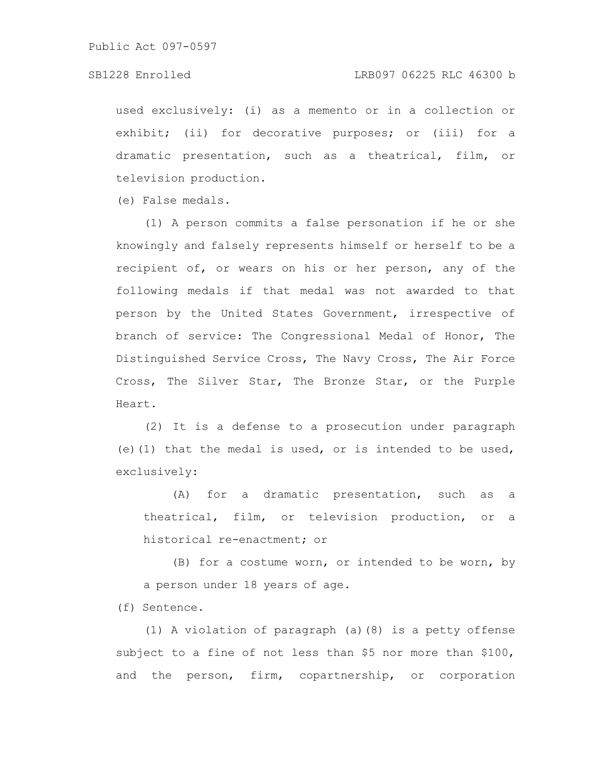used exclusively: (i) as a memento or in a collection or exhibit; (ii) for decorative purposes; or (iii) for a dramatic presentation, such as a theatrical, film, or television production.

(e) False medals.

(1) A person commits a false personation if he or she knowingly and falsely represents himself or herself to be a recipient of, or wears on his or her person, any of the following medals if that medal was not awarded to that person by the United States Government, irrespective of branch of service: The Congressional Medal of Honor, The Distinguished Service Cross, The Navy Cross, The Air Force Cross, The Silver Star, The Bronze Star, or the Purple Heart.

(2) It is a defense to a prosecution under paragraph (e)(1) that the medal is used, or is intended to be used, exclusively:

(A) for a dramatic presentation, such as a theatrical, film, or television production, or a historical re-enactment; or

(B) for a costume worn, or intended to be worn, by a person under 18 years of age.

(f) Sentence.

(1) A violation of paragraph (a)(8) is a petty offense subject to a fine of not less than $5 nor more than $100, and the person, firm, copartnership, or corporation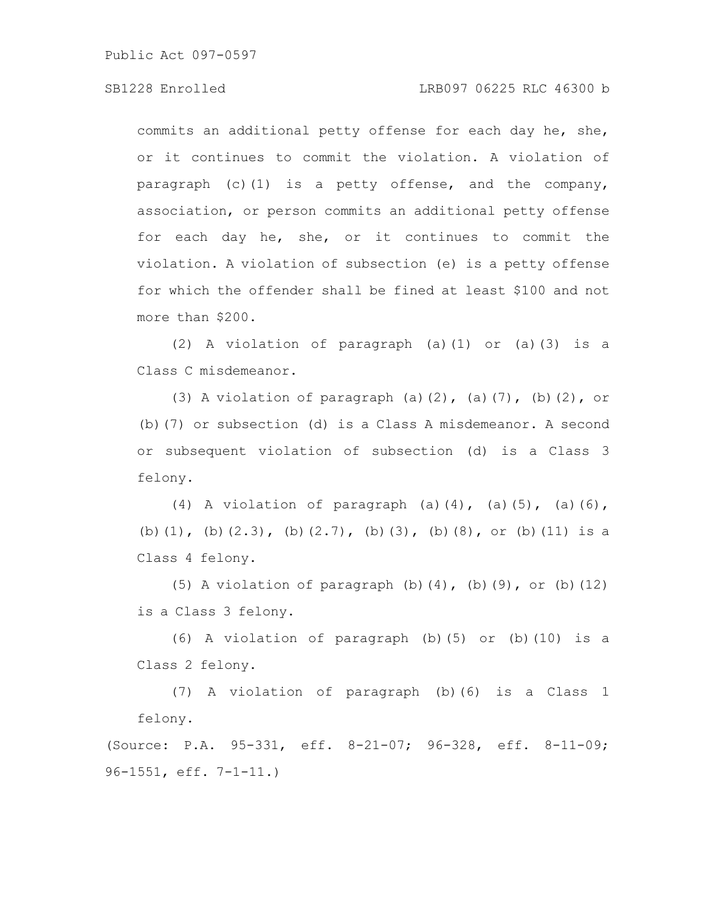commits an additional petty offense for each day he, she, or it continues to commit the violation. A violation of paragraph (c)(1) is a petty offense, and the company, association, or person commits an additional petty offense for each day he, she, or it continues to commit the violation. A violation of subsection (e) is a petty offense for which the offender shall be fined at least $100 and not more than $200.

(2) A violation of paragraph (a)(1) or (a)(3) is a Class C misdemeanor.

(3) A violation of paragraph (a)(2), (a)(7), (b)(2), or (b)(7) or subsection (d) is a Class A misdemeanor. A second or subsequent violation of subsection (d) is a Class 3 felony.

(4) A violation of paragraph (a)(4), (a)(5), (a)(6), (b)(1), (b)(2.3), (b)(2.7), (b)(3), (b)(8), or (b)(11) is a Class 4 felony.

(5) A violation of paragraph (b)(4), (b)(9), or (b)(12) is a Class 3 felony.

(6) A violation of paragraph (b)(5) or (b)(10) is a Class 2 felony.

(7) A violation of paragraph (b)(6) is a Class 1 felony.

(Source: P.A. 95-331, eff. 8-21-07; 96-328, eff. 8-11-09; 96-1551, eff. 7-1-11.)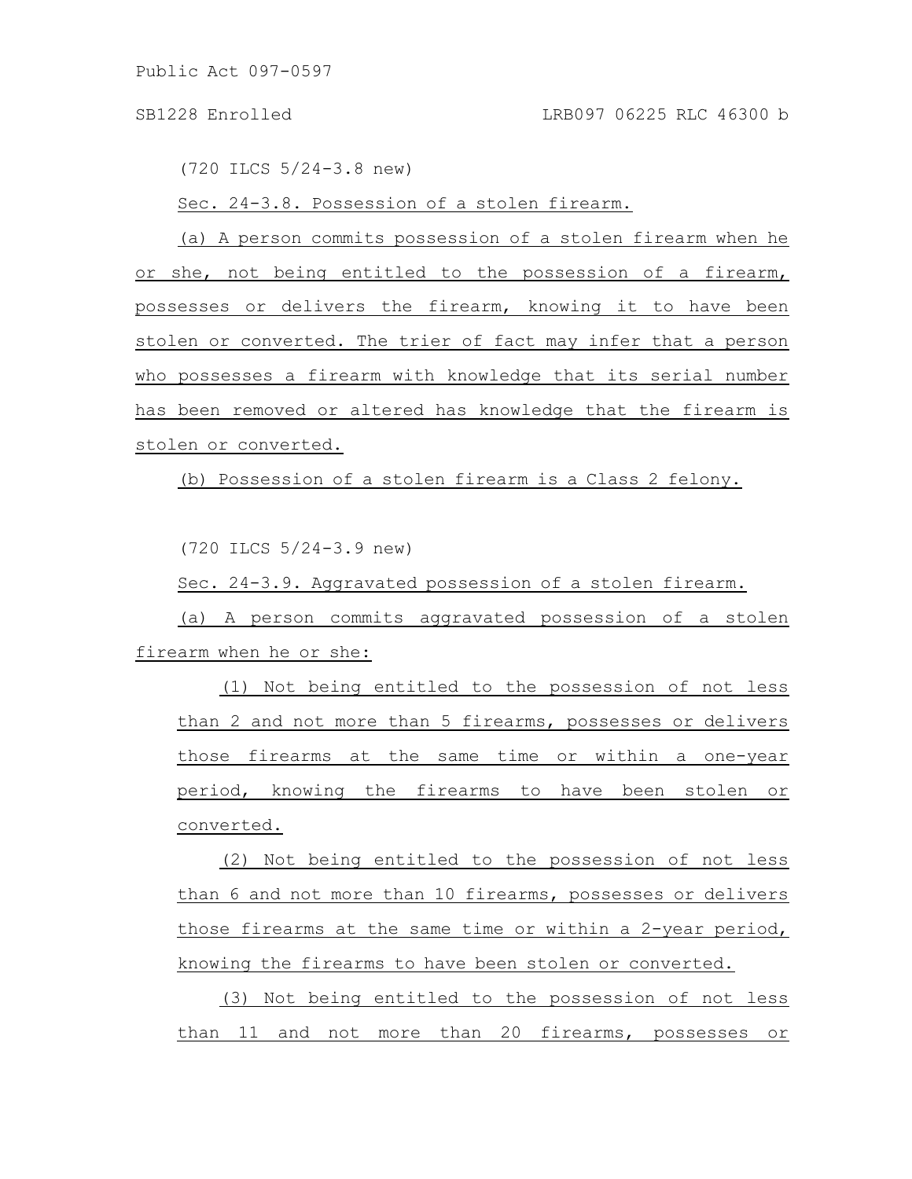(720 ILCS 5/24-3.8 new)

Sec. 24-3.8. Possession of a stolen firearm.

(a) A person commits possession of a stolen firearm when he or she, not being entitled to the possession of a firearm, possesses or delivers the firearm, knowing it to have been stolen or converted. The trier of fact may infer that a person who possesses a firearm with knowledge that its serial number has been removed or altered has knowledge that the firearm is stolen or converted.

(b) Possession of a stolen firearm is a Class 2 felony.

(720 ILCS 5/24-3.9 new)

Sec. 24-3.9. Aggravated possession of a stolen firearm.

(a) A person commits aggravated possession of a stolen firearm when he or she:

(1) Not being entitled to the possession of not less than 2 and not more than 5 firearms, possesses or delivers those firearms at the same time or within a one-year period, knowing the firearms to have been stolen or converted.

(2) Not being entitled to the possession of not less than 6 and not more than 10 firearms, possesses or delivers those firearms at the same time or within a 2-year period, knowing the firearms to have been stolen or converted.

(3) Not being entitled to the possession of not less than 11 and not more than 20 firearms, possesses or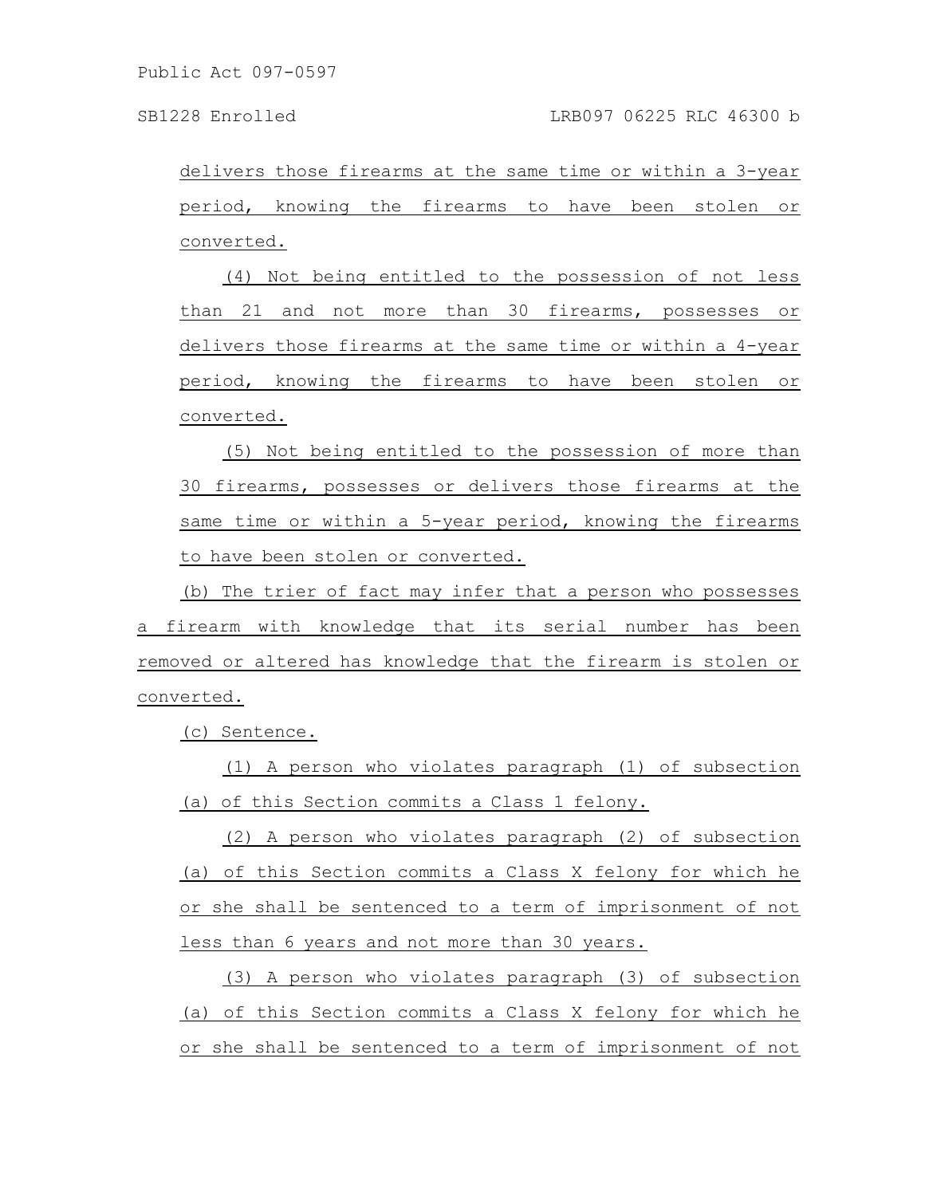delivers those firearms at the same time or within a 3-year period, knowing the firearms to have been stolen or converted.

(4) Not being entitled to the possession of not less than 21 and not more than 30 firearms, possesses or delivers those firearms at the same time or within a 4-year period, knowing the firearms to have been stolen or converted.

(5) Not being entitled to the possession of more than 30 firearms, possesses or delivers those firearms at the same time or within a 5-year period, knowing the firearms to have been stolen or converted.

(b) The trier of fact may infer that a person who possesses a firearm with knowledge that its serial number has been removed or altered has knowledge that the firearm is stolen or converted.

(c) Sentence.

(1) A person who violates paragraph (1) of subsection (a) of this Section commits a Class 1 felony.

(2) A person who violates paragraph (2) of subsection (a) of this Section commits a Class X felony for which he or she shall be sentenced to a term of imprisonment of not less than 6 years and not more than 30 years.

(3) A person who violates paragraph (3) of subsection (a) of this Section commits a Class X felony for which he or she shall be sentenced to a term of imprisonment of not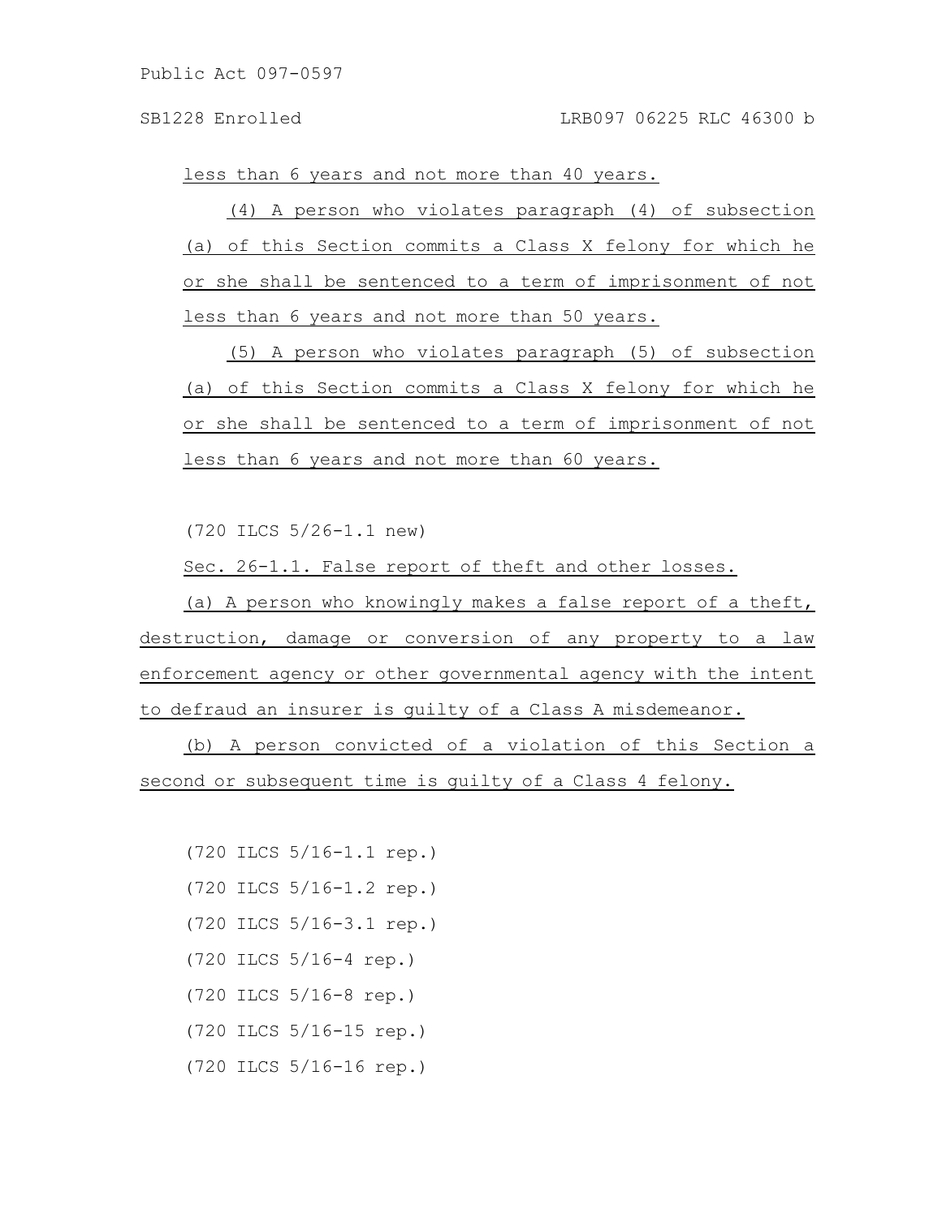less than 6 years and not more than 40 years.

(4) A person who violates paragraph (4) of subsection (a) of this Section commits a Class X felony for which he or she shall be sentenced to a term of imprisonment of not less than 6 years and not more than 50 years.

(5) A person who violates paragraph (5) of subsection (a) of this Section commits a Class X felony for which he or she shall be sentenced to a term of imprisonment of not less than 6 years and not more than 60 years.

(720 ILCS 5/26-1.1 new)

Sec. 26-1.1. False report of theft and other losses.

(a) A person who knowingly makes a false report of a theft, destruction, damage or conversion of any property to a law enforcement agency or other governmental agency with the intent to defraud an insurer is guilty of a Class A misdemeanor.

(b) A person convicted of a violation of this Section a second or subsequent time is guilty of a Class 4 felony.

(720 ILCS 5/16-1.1 rep.)

(720 ILCS 5/16-1.2 rep.)

(720 ILCS 5/16-3.1 rep.)

(720 ILCS 5/16-4 rep.)

(720 ILCS 5/16-8 rep.)

(720 ILCS 5/16-15 rep.)

(720 ILCS 5/16-16 rep.)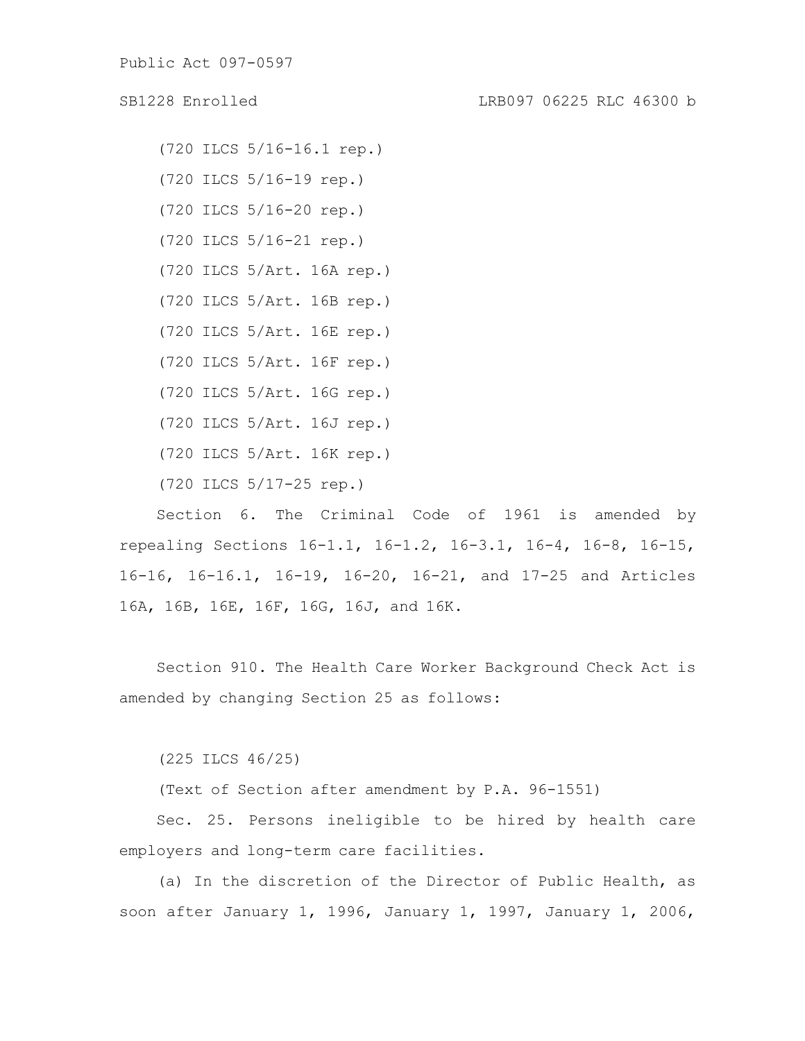(720 ILCS 5/16-16.1 rep.)

(720 ILCS 5/16-19 rep.)

(720 ILCS 5/16-20 rep.)

(720 ILCS 5/16-21 rep.)

(720 ILCS 5/Art. 16A rep.)

(720 ILCS 5/Art. 16B rep.)

(720 ILCS 5/Art. 16E rep.)

(720 ILCS 5/Art. 16F rep.)

(720 ILCS 5/Art. 16G rep.)

(720 ILCS 5/Art. 16J rep.)

(720 ILCS 5/Art. 16K rep.)

(720 ILCS 5/17-25 rep.)

Section 6. The Criminal Code of 1961 is amended by repealing Sections 16-1.1, 16-1.2, 16-3.1, 16-4, 16-8, 16-15, 16-16, 16-16.1, 16-19, 16-20, 16-21, and 17-25 and Articles 16A, 16B, 16E, 16F, 16G, 16J, and 16K.

Section 910. The Health Care Worker Background Check Act is amended by changing Section 25 as follows:

(225 ILCS 46/25)

(Text of Section after amendment by P.A. 96-1551)

Sec. 25. Persons ineligible to be hired by health care employers and long-term care facilities.

(a) In the discretion of the Director of Public Health, as soon after January 1, 1996, January 1, 1997, January 1, 2006,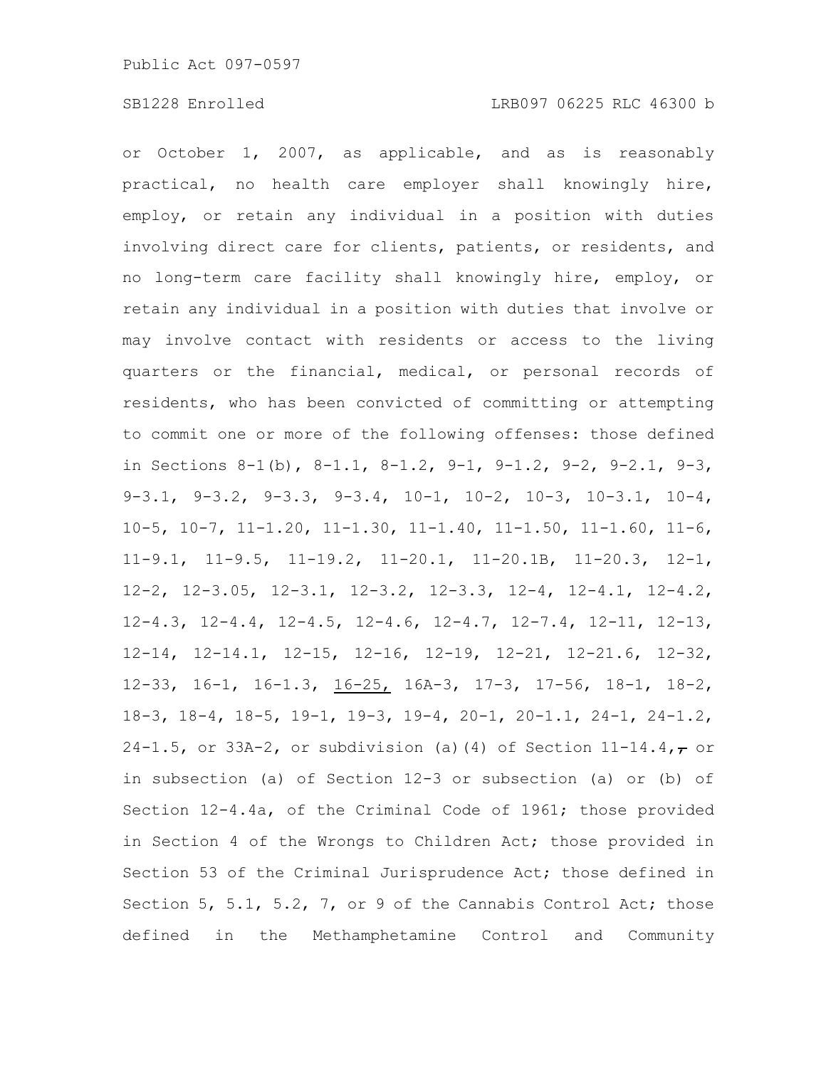or October 1, 2007, as applicable, and as is reasonably practical, no health care employer shall knowingly hire, employ, or retain any individual in a position with duties involving direct care for clients, patients, or residents, and no long-term care facility shall knowingly hire, employ, or retain any individual in a position with duties that involve or may involve contact with residents or access to the living quarters or the financial, medical, or personal records of residents, who has been convicted of committing or attempting to commit one or more of the following offenses: those defined in Sections 8-1(b), 8-1.1, 8-1.2, 9-1, 9-1.2, 9-2, 9-2.1, 9-3, 9-3.1, 9-3.2, 9-3.3, 9-3.4, 10-1, 10-2, 10-3, 10-3.1, 10-4, 10-5, 10-7, 11-1.20, 11-1.30, 11-1.40, 11-1.50, 11-1.60, 11-6, 11-9.1, 11-9.5, 11-19.2, 11-20.1, 11-20.1B, 11-20.3, 12-1, 12-2, 12-3.05, 12-3.1, 12-3.2, 12-3.3, 12-4, 12-4.1, 12-4.2, 12-4.3, 12-4.4, 12-4.5, 12-4.6, 12-4.7, 12-7.4, 12-11, 12-13, 12-14, 12-14.1, 12-15, 12-16, 12-19, 12-21, 12-21.6, 12-32, 12-33, 16-1, 16-1.3, 16-25, 16A-3, 17-3, 17-56, 18-1, 18-2, 18-3, 18-4, 18-5, 19-1, 19-3, 19-4, 20-1, 20-1.1, 24-1, 24-1.2, 24-1.5, or 33A-2, or subdivision (a)(4) of Section 11-14.4, or in subsection (a) of Section 12-3 or subsection (a) or (b) of Section 12-4.4a, of the Criminal Code of 1961; those provided in Section 4 of the Wrongs to Children Act; those provided in Section 53 of the Criminal Jurisprudence Act; those defined in Section 5, 5.1, 5.2, 7, or 9 of the Cannabis Control Act; those defined in the Methamphetamine Control and Community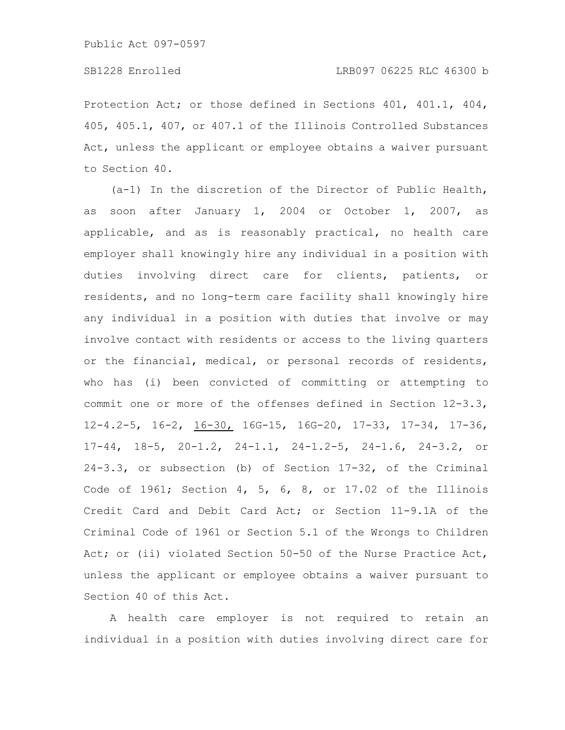Protection Act; or those defined in Sections 401, 401.1, 404, 405, 405.1, 407, or 407.1 of the Illinois Controlled Substances Act, unless the applicant or employee obtains a waiver pursuant to Section 40.

(a-1) In the discretion of the Director of Public Health, as soon after January 1, 2004 or October 1, 2007, as applicable, and as is reasonably practical, no health care employer shall knowingly hire any individual in a position with duties involving direct care for clients, patients, or residents, and no long-term care facility shall knowingly hire any individual in a position with duties that involve or may involve contact with residents or access to the living quarters or the financial, medical, or personal records of residents, who has (i) been convicted of committing or attempting to commit one or more of the offenses defined in Section 12-3.3, 12-4.2-5, 16-2, 16-30, 16G-15, 16G-20, 17-33, 17-34, 17-36, 17-44, 18-5, 20-1.2, 24-1.1, 24-1.2-5, 24-1.6, 24-3.2, or 24-3.3, or subsection (b) of Section 17-32, of the Criminal Code of 1961; Section 4, 5, 6, 8, or 17.02 of the Illinois Credit Card and Debit Card Act; or Section 11-9.1A of the Criminal Code of 1961 or Section 5.1 of the Wrongs to Children Act; or (ii) violated Section 50-50 of the Nurse Practice Act, unless the applicant or employee obtains a waiver pursuant to Section 40 of this Act.

A health care employer is not required to retain an individual in a position with duties involving direct care for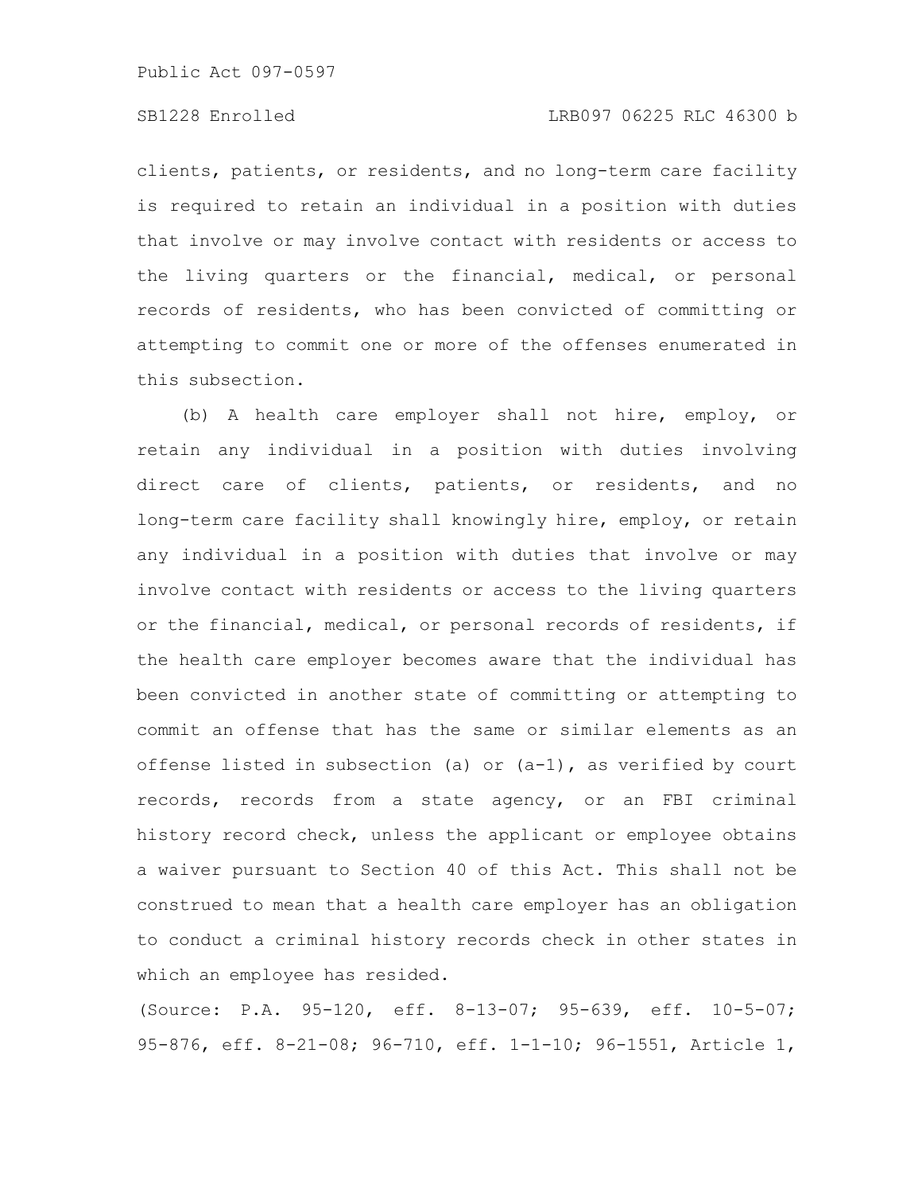clients, patients, or residents, and no long-term care facility is required to retain an individual in a position with duties that involve or may involve contact with residents or access to the living quarters or the financial, medical, or personal records of residents, who has been convicted of committing or attempting to commit one or more of the offenses enumerated in this subsection.

(b) A health care employer shall not hire, employ, or retain any individual in a position with duties involving direct care of clients, patients, or residents, and no long-term care facility shall knowingly hire, employ, or retain any individual in a position with duties that involve or may involve contact with residents or access to the living quarters or the financial, medical, or personal records of residents, if the health care employer becomes aware that the individual has been convicted in another state of committing or attempting to commit an offense that has the same or similar elements as an offense listed in subsection (a) or (a-1), as verified by court records, records from a state agency, or an FBI criminal history record check, unless the applicant or employee obtains a waiver pursuant to Section 40 of this Act. This shall not be construed to mean that a health care employer has an obligation to conduct a criminal history records check in other states in which an employee has resided.

(Source: P.A. 95-120, eff. 8-13-07; 95-639, eff. 10-5-07; 95-876, eff. 8-21-08; 96-710, eff. 1-1-10; 96-1551, Article 1,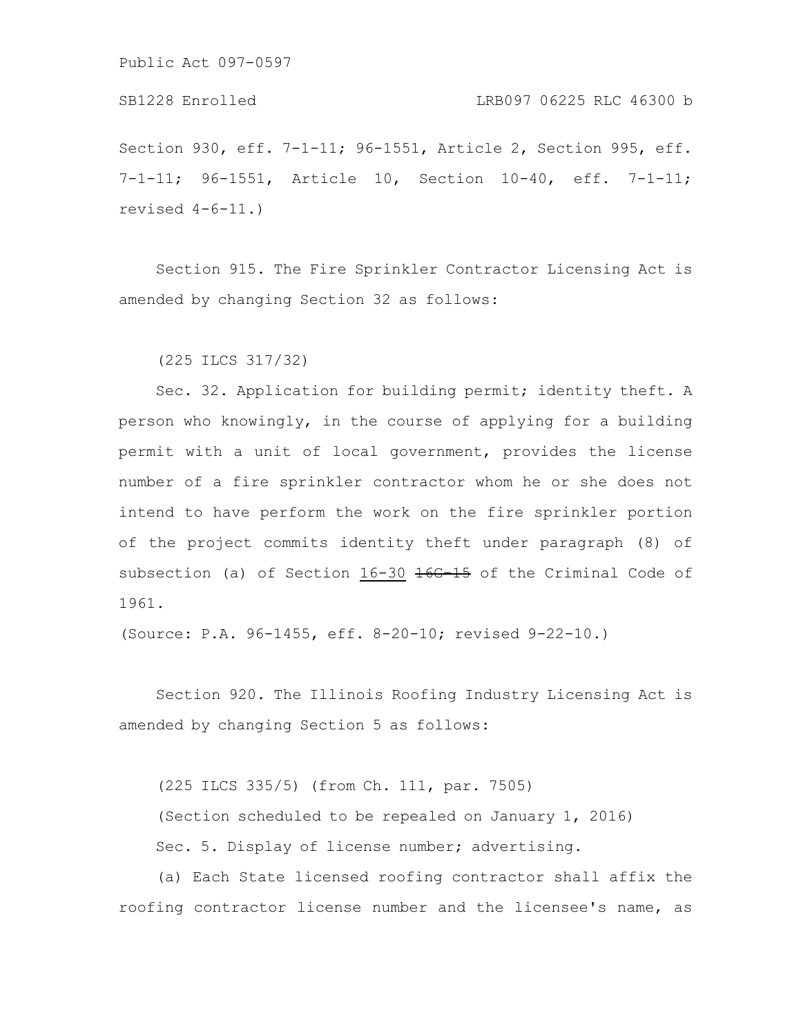Section 930, eff. 7-1-11; 96-1551, Article 2, Section 995, eff. 7-1-11; 96-1551, Article 10, Section 10-40, eff. 7-1-11; revised 4-6-11.)

Section 915. The Fire Sprinkler Contractor Licensing Act is amended by changing Section 32 as follows:

(225 ILCS 317/32)

Sec. 32. Application for building permit; identity theft. A person who knowingly, in the course of applying for a building permit with a unit of local government, provides the license number of a fire sprinkler contractor whom he or she does not intend to have perform the work on the fire sprinkler portion of the project commits identity theft under paragraph (8) of subsection (a) of Section <u>16-30</u> ~~16G-15~~ of the Criminal Code of 1961.

(Source: P.A. 96-1455, eff. 8-20-10; revised 9-22-10.)

Section 920. The Illinois Roofing Industry Licensing Act is amended by changing Section 5 as follows:

(225 ILCS 335/5) (from Ch. 111, par. 7505)

(Section scheduled to be repealed on January 1, 2016)

Sec. 5. Display of license number; advertising.

(a) Each State licensed roofing contractor shall affix the roofing contractor license number and the licensee's name, as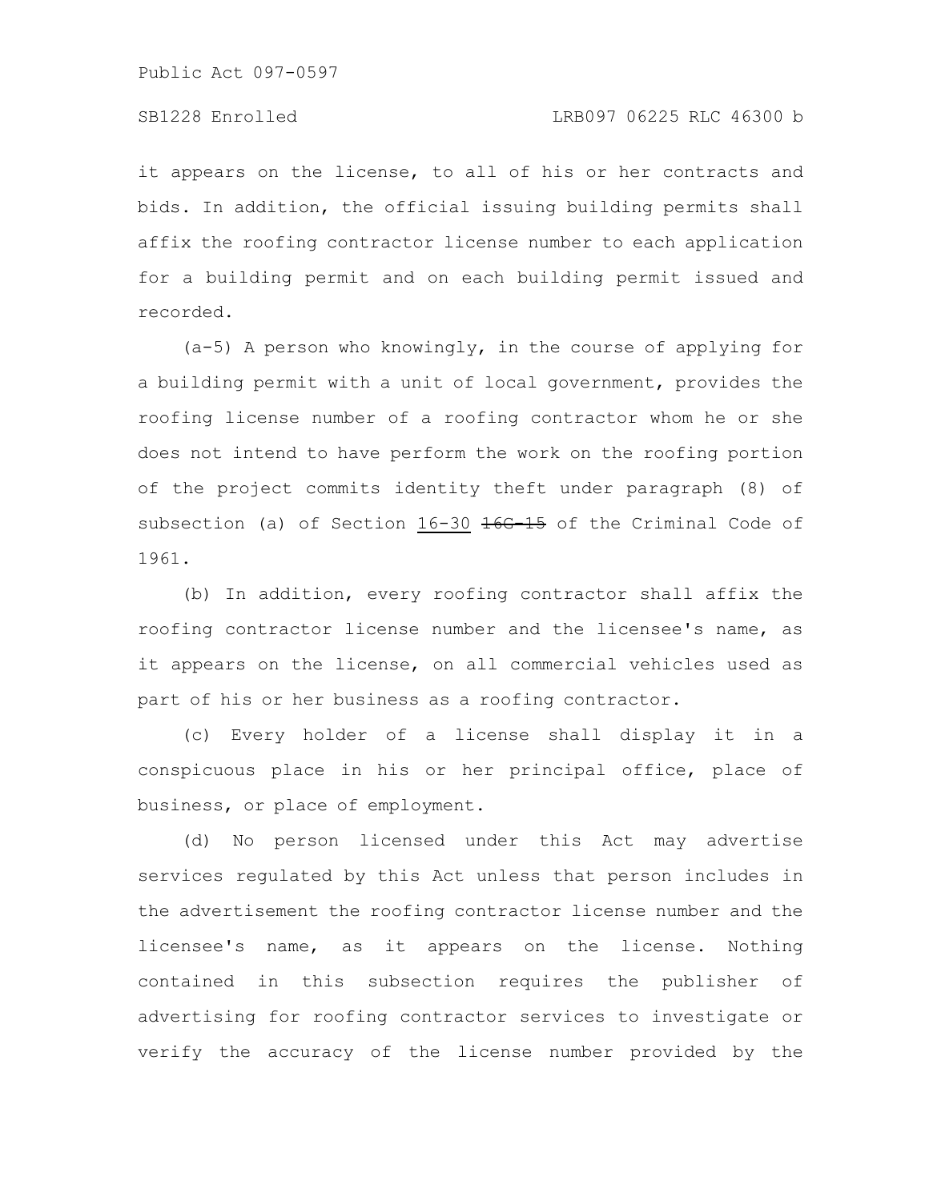it appears on the license, to all of his or her contracts and bids. In addition, the official issuing building permits shall affix the roofing contractor license number to each application for a building permit and on each building permit issued and recorded.

(a-5) A person who knowingly, in the course of applying for a building permit with a unit of local government, provides the roofing license number of a roofing contractor whom he or she does not intend to have perform the work on the roofing portion of the project commits identity theft under paragraph (8) of subsection (a) of Section 16-30 ~~16G-15~~ of the Criminal Code of 1961.

(b) In addition, every roofing contractor shall affix the roofing contractor license number and the licensee's name, as it appears on the license, on all commercial vehicles used as part of his or her business as a roofing contractor.

(c) Every holder of a license shall display it in a conspicuous place in his or her principal office, place of business, or place of employment.

(d) No person licensed under this Act may advertise services regulated by this Act unless that person includes in the advertisement the roofing contractor license number and the licensee's name, as it appears on the license. Nothing contained in this subsection requires the publisher of advertising for roofing contractor services to investigate or verify the accuracy of the license number provided by the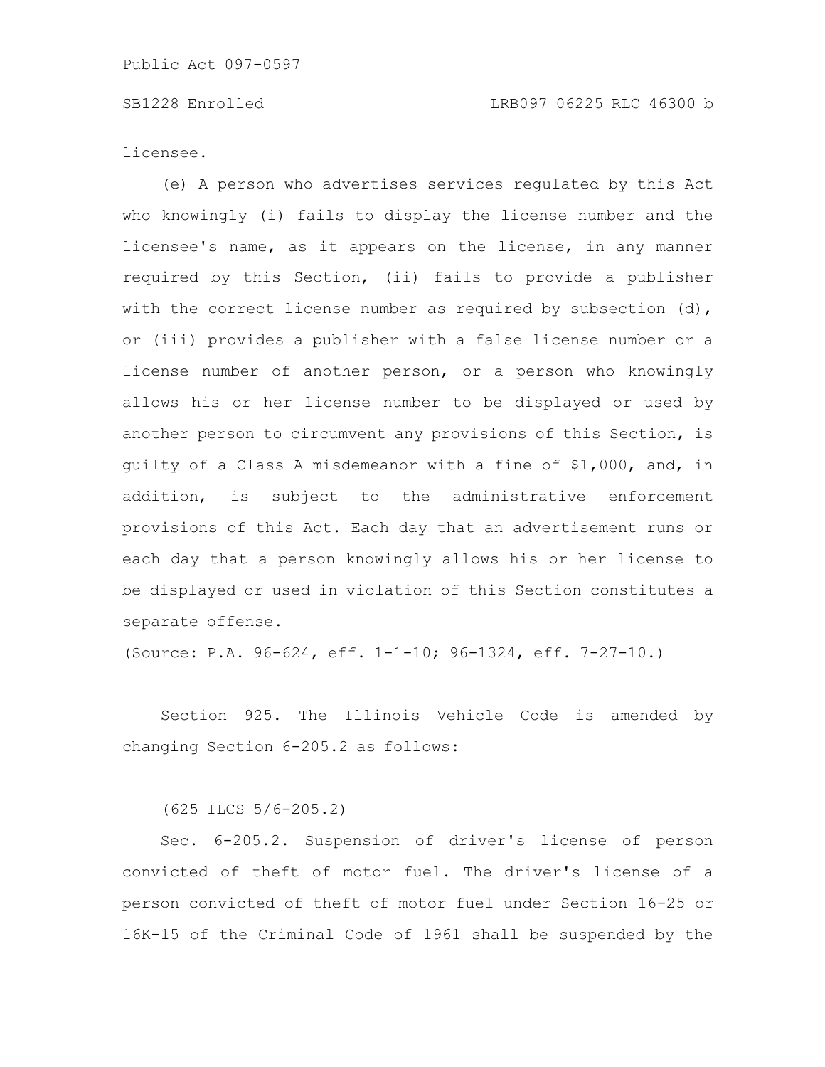licensee.

(e) A person who advertises services regulated by this Act who knowingly (i) fails to display the license number and the licensee's name, as it appears on the license, in any manner required by this Section, (ii) fails to provide a publisher with the correct license number as required by subsection (d), or (iii) provides a publisher with a false license number or a license number of another person, or a person who knowingly allows his or her license number to be displayed or used by another person to circumvent any provisions of this Section, is guilty of a Class A misdemeanor with a fine of $1,000, and, in addition, is subject to the administrative enforcement provisions of this Act. Each day that an advertisement runs or each day that a person knowingly allows his or her license to be displayed or used in violation of this Section constitutes a separate offense.

(Source: P.A. 96-624, eff. 1-1-10; 96-1324, eff. 7-27-10.)

Section 925. The Illinois Vehicle Code is amended by changing Section 6-205.2 as follows:

(625 ILCS 5/6-205.2)

Sec. 6-205.2. Suspension of driver's license of person convicted of theft of motor fuel. The driver's license of a person convicted of theft of motor fuel under Section <u>16-25 or</u> 16K-15 of the Criminal Code of 1961 shall be suspended by the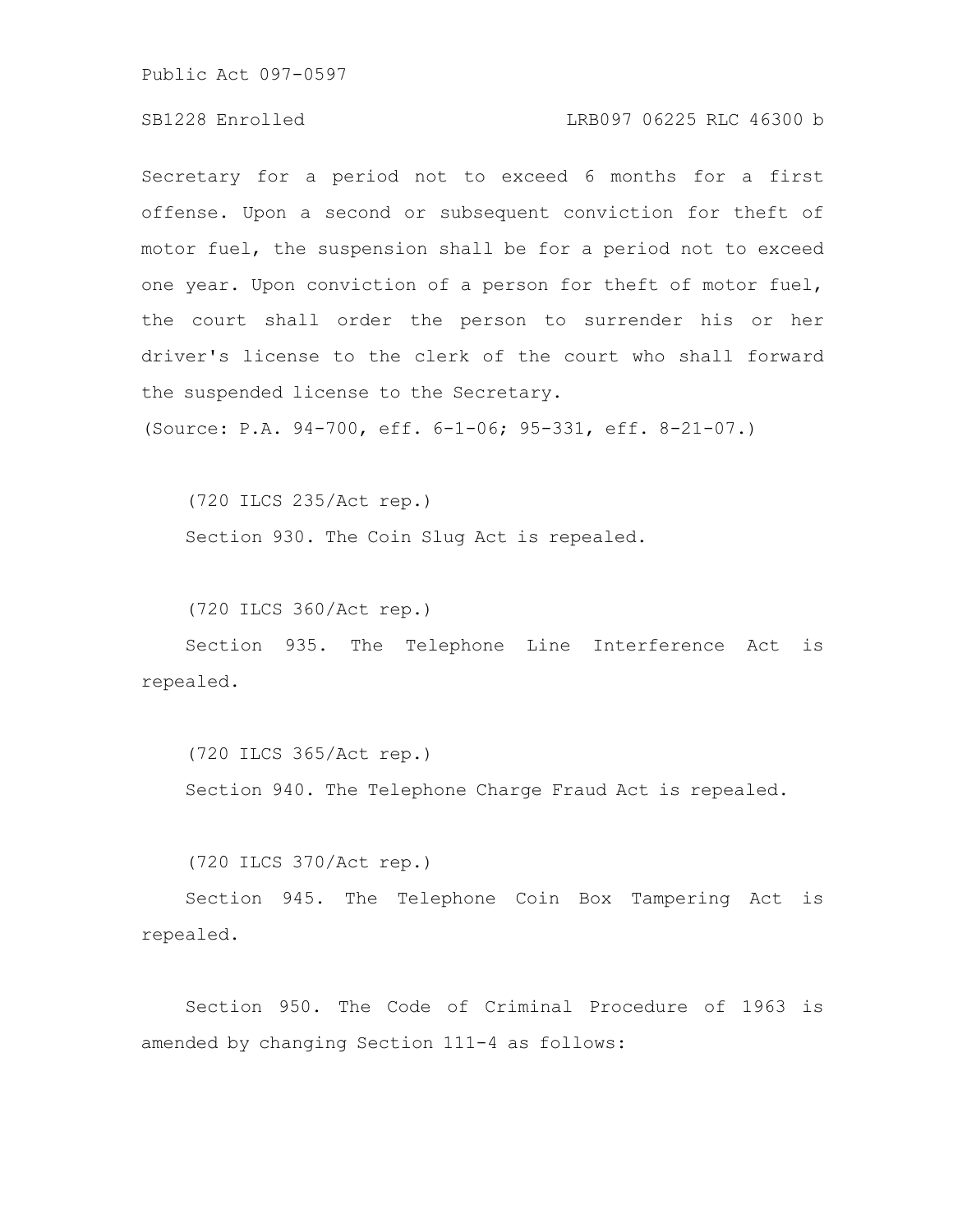Secretary for a period not to exceed 6 months for a first offense. Upon a second or subsequent conviction for theft of motor fuel, the suspension shall be for a period not to exceed one year. Upon conviction of a person for theft of motor fuel, the court shall order the person to surrender his or her driver's license to the clerk of the court who shall forward the suspended license to the Secretary.

(Source: P.A. 94-700, eff. 6-1-06; 95-331, eff. 8-21-07.)

(720 ILCS 235/Act rep.)

Section 930. The Coin Slug Act is repealed.

(720 ILCS 360/Act rep.)

Section 935. The Telephone Line Interference Act is repealed.

(720 ILCS 365/Act rep.)

Section 940. The Telephone Charge Fraud Act is repealed.

(720 ILCS 370/Act rep.)

Section 945. The Telephone Coin Box Tampering Act is repealed.

Section 950. The Code of Criminal Procedure of 1963 is amended by changing Section 111-4 as follows: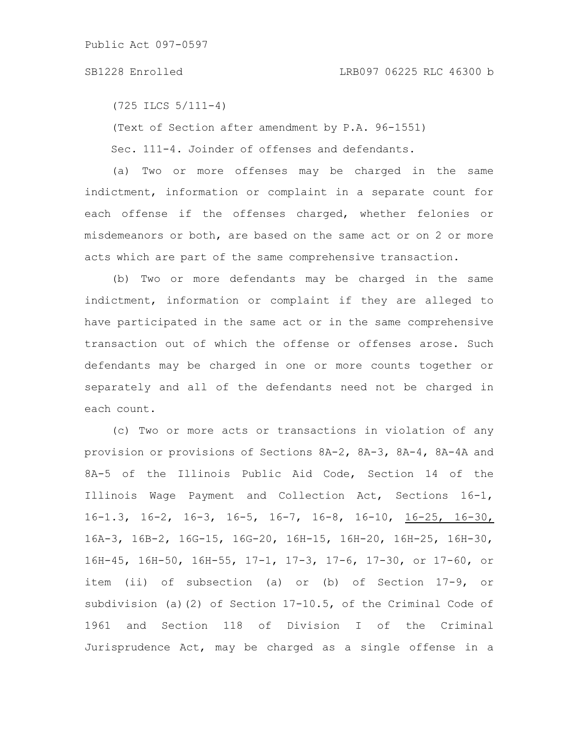(725 ILCS 5/111-4)

(Text of Section after amendment by P.A. 96-1551)

Sec. 111-4. Joinder of offenses and defendants.

(a) Two or more offenses may be charged in the same indictment, information or complaint in a separate count for each offense if the offenses charged, whether felonies or misdemeanors or both, are based on the same act or on 2 or more acts which are part of the same comprehensive transaction.

(b) Two or more defendants may be charged in the same indictment, information or complaint if they are alleged to have participated in the same act or in the same comprehensive transaction out of which the offense or offenses arose. Such defendants may be charged in one or more counts together or separately and all of the defendants need not be charged in each count.

(c) Two or more acts or transactions in violation of any provision or provisions of Sections 8A-2, 8A-3, 8A-4, 8A-4A and 8A-5 of the Illinois Public Aid Code, Section 14 of the Illinois Wage Payment and Collection Act, Sections 16-1, 16-1.3, 16-2, 16-3, 16-5, 16-7, 16-8, 16-10, 16-25, 16-30, 16A-3, 16B-2, 16G-15, 16G-20, 16H-15, 16H-20, 16H-25, 16H-30, 16H-45, 16H-50, 16H-55, 17-1, 17-3, 17-6, 17-30, or 17-60, or item (ii) of subsection (a) or (b) of Section 17-9, or subdivision (a)(2) of Section 17-10.5, of the Criminal Code of 1961 and Section 118 of Division I of the Criminal Jurisprudence Act, may be charged as a single offense in a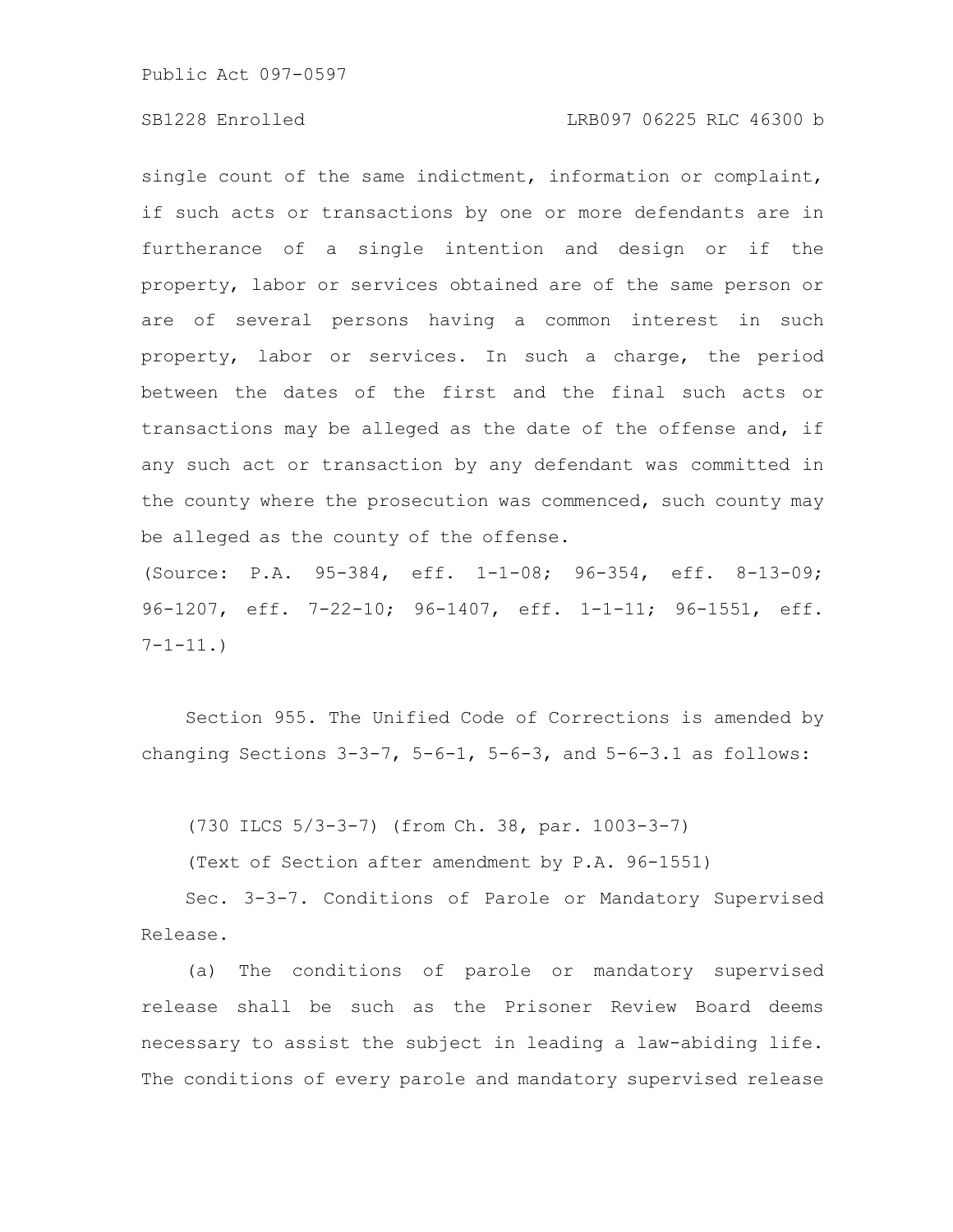single count of the same indictment, information or complaint, if such acts or transactions by one or more defendants are in furtherance of a single intention and design or if the property, labor or services obtained are of the same person or are of several persons having a common interest in such property, labor or services. In such a charge, the period between the dates of the first and the final such acts or transactions may be alleged as the date of the offense and, if any such act or transaction by any defendant was committed in the county where the prosecution was commenced, such county may be alleged as the county of the offense.

(Source: P.A. 95-384, eff. 1-1-08; 96-354, eff. 8-13-09; 96-1207, eff. 7-22-10; 96-1407, eff. 1-1-11; 96-1551, eff. 7-1-11.)

Section 955. The Unified Code of Corrections is amended by changing Sections 3-3-7, 5-6-1, 5-6-3, and 5-6-3.1 as follows:

(730 ILCS 5/3-3-7) (from Ch. 38, par. 1003-3-7)

(Text of Section after amendment by P.A. 96-1551)

Sec. 3-3-7. Conditions of Parole or Mandatory Supervised Release.

(a) The conditions of parole or mandatory supervised release shall be such as the Prisoner Review Board deems necessary to assist the subject in leading a law-abiding life. The conditions of every parole and mandatory supervised release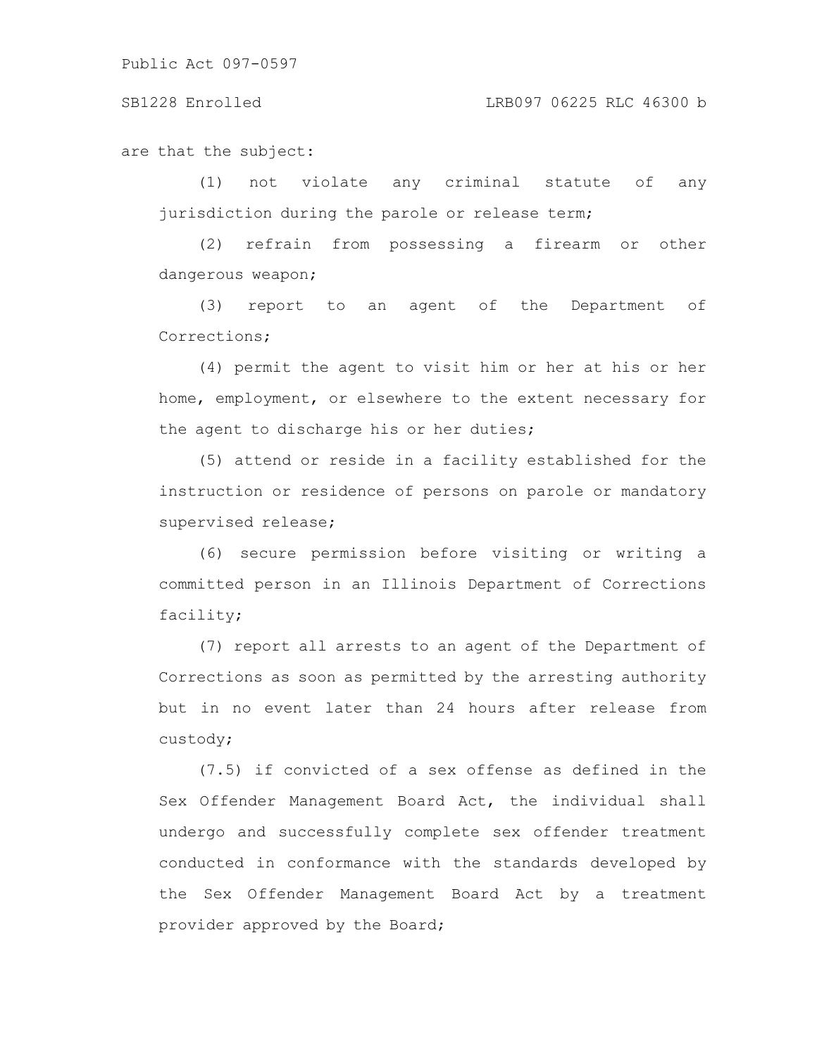are that the subject:

(1) not violate any criminal statute of any jurisdiction during the parole or release term;

(2) refrain from possessing a firearm or other dangerous weapon;

(3) report to an agent of the Department of Corrections;

(4) permit the agent to visit him or her at his or her home, employment, or elsewhere to the extent necessary for the agent to discharge his or her duties;

(5) attend or reside in a facility established for the instruction or residence of persons on parole or mandatory supervised release;

(6) secure permission before visiting or writing a committed person in an Illinois Department of Corrections facility;

(7) report all arrests to an agent of the Department of Corrections as soon as permitted by the arresting authority but in no event later than 24 hours after release from custody;

(7.5) if convicted of a sex offense as defined in the Sex Offender Management Board Act, the individual shall undergo and successfully complete sex offender treatment conducted in conformance with the standards developed by the Sex Offender Management Board Act by a treatment provider approved by the Board;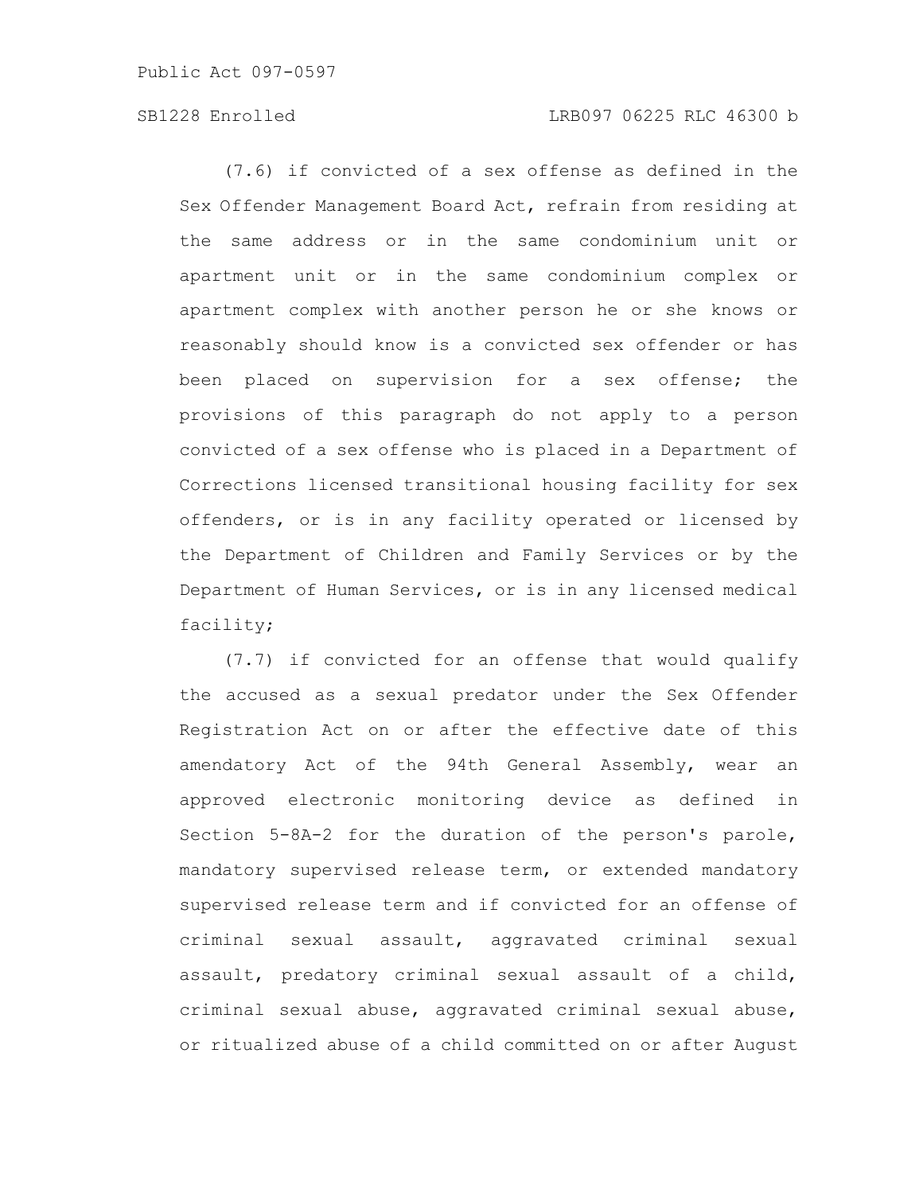(7.6) if convicted of a sex offense as defined in the Sex Offender Management Board Act, refrain from residing at the same address or in the same condominium unit or apartment unit or in the same condominium complex or apartment complex with another person he or she knows or reasonably should know is a convicted sex offender or has been placed on supervision for a sex offense; the provisions of this paragraph do not apply to a person convicted of a sex offense who is placed in a Department of Corrections licensed transitional housing facility for sex offenders, or is in any facility operated or licensed by the Department of Children and Family Services or by the Department of Human Services, or is in any licensed medical facility;

(7.7) if convicted for an offense that would qualify the accused as a sexual predator under the Sex Offender Registration Act on or after the effective date of this amendatory Act of the 94th General Assembly, wear an approved electronic monitoring device as defined in Section 5-8A-2 for the duration of the person's parole, mandatory supervised release term, or extended mandatory supervised release term and if convicted for an offense of criminal sexual assault, aggravated criminal sexual assault, predatory criminal sexual assault of a child, criminal sexual abuse, aggravated criminal sexual abuse, or ritualized abuse of a child committed on or after August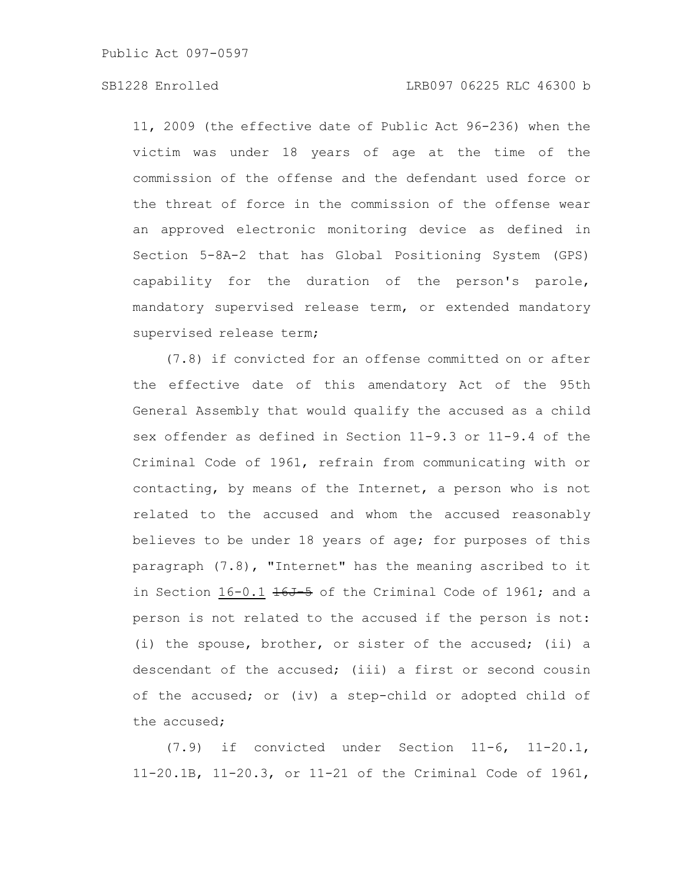11, 2009 (the effective date of Public Act 96-236) when the victim was under 18 years of age at the time of the commission of the offense and the defendant used force or the threat of force in the commission of the offense wear an approved electronic monitoring device as defined in Section 5-8A-2 that has Global Positioning System (GPS) capability for the duration of the person's parole, mandatory supervised release term, or extended mandatory supervised release term;

(7.8) if convicted for an offense committed on or after the effective date of this amendatory Act of the 95th General Assembly that would qualify the accused as a child sex offender as defined in Section 11-9.3 or 11-9.4 of the Criminal Code of 1961, refrain from communicating with or contacting, by means of the Internet, a person who is not related to the accused and whom the accused reasonably believes to be under 18 years of age; for purposes of this paragraph (7.8), "Internet" has the meaning ascribed to it in Section <u>16-0.1</u> ~~16J-5~~ of the Criminal Code of 1961; and a person is not related to the accused if the person is not: (i) the spouse, brother, or sister of the accused; (ii) a descendant of the accused; (iii) a first or second cousin of the accused; or (iv) a step-child or adopted child of the accused;

(7.9) if convicted under Section 11-6, 11-20.1, 11-20.1B, 11-20.3, or 11-21 of the Criminal Code of 1961,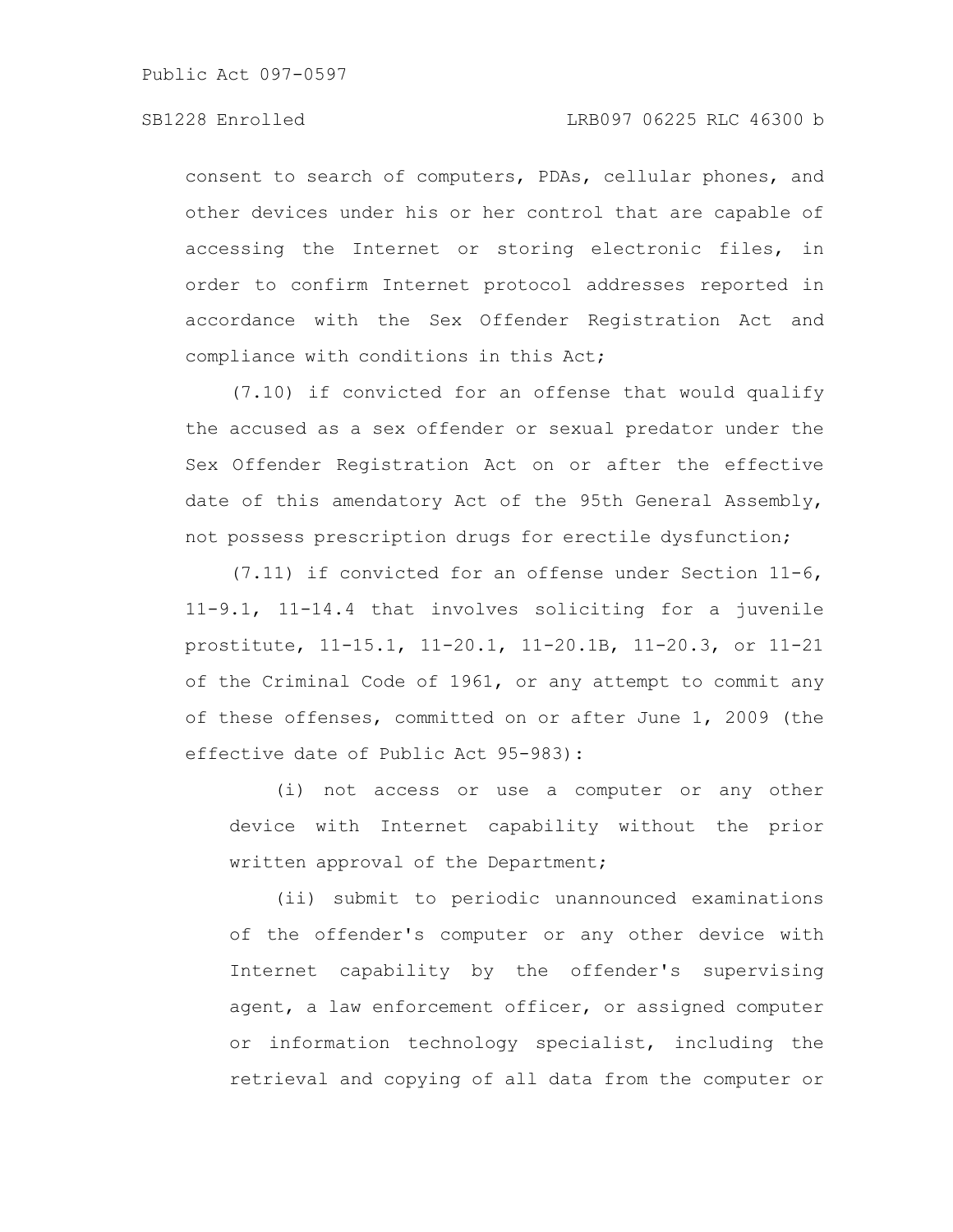consent to search of computers, PDAs, cellular phones, and other devices under his or her control that are capable of accessing the Internet or storing electronic files, in order to confirm Internet protocol addresses reported in accordance with the Sex Offender Registration Act and compliance with conditions in this Act;

(7.10) if convicted for an offense that would qualify the accused as a sex offender or sexual predator under the Sex Offender Registration Act on or after the effective date of this amendatory Act of the 95th General Assembly, not possess prescription drugs for erectile dysfunction;

(7.11) if convicted for an offense under Section 11-6, 11-9.1, 11-14.4 that involves soliciting for a juvenile prostitute, 11-15.1, 11-20.1, 11-20.1B, 11-20.3, or 11-21 of the Criminal Code of 1961, or any attempt to commit any of these offenses, committed on or after June 1, 2009 (the effective date of Public Act 95-983):

(i) not access or use a computer or any other device with Internet capability without the prior written approval of the Department;

(ii) submit to periodic unannounced examinations of the offender's computer or any other device with Internet capability by the offender's supervising agent, a law enforcement officer, or assigned computer or information technology specialist, including the retrieval and copying of all data from the computer or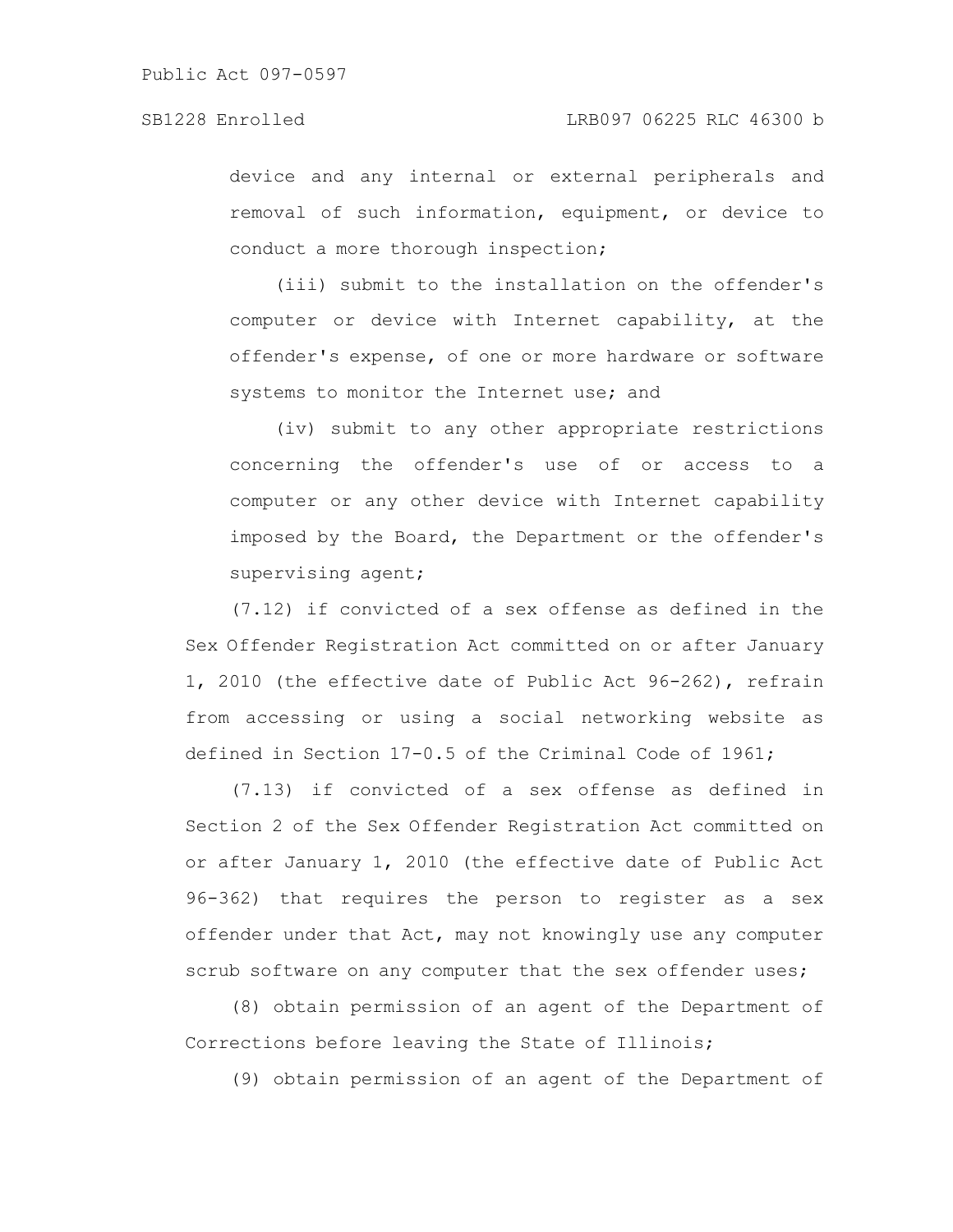device and any internal or external peripherals and removal of such information, equipment, or device to conduct a more thorough inspection;

(iii) submit to the installation on the offender's computer or device with Internet capability, at the offender's expense, of one or more hardware or software systems to monitor the Internet use; and

(iv) submit to any other appropriate restrictions concerning the offender's use of or access to a computer or any other device with Internet capability imposed by the Board, the Department or the offender's supervising agent;

(7.12) if convicted of a sex offense as defined in the Sex Offender Registration Act committed on or after January 1, 2010 (the effective date of Public Act 96-262), refrain from accessing or using a social networking website as defined in Section 17-0.5 of the Criminal Code of 1961;

(7.13) if convicted of a sex offense as defined in Section 2 of the Sex Offender Registration Act committed on or after January 1, 2010 (the effective date of Public Act 96-362) that requires the person to register as a sex offender under that Act, may not knowingly use any computer scrub software on any computer that the sex offender uses;

(8) obtain permission of an agent of the Department of Corrections before leaving the State of Illinois;

(9) obtain permission of an agent of the Department of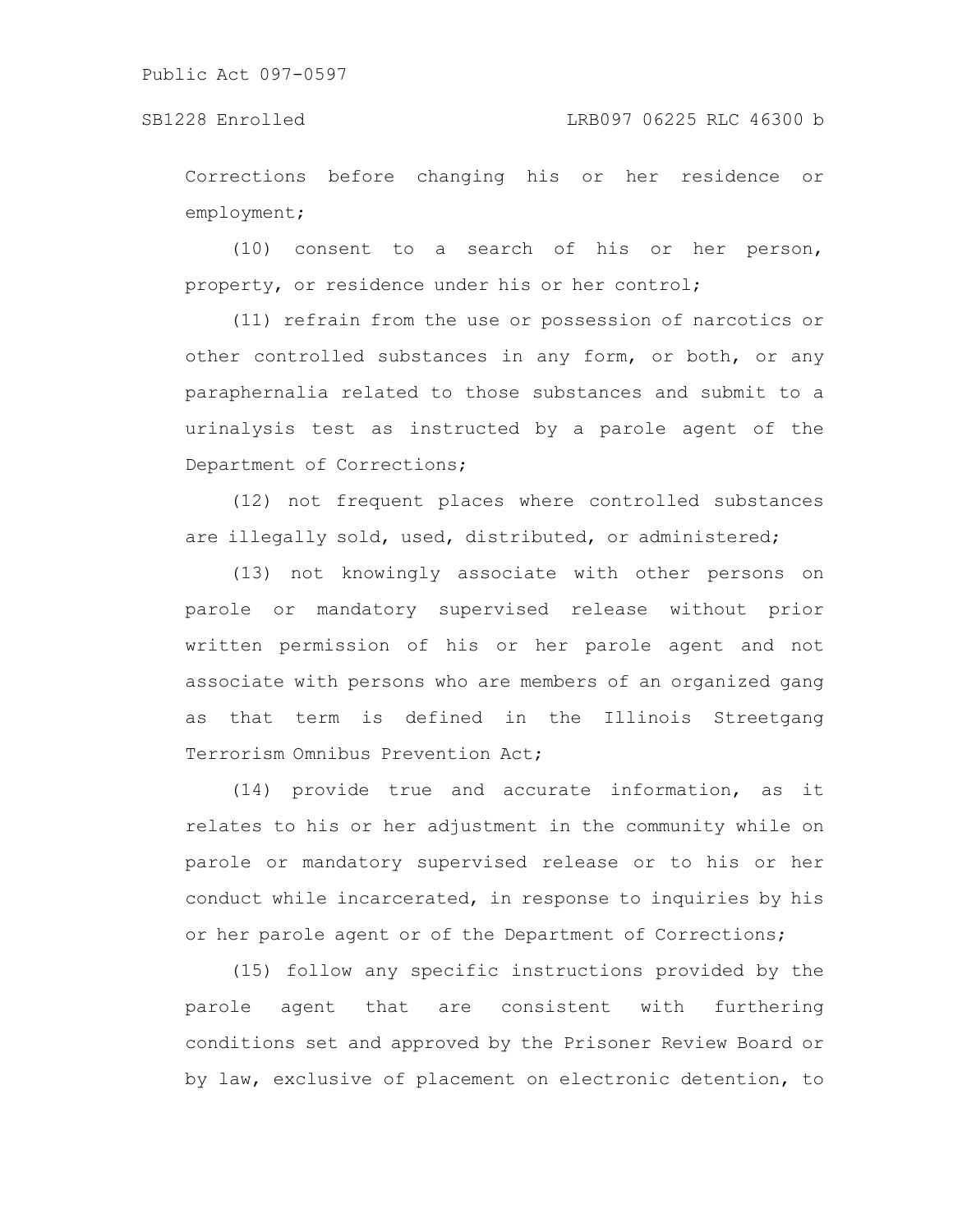Corrections before changing his or her residence or employment;

(10) consent to a search of his or her person, property, or residence under his or her control;

(11) refrain from the use or possession of narcotics or other controlled substances in any form, or both, or any paraphernalia related to those substances and submit to a urinalysis test as instructed by a parole agent of the Department of Corrections;

(12) not frequent places where controlled substances are illegally sold, used, distributed, or administered;

(13) not knowingly associate with other persons on parole or mandatory supervised release without prior written permission of his or her parole agent and not associate with persons who are members of an organized gang as that term is defined in the Illinois Streetgang Terrorism Omnibus Prevention Act;

(14) provide true and accurate information, as it relates to his or her adjustment in the community while on parole or mandatory supervised release or to his or her conduct while incarcerated, in response to inquiries by his or her parole agent or of the Department of Corrections;

(15) follow any specific instructions provided by the parole agent that are consistent with furthering conditions set and approved by the Prisoner Review Board or by law, exclusive of placement on electronic detention, to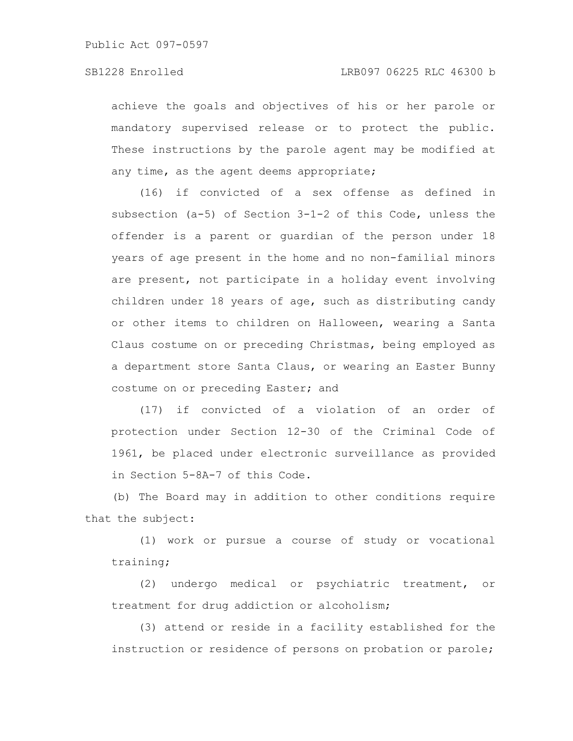achieve the goals and objectives of his or her parole or mandatory supervised release or to protect the public. These instructions by the parole agent may be modified at any time, as the agent deems appropriate;

(16) if convicted of a sex offense as defined in subsection (a-5) of Section 3-1-2 of this Code, unless the offender is a parent or guardian of the person under 18 years of age present in the home and no non-familial minors are present, not participate in a holiday event involving children under 18 years of age, such as distributing candy or other items to children on Halloween, wearing a Santa Claus costume on or preceding Christmas, being employed as a department store Santa Claus, or wearing an Easter Bunny costume on or preceding Easter; and

(17) if convicted of a violation of an order of protection under Section 12-30 of the Criminal Code of 1961, be placed under electronic surveillance as provided in Section 5-8A-7 of this Code.

(b) The Board may in addition to other conditions require that the subject:

(1) work or pursue a course of study or vocational training;

(2) undergo medical or psychiatric treatment, or treatment for drug addiction or alcoholism;

(3) attend or reside in a facility established for the instruction or residence of persons on probation or parole;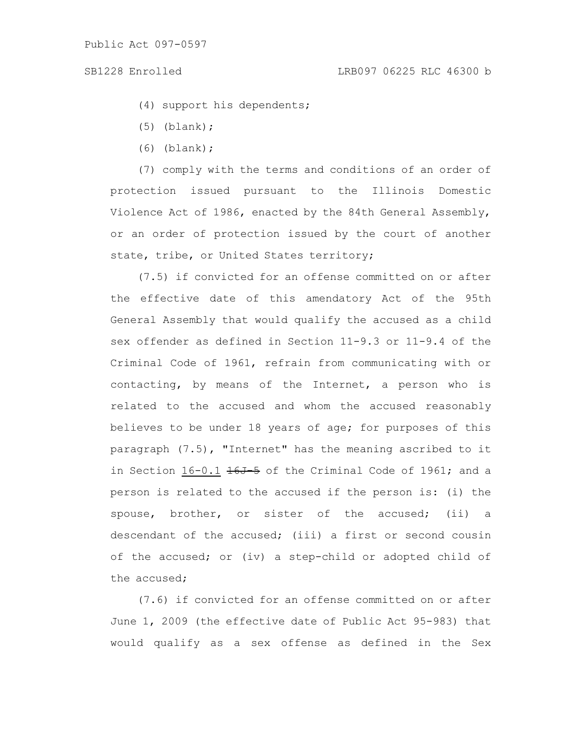(4) support his dependents;

(5) (blank);

(6) (blank);

(7) comply with the terms and conditions of an order of protection issued pursuant to the Illinois Domestic Violence Act of 1986, enacted by the 84th General Assembly, or an order of protection issued by the court of another state, tribe, or United States territory;

(7.5) if convicted for an offense committed on or after the effective date of this amendatory Act of the 95th General Assembly that would qualify the accused as a child sex offender as defined in Section 11-9.3 or 11-9.4 of the Criminal Code of 1961, refrain from communicating with or contacting, by means of the Internet, a person who is related to the accused and whom the accused reasonably believes to be under 18 years of age; for purposes of this paragraph (7.5), "Internet" has the meaning ascribed to it in Section 16-0.1 ~~16J-5~~ of the Criminal Code of 1961; and a person is related to the accused if the person is: (i) the spouse, brother, or sister of the accused; (ii) a descendant of the accused; (iii) a first or second cousin of the accused; or (iv) a step-child or adopted child of the accused;

(7.6) if convicted for an offense committed on or after June 1, 2009 (the effective date of Public Act 95-983) that would qualify as a sex offense as defined in the Sex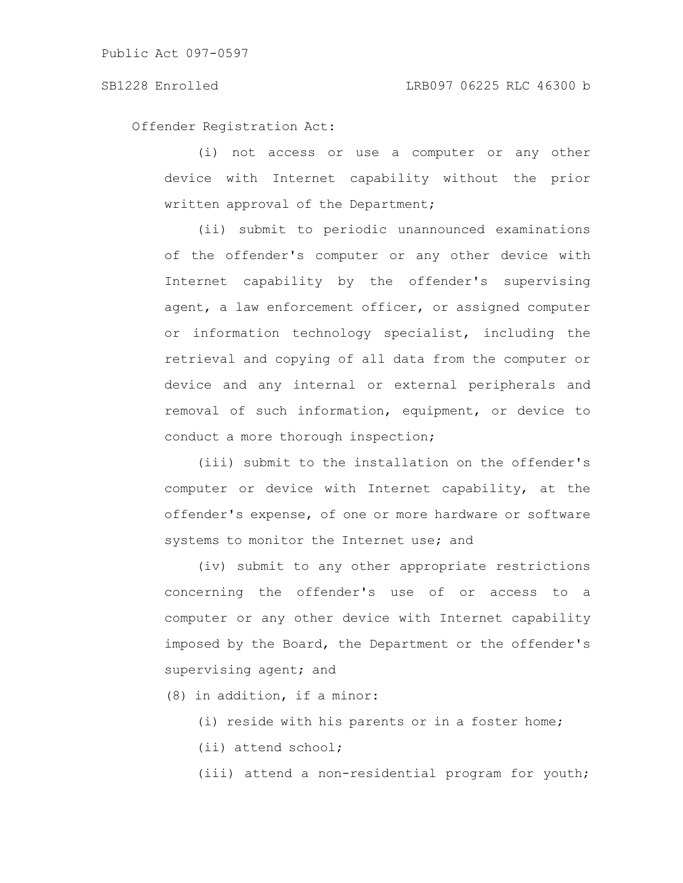Offender Registration Act:

(i) not access or use a computer or any other device with Internet capability without the prior written approval of the Department;

(ii) submit to periodic unannounced examinations of the offender's computer or any other device with Internet capability by the offender's supervising agent, a law enforcement officer, or assigned computer or information technology specialist, including the retrieval and copying of all data from the computer or device and any internal or external peripherals and removal of such information, equipment, or device to conduct a more thorough inspection;

(iii) submit to the installation on the offender's computer or device with Internet capability, at the offender's expense, of one or more hardware or software systems to monitor the Internet use; and

(iv) submit to any other appropriate restrictions concerning the offender's use of or access to a computer or any other device with Internet capability imposed by the Board, the Department or the offender's supervising agent; and

(8) in addition, if a minor:

(i) reside with his parents or in a foster home;

(ii) attend school;

(iii) attend a non-residential program for youth;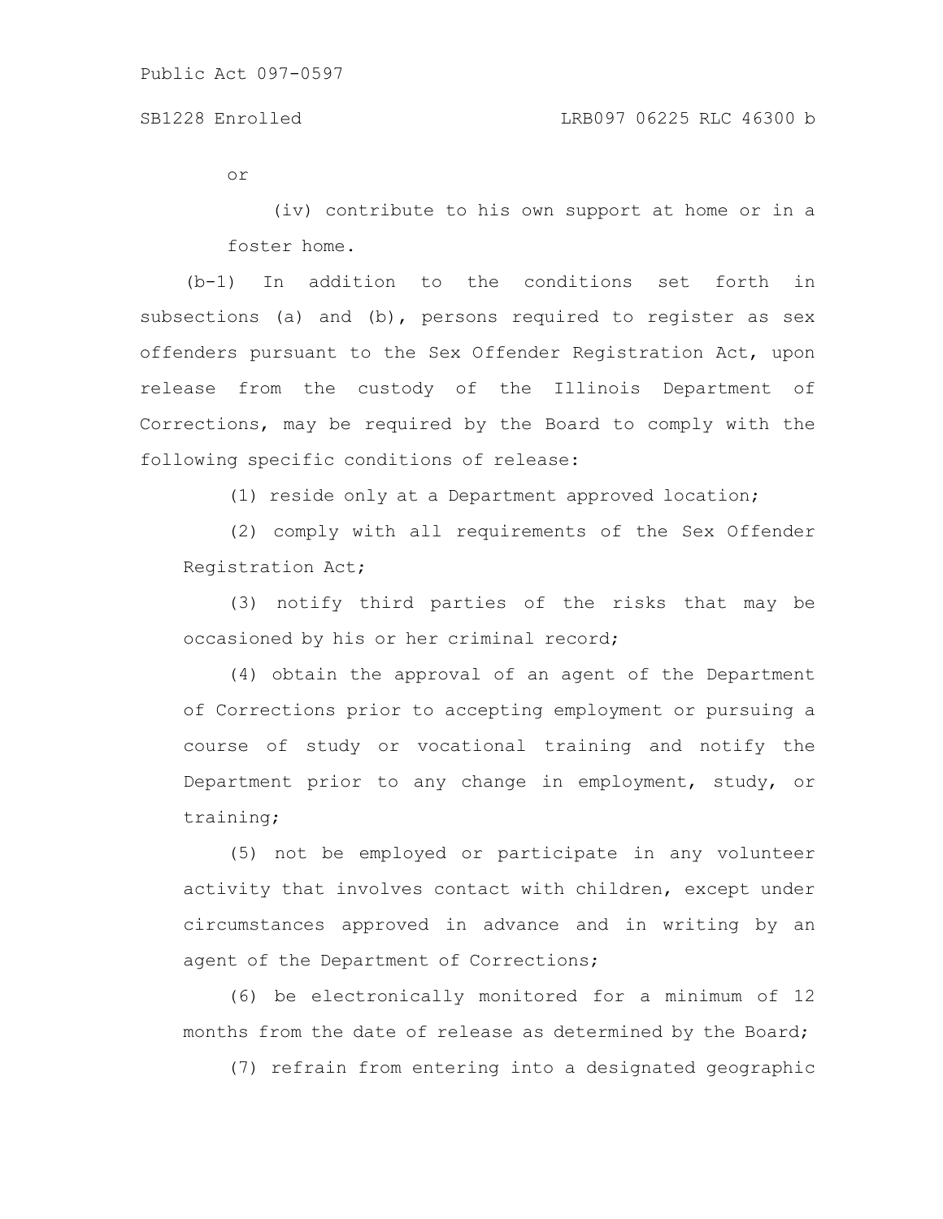or

(iv) contribute to his own support at home or in a foster home.

(b-1) In addition to the conditions set forth in subsections (a) and (b), persons required to register as sex offenders pursuant to the Sex Offender Registration Act, upon release from the custody of the Illinois Department of Corrections, may be required by the Board to comply with the following specific conditions of release:

(1) reside only at a Department approved location;

(2) comply with all requirements of the Sex Offender Registration Act;

(3) notify third parties of the risks that may be occasioned by his or her criminal record;

(4) obtain the approval of an agent of the Department of Corrections prior to accepting employment or pursuing a course of study or vocational training and notify the Department prior to any change in employment, study, or training;

(5) not be employed or participate in any volunteer activity that involves contact with children, except under circumstances approved in advance and in writing by an agent of the Department of Corrections;

(6) be electronically monitored for a minimum of 12 months from the date of release as determined by the Board;

(7) refrain from entering into a designated geographic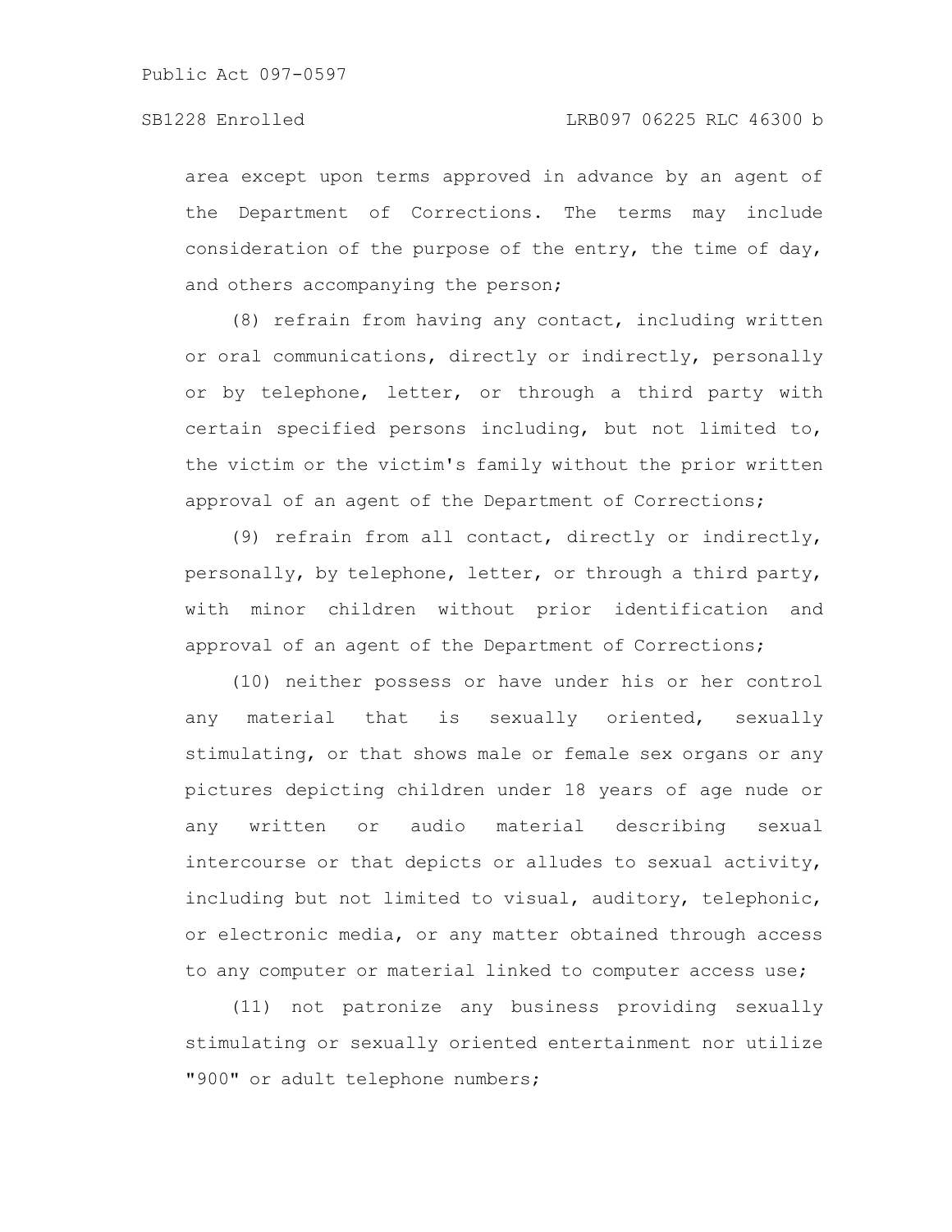area except upon terms approved in advance by an agent of the Department of Corrections. The terms may include consideration of the purpose of the entry, the time of day, and others accompanying the person;

(8) refrain from having any contact, including written or oral communications, directly or indirectly, personally or by telephone, letter, or through a third party with certain specified persons including, but not limited to, the victim or the victim's family without the prior written approval of an agent of the Department of Corrections;

(9) refrain from all contact, directly or indirectly, personally, by telephone, letter, or through a third party, with minor children without prior identification and approval of an agent of the Department of Corrections;

(10) neither possess or have under his or her control any material that is sexually oriented, sexually stimulating, or that shows male or female sex organs or any pictures depicting children under 18 years of age nude or any written or audio material describing sexual intercourse or that depicts or alludes to sexual activity, including but not limited to visual, auditory, telephonic, or electronic media, or any matter obtained through access to any computer or material linked to computer access use;

(11) not patronize any business providing sexually stimulating or sexually oriented entertainment nor utilize "900" or adult telephone numbers;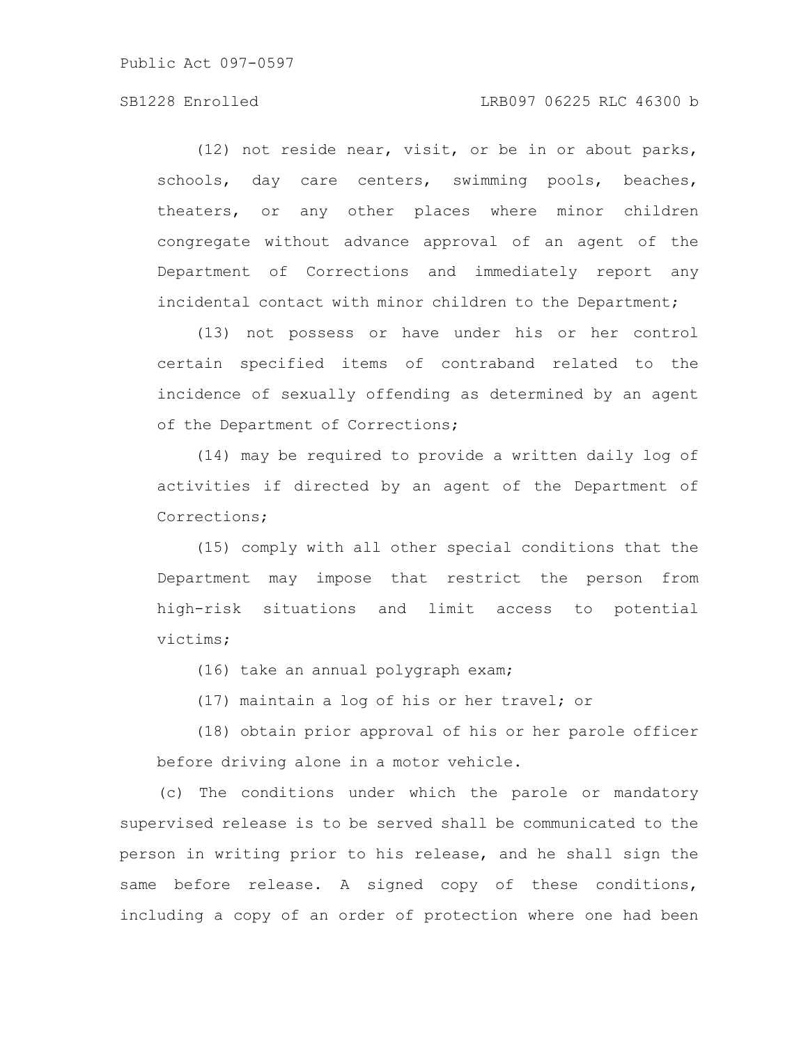(12) not reside near, visit, or be in or about parks, schools, day care centers, swimming pools, beaches, theaters, or any other places where minor children congregate without advance approval of an agent of the Department of Corrections and immediately report any incidental contact with minor children to the Department;

(13) not possess or have under his or her control certain specified items of contraband related to the incidence of sexually offending as determined by an agent of the Department of Corrections;

(14) may be required to provide a written daily log of activities if directed by an agent of the Department of Corrections;

(15) comply with all other special conditions that the Department may impose that restrict the person from high-risk situations and limit access to potential victims;

(16) take an annual polygraph exam;

(17) maintain a log of his or her travel; or

(18) obtain prior approval of his or her parole officer before driving alone in a motor vehicle.

(c) The conditions under which the parole or mandatory supervised release is to be served shall be communicated to the person in writing prior to his release, and he shall sign the same before release. A signed copy of these conditions, including a copy of an order of protection where one had been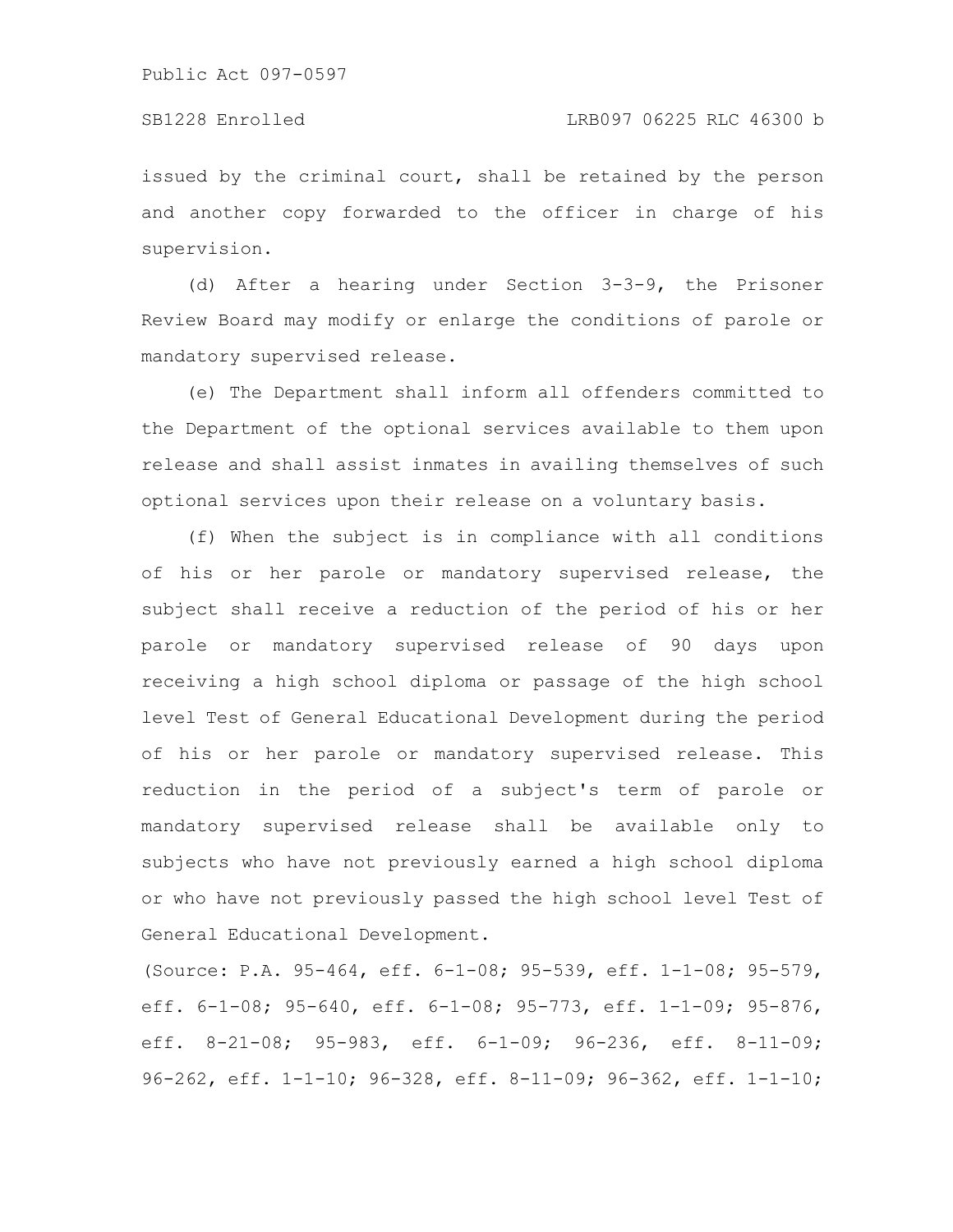issued by the criminal court, shall be retained by the person and another copy forwarded to the officer in charge of his supervision.

(d) After a hearing under Section 3-3-9, the Prisoner Review Board may modify or enlarge the conditions of parole or mandatory supervised release.

(e) The Department shall inform all offenders committed to the Department of the optional services available to them upon release and shall assist inmates in availing themselves of such optional services upon their release on a voluntary basis.

(f) When the subject is in compliance with all conditions of his or her parole or mandatory supervised release, the subject shall receive a reduction of the period of his or her parole or mandatory supervised release of 90 days upon receiving a high school diploma or passage of the high school level Test of General Educational Development during the period of his or her parole or mandatory supervised release. This reduction in the period of a subject's term of parole or mandatory supervised release shall be available only to subjects who have not previously earned a high school diploma or who have not previously passed the high school level Test of General Educational Development.

(Source: P.A. 95-464, eff. 6-1-08; 95-539, eff. 1-1-08; 95-579, eff. 6-1-08; 95-640, eff. 6-1-08; 95-773, eff. 1-1-09; 95-876, eff. 8-21-08; 95-983, eff. 6-1-09; 96-236, eff. 8-11-09; 96-262, eff. 1-1-10; 96-328, eff. 8-11-09; 96-362, eff. 1-1-10;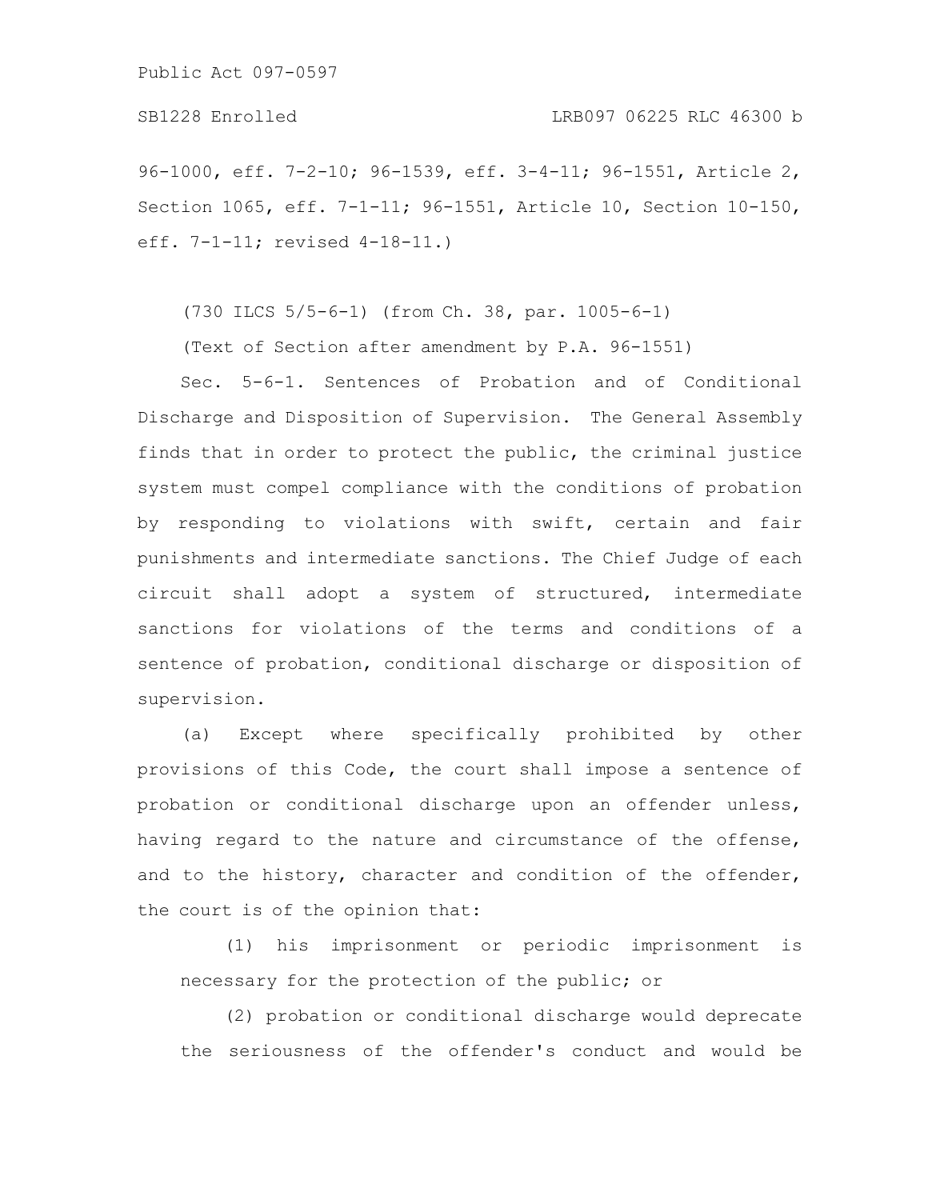96-1000, eff. 7-2-10; 96-1539, eff. 3-4-11; 96-1551, Article 2, Section 1065, eff. 7-1-11; 96-1551, Article 10, Section 10-150, eff. 7-1-11; revised 4-18-11.)

(730 ILCS 5/5-6-1) (from Ch. 38, par. 1005-6-1)

(Text of Section after amendment by P.A. 96-1551)

Sec. 5-6-1. Sentences of Probation and of Conditional Discharge and Disposition of Supervision. The General Assembly finds that in order to protect the public, the criminal justice system must compel compliance with the conditions of probation by responding to violations with swift, certain and fair punishments and intermediate sanctions. The Chief Judge of each circuit shall adopt a system of structured, intermediate sanctions for violations of the terms and conditions of a sentence of probation, conditional discharge or disposition of supervision.

(a) Except where specifically prohibited by other provisions of this Code, the court shall impose a sentence of probation or conditional discharge upon an offender unless, having regard to the nature and circumstance of the offense, and to the history, character and condition of the offender, the court is of the opinion that:

(1) his imprisonment or periodic imprisonment is necessary for the protection of the public; or

(2) probation or conditional discharge would deprecate the seriousness of the offender's conduct and would be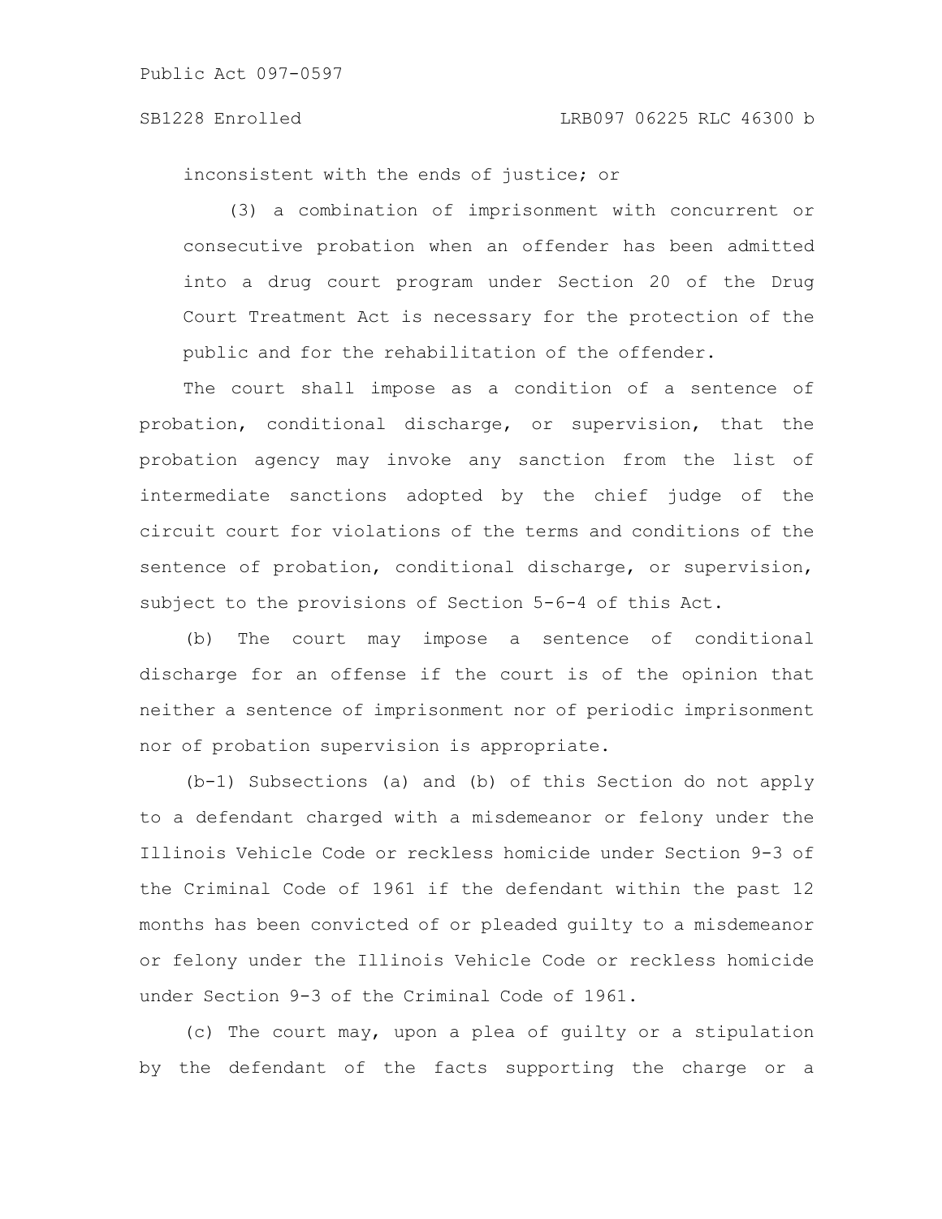inconsistent with the ends of justice; or

(3) a combination of imprisonment with concurrent or consecutive probation when an offender has been admitted into a drug court program under Section 20 of the Drug Court Treatment Act is necessary for the protection of the public and for the rehabilitation of the offender.

The court shall impose as a condition of a sentence of probation, conditional discharge, or supervision, that the probation agency may invoke any sanction from the list of intermediate sanctions adopted by the chief judge of the circuit court for violations of the terms and conditions of the sentence of probation, conditional discharge, or supervision, subject to the provisions of Section 5-6-4 of this Act.

(b) The court may impose a sentence of conditional discharge for an offense if the court is of the opinion that neither a sentence of imprisonment nor of periodic imprisonment nor of probation supervision is appropriate.

(b-1) Subsections (a) and (b) of this Section do not apply to a defendant charged with a misdemeanor or felony under the Illinois Vehicle Code or reckless homicide under Section 9-3 of the Criminal Code of 1961 if the defendant within the past 12 months has been convicted of or pleaded guilty to a misdemeanor or felony under the Illinois Vehicle Code or reckless homicide under Section 9-3 of the Criminal Code of 1961.

(c) The court may, upon a plea of guilty or a stipulation by the defendant of the facts supporting the charge or a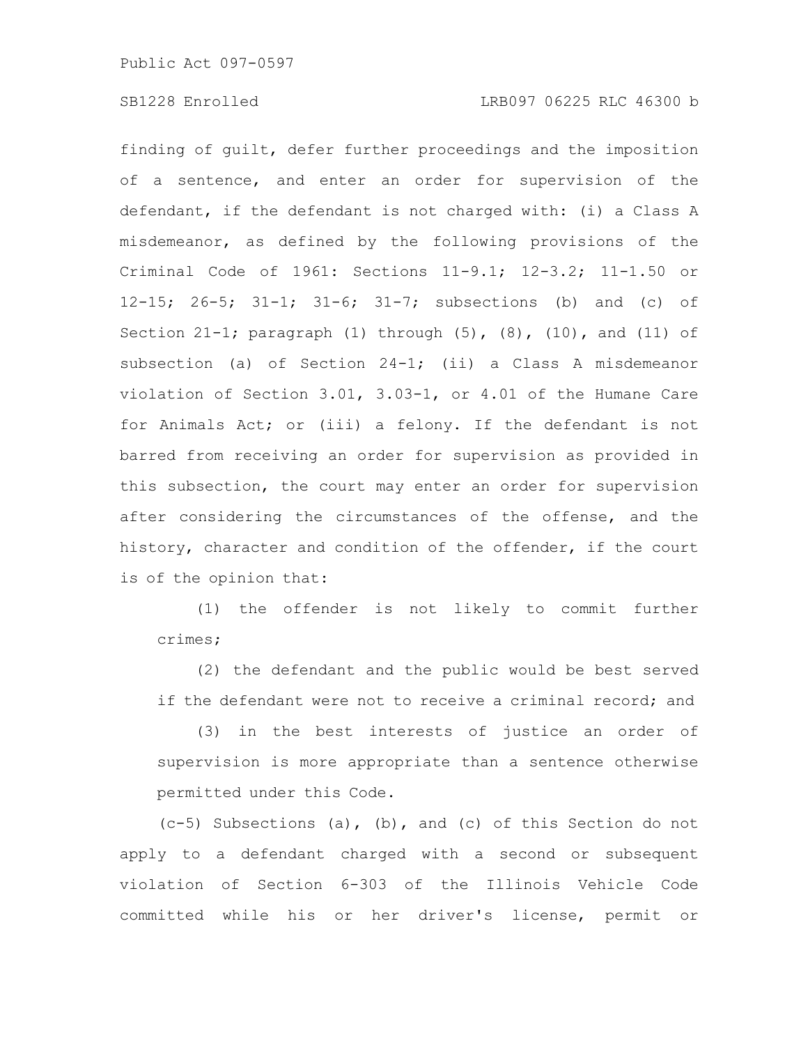finding of guilt, defer further proceedings and the imposition of a sentence, and enter an order for supervision of the defendant, if the defendant is not charged with: (i) a Class A misdemeanor, as defined by the following provisions of the Criminal Code of 1961: Sections 11-9.1; 12-3.2; 11-1.50 or 12-15; 26-5; 31-1; 31-6; 31-7; subsections (b) and (c) of Section 21-1; paragraph (1) through (5), (8), (10), and (11) of subsection (a) of Section 24-1; (ii) a Class A misdemeanor violation of Section 3.01, 3.03-1, or 4.01 of the Humane Care for Animals Act; or (iii) a felony. If the defendant is not barred from receiving an order for supervision as provided in this subsection, the court may enter an order for supervision after considering the circumstances of the offense, and the history, character and condition of the offender, if the court is of the opinion that:

(1) the offender is not likely to commit further crimes;

(2) the defendant and the public would be best served if the defendant were not to receive a criminal record; and

(3) in the best interests of justice an order of supervision is more appropriate than a sentence otherwise permitted under this Code.

(c-5) Subsections (a), (b), and (c) of this Section do not apply to a defendant charged with a second or subsequent violation of Section 6-303 of the Illinois Vehicle Code committed while his or her driver's license, permit or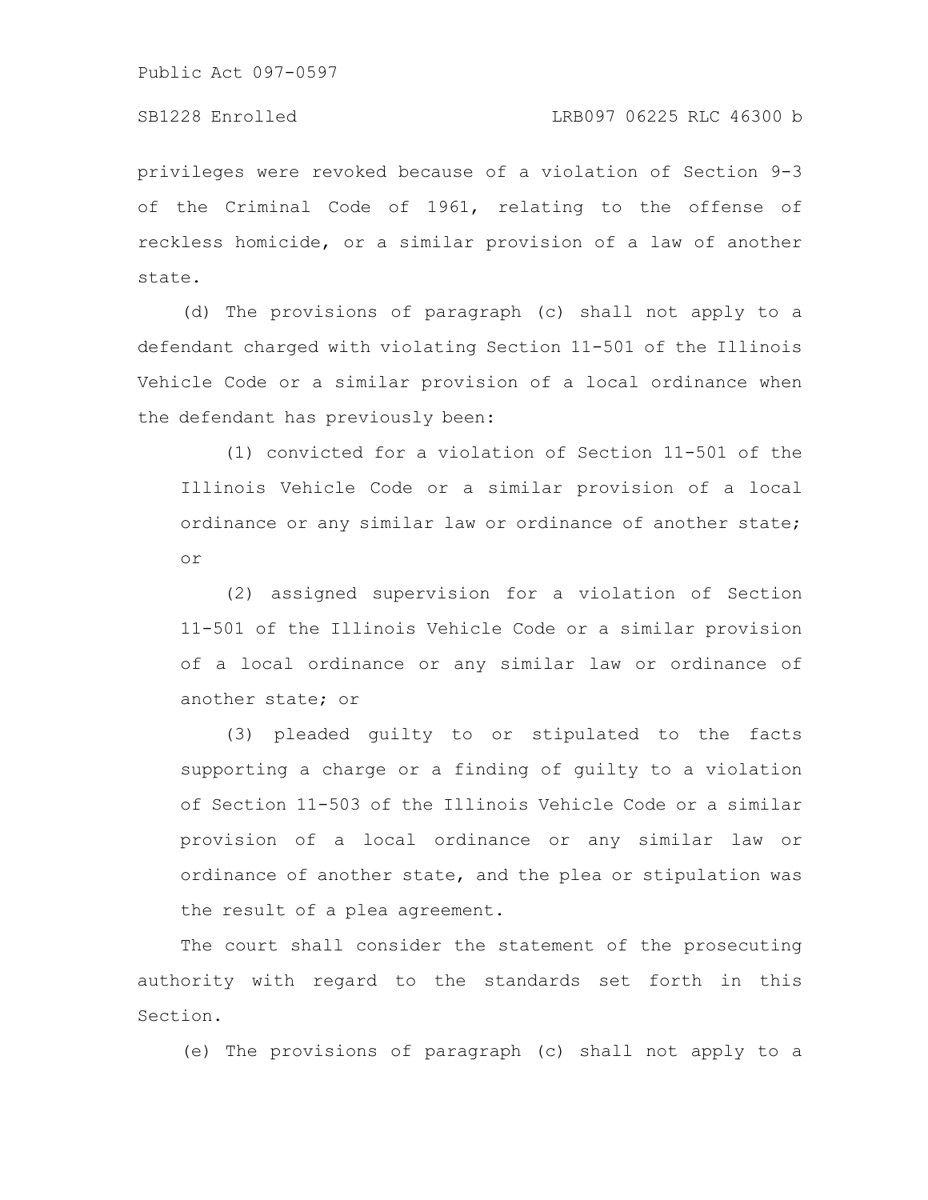privileges were revoked because of a violation of Section 9-3 of the Criminal Code of 1961, relating to the offense of reckless homicide, or a similar provision of a law of another state.

(d) The provisions of paragraph (c) shall not apply to a defendant charged with violating Section 11-501 of the Illinois Vehicle Code or a similar provision of a local ordinance when the defendant has previously been:

(1) convicted for a violation of Section 11-501 of the Illinois Vehicle Code or a similar provision of a local ordinance or any similar law or ordinance of another state; or

(2) assigned supervision for a violation of Section 11-501 of the Illinois Vehicle Code or a similar provision of a local ordinance or any similar law or ordinance of another state; or

(3) pleaded guilty to or stipulated to the facts supporting a charge or a finding of guilty to a violation of Section 11-503 of the Illinois Vehicle Code or a similar provision of a local ordinance or any similar law or ordinance of another state, and the plea or stipulation was the result of a plea agreement.

The court shall consider the statement of the prosecuting authority with regard to the standards set forth in this Section.

(e) The provisions of paragraph (c) shall not apply to a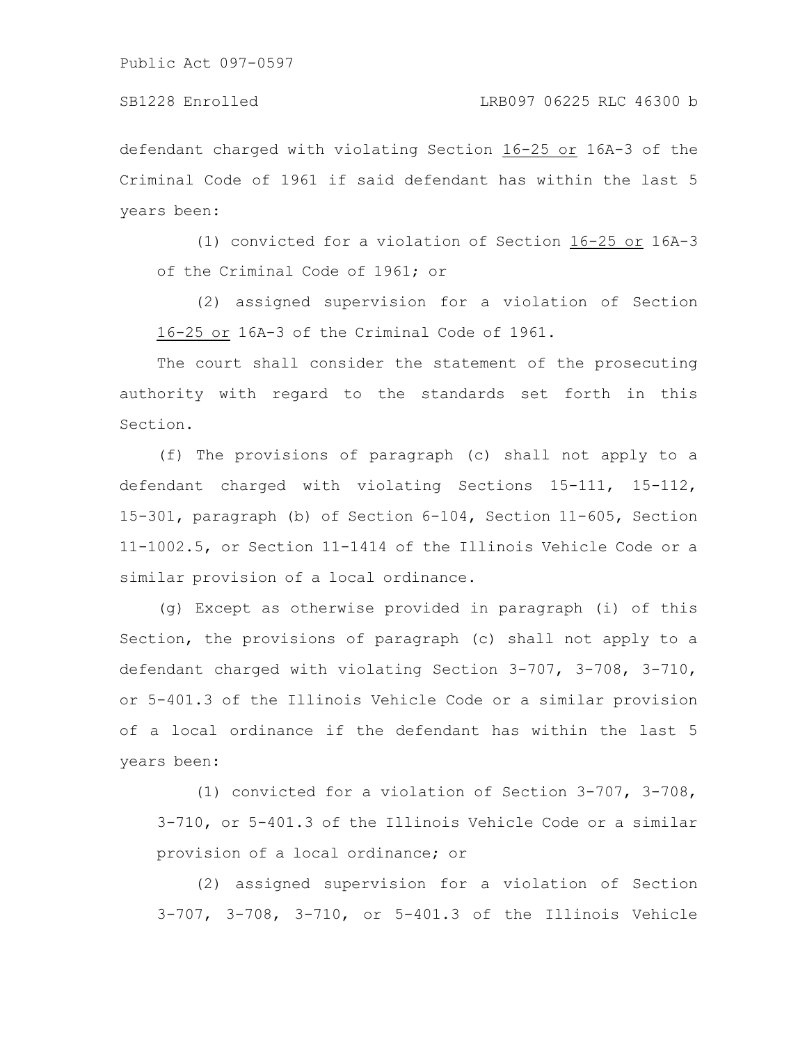defendant charged with violating Section 16-25 or 16A-3 of the Criminal Code of 1961 if said defendant has within the last 5 years been:

(1) convicted for a violation of Section 16-25 or 16A-3 of the Criminal Code of 1961; or

(2) assigned supervision for a violation of Section 16-25 or 16A-3 of the Criminal Code of 1961.

The court shall consider the statement of the prosecuting authority with regard to the standards set forth in this Section.

(f) The provisions of paragraph (c) shall not apply to a defendant charged with violating Sections 15-111, 15-112, 15-301, paragraph (b) of Section 6-104, Section 11-605, Section 11-1002.5, or Section 11-1414 of the Illinois Vehicle Code or a similar provision of a local ordinance.

(g) Except as otherwise provided in paragraph (i) of this Section, the provisions of paragraph (c) shall not apply to a defendant charged with violating Section 3-707, 3-708, 3-710, or 5-401.3 of the Illinois Vehicle Code or a similar provision of a local ordinance if the defendant has within the last 5 years been:

(1) convicted for a violation of Section 3-707, 3-708, 3-710, or 5-401.3 of the Illinois Vehicle Code or a similar provision of a local ordinance; or

(2) assigned supervision for a violation of Section 3-707, 3-708, 3-710, or 5-401.3 of the Illinois Vehicle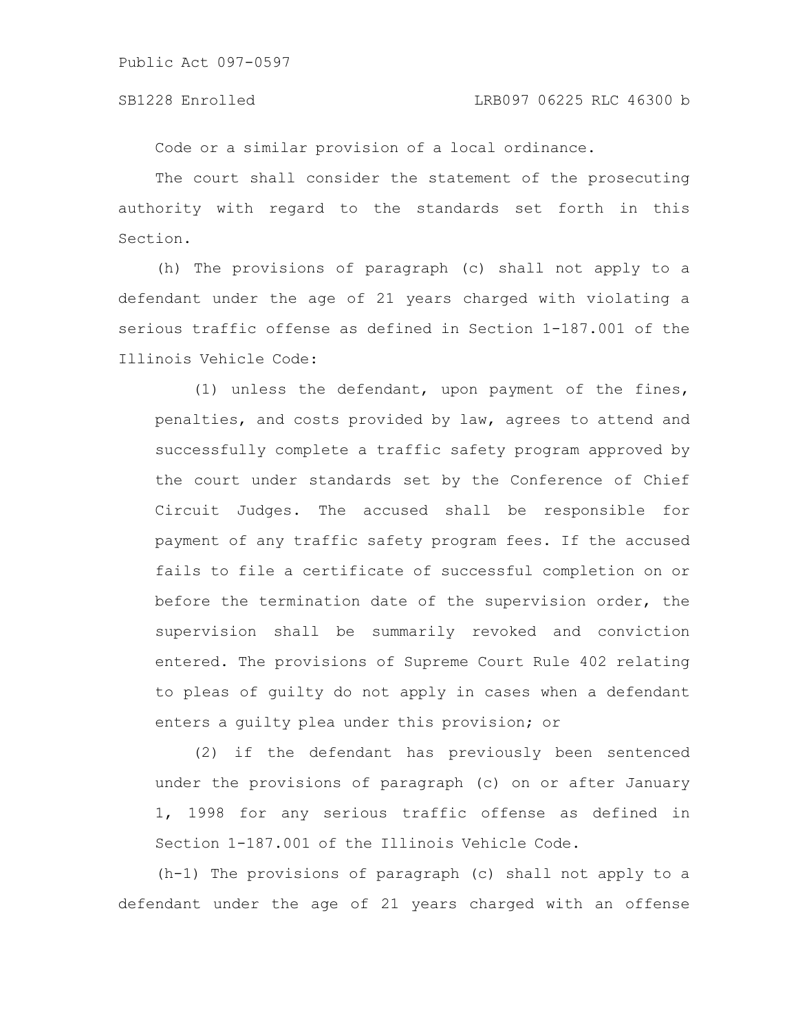Code or a similar provision of a local ordinance.

The court shall consider the statement of the prosecuting authority with regard to the standards set forth in this Section.

(h) The provisions of paragraph (c) shall not apply to a defendant under the age of 21 years charged with violating a serious traffic offense as defined in Section 1-187.001 of the Illinois Vehicle Code:

(1) unless the defendant, upon payment of the fines, penalties, and costs provided by law, agrees to attend and successfully complete a traffic safety program approved by the court under standards set by the Conference of Chief Circuit Judges. The accused shall be responsible for payment of any traffic safety program fees. If the accused fails to file a certificate of successful completion on or before the termination date of the supervision order, the supervision shall be summarily revoked and conviction entered. The provisions of Supreme Court Rule 402 relating to pleas of guilty do not apply in cases when a defendant enters a guilty plea under this provision; or

(2) if the defendant has previously been sentenced under the provisions of paragraph (c) on or after January 1, 1998 for any serious traffic offense as defined in Section 1-187.001 of the Illinois Vehicle Code.

(h-1) The provisions of paragraph (c) shall not apply to a defendant under the age of 21 years charged with an offense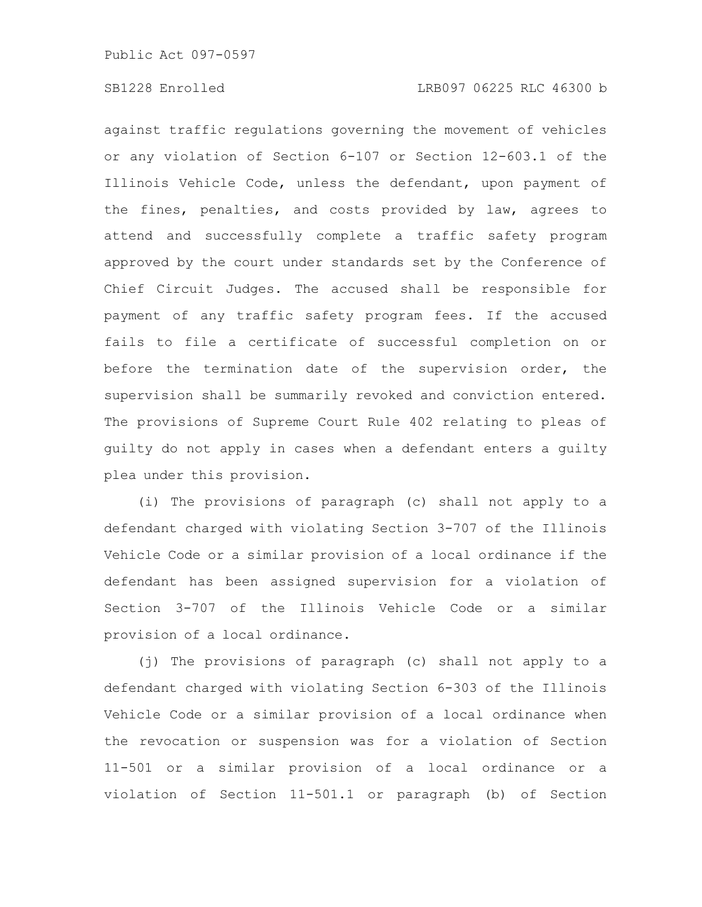against traffic regulations governing the movement of vehicles or any violation of Section 6-107 or Section 12-603.1 of the Illinois Vehicle Code, unless the defendant, upon payment of the fines, penalties, and costs provided by law, agrees to attend and successfully complete a traffic safety program approved by the court under standards set by the Conference of Chief Circuit Judges. The accused shall be responsible for payment of any traffic safety program fees. If the accused fails to file a certificate of successful completion on or before the termination date of the supervision order, the supervision shall be summarily revoked and conviction entered. The provisions of Supreme Court Rule 402 relating to pleas of guilty do not apply in cases when a defendant enters a guilty plea under this provision.

(i) The provisions of paragraph (c) shall not apply to a defendant charged with violating Section 3-707 of the Illinois Vehicle Code or a similar provision of a local ordinance if the defendant has been assigned supervision for a violation of Section 3-707 of the Illinois Vehicle Code or a similar provision of a local ordinance.

(j) The provisions of paragraph (c) shall not apply to a defendant charged with violating Section 6-303 of the Illinois Vehicle Code or a similar provision of a local ordinance when the revocation or suspension was for a violation of Section 11-501 or a similar provision of a local ordinance or a violation of Section 11-501.1 or paragraph (b) of Section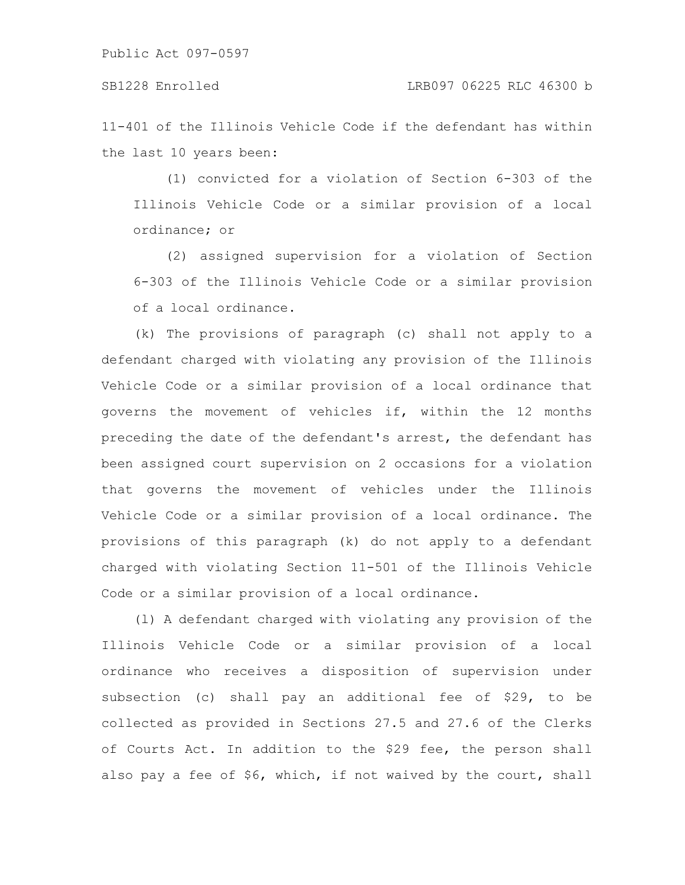11-401 of the Illinois Vehicle Code if the defendant has within the last 10 years been:

(1) convicted for a violation of Section 6-303 of the Illinois Vehicle Code or a similar provision of a local ordinance; or

(2) assigned supervision for a violation of Section 6-303 of the Illinois Vehicle Code or a similar provision of a local ordinance.

(k) The provisions of paragraph (c) shall not apply to a defendant charged with violating any provision of the Illinois Vehicle Code or a similar provision of a local ordinance that governs the movement of vehicles if, within the 12 months preceding the date of the defendant's arrest, the defendant has been assigned court supervision on 2 occasions for a violation that governs the movement of vehicles under the Illinois Vehicle Code or a similar provision of a local ordinance. The provisions of this paragraph (k) do not apply to a defendant charged with violating Section 11-501 of the Illinois Vehicle Code or a similar provision of a local ordinance.

(l) A defendant charged with violating any provision of the Illinois Vehicle Code or a similar provision of a local ordinance who receives a disposition of supervision under subsection (c) shall pay an additional fee of $29, to be collected as provided in Sections 27.5 and 27.6 of the Clerks of Courts Act. In addition to the $29 fee, the person shall also pay a fee of $6, which, if not waived by the court, shall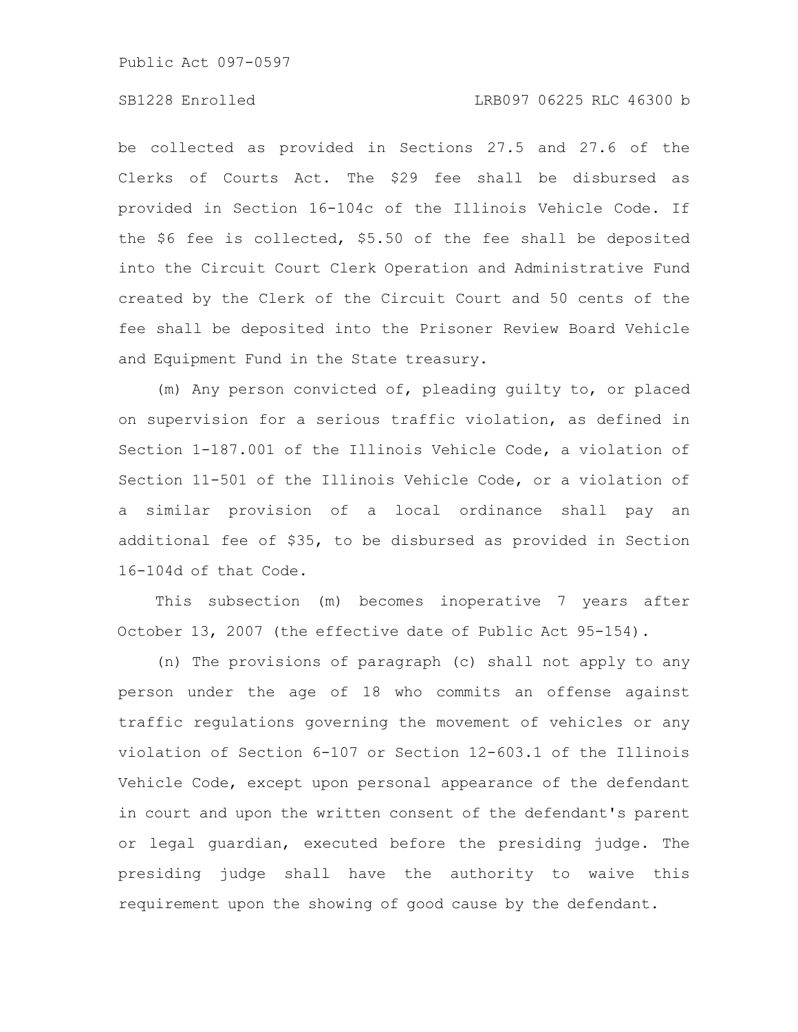be collected as provided in Sections 27.5 and 27.6 of the Clerks of Courts Act. The $29 fee shall be disbursed as provided in Section 16-104c of the Illinois Vehicle Code. If the $6 fee is collected, $5.50 of the fee shall be deposited into the Circuit Court Clerk Operation and Administrative Fund created by the Clerk of the Circuit Court and 50 cents of the fee shall be deposited into the Prisoner Review Board Vehicle and Equipment Fund in the State treasury.

(m) Any person convicted of, pleading guilty to, or placed on supervision for a serious traffic violation, as defined in Section 1-187.001 of the Illinois Vehicle Code, a violation of Section 11-501 of the Illinois Vehicle Code, or a violation of a similar provision of a local ordinance shall pay an additional fee of $35, to be disbursed as provided in Section 16-104d of that Code.

This subsection (m) becomes inoperative 7 years after October 13, 2007 (the effective date of Public Act 95-154).

(n) The provisions of paragraph (c) shall not apply to any person under the age of 18 who commits an offense against traffic regulations governing the movement of vehicles or any violation of Section 6-107 or Section 12-603.1 of the Illinois Vehicle Code, except upon personal appearance of the defendant in court and upon the written consent of the defendant's parent or legal guardian, executed before the presiding judge. The presiding judge shall have the authority to waive this requirement upon the showing of good cause by the defendant.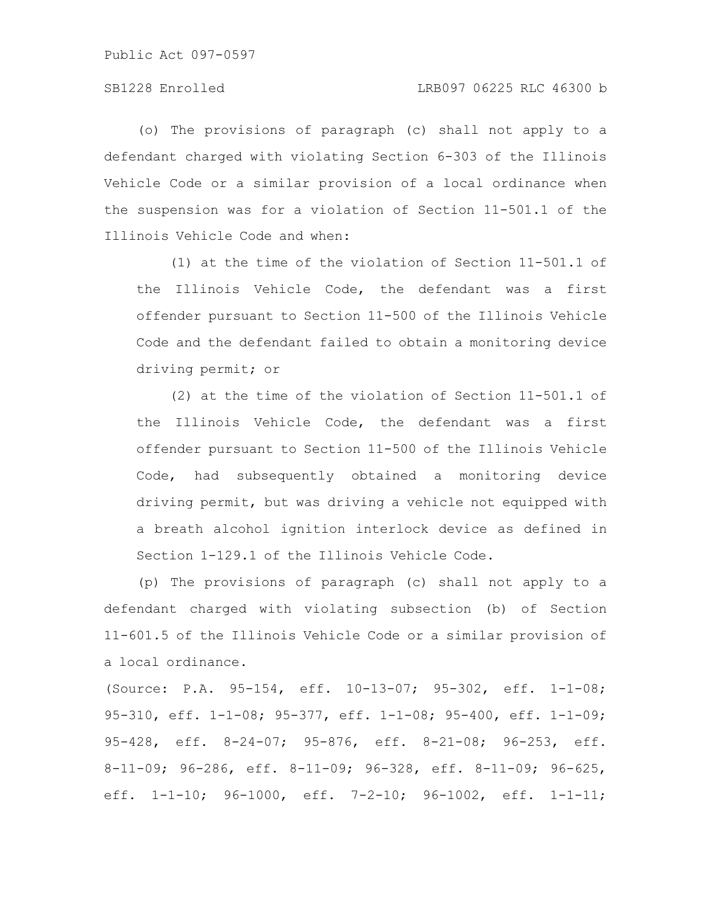(o) The provisions of paragraph (c) shall not apply to a defendant charged with violating Section 6-303 of the Illinois Vehicle Code or a similar provision of a local ordinance when the suspension was for a violation of Section 11-501.1 of the Illinois Vehicle Code and when:

(1) at the time of the violation of Section 11-501.1 of the Illinois Vehicle Code, the defendant was a first offender pursuant to Section 11-500 of the Illinois Vehicle Code and the defendant failed to obtain a monitoring device driving permit; or

(2) at the time of the violation of Section 11-501.1 of the Illinois Vehicle Code, the defendant was a first offender pursuant to Section 11-500 of the Illinois Vehicle Code, had subsequently obtained a monitoring device driving permit, but was driving a vehicle not equipped with a breath alcohol ignition interlock device as defined in Section 1-129.1 of the Illinois Vehicle Code.

(p) The provisions of paragraph (c) shall not apply to a defendant charged with violating subsection (b) of Section 11-601.5 of the Illinois Vehicle Code or a similar provision of a local ordinance.

(Source: P.A. 95-154, eff. 10-13-07; 95-302, eff. 1-1-08; 95-310, eff. 1-1-08; 95-377, eff. 1-1-08; 95-400, eff. 1-1-09; 95-428, eff. 8-24-07; 95-876, eff. 8-21-08; 96-253, eff. 8-11-09; 96-286, eff. 8-11-09; 96-328, eff. 8-11-09; 96-625, eff. 1-1-10; 96-1000, eff. 7-2-10; 96-1002, eff. 1-1-11;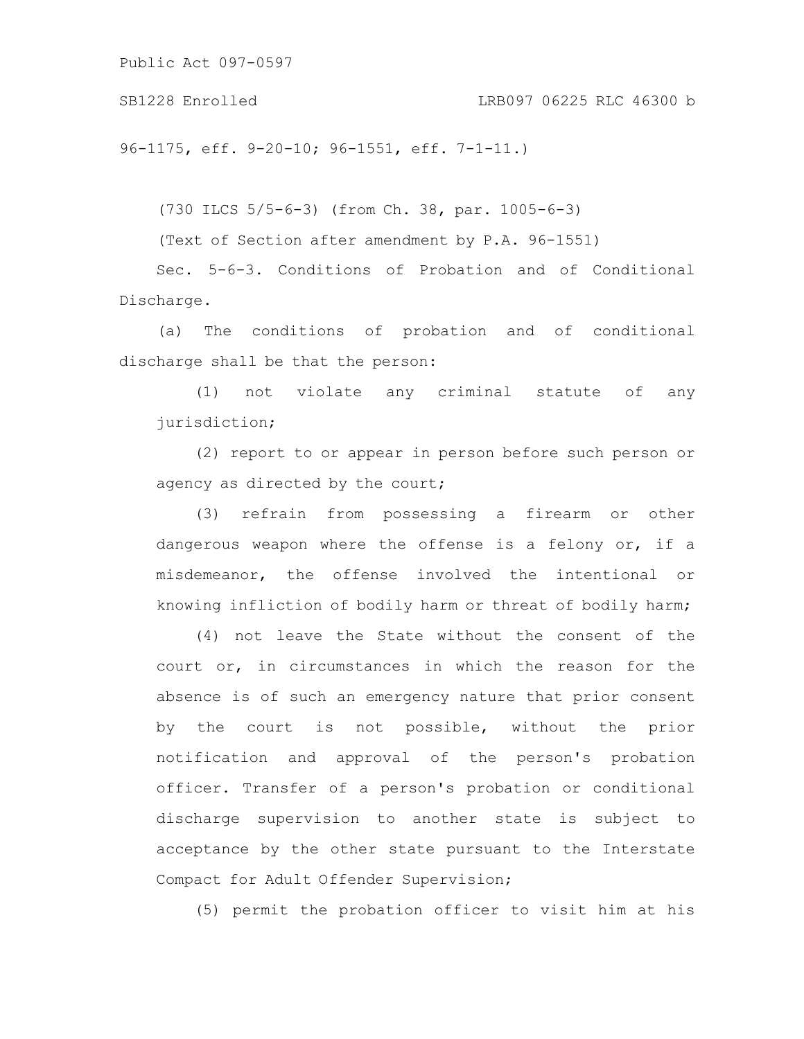96-1175, eff. 9-20-10; 96-1551, eff. 7-1-11.)

(730 ILCS 5/5-6-3) (from Ch. 38, par. 1005-6-3)

(Text of Section after amendment by P.A. 96-1551)

Sec. 5-6-3. Conditions of Probation and of Conditional Discharge.

(a) The conditions of probation and of conditional discharge shall be that the person:

(1) not violate any criminal statute of any jurisdiction;

(2) report to or appear in person before such person or agency as directed by the court;

(3) refrain from possessing a firearm or other dangerous weapon where the offense is a felony or, if a misdemeanor, the offense involved the intentional or knowing infliction of bodily harm or threat of bodily harm;

(4) not leave the State without the consent of the court or, in circumstances in which the reason for the absence is of such an emergency nature that prior consent by the court is not possible, without the prior notification and approval of the person's probation officer. Transfer of a person's probation or conditional discharge supervision to another state is subject to acceptance by the other state pursuant to the Interstate Compact for Adult Offender Supervision;

(5) permit the probation officer to visit him at his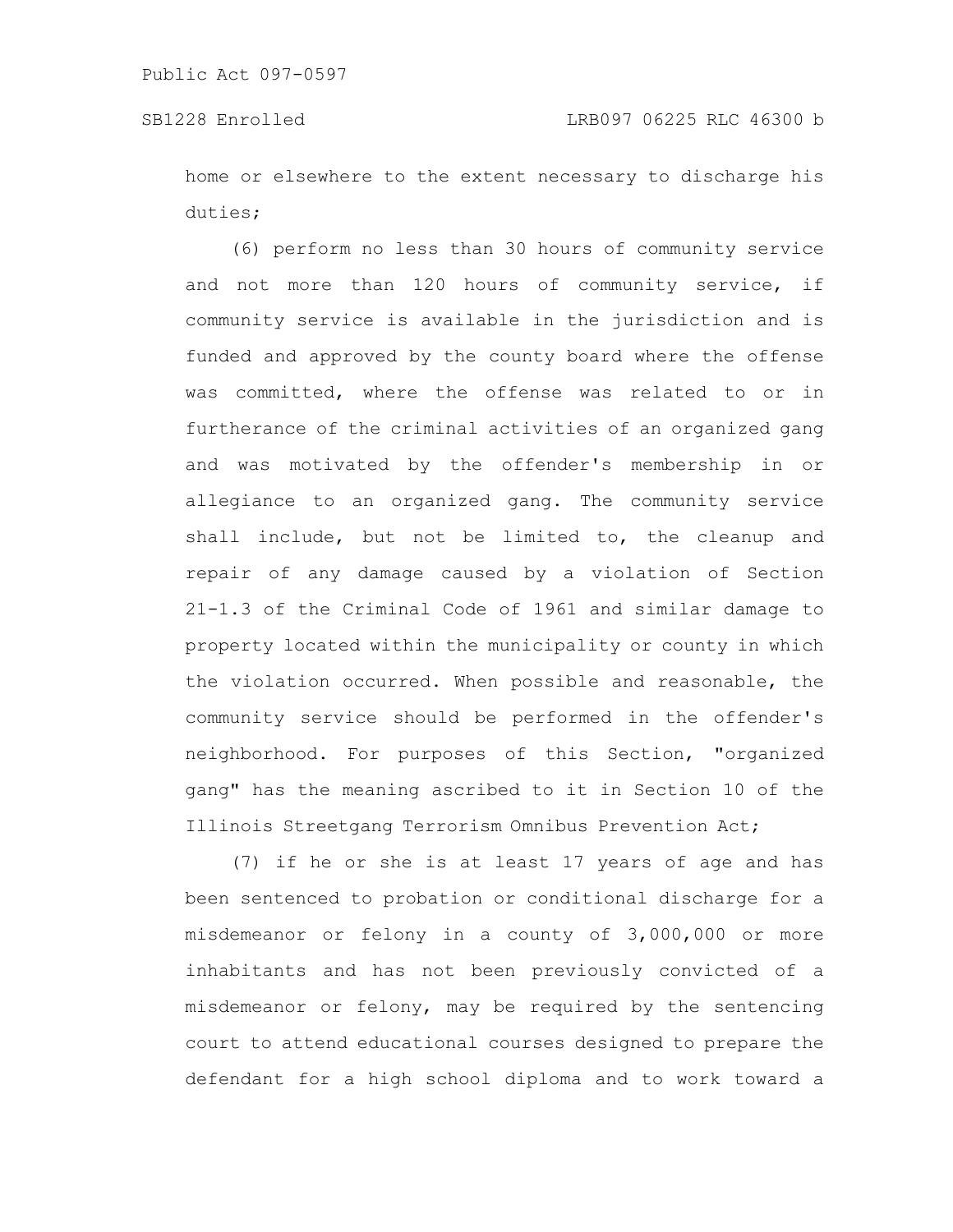home or elsewhere to the extent necessary to discharge his duties;

(6) perform no less than 30 hours of community service and not more than 120 hours of community service, if community service is available in the jurisdiction and is funded and approved by the county board where the offense was committed, where the offense was related to or in furtherance of the criminal activities of an organized gang and was motivated by the offender's membership in or allegiance to an organized gang. The community service shall include, but not be limited to, the cleanup and repair of any damage caused by a violation of Section 21-1.3 of the Criminal Code of 1961 and similar damage to property located within the municipality or county in which the violation occurred. When possible and reasonable, the community service should be performed in the offender's neighborhood. For purposes of this Section, "organized gang" has the meaning ascribed to it in Section 10 of the Illinois Streetgang Terrorism Omnibus Prevention Act;

(7) if he or she is at least 17 years of age and has been sentenced to probation or conditional discharge for a misdemeanor or felony in a county of 3,000,000 or more inhabitants and has not been previously convicted of a misdemeanor or felony, may be required by the sentencing court to attend educational courses designed to prepare the defendant for a high school diploma and to work toward a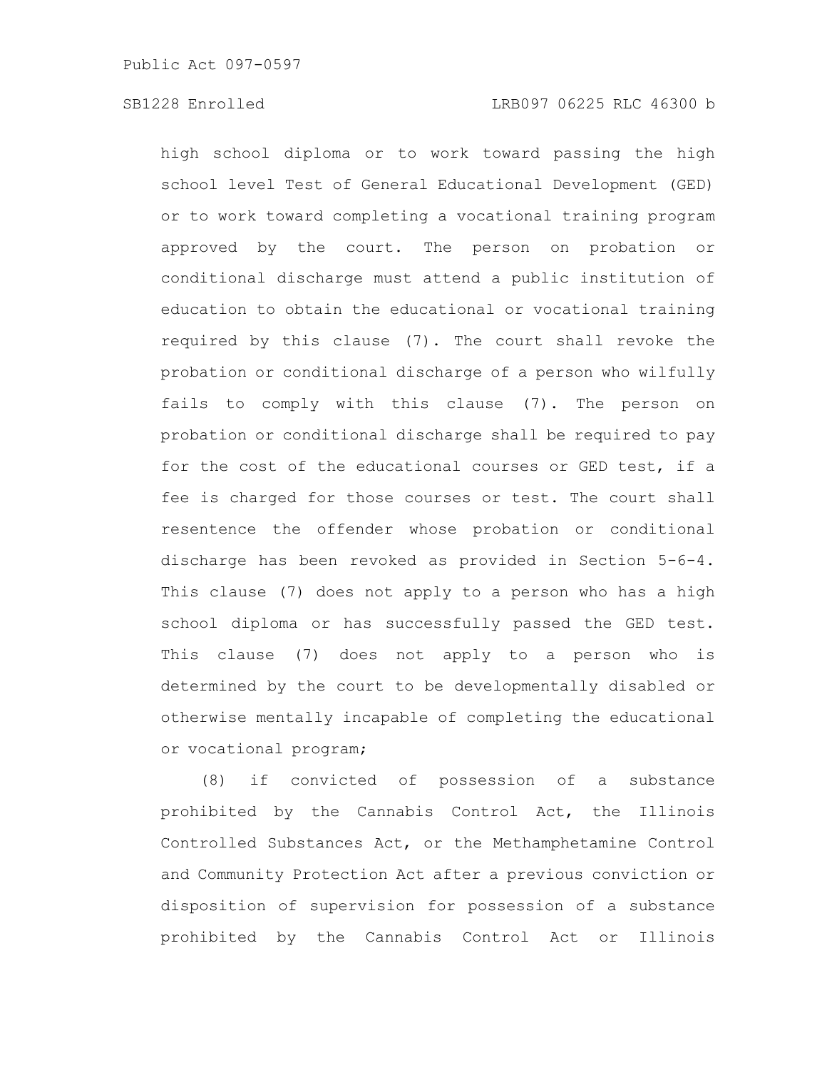high school diploma or to work toward passing the high school level Test of General Educational Development (GED) or to work toward completing a vocational training program approved by the court. The person on probation or conditional discharge must attend a public institution of education to obtain the educational or vocational training required by this clause (7). The court shall revoke the probation or conditional discharge of a person who wilfully fails to comply with this clause (7). The person on probation or conditional discharge shall be required to pay for the cost of the educational courses or GED test, if a fee is charged for those courses or test. The court shall resentence the offender whose probation or conditional discharge has been revoked as provided in Section 5-6-4. This clause (7) does not apply to a person who has a high school diploma or has successfully passed the GED test. This clause (7) does not apply to a person who is determined by the court to be developmentally disabled or otherwise mentally incapable of completing the educational or vocational program;

(8) if convicted of possession of a substance prohibited by the Cannabis Control Act, the Illinois Controlled Substances Act, or the Methamphetamine Control and Community Protection Act after a previous conviction or disposition of supervision for possession of a substance prohibited by the Cannabis Control Act or Illinois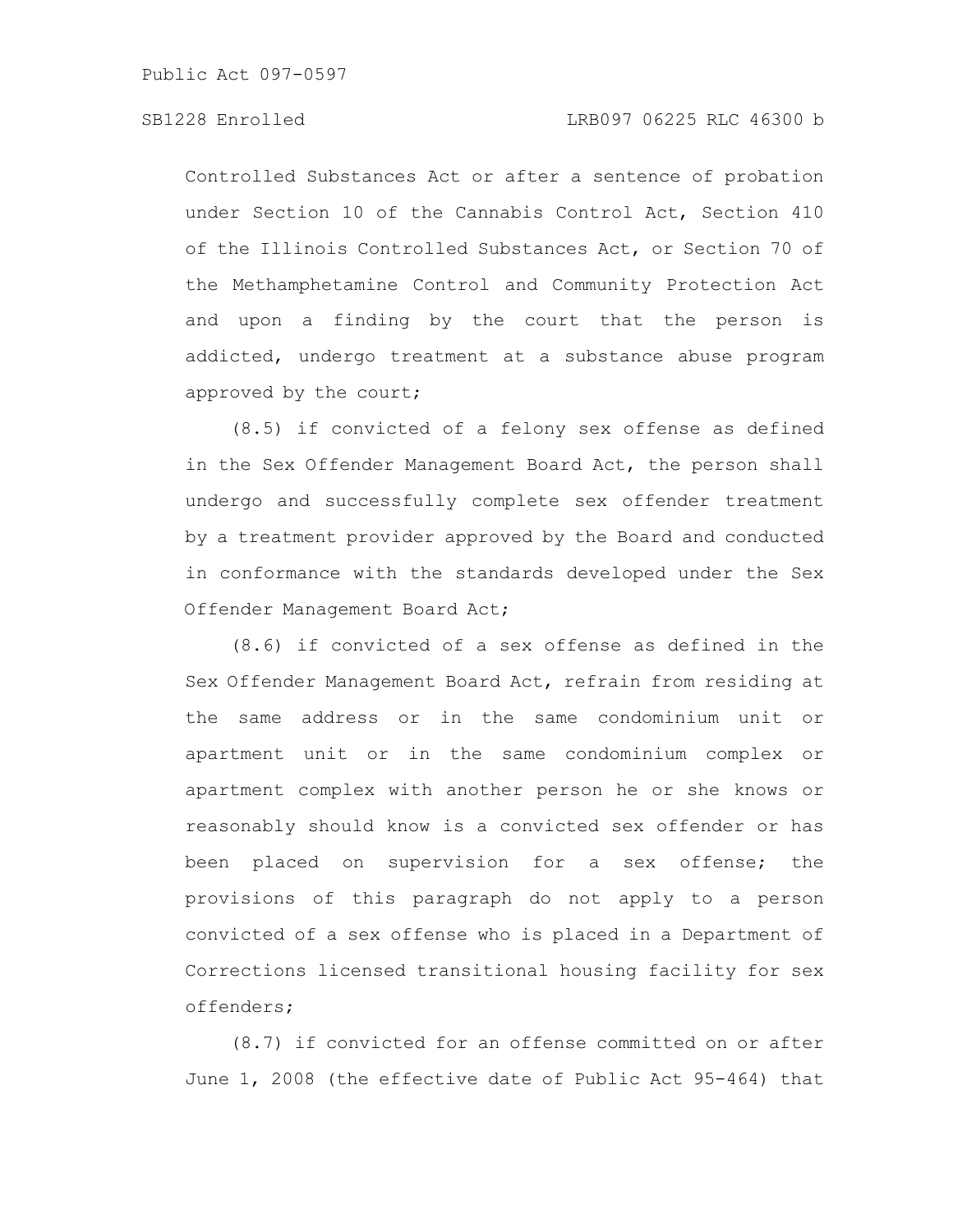Controlled Substances Act or after a sentence of probation under Section 10 of the Cannabis Control Act, Section 410 of the Illinois Controlled Substances Act, or Section 70 of the Methamphetamine Control and Community Protection Act and upon a finding by the court that the person is addicted, undergo treatment at a substance abuse program approved by the court;

(8.5) if convicted of a felony sex offense as defined in the Sex Offender Management Board Act, the person shall undergo and successfully complete sex offender treatment by a treatment provider approved by the Board and conducted in conformance with the standards developed under the Sex Offender Management Board Act;

(8.6) if convicted of a sex offense as defined in the Sex Offender Management Board Act, refrain from residing at the same address or in the same condominium unit or apartment unit or in the same condominium complex or apartment complex with another person he or she knows or reasonably should know is a convicted sex offender or has been placed on supervision for a sex offense; the provisions of this paragraph do not apply to a person convicted of a sex offense who is placed in a Department of Corrections licensed transitional housing facility for sex offenders;

(8.7) if convicted for an offense committed on or after June 1, 2008 (the effective date of Public Act 95-464) that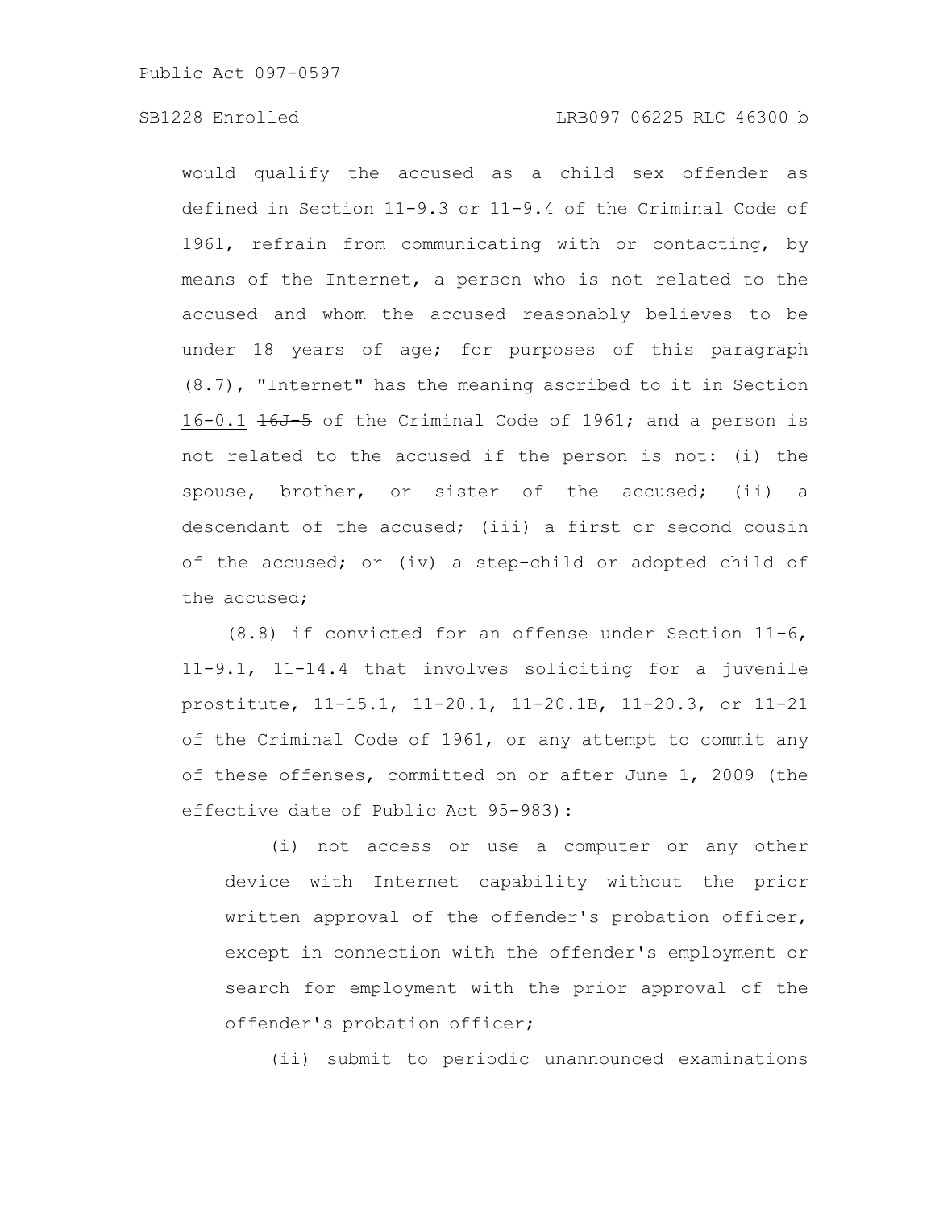would qualify the accused as a child sex offender as defined in Section 11-9.3 or 11-9.4 of the Criminal Code of 1961, refrain from communicating with or contacting, by means of the Internet, a person who is not related to the accused and whom the accused reasonably believes to be under 18 years of age; for purposes of this paragraph (8.7), "Internet" has the meaning ascribed to it in Section 16-0.1 ~~16J-5~~ of the Criminal Code of 1961; and a person is not related to the accused if the person is not: (i) the spouse, brother, or sister of the accused; (ii) a descendant of the accused; (iii) a first or second cousin of the accused; or (iv) a step-child or adopted child of the accused;

(8.8) if convicted for an offense under Section 11-6, 11-9.1, 11-14.4 that involves soliciting for a juvenile prostitute, 11-15.1, 11-20.1, 11-20.1B, 11-20.3, or 11-21 of the Criminal Code of 1961, or any attempt to commit any of these offenses, committed on or after June 1, 2009 (the effective date of Public Act 95-983):

(i) not access or use a computer or any other device with Internet capability without the prior written approval of the offender's probation officer, except in connection with the offender's employment or search for employment with the prior approval of the offender's probation officer;

(ii) submit to periodic unannounced examinations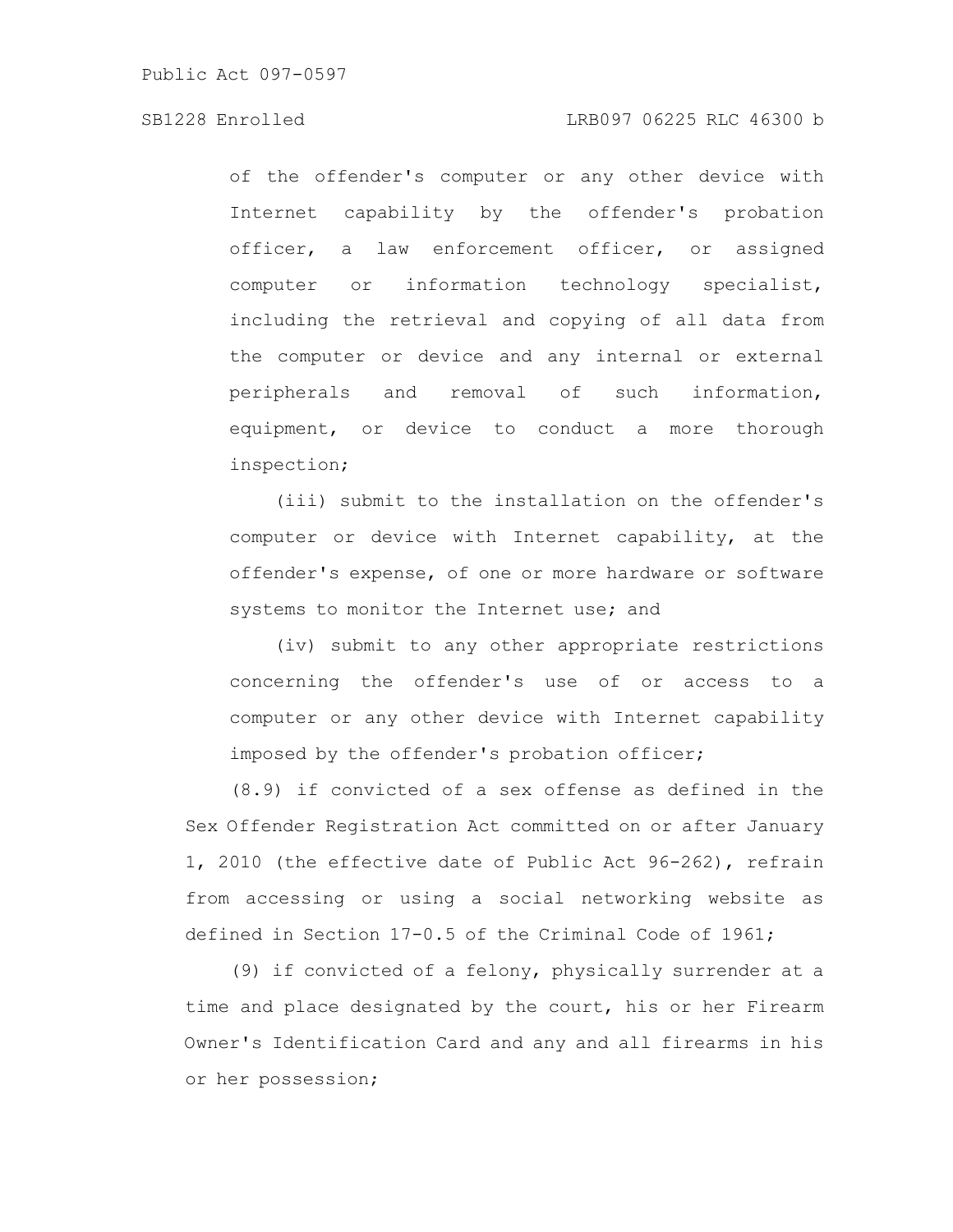of the offender's computer or any other device with Internet capability by the offender's probation officer, a law enforcement officer, or assigned computer or information technology specialist, including the retrieval and copying of all data from the computer or device and any internal or external peripherals and removal of such information, equipment, or device to conduct a more thorough inspection;

(iii) submit to the installation on the offender's computer or device with Internet capability, at the offender's expense, of one or more hardware or software systems to monitor the Internet use; and

(iv) submit to any other appropriate restrictions concerning the offender's use of or access to a computer or any other device with Internet capability imposed by the offender's probation officer;

(8.9) if convicted of a sex offense as defined in the Sex Offender Registration Act committed on or after January 1, 2010 (the effective date of Public Act 96-262), refrain from accessing or using a social networking website as defined in Section 17-0.5 of the Criminal Code of 1961;

(9) if convicted of a felony, physically surrender at a time and place designated by the court, his or her Firearm Owner's Identification Card and any and all firearms in his or her possession;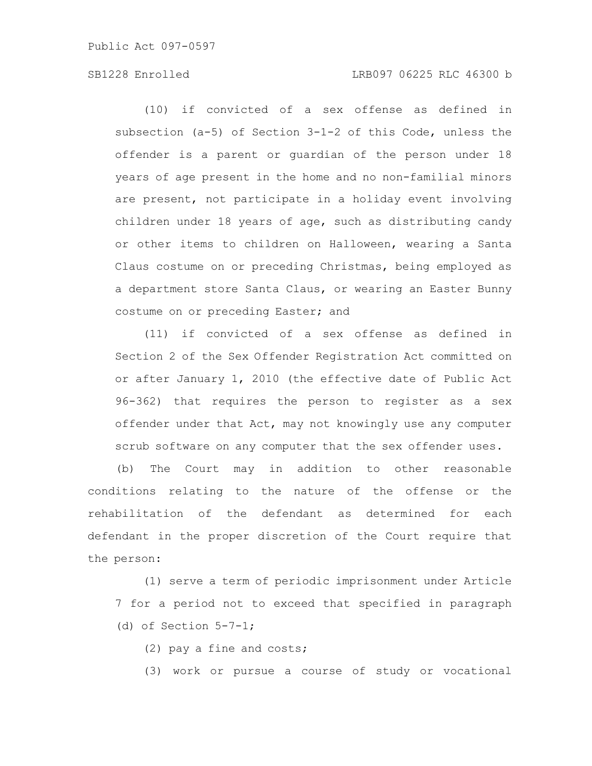(10) if convicted of a sex offense as defined in subsection (a-5) of Section 3-1-2 of this Code, unless the offender is a parent or guardian of the person under 18 years of age present in the home and no non-familial minors are present, not participate in a holiday event involving children under 18 years of age, such as distributing candy or other items to children on Halloween, wearing a Santa Claus costume on or preceding Christmas, being employed as a department store Santa Claus, or wearing an Easter Bunny costume on or preceding Easter; and

(11) if convicted of a sex offense as defined in Section 2 of the Sex Offender Registration Act committed on or after January 1, 2010 (the effective date of Public Act 96-362) that requires the person to register as a sex offender under that Act, may not knowingly use any computer scrub software on any computer that the sex offender uses.

(b) The Court may in addition to other reasonable conditions relating to the nature of the offense or the rehabilitation of the defendant as determined for each defendant in the proper discretion of the Court require that the person:

(1) serve a term of periodic imprisonment under Article 7 for a period not to exceed that specified in paragraph (d) of Section 5-7-1;

(2) pay a fine and costs;

(3) work or pursue a course of study or vocational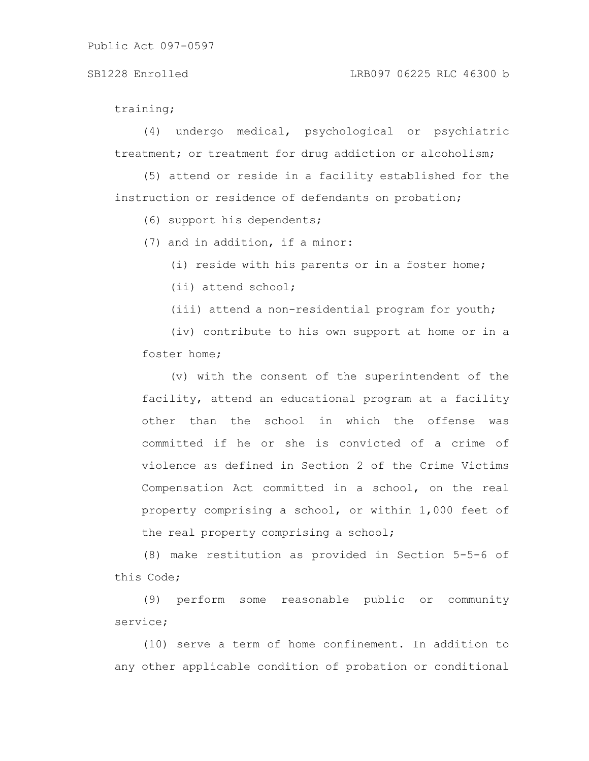training;

(4) undergo medical, psychological or psychiatric treatment; or treatment for drug addiction or alcoholism;

(5) attend or reside in a facility established for the instruction or residence of defendants on probation;

(6) support his dependents;

(7) and in addition, if a minor:

(i) reside with his parents or in a foster home;

(ii) attend school;

(iii) attend a non-residential program for youth;

(iv) contribute to his own support at home or in a foster home;

(v) with the consent of the superintendent of the facility, attend an educational program at a facility other than the school in which the offense was committed if he or she is convicted of a crime of violence as defined in Section 2 of the Crime Victims Compensation Act committed in a school, on the real property comprising a school, or within 1,000 feet of the real property comprising a school;

(8) make restitution as provided in Section 5-5-6 of this Code;

(9) perform some reasonable public or community service;

(10) serve a term of home confinement. In addition to any other applicable condition of probation or conditional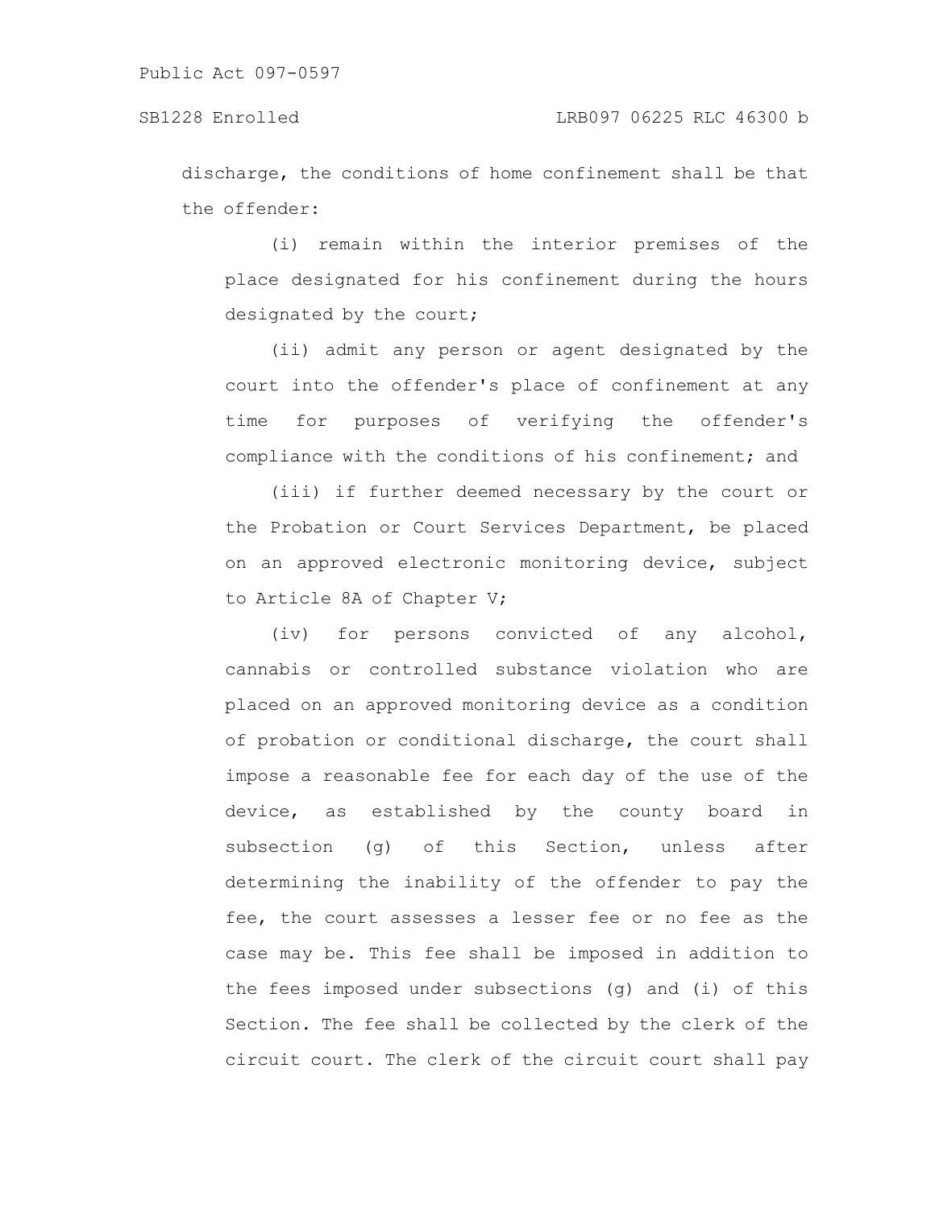discharge, the conditions of home confinement shall be that the offender:

(i) remain within the interior premises of the place designated for his confinement during the hours designated by the court;

(ii) admit any person or agent designated by the court into the offender's place of confinement at any time for purposes of verifying the offender's compliance with the conditions of his confinement; and

(iii) if further deemed necessary by the court or the Probation or Court Services Department, be placed on an approved electronic monitoring device, subject to Article 8A of Chapter V;

(iv) for persons convicted of any alcohol, cannabis or controlled substance violation who are placed on an approved monitoring device as a condition of probation or conditional discharge, the court shall impose a reasonable fee for each day of the use of the device, as established by the county board in subsection (g) of this Section, unless after determining the inability of the offender to pay the fee, the court assesses a lesser fee or no fee as the case may be. This fee shall be imposed in addition to the fees imposed under subsections (g) and (i) of this Section. The fee shall be collected by the clerk of the circuit court. The clerk of the circuit court shall pay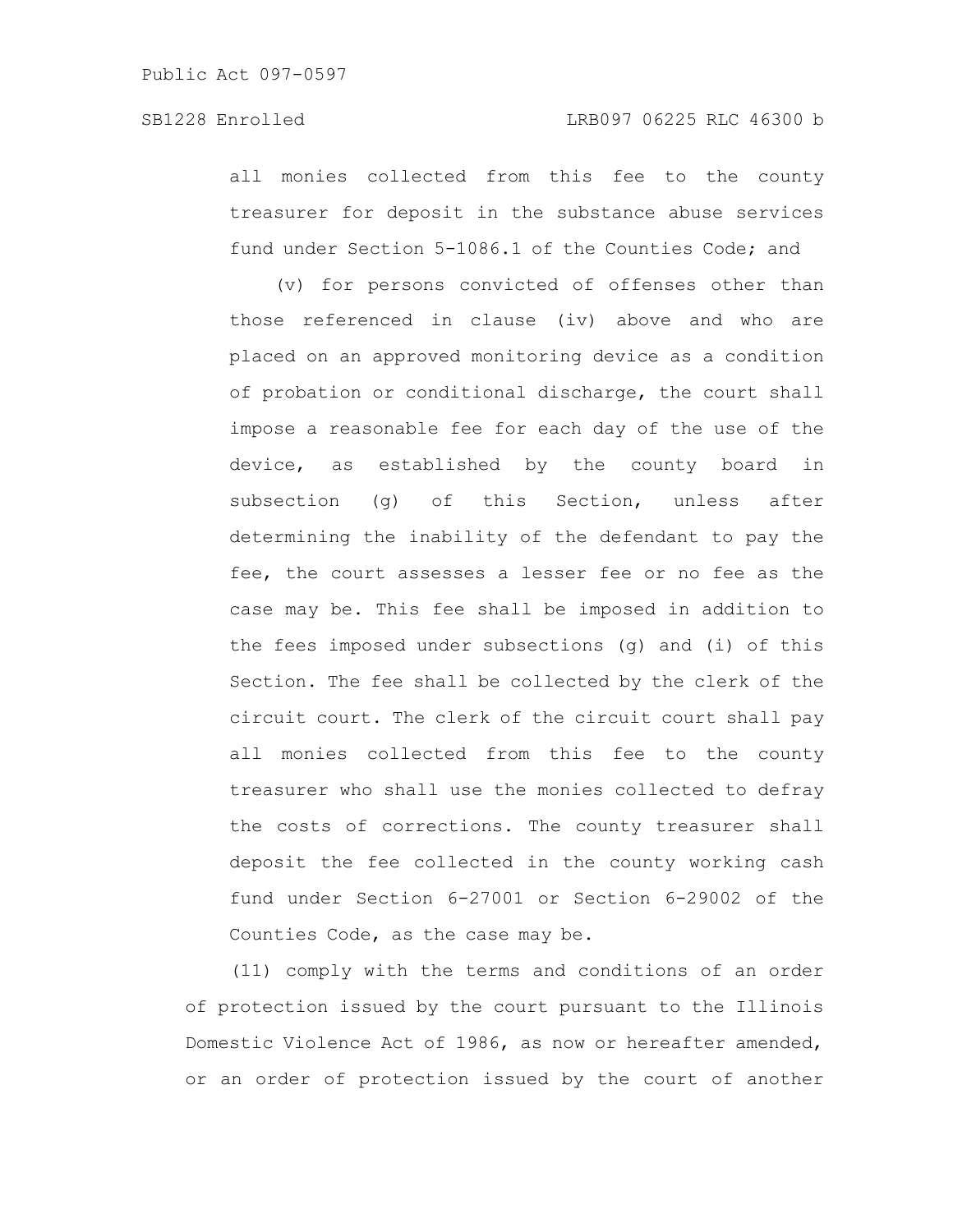all monies collected from this fee to the county treasurer for deposit in the substance abuse services fund under Section 5-1086.1 of the Counties Code; and

(v) for persons convicted of offenses other than those referenced in clause (iv) above and who are placed on an approved monitoring device as a condition of probation or conditional discharge, the court shall impose a reasonable fee for each day of the use of the device, as established by the county board in subsection (g) of this Section, unless after determining the inability of the defendant to pay the fee, the court assesses a lesser fee or no fee as the case may be. This fee shall be imposed in addition to the fees imposed under subsections (g) and (i) of this Section. The fee shall be collected by the clerk of the circuit court. The clerk of the circuit court shall pay all monies collected from this fee to the county treasurer who shall use the monies collected to defray the costs of corrections. The county treasurer shall deposit the fee collected in the county working cash fund under Section 6-27001 or Section 6-29002 of the Counties Code, as the case may be.

(11) comply with the terms and conditions of an order of protection issued by the court pursuant to the Illinois Domestic Violence Act of 1986, as now or hereafter amended, or an order of protection issued by the court of another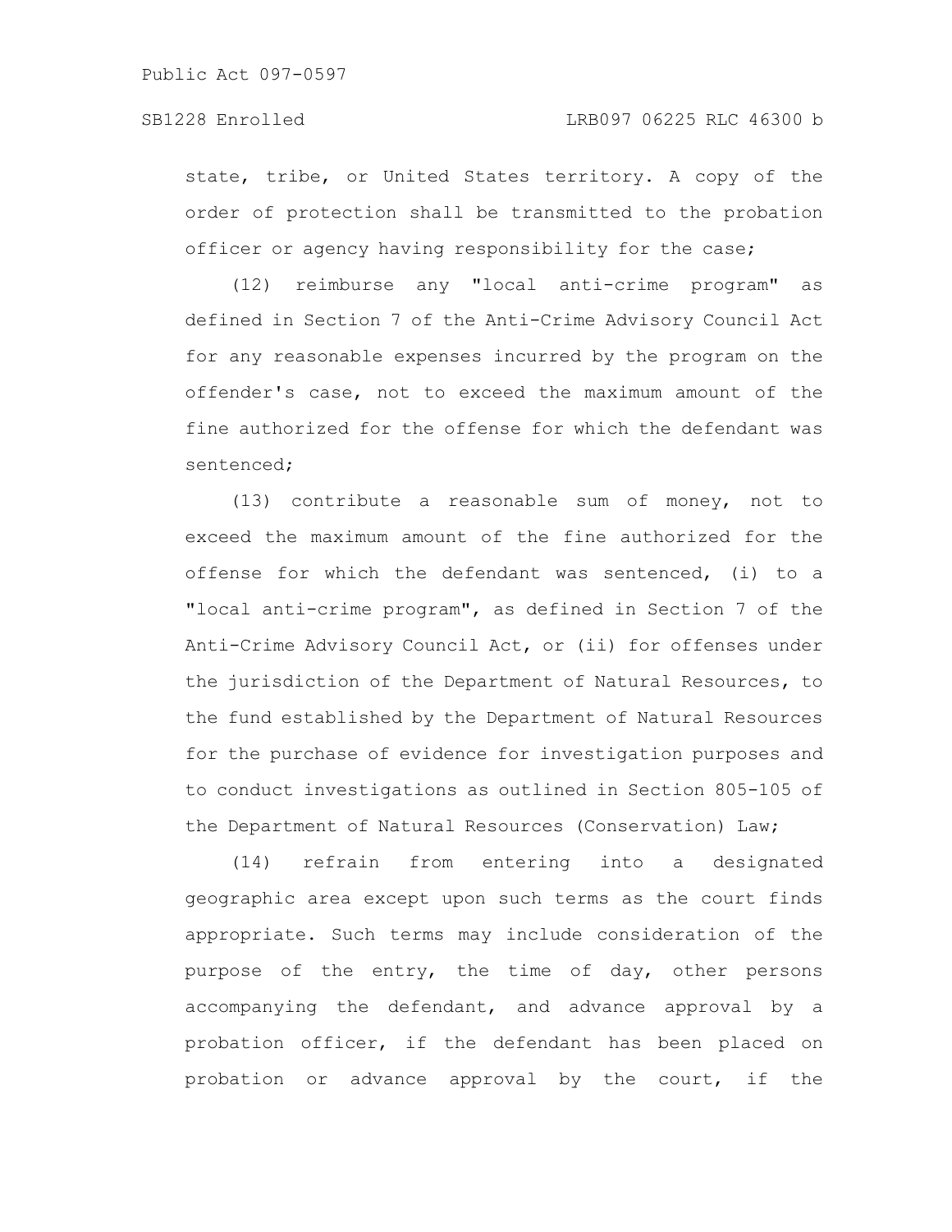state, tribe, or United States territory. A copy of the order of protection shall be transmitted to the probation officer or agency having responsibility for the case;

(12) reimburse any "local anti-crime program" as defined in Section 7 of the Anti-Crime Advisory Council Act for any reasonable expenses incurred by the program on the offender's case, not to exceed the maximum amount of the fine authorized for the offense for which the defendant was sentenced;

(13) contribute a reasonable sum of money, not to exceed the maximum amount of the fine authorized for the offense for which the defendant was sentenced, (i) to a "local anti-crime program", as defined in Section 7 of the Anti-Crime Advisory Council Act, or (ii) for offenses under the jurisdiction of the Department of Natural Resources, to the fund established by the Department of Natural Resources for the purchase of evidence for investigation purposes and to conduct investigations as outlined in Section 805-105 of the Department of Natural Resources (Conservation) Law;

(14) refrain from entering into a designated geographic area except upon such terms as the court finds appropriate. Such terms may include consideration of the purpose of the entry, the time of day, other persons accompanying the defendant, and advance approval by a probation officer, if the defendant has been placed on probation or advance approval by the court, if the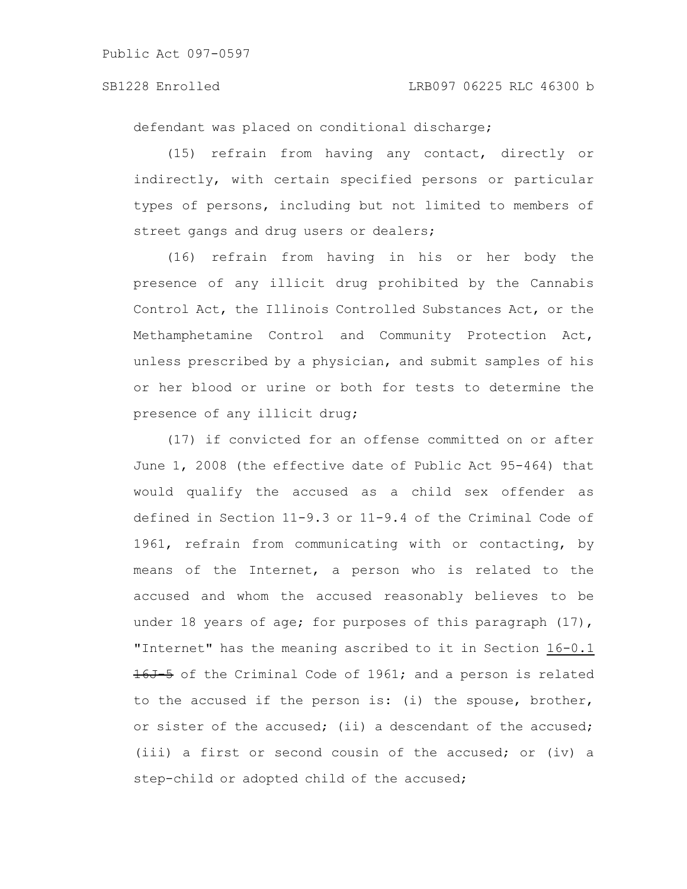defendant was placed on conditional discharge;

(15) refrain from having any contact, directly or indirectly, with certain specified persons or particular types of persons, including but not limited to members of street gangs and drug users or dealers;

(16) refrain from having in his or her body the presence of any illicit drug prohibited by the Cannabis Control Act, the Illinois Controlled Substances Act, or the Methamphetamine Control and Community Protection Act, unless prescribed by a physician, and submit samples of his or her blood or urine or both for tests to determine the presence of any illicit drug;

(17) if convicted for an offense committed on or after June 1, 2008 (the effective date of Public Act 95-464) that would qualify the accused as a child sex offender as defined in Section 11-9.3 or 11-9.4 of the Criminal Code of 1961, refrain from communicating with or contacting, by means of the Internet, a person who is related to the accused and whom the accused reasonably believes to be under 18 years of age; for purposes of this paragraph (17), "Internet" has the meaning ascribed to it in Section 16-0.1 ~~16J-5~~ of the Criminal Code of 1961; and a person is related to the accused if the person is: (i) the spouse, brother, or sister of the accused; (ii) a descendant of the accused; (iii) a first or second cousin of the accused; or (iv) a step-child or adopted child of the accused;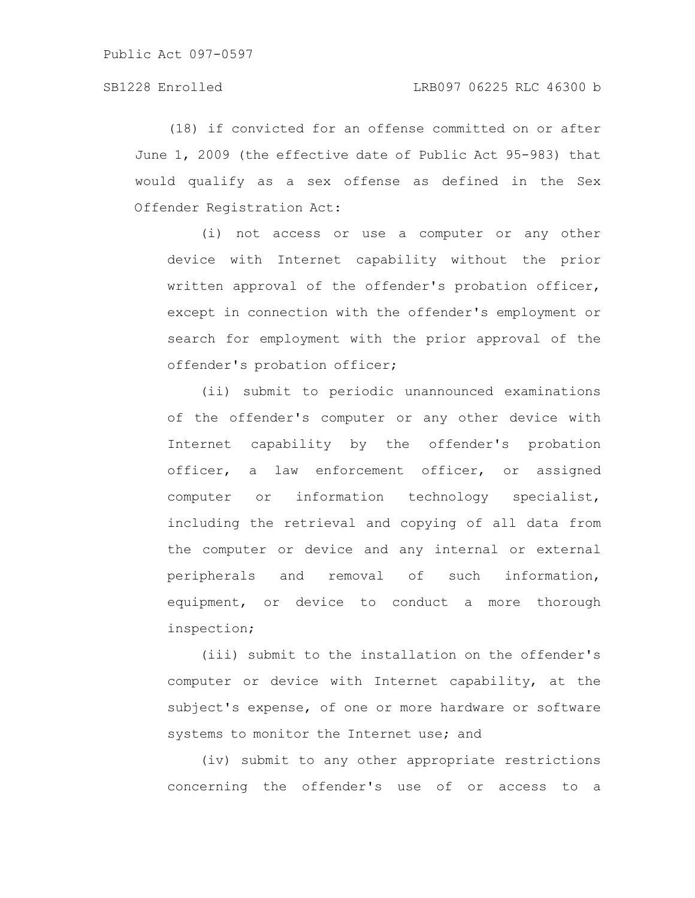(18) if convicted for an offense committed on or after June 1, 2009 (the effective date of Public Act 95-983) that would qualify as a sex offense as defined in the Sex Offender Registration Act:

(i) not access or use a computer or any other device with Internet capability without the prior written approval of the offender's probation officer, except in connection with the offender's employment or search for employment with the prior approval of the offender's probation officer;

(ii) submit to periodic unannounced examinations of the offender's computer or any other device with Internet capability by the offender's probation officer, a law enforcement officer, or assigned computer or information technology specialist, including the retrieval and copying of all data from the computer or device and any internal or external peripherals and removal of such information, equipment, or device to conduct a more thorough inspection;

(iii) submit to the installation on the offender's computer or device with Internet capability, at the subject's expense, of one or more hardware or software systems to monitor the Internet use; and

(iv) submit to any other appropriate restrictions concerning the offender's use of or access to a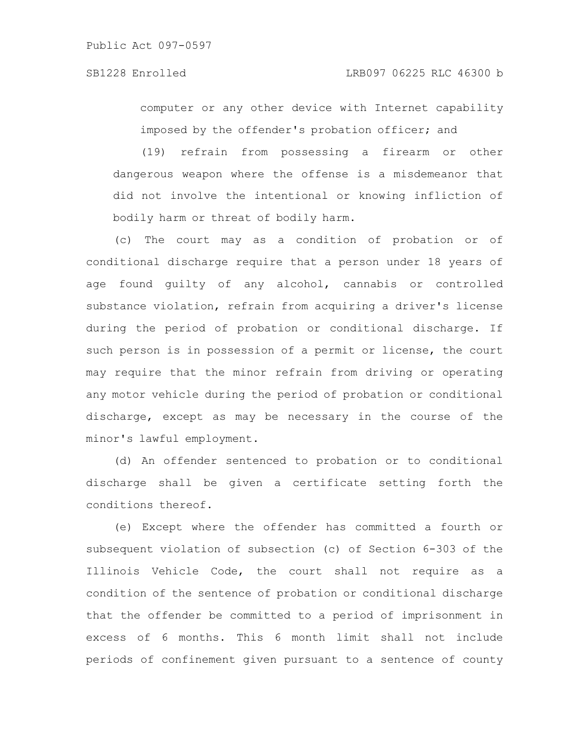computer or any other device with Internet capability imposed by the offender's probation officer; and

(19) refrain from possessing a firearm or other dangerous weapon where the offense is a misdemeanor that did not involve the intentional or knowing infliction of bodily harm or threat of bodily harm.

(c) The court may as a condition of probation or of conditional discharge require that a person under 18 years of age found guilty of any alcohol, cannabis or controlled substance violation, refrain from acquiring a driver's license during the period of probation or conditional discharge. If such person is in possession of a permit or license, the court may require that the minor refrain from driving or operating any motor vehicle during the period of probation or conditional discharge, except as may be necessary in the course of the minor's lawful employment.

(d) An offender sentenced to probation or to conditional discharge shall be given a certificate setting forth the conditions thereof.

(e) Except where the offender has committed a fourth or subsequent violation of subsection (c) of Section 6-303 of the Illinois Vehicle Code, the court shall not require as a condition of the sentence of probation or conditional discharge that the offender be committed to a period of imprisonment in excess of 6 months. This 6 month limit shall not include periods of confinement given pursuant to a sentence of county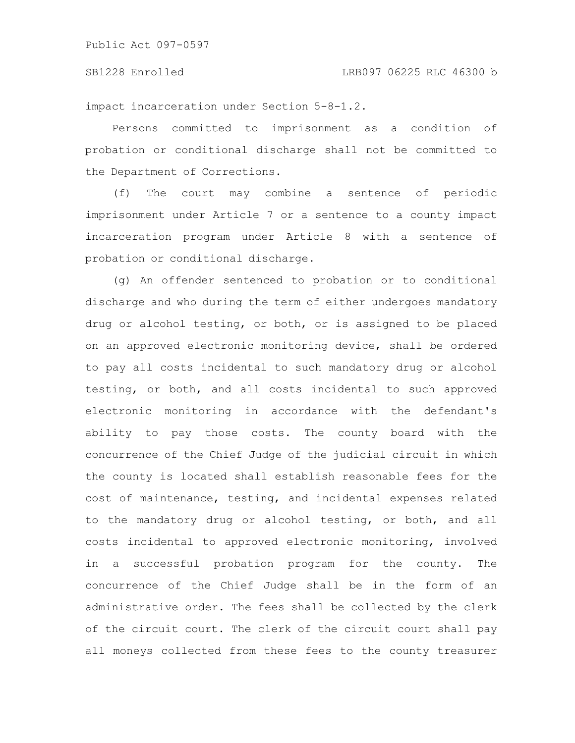impact incarceration under Section 5-8-1.2.

Persons committed to imprisonment as a condition of probation or conditional discharge shall not be committed to the Department of Corrections.

(f) The court may combine a sentence of periodic imprisonment under Article 7 or a sentence to a county impact incarceration program under Article 8 with a sentence of probation or conditional discharge.

(g) An offender sentenced to probation or to conditional discharge and who during the term of either undergoes mandatory drug or alcohol testing, or both, or is assigned to be placed on an approved electronic monitoring device, shall be ordered to pay all costs incidental to such mandatory drug or alcohol testing, or both, and all costs incidental to such approved electronic monitoring in accordance with the defendant's ability to pay those costs. The county board with the concurrence of the Chief Judge of the judicial circuit in which the county is located shall establish reasonable fees for the cost of maintenance, testing, and incidental expenses related to the mandatory drug or alcohol testing, or both, and all costs incidental to approved electronic monitoring, involved in a successful probation program for the county. The concurrence of the Chief Judge shall be in the form of an administrative order. The fees shall be collected by the clerk of the circuit court. The clerk of the circuit court shall pay all moneys collected from these fees to the county treasurer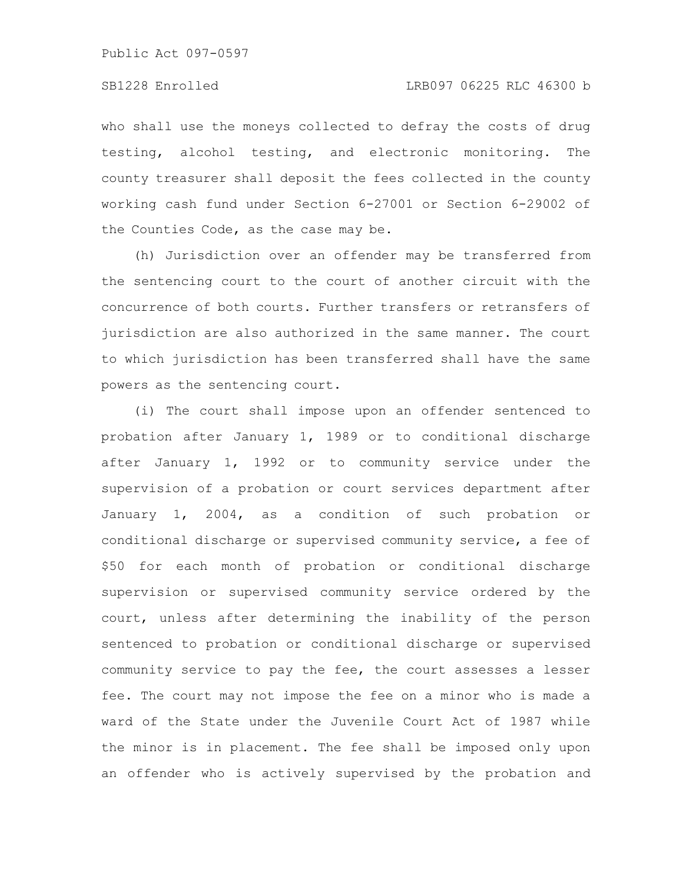who shall use the moneys collected to defray the costs of drug testing, alcohol testing, and electronic monitoring. The county treasurer shall deposit the fees collected in the county working cash fund under Section 6-27001 or Section 6-29002 of the Counties Code, as the case may be.

(h) Jurisdiction over an offender may be transferred from the sentencing court to the court of another circuit with the concurrence of both courts. Further transfers or retransfers of jurisdiction are also authorized in the same manner. The court to which jurisdiction has been transferred shall have the same powers as the sentencing court.

(i) The court shall impose upon an offender sentenced to probation after January 1, 1989 or to conditional discharge after January 1, 1992 or to community service under the supervision of a probation or court services department after January 1, 2004, as a condition of such probation or conditional discharge or supervised community service, a fee of $50 for each month of probation or conditional discharge supervision or supervised community service ordered by the court, unless after determining the inability of the person sentenced to probation or conditional discharge or supervised community service to pay the fee, the court assesses a lesser fee. The court may not impose the fee on a minor who is made a ward of the State under the Juvenile Court Act of 1987 while the minor is in placement. The fee shall be imposed only upon an offender who is actively supervised by the probation and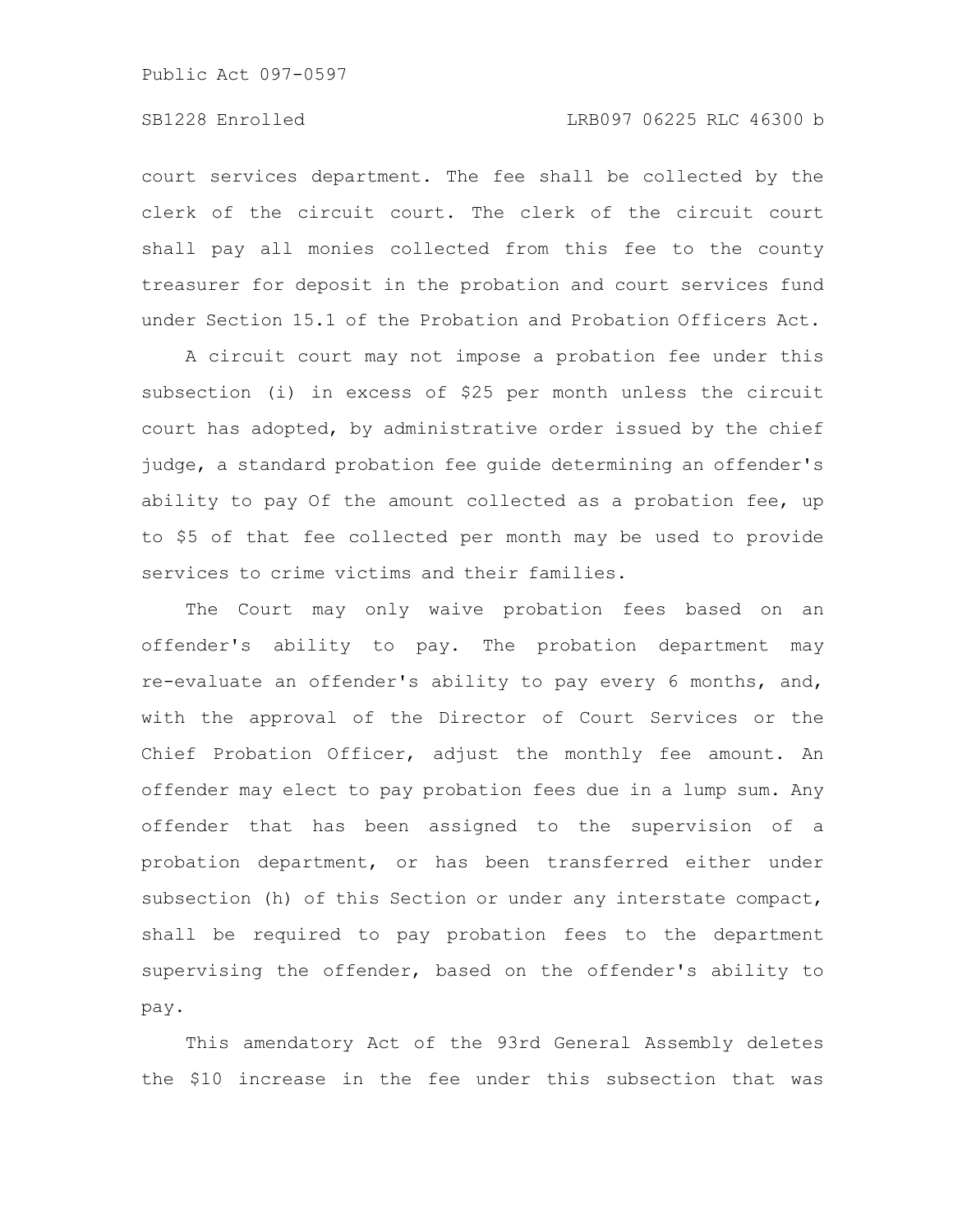court services department. The fee shall be collected by the clerk of the circuit court. The clerk of the circuit court shall pay all monies collected from this fee to the county treasurer for deposit in the probation and court services fund under Section 15.1 of the Probation and Probation Officers Act.

A circuit court may not impose a probation fee under this subsection (i) in excess of $25 per month unless the circuit court has adopted, by administrative order issued by the chief judge, a standard probation fee guide determining an offender's ability to pay Of the amount collected as a probation fee, up to $5 of that fee collected per month may be used to provide services to crime victims and their families.

The Court may only waive probation fees based on an offender's ability to pay. The probation department may re-evaluate an offender's ability to pay every 6 months, and, with the approval of the Director of Court Services or the Chief Probation Officer, adjust the monthly fee amount. An offender may elect to pay probation fees due in a lump sum. Any offender that has been assigned to the supervision of a probation department, or has been transferred either under subsection (h) of this Section or under any interstate compact, shall be required to pay probation fees to the department supervising the offender, based on the offender's ability to pay.

This amendatory Act of the 93rd General Assembly deletes the $10 increase in the fee under this subsection that was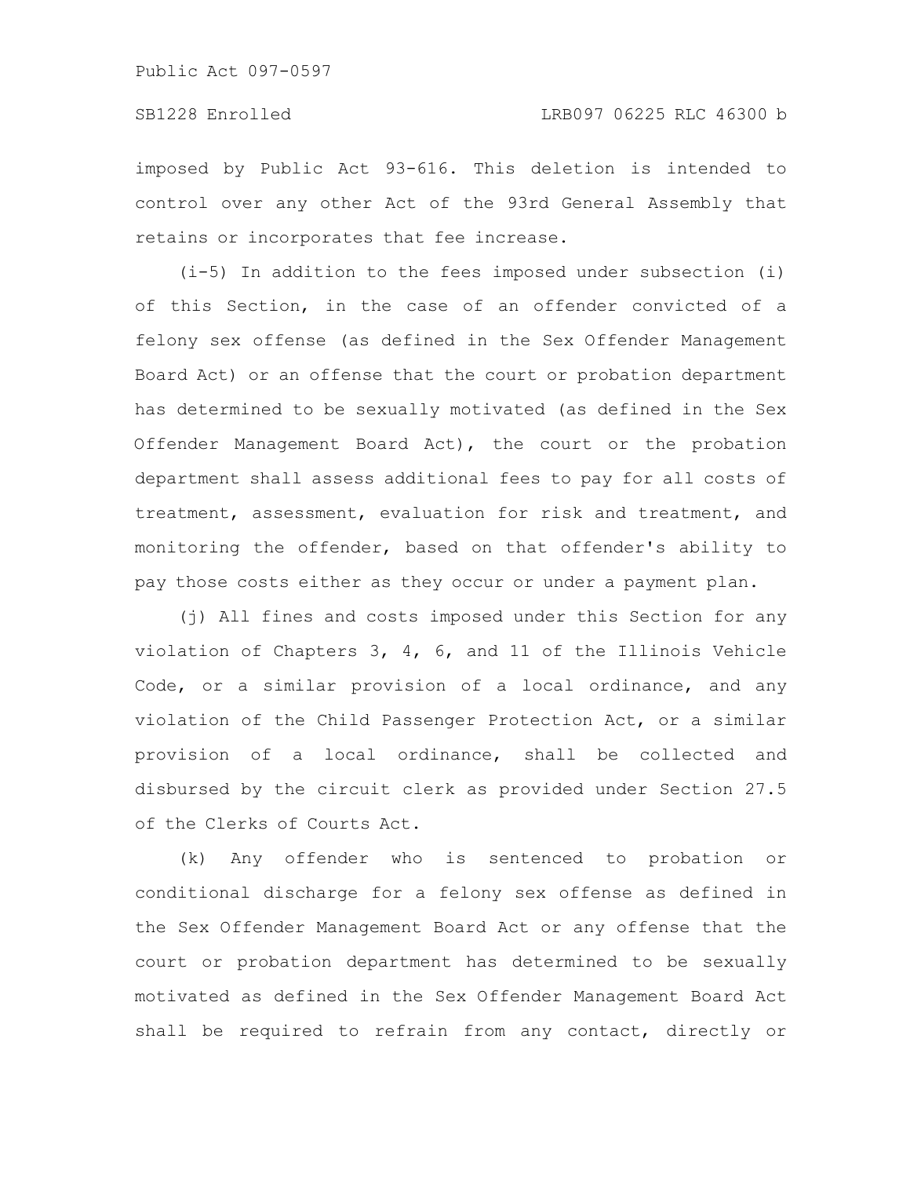imposed by Public Act 93-616. This deletion is intended to control over any other Act of the 93rd General Assembly that retains or incorporates that fee increase.

(i-5) In addition to the fees imposed under subsection (i) of this Section, in the case of an offender convicted of a felony sex offense (as defined in the Sex Offender Management Board Act) or an offense that the court or probation department has determined to be sexually motivated (as defined in the Sex Offender Management Board Act), the court or the probation department shall assess additional fees to pay for all costs of treatment, assessment, evaluation for risk and treatment, and monitoring the offender, based on that offender's ability to pay those costs either as they occur or under a payment plan.

(j) All fines and costs imposed under this Section for any violation of Chapters 3, 4, 6, and 11 of the Illinois Vehicle Code, or a similar provision of a local ordinance, and any violation of the Child Passenger Protection Act, or a similar provision of a local ordinance, shall be collected and disbursed by the circuit clerk as provided under Section 27.5 of the Clerks of Courts Act.

(k) Any offender who is sentenced to probation or conditional discharge for a felony sex offense as defined in the Sex Offender Management Board Act or any offense that the court or probation department has determined to be sexually motivated as defined in the Sex Offender Management Board Act shall be required to refrain from any contact, directly or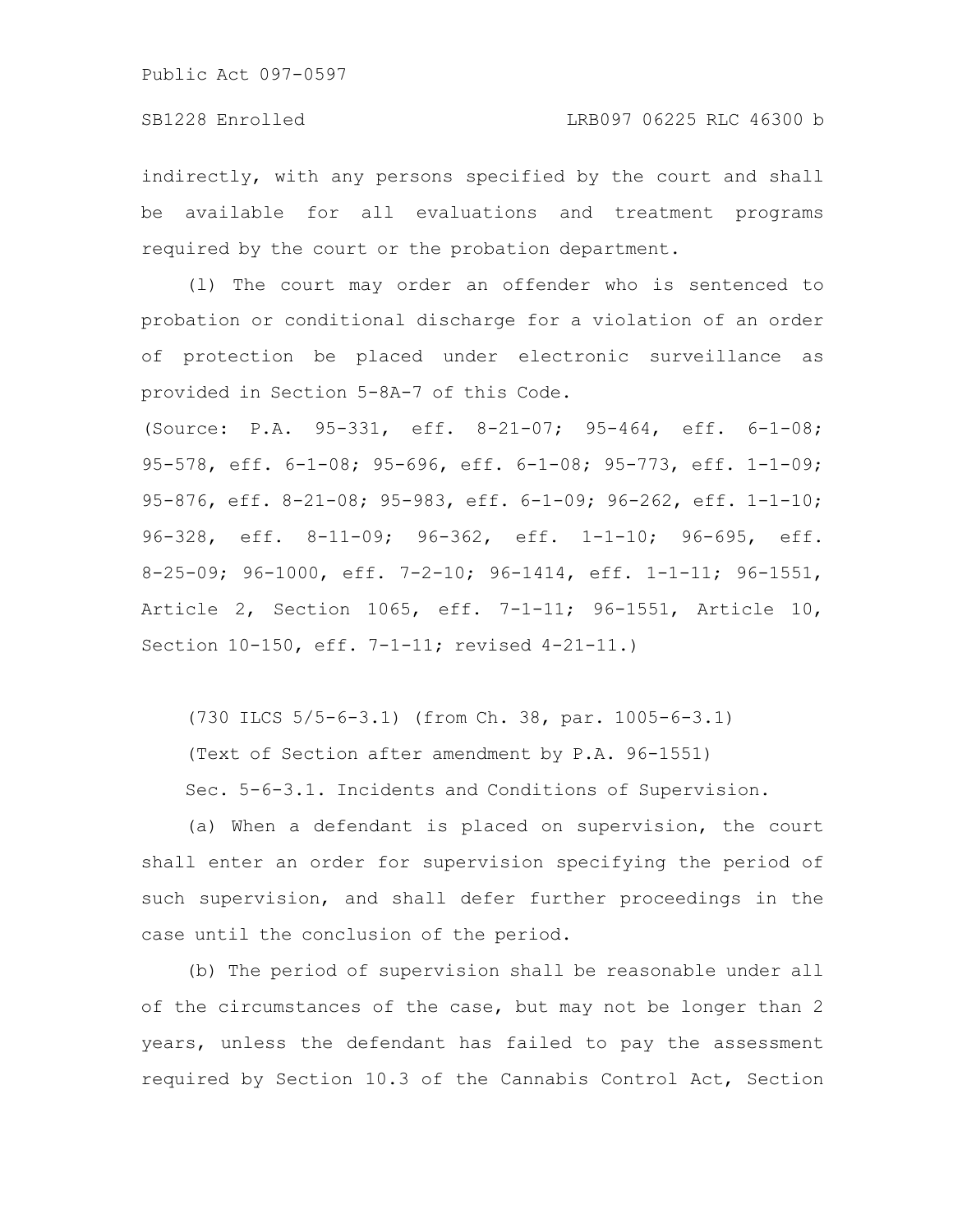indirectly, with any persons specified by the court and shall be available for all evaluations and treatment programs required by the court or the probation department.

(l) The court may order an offender who is sentenced to probation or conditional discharge for a violation of an order of protection be placed under electronic surveillance as provided in Section 5-8A-7 of this Code.

(Source: P.A. 95-331, eff. 8-21-07; 95-464, eff. 6-1-08; 95-578, eff. 6-1-08; 95-696, eff. 6-1-08; 95-773, eff. 1-1-09; 95-876, eff. 8-21-08; 95-983, eff. 6-1-09; 96-262, eff. 1-1-10; 96-328, eff. 8-11-09; 96-362, eff. 1-1-10; 96-695, eff. 8-25-09; 96-1000, eff. 7-2-10; 96-1414, eff. 1-1-11; 96-1551, Article 2, Section 1065, eff. 7-1-11; 96-1551, Article 10, Section 10-150, eff. 7-1-11; revised 4-21-11.)

(730 ILCS 5/5-6-3.1) (from Ch. 38, par. 1005-6-3.1)

(Text of Section after amendment by P.A. 96-1551)

Sec. 5-6-3.1. Incidents and Conditions of Supervision.

(a) When a defendant is placed on supervision, the court shall enter an order for supervision specifying the period of such supervision, and shall defer further proceedings in the case until the conclusion of the period.

(b) The period of supervision shall be reasonable under all of the circumstances of the case, but may not be longer than 2 years, unless the defendant has failed to pay the assessment required by Section 10.3 of the Cannabis Control Act, Section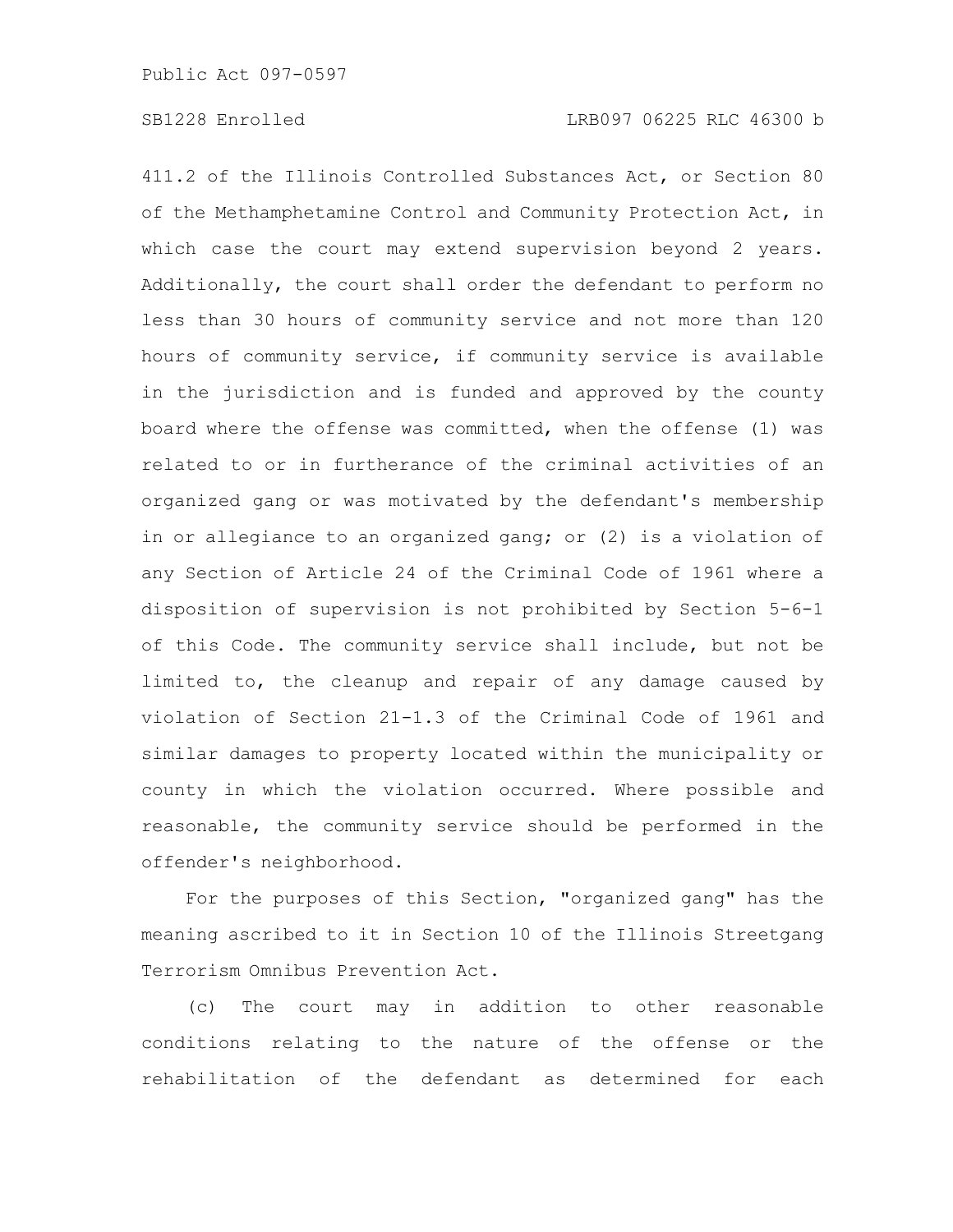411.2 of the Illinois Controlled Substances Act, or Section 80 of the Methamphetamine Control and Community Protection Act, in which case the court may extend supervision beyond 2 years. Additionally, the court shall order the defendant to perform no less than 30 hours of community service and not more than 120 hours of community service, if community service is available in the jurisdiction and is funded and approved by the county board where the offense was committed, when the offense (1) was related to or in furtherance of the criminal activities of an organized gang or was motivated by the defendant's membership in or allegiance to an organized gang; or (2) is a violation of any Section of Article 24 of the Criminal Code of 1961 where a disposition of supervision is not prohibited by Section 5-6-1 of this Code. The community service shall include, but not be limited to, the cleanup and repair of any damage caused by violation of Section 21-1.3 of the Criminal Code of 1961 and similar damages to property located within the municipality or county in which the violation occurred. Where possible and reasonable, the community service should be performed in the offender's neighborhood.

For the purposes of this Section, "organized gang" has the meaning ascribed to it in Section 10 of the Illinois Streetgang Terrorism Omnibus Prevention Act.

(c) The court may in addition to other reasonable conditions relating to the nature of the offense or the rehabilitation of the defendant as determined for each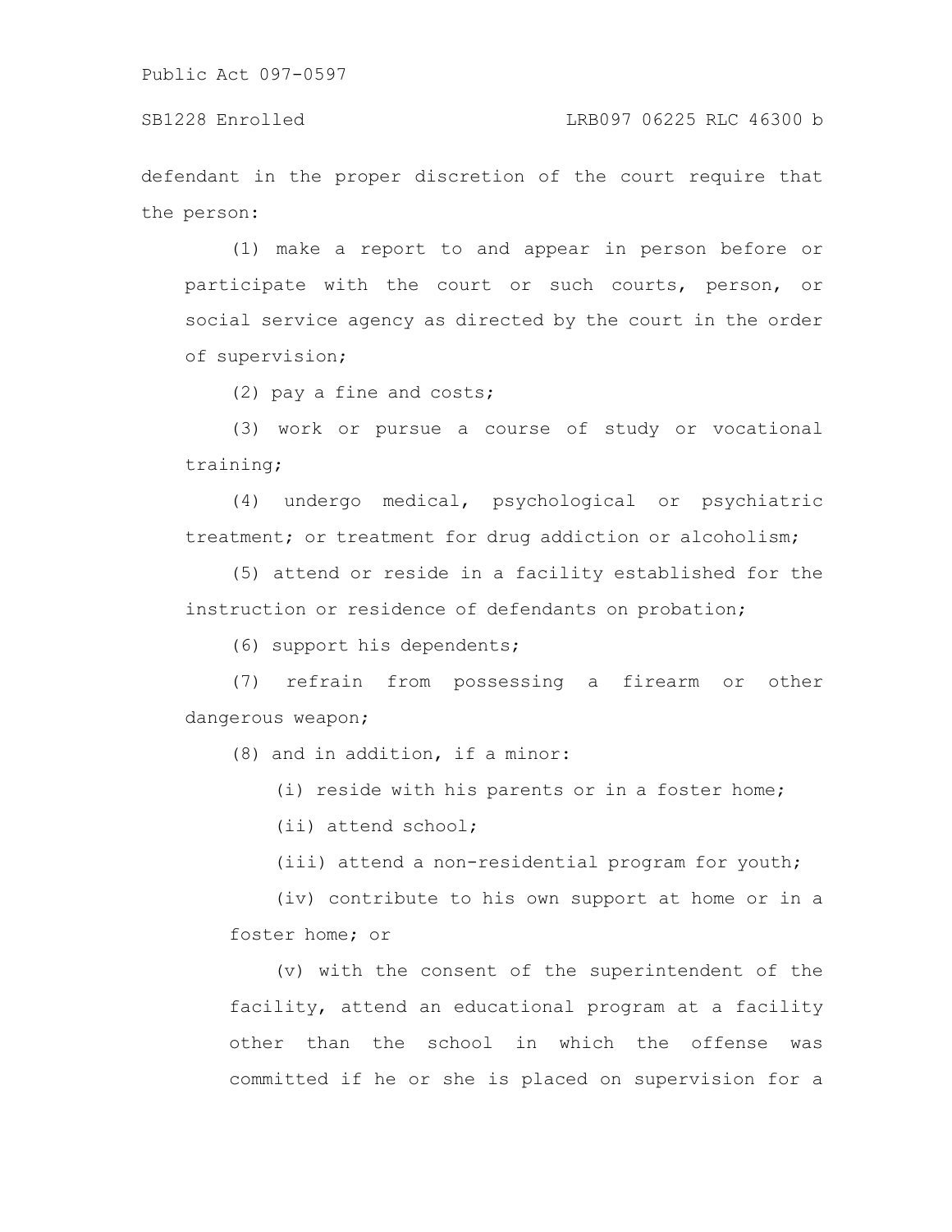defendant in the proper discretion of the court require that the person:

(1) make a report to and appear in person before or participate with the court or such courts, person, or social service agency as directed by the court in the order of supervision;

(2) pay a fine and costs;

(3) work or pursue a course of study or vocational training;

(4) undergo medical, psychological or psychiatric treatment; or treatment for drug addiction or alcoholism;

(5) attend or reside in a facility established for the instruction or residence of defendants on probation;

(6) support his dependents;

(7) refrain from possessing a firearm or other dangerous weapon;

(8) and in addition, if a minor:

(i) reside with his parents or in a foster home;

(ii) attend school;

(iii) attend a non-residential program for youth;

(iv) contribute to his own support at home or in a foster home; or

(v) with the consent of the superintendent of the facility, attend an educational program at a facility other than the school in which the offense was committed if he or she is placed on supervision for a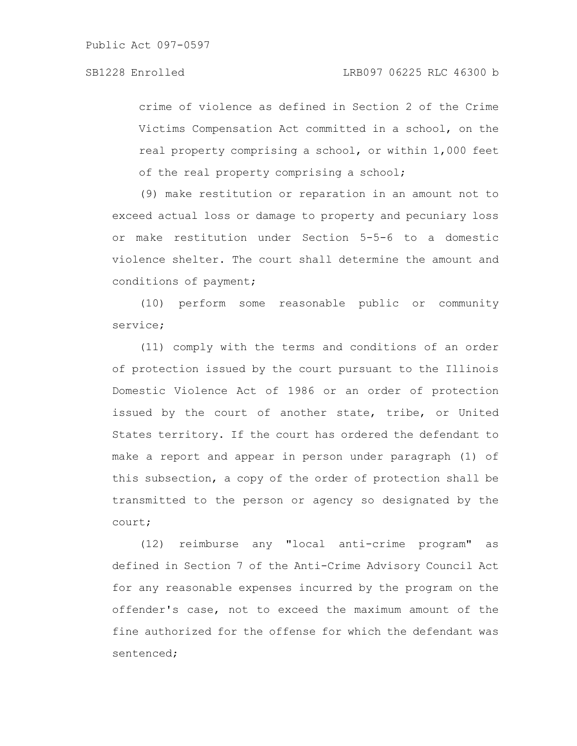crime of violence as defined in Section 2 of the Crime Victims Compensation Act committed in a school, on the real property comprising a school, or within 1,000 feet of the real property comprising a school;

(9) make restitution or reparation in an amount not to exceed actual loss or damage to property and pecuniary loss or make restitution under Section 5-5-6 to a domestic violence shelter. The court shall determine the amount and conditions of payment;

(10) perform some reasonable public or community service;

(11) comply with the terms and conditions of an order of protection issued by the court pursuant to the Illinois Domestic Violence Act of 1986 or an order of protection issued by the court of another state, tribe, or United States territory. If the court has ordered the defendant to make a report and appear in person under paragraph (1) of this subsection, a copy of the order of protection shall be transmitted to the person or agency so designated by the court;

(12) reimburse any "local anti-crime program" as defined in Section 7 of the Anti-Crime Advisory Council Act for any reasonable expenses incurred by the program on the offender's case, not to exceed the maximum amount of the fine authorized for the offense for which the defendant was sentenced;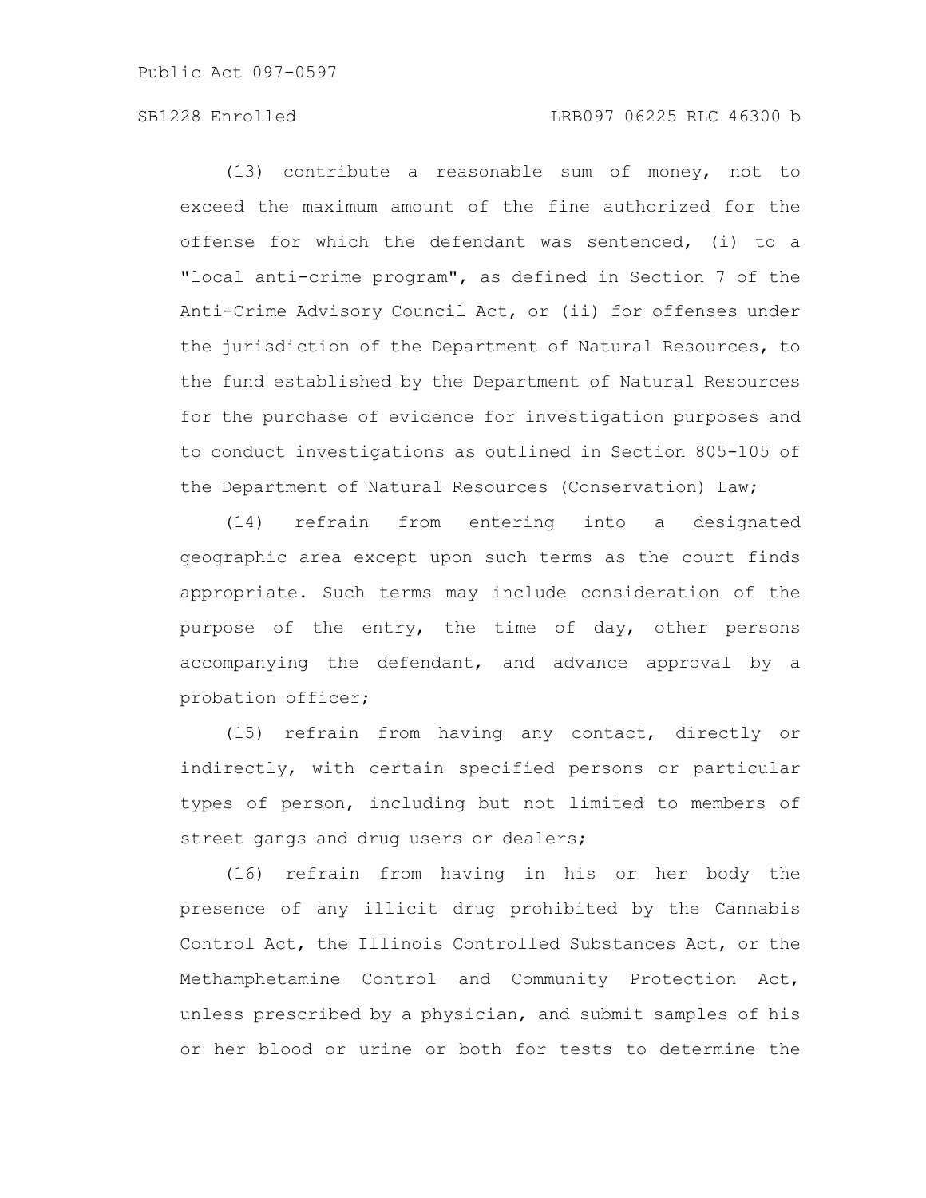(13) contribute a reasonable sum of money, not to exceed the maximum amount of the fine authorized for the offense for which the defendant was sentenced, (i) to a "local anti-crime program", as defined in Section 7 of the Anti-Crime Advisory Council Act, or (ii) for offenses under the jurisdiction of the Department of Natural Resources, to the fund established by the Department of Natural Resources for the purchase of evidence for investigation purposes and to conduct investigations as outlined in Section 805-105 of the Department of Natural Resources (Conservation) Law;

(14) refrain from entering into a designated geographic area except upon such terms as the court finds appropriate. Such terms may include consideration of the purpose of the entry, the time of day, other persons accompanying the defendant, and advance approval by a probation officer;

(15) refrain from having any contact, directly or indirectly, with certain specified persons or particular types of person, including but not limited to members of street gangs and drug users or dealers;

(16) refrain from having in his or her body the presence of any illicit drug prohibited by the Cannabis Control Act, the Illinois Controlled Substances Act, or the Methamphetamine Control and Community Protection Act, unless prescribed by a physician, and submit samples of his or her blood or urine or both for tests to determine the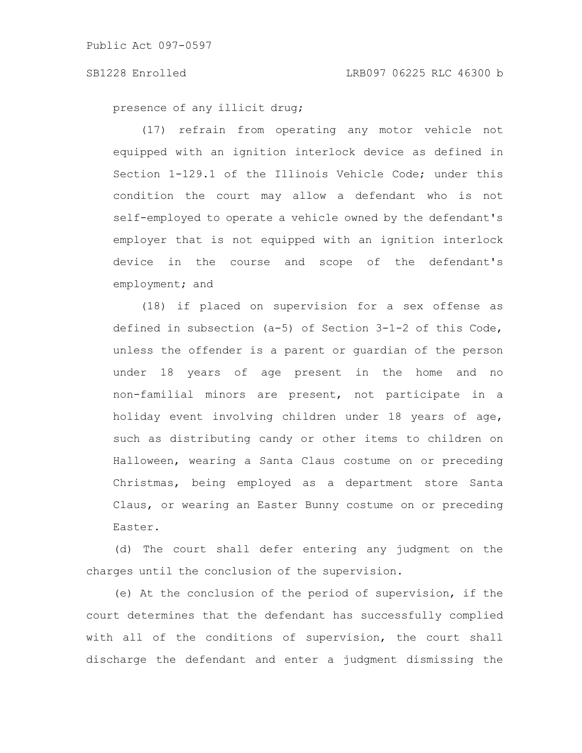presence of any illicit drug;

(17) refrain from operating any motor vehicle not equipped with an ignition interlock device as defined in Section 1-129.1 of the Illinois Vehicle Code; under this condition the court may allow a defendant who is not self-employed to operate a vehicle owned by the defendant's employer that is not equipped with an ignition interlock device in the course and scope of the defendant's employment; and

(18) if placed on supervision for a sex offense as defined in subsection (a-5) of Section 3-1-2 of this Code, unless the offender is a parent or guardian of the person under 18 years of age present in the home and no non-familial minors are present, not participate in a holiday event involving children under 18 years of age, such as distributing candy or other items to children on Halloween, wearing a Santa Claus costume on or preceding Christmas, being employed as a department store Santa Claus, or wearing an Easter Bunny costume on or preceding Easter.

(d) The court shall defer entering any judgment on the charges until the conclusion of the supervision.

(e) At the conclusion of the period of supervision, if the court determines that the defendant has successfully complied with all of the conditions of supervision, the court shall discharge the defendant and enter a judgment dismissing the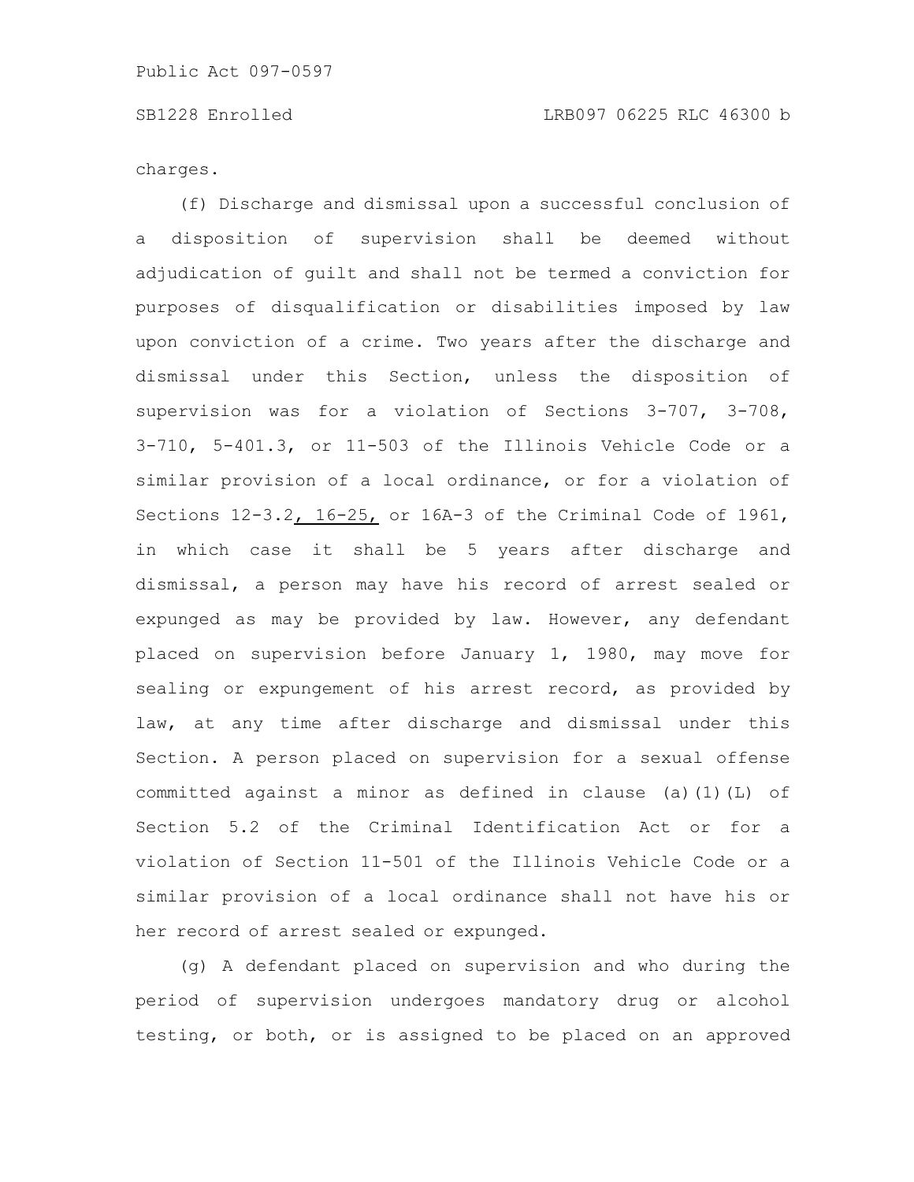charges.

(f) Discharge and dismissal upon a successful conclusion of a disposition of supervision shall be deemed without adjudication of guilt and shall not be termed a conviction for purposes of disqualification or disabilities imposed by law upon conviction of a crime. Two years after the discharge and dismissal under this Section, unless the disposition of supervision was for a violation of Sections 3-707, 3-708, 3-710, 5-401.3, or 11-503 of the Illinois Vehicle Code or a similar provision of a local ordinance, or for a violation of Sections 12-3.2, 16-25, or 16A-3 of the Criminal Code of 1961, in which case it shall be 5 years after discharge and dismissal, a person may have his record of arrest sealed or expunged as may be provided by law. However, any defendant placed on supervision before January 1, 1980, may move for sealing or expungement of his arrest record, as provided by law, at any time after discharge and dismissal under this Section. A person placed on supervision for a sexual offense committed against a minor as defined in clause (a)(1)(L) of Section 5.2 of the Criminal Identification Act or for a violation of Section 11-501 of the Illinois Vehicle Code or a similar provision of a local ordinance shall not have his or her record of arrest sealed or expunged.

(g) A defendant placed on supervision and who during the period of supervision undergoes mandatory drug or alcohol testing, or both, or is assigned to be placed on an approved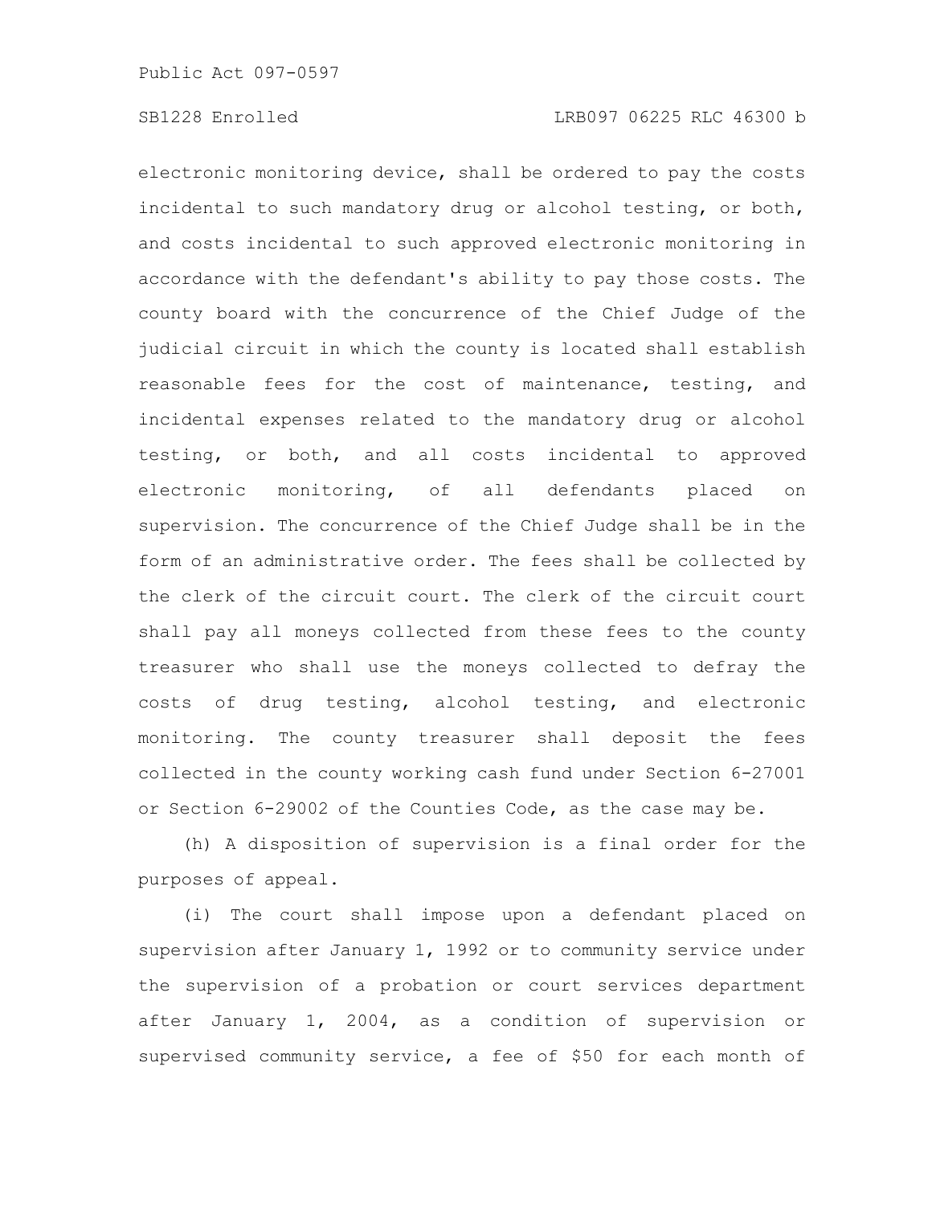electronic monitoring device, shall be ordered to pay the costs incidental to such mandatory drug or alcohol testing, or both, and costs incidental to such approved electronic monitoring in accordance with the defendant's ability to pay those costs. The county board with the concurrence of the Chief Judge of the judicial circuit in which the county is located shall establish reasonable fees for the cost of maintenance, testing, and incidental expenses related to the mandatory drug or alcohol testing, or both, and all costs incidental to approved electronic monitoring, of all defendants placed on supervision. The concurrence of the Chief Judge shall be in the form of an administrative order. The fees shall be collected by the clerk of the circuit court. The clerk of the circuit court shall pay all moneys collected from these fees to the county treasurer who shall use the moneys collected to defray the costs of drug testing, alcohol testing, and electronic monitoring. The county treasurer shall deposit the fees collected in the county working cash fund under Section 6-27001 or Section 6-29002 of the Counties Code, as the case may be.

(h) A disposition of supervision is a final order for the purposes of appeal.

(i) The court shall impose upon a defendant placed on supervision after January 1, 1992 or to community service under the supervision of a probation or court services department after January 1, 2004, as a condition of supervision or supervised community service, a fee of $50 for each month of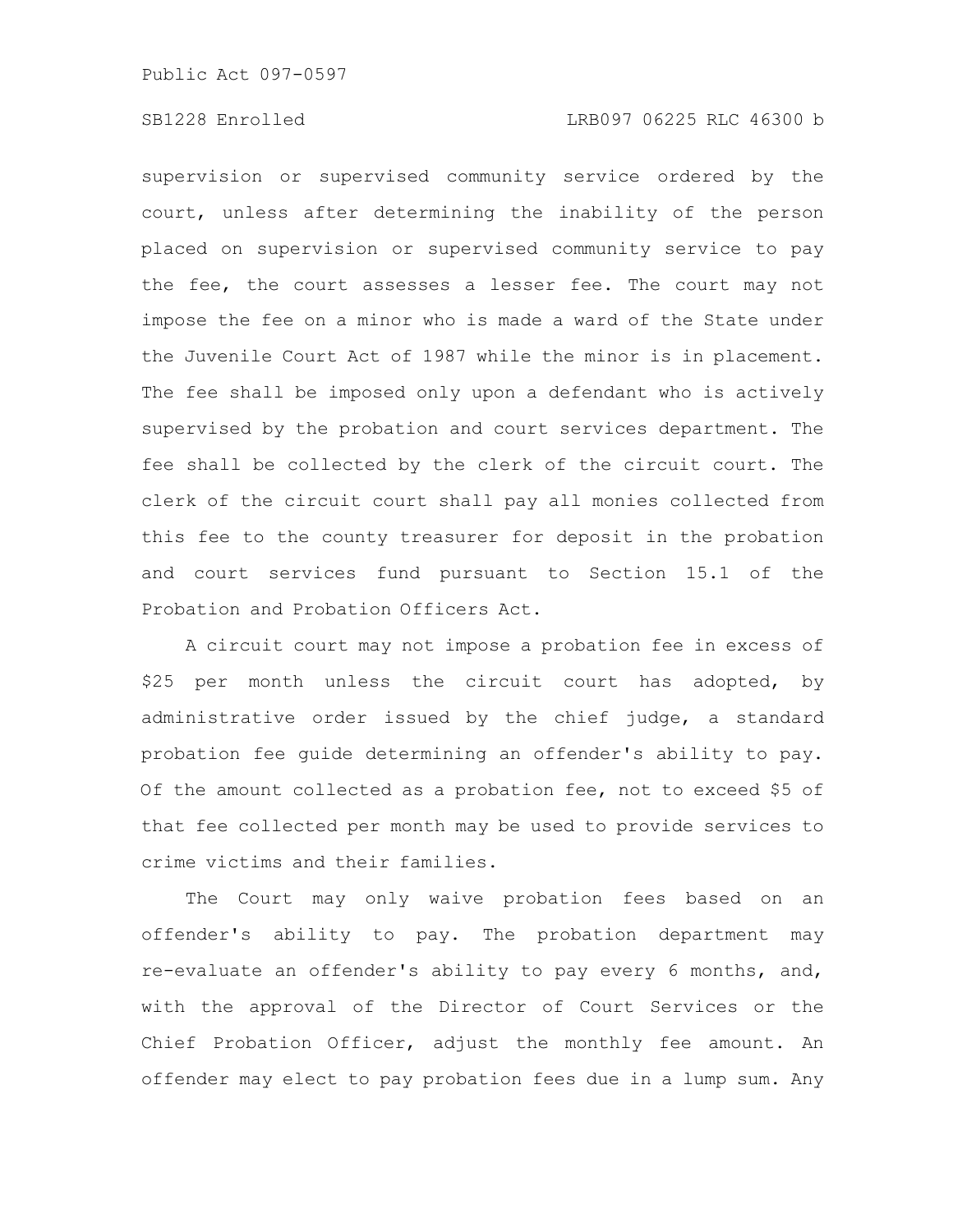supervision or supervised community service ordered by the court, unless after determining the inability of the person placed on supervision or supervised community service to pay the fee, the court assesses a lesser fee. The court may not impose the fee on a minor who is made a ward of the State under the Juvenile Court Act of 1987 while the minor is in placement. The fee shall be imposed only upon a defendant who is actively supervised by the probation and court services department. The fee shall be collected by the clerk of the circuit court. The clerk of the circuit court shall pay all monies collected from this fee to the county treasurer for deposit in the probation and court services fund pursuant to Section 15.1 of the Probation and Probation Officers Act.

A circuit court may not impose a probation fee in excess of $25 per month unless the circuit court has adopted, by administrative order issued by the chief judge, a standard probation fee guide determining an offender's ability to pay. Of the amount collected as a probation fee, not to exceed $5 of that fee collected per month may be used to provide services to crime victims and their families.

The Court may only waive probation fees based on an offender's ability to pay. The probation department may re-evaluate an offender's ability to pay every 6 months, and, with the approval of the Director of Court Services or the Chief Probation Officer, adjust the monthly fee amount. An offender may elect to pay probation fees due in a lump sum. Any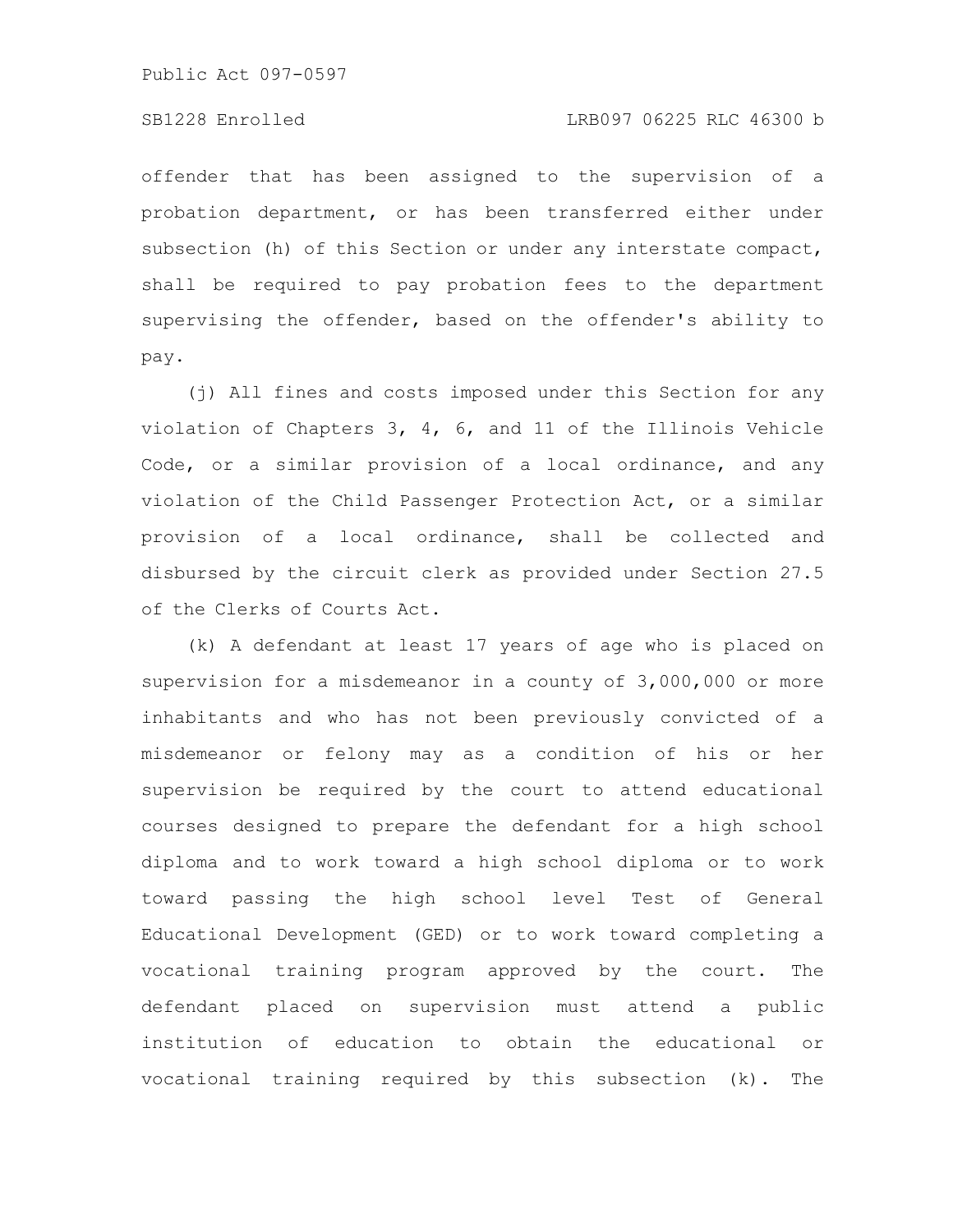offender that has been assigned to the supervision of a probation department, or has been transferred either under subsection (h) of this Section or under any interstate compact, shall be required to pay probation fees to the department supervising the offender, based on the offender's ability to pay.

(j) All fines and costs imposed under this Section for any violation of Chapters 3, 4, 6, and 11 of the Illinois Vehicle Code, or a similar provision of a local ordinance, and any violation of the Child Passenger Protection Act, or a similar provision of a local ordinance, shall be collected and disbursed by the circuit clerk as provided under Section 27.5 of the Clerks of Courts Act.

(k) A defendant at least 17 years of age who is placed on supervision for a misdemeanor in a county of 3,000,000 or more inhabitants and who has not been previously convicted of a misdemeanor or felony may as a condition of his or her supervision be required by the court to attend educational courses designed to prepare the defendant for a high school diploma and to work toward a high school diploma or to work toward passing the high school level Test of General Educational Development (GED) or to work toward completing a vocational training program approved by the court. The defendant placed on supervision must attend a public institution of education to obtain the educational or vocational training required by this subsection (k). The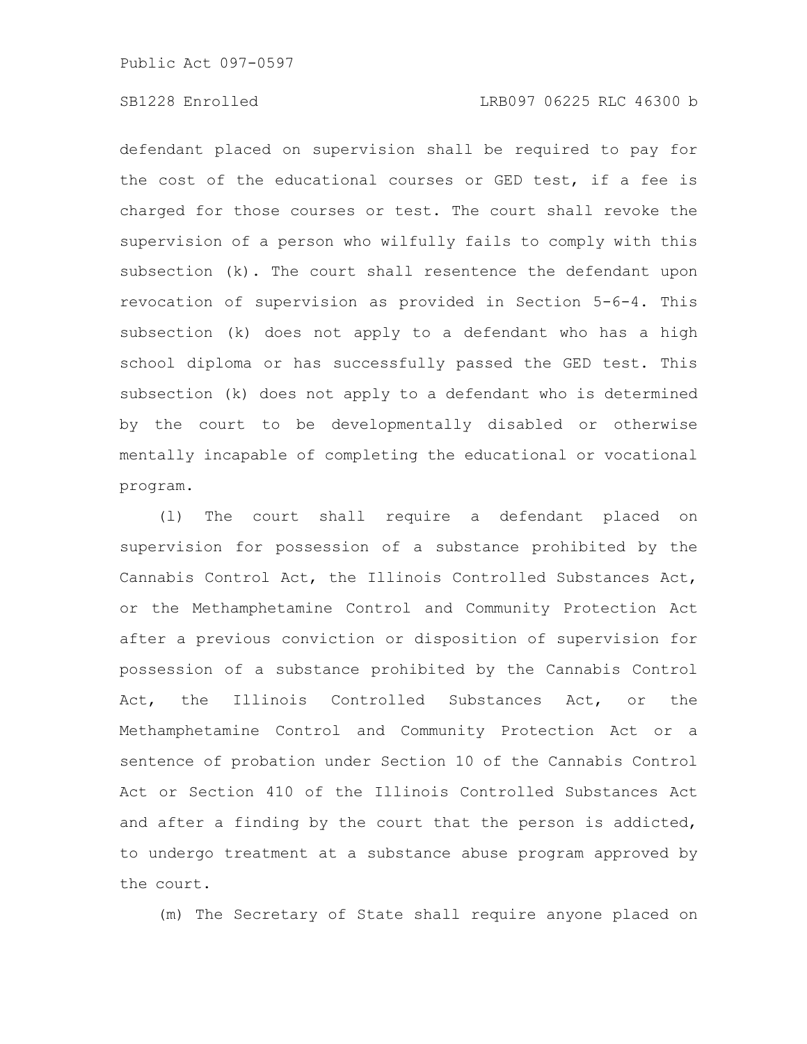defendant placed on supervision shall be required to pay for the cost of the educational courses or GED test, if a fee is charged for those courses or test. The court shall revoke the supervision of a person who wilfully fails to comply with this subsection (k). The court shall resentence the defendant upon revocation of supervision as provided in Section 5-6-4. This subsection (k) does not apply to a defendant who has a high school diploma or has successfully passed the GED test. This subsection (k) does not apply to a defendant who is determined by the court to be developmentally disabled or otherwise mentally incapable of completing the educational or vocational program.

(l) The court shall require a defendant placed on supervision for possession of a substance prohibited by the Cannabis Control Act, the Illinois Controlled Substances Act, or the Methamphetamine Control and Community Protection Act after a previous conviction or disposition of supervision for possession of a substance prohibited by the Cannabis Control Act, the Illinois Controlled Substances Act, or the Methamphetamine Control and Community Protection Act or a sentence of probation under Section 10 of the Cannabis Control Act or Section 410 of the Illinois Controlled Substances Act and after a finding by the court that the person is addicted, to undergo treatment at a substance abuse program approved by the court.

(m) The Secretary of State shall require anyone placed on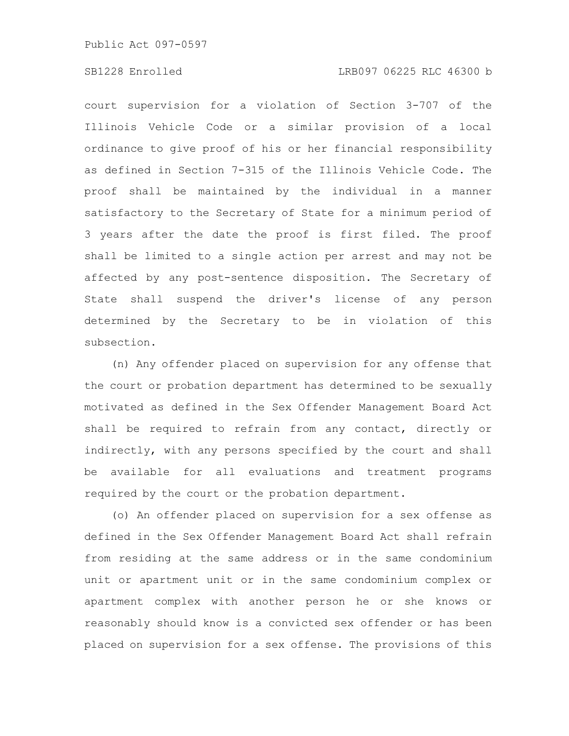court supervision for a violation of Section 3-707 of the Illinois Vehicle Code or a similar provision of a local ordinance to give proof of his or her financial responsibility as defined in Section 7-315 of the Illinois Vehicle Code. The proof shall be maintained by the individual in a manner satisfactory to the Secretary of State for a minimum period of 3 years after the date the proof is first filed. The proof shall be limited to a single action per arrest and may not be affected by any post-sentence disposition. The Secretary of State shall suspend the driver's license of any person determined by the Secretary to be in violation of this subsection.

(n) Any offender placed on supervision for any offense that the court or probation department has determined to be sexually motivated as defined in the Sex Offender Management Board Act shall be required to refrain from any contact, directly or indirectly, with any persons specified by the court and shall be available for all evaluations and treatment programs required by the court or the probation department.

(o) An offender placed on supervision for a sex offense as defined in the Sex Offender Management Board Act shall refrain from residing at the same address or in the same condominium unit or apartment unit or in the same condominium complex or apartment complex with another person he or she knows or reasonably should know is a convicted sex offender or has been placed on supervision for a sex offense. The provisions of this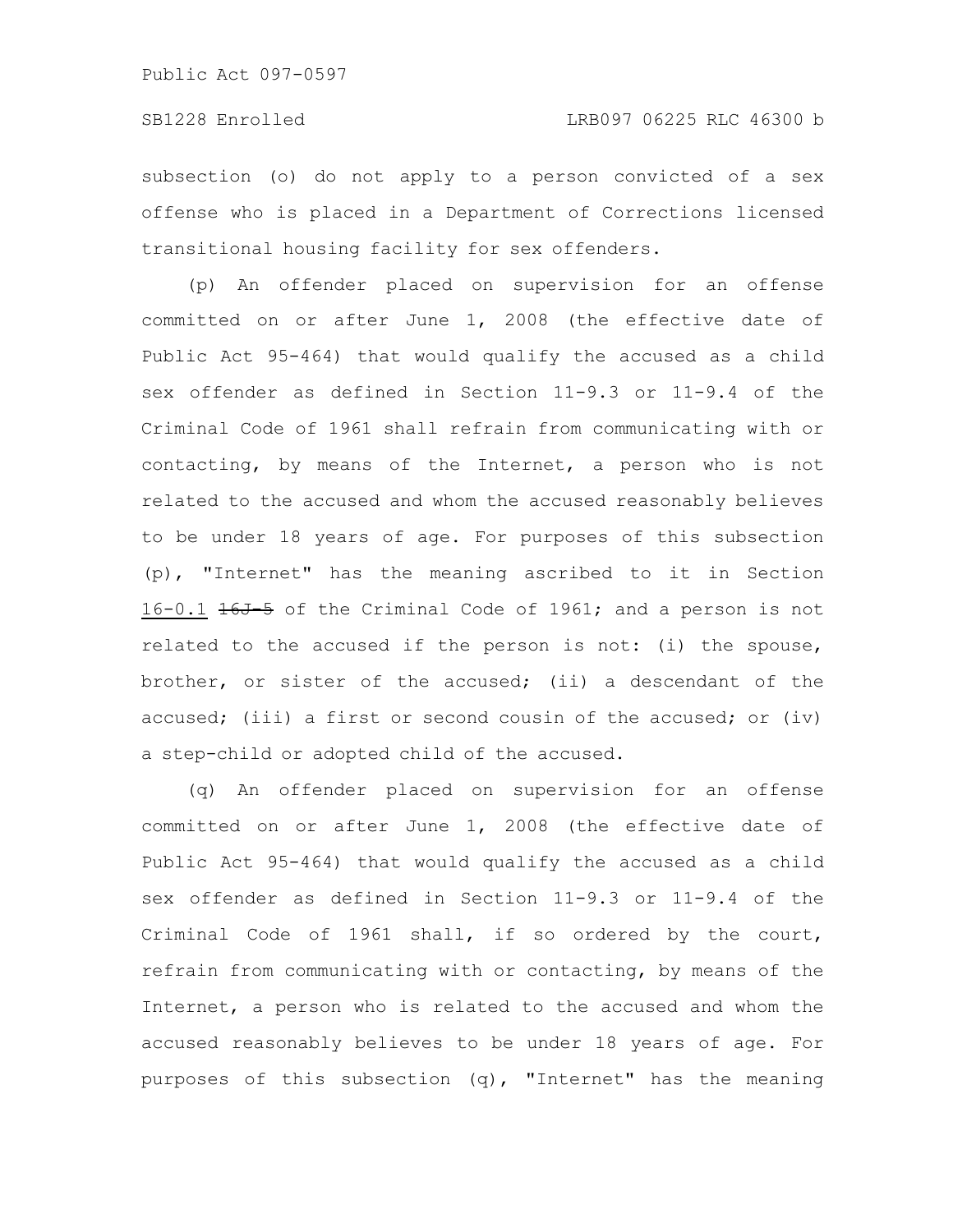subsection (o) do not apply to a person convicted of a sex offense who is placed in a Department of Corrections licensed transitional housing facility for sex offenders.

(p) An offender placed on supervision for an offense committed on or after June 1, 2008 (the effective date of Public Act 95-464) that would qualify the accused as a child sex offender as defined in Section 11-9.3 or 11-9.4 of the Criminal Code of 1961 shall refrain from communicating with or contacting, by means of the Internet, a person who is not related to the accused and whom the accused reasonably believes to be under 18 years of age. For purposes of this subsection (p), "Internet" has the meaning ascribed to it in Section 16-0.1 ~~16J-5~~ of the Criminal Code of 1961; and a person is not related to the accused if the person is not: (i) the spouse, brother, or sister of the accused; (ii) a descendant of the accused; (iii) a first or second cousin of the accused; or (iv) a step-child or adopted child of the accused.

(q) An offender placed on supervision for an offense committed on or after June 1, 2008 (the effective date of Public Act 95-464) that would qualify the accused as a child sex offender as defined in Section 11-9.3 or 11-9.4 of the Criminal Code of 1961 shall, if so ordered by the court, refrain from communicating with or contacting, by means of the Internet, a person who is related to the accused and whom the accused reasonably believes to be under 18 years of age. For purposes of this subsection (q), "Internet" has the meaning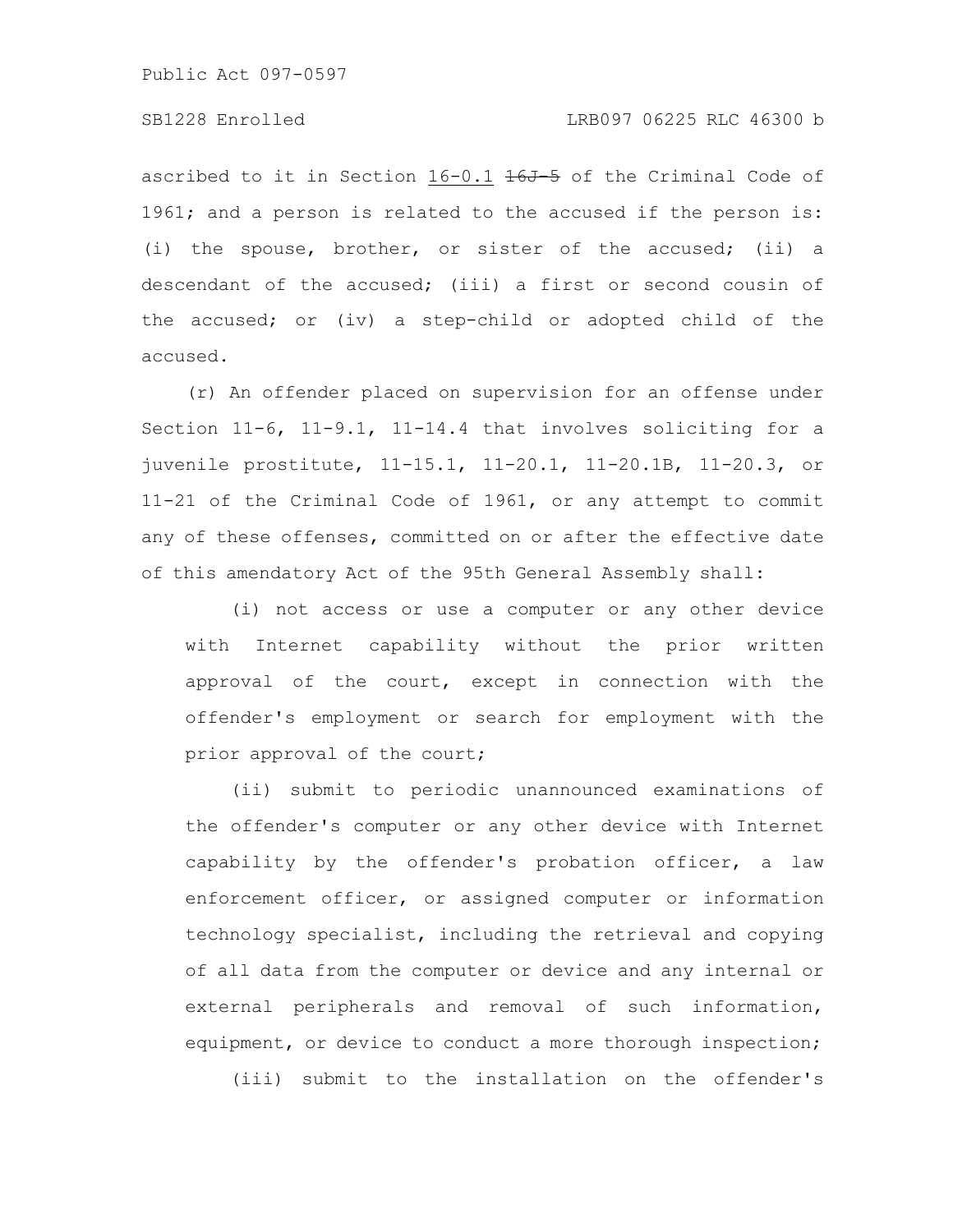ascribed to it in Section 16-0.1 ~~16J-5~~ of the Criminal Code of 1961; and a person is related to the accused if the person is: (i) the spouse, brother, or sister of the accused; (ii) a descendant of the accused; (iii) a first or second cousin of the accused; or (iv) a step-child or adopted child of the accused.

(r) An offender placed on supervision for an offense under Section 11-6, 11-9.1, 11-14.4 that involves soliciting for a juvenile prostitute, 11-15.1, 11-20.1, 11-20.1B, 11-20.3, or 11-21 of the Criminal Code of 1961, or any attempt to commit any of these offenses, committed on or after the effective date of this amendatory Act of the 95th General Assembly shall:

(i) not access or use a computer or any other device with Internet capability without the prior written approval of the court, except in connection with the offender's employment or search for employment with the prior approval of the court;

(ii) submit to periodic unannounced examinations of the offender's computer or any other device with Internet capability by the offender's probation officer, a law enforcement officer, or assigned computer or information technology specialist, including the retrieval and copying of all data from the computer or device and any internal or external peripherals and removal of such information, equipment, or device to conduct a more thorough inspection;

(iii) submit to the installation on the offender's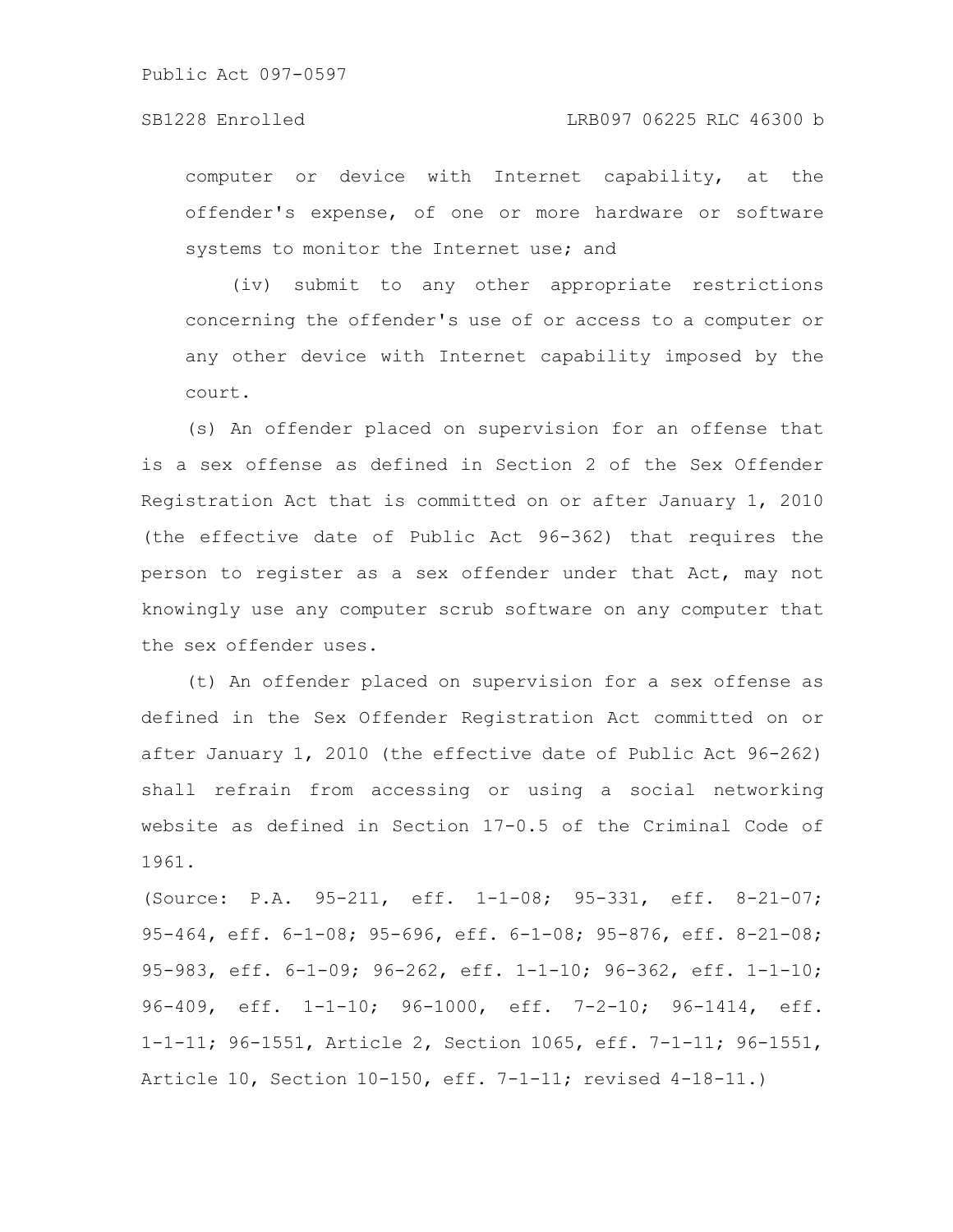computer or device with Internet capability, at the offender's expense, of one or more hardware or software systems to monitor the Internet use; and

(iv) submit to any other appropriate restrictions concerning the offender's use of or access to a computer or any other device with Internet capability imposed by the court.

(s) An offender placed on supervision for an offense that is a sex offense as defined in Section 2 of the Sex Offender Registration Act that is committed on or after January 1, 2010 (the effective date of Public Act 96-362) that requires the person to register as a sex offender under that Act, may not knowingly use any computer scrub software on any computer that the sex offender uses.

(t) An offender placed on supervision for a sex offense as defined in the Sex Offender Registration Act committed on or after January 1, 2010 (the effective date of Public Act 96-262) shall refrain from accessing or using a social networking website as defined in Section 17-0.5 of the Criminal Code of 1961.

(Source: P.A. 95-211, eff. 1-1-08; 95-331, eff. 8-21-07; 95-464, eff. 6-1-08; 95-696, eff. 6-1-08; 95-876, eff. 8-21-08; 95-983, eff. 6-1-09; 96-262, eff. 1-1-10; 96-362, eff. 1-1-10; 96-409, eff. 1-1-10; 96-1000, eff. 7-2-10; 96-1414, eff. 1-1-11; 96-1551, Article 2, Section 1065, eff. 7-1-11; 96-1551, Article 10, Section 10-150, eff. 7-1-11; revised 4-18-11.)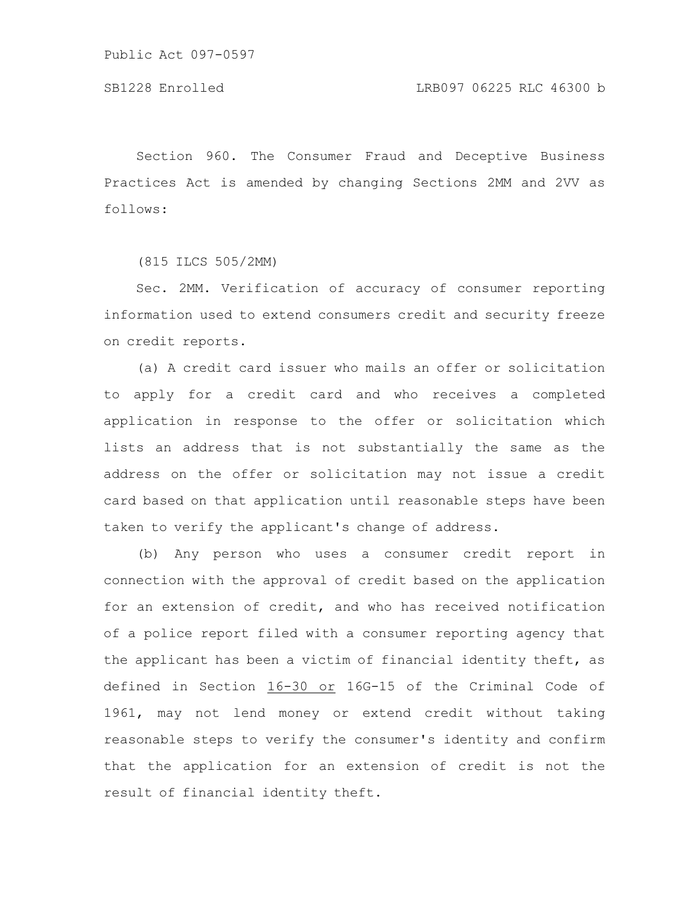Section 960. The Consumer Fraud and Deceptive Business Practices Act is amended by changing Sections 2MM and 2VV as follows:

(815 ILCS 505/2MM)

Sec. 2MM. Verification of accuracy of consumer reporting information used to extend consumers credit and security freeze on credit reports.

(a) A credit card issuer who mails an offer or solicitation to apply for a credit card and who receives a completed application in response to the offer or solicitation which lists an address that is not substantially the same as the address on the offer or solicitation may not issue a credit card based on that application until reasonable steps have been taken to verify the applicant's change of address.

(b) Any person who uses a consumer credit report in connection with the approval of credit based on the application for an extension of credit, and who has received notification of a police report filed with a consumer reporting agency that the applicant has been a victim of financial identity theft, as defined in Section <u>16-30 or</u> 16G-15 of the Criminal Code of 1961, may not lend money or extend credit without taking reasonable steps to verify the consumer's identity and confirm that the application for an extension of credit is not the result of financial identity theft.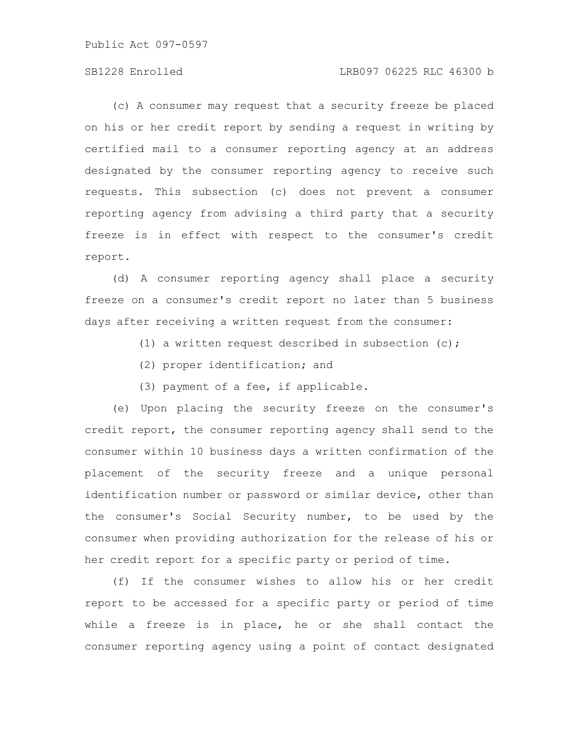(c) A consumer may request that a security freeze be placed on his or her credit report by sending a request in writing by certified mail to a consumer reporting agency at an address designated by the consumer reporting agency to receive such requests. This subsection (c) does not prevent a consumer reporting agency from advising a third party that a security freeze is in effect with respect to the consumer's credit report.

(d) A consumer reporting agency shall place a security freeze on a consumer's credit report no later than 5 business days after receiving a written request from the consumer:

(1) a written request described in subsection (c);

(2) proper identification; and

(3) payment of a fee, if applicable.

(e) Upon placing the security freeze on the consumer's credit report, the consumer reporting agency shall send to the consumer within 10 business days a written confirmation of the placement of the security freeze and a unique personal identification number or password or similar device, other than the consumer's Social Security number, to be used by the consumer when providing authorization for the release of his or her credit report for a specific party or period of time.

(f) If the consumer wishes to allow his or her credit report to be accessed for a specific party or period of time while a freeze is in place, he or she shall contact the consumer reporting agency using a point of contact designated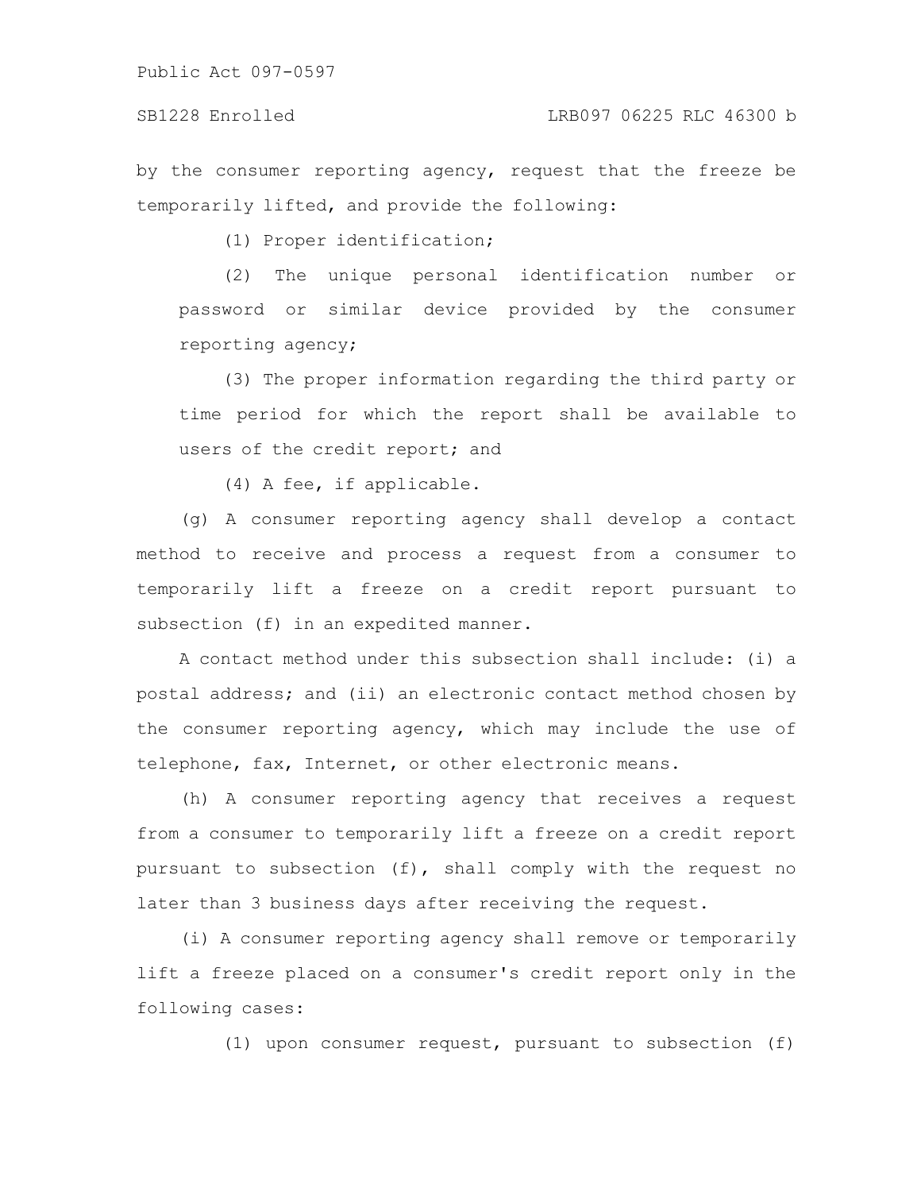by the consumer reporting agency, request that the freeze be temporarily lifted, and provide the following:

(1) Proper identification;

(2) The unique personal identification number or password or similar device provided by the consumer reporting agency;

(3) The proper information regarding the third party or time period for which the report shall be available to users of the credit report; and

(4) A fee, if applicable.

(g) A consumer reporting agency shall develop a contact method to receive and process a request from a consumer to temporarily lift a freeze on a credit report pursuant to subsection (f) in an expedited manner.

A contact method under this subsection shall include: (i) a postal address; and (ii) an electronic contact method chosen by the consumer reporting agency, which may include the use of telephone, fax, Internet, or other electronic means.

(h) A consumer reporting agency that receives a request from a consumer to temporarily lift a freeze on a credit report pursuant to subsection (f), shall comply with the request no later than 3 business days after receiving the request.

(i) A consumer reporting agency shall remove or temporarily lift a freeze placed on a consumer's credit report only in the following cases:

(1) upon consumer request, pursuant to subsection (f)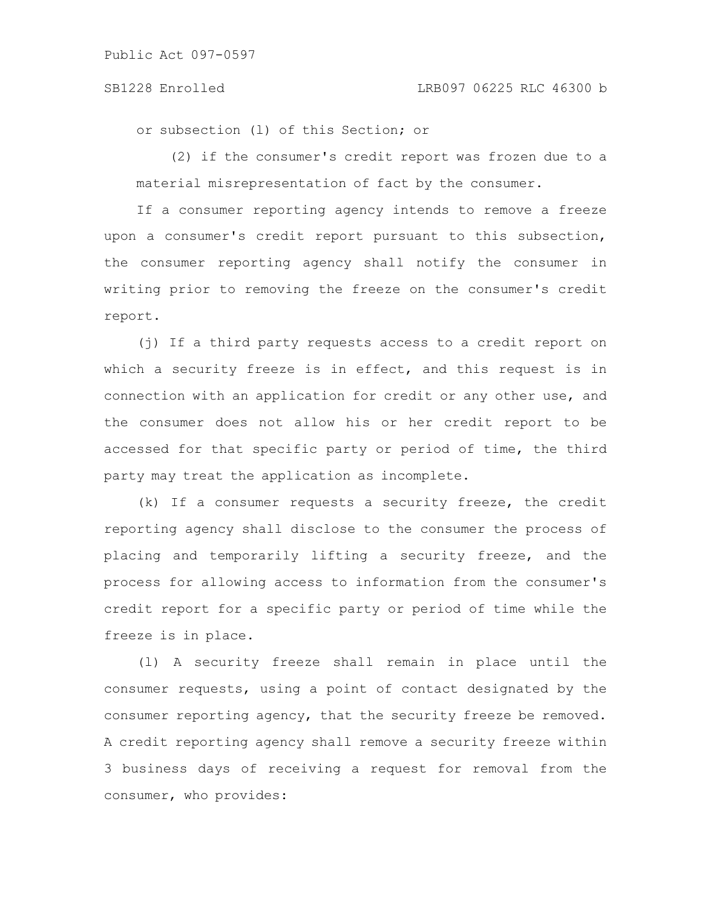or subsection (l) of this Section; or

(2) if the consumer's credit report was frozen due to a material misrepresentation of fact by the consumer.

If a consumer reporting agency intends to remove a freeze upon a consumer's credit report pursuant to this subsection, the consumer reporting agency shall notify the consumer in writing prior to removing the freeze on the consumer's credit report.

(j) If a third party requests access to a credit report on which a security freeze is in effect, and this request is in connection with an application for credit or any other use, and the consumer does not allow his or her credit report to be accessed for that specific party or period of time, the third party may treat the application as incomplete.

(k) If a consumer requests a security freeze, the credit reporting agency shall disclose to the consumer the process of placing and temporarily lifting a security freeze, and the process for allowing access to information from the consumer's credit report for a specific party or period of time while the freeze is in place.

(l) A security freeze shall remain in place until the consumer requests, using a point of contact designated by the consumer reporting agency, that the security freeze be removed. A credit reporting agency shall remove a security freeze within 3 business days of receiving a request for removal from the consumer, who provides: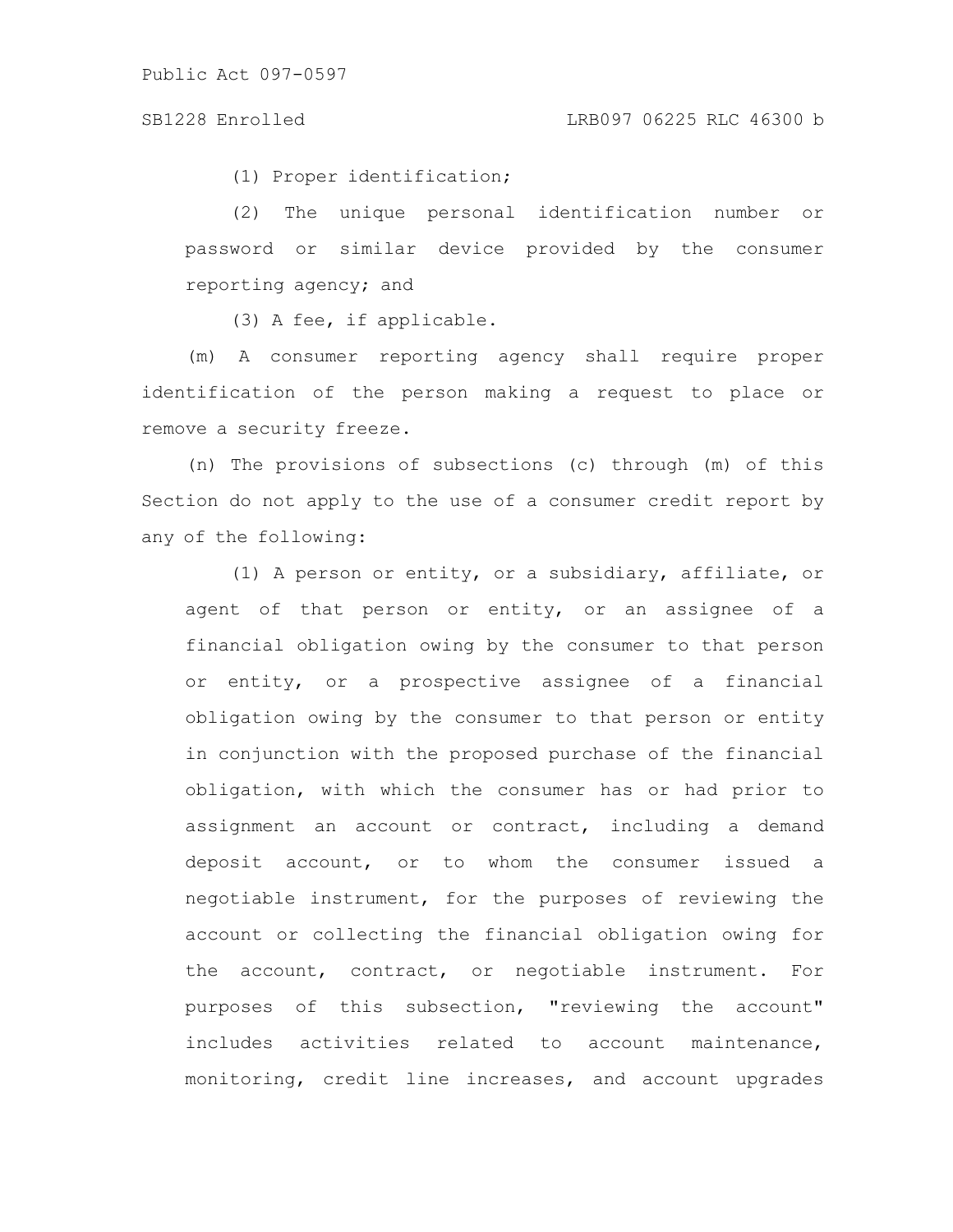(1) Proper identification;

(2) The unique personal identification number or password or similar device provided by the consumer reporting agency; and

(3) A fee, if applicable.

(m) A consumer reporting agency shall require proper identification of the person making a request to place or remove a security freeze.

(n) The provisions of subsections (c) through (m) of this Section do not apply to the use of a consumer credit report by any of the following:

(1) A person or entity, or a subsidiary, affiliate, or agent of that person or entity, or an assignee of a financial obligation owing by the consumer to that person or entity, or a prospective assignee of a financial obligation owing by the consumer to that person or entity in conjunction with the proposed purchase of the financial obligation, with which the consumer has or had prior to assignment an account or contract, including a demand deposit account, or to whom the consumer issued a negotiable instrument, for the purposes of reviewing the account or collecting the financial obligation owing for the account, contract, or negotiable instrument. For purposes of this subsection, "reviewing the account" includes activities related to account maintenance, monitoring, credit line increases, and account upgrades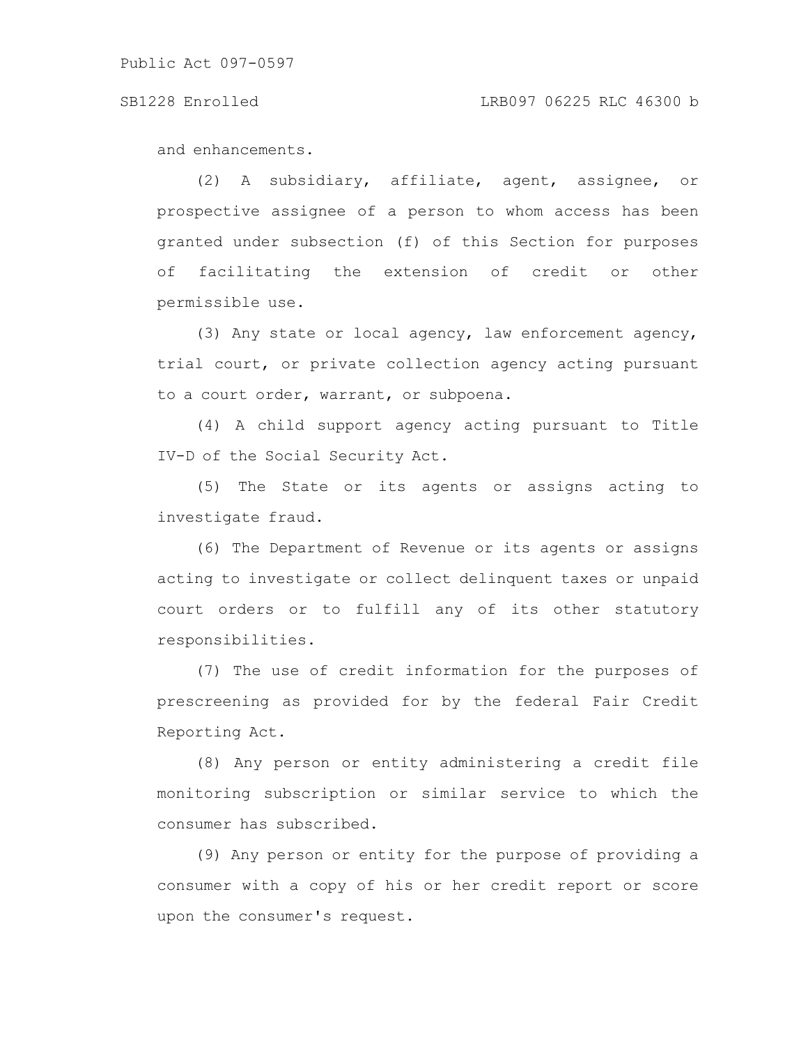and enhancements.

(2) A subsidiary, affiliate, agent, assignee, or prospective assignee of a person to whom access has been granted under subsection (f) of this Section for purposes of facilitating the extension of credit or other permissible use.

(3) Any state or local agency, law enforcement agency, trial court, or private collection agency acting pursuant to a court order, warrant, or subpoena.

(4) A child support agency acting pursuant to Title IV-D of the Social Security Act.

(5) The State or its agents or assigns acting to investigate fraud.

(6) The Department of Revenue or its agents or assigns acting to investigate or collect delinquent taxes or unpaid court orders or to fulfill any of its other statutory responsibilities.

(7) The use of credit information for the purposes of prescreening as provided for by the federal Fair Credit Reporting Act.

(8) Any person or entity administering a credit file monitoring subscription or similar service to which the consumer has subscribed.

(9) Any person or entity for the purpose of providing a consumer with a copy of his or her credit report or score upon the consumer's request.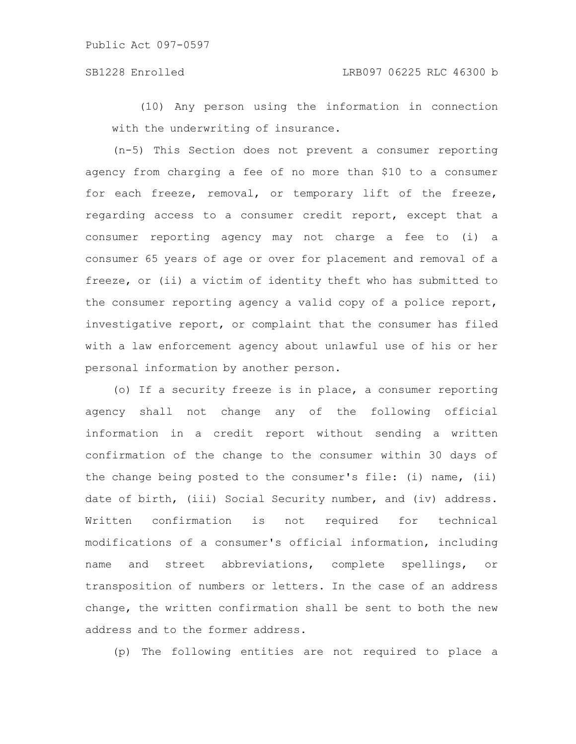(10) Any person using the information in connection with the underwriting of insurance.

(n-5) This Section does not prevent a consumer reporting agency from charging a fee of no more than $10 to a consumer for each freeze, removal, or temporary lift of the freeze, regarding access to a consumer credit report, except that a consumer reporting agency may not charge a fee to (i) a consumer 65 years of age or over for placement and removal of a freeze, or (ii) a victim of identity theft who has submitted to the consumer reporting agency a valid copy of a police report, investigative report, or complaint that the consumer has filed with a law enforcement agency about unlawful use of his or her personal information by another person.

(o) If a security freeze is in place, a consumer reporting agency shall not change any of the following official information in a credit report without sending a written confirmation of the change to the consumer within 30 days of the change being posted to the consumer's file: (i) name, (ii) date of birth, (iii) Social Security number, and (iv) address. Written confirmation is not required for technical modifications of a consumer's official information, including name and street abbreviations, complete spellings, or transposition of numbers or letters. In the case of an address change, the written confirmation shall be sent to both the new address and to the former address.

(p) The following entities are not required to place a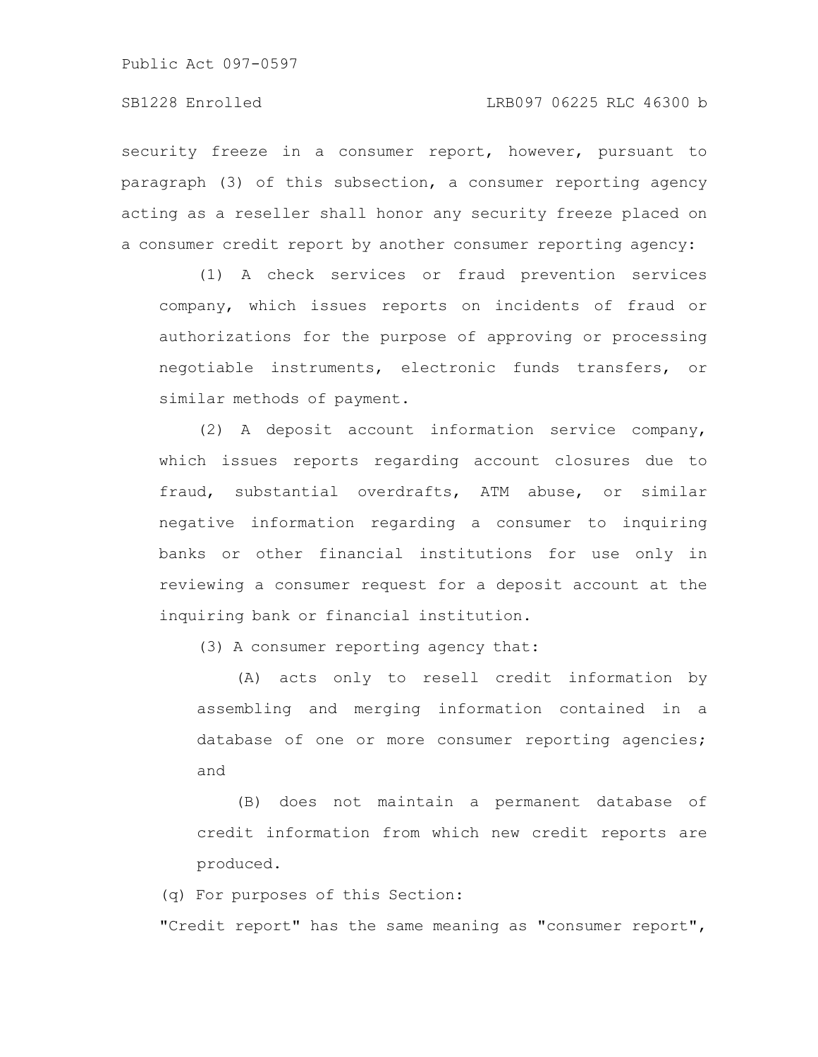security freeze in a consumer report, however, pursuant to paragraph (3) of this subsection, a consumer reporting agency acting as a reseller shall honor any security freeze placed on a consumer credit report by another consumer reporting agency:

(1) A check services or fraud prevention services company, which issues reports on incidents of fraud or authorizations for the purpose of approving or processing negotiable instruments, electronic funds transfers, or similar methods of payment.

(2) A deposit account information service company, which issues reports regarding account closures due to fraud, substantial overdrafts, ATM abuse, or similar negative information regarding a consumer to inquiring banks or other financial institutions for use only in reviewing a consumer request for a deposit account at the inquiring bank or financial institution.

(3) A consumer reporting agency that:

(A) acts only to resell credit information by assembling and merging information contained in a database of one or more consumer reporting agencies; and

(B) does not maintain a permanent database of credit information from which new credit reports are produced.

(q) For purposes of this Section:

"Credit report" has the same meaning as "consumer report",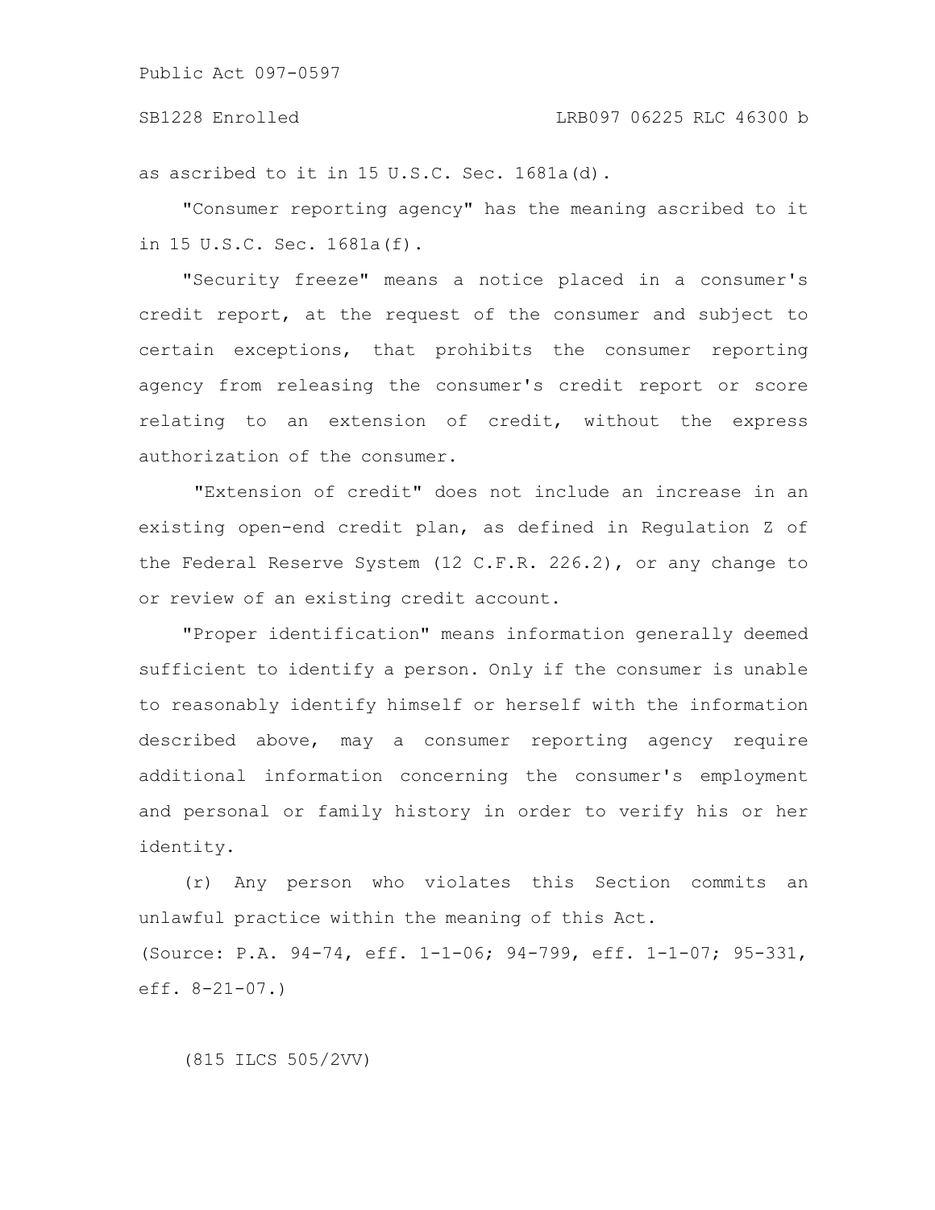as ascribed to it in 15 U.S.C. Sec. 1681a(d).

"Consumer reporting agency" has the meaning ascribed to it in 15 U.S.C. Sec. 1681a(f).

"Security freeze" means a notice placed in a consumer's credit report, at the request of the consumer and subject to certain exceptions, that prohibits the consumer reporting agency from releasing the consumer's credit report or score relating to an extension of credit, without the express authorization of the consumer.

"Extension of credit" does not include an increase in an existing open-end credit plan, as defined in Regulation Z of the Federal Reserve System (12 C.F.R. 226.2), or any change to or review of an existing credit account.

"Proper identification" means information generally deemed sufficient to identify a person. Only if the consumer is unable to reasonably identify himself or herself with the information described above, may a consumer reporting agency require additional information concerning the consumer's employment and personal or family history in order to verify his or her identity.

(r) Any person who violates this Section commits an unlawful practice within the meaning of this Act.

(Source: P.A. 94-74, eff. 1-1-06; 94-799, eff. 1-1-07; 95-331, eff. 8-21-07.)

(815 ILCS 505/2VV)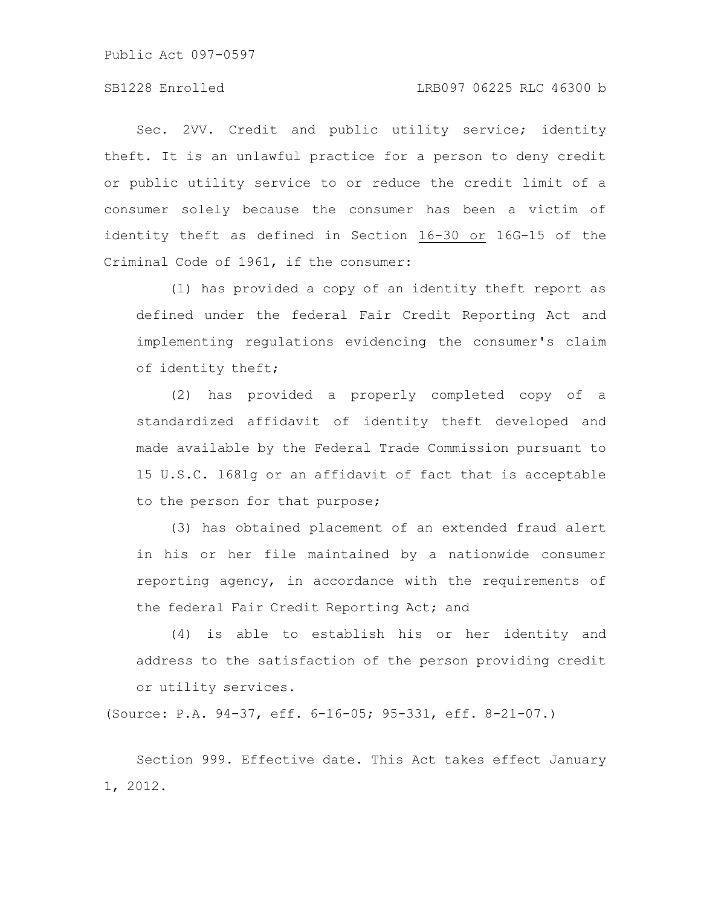Sec. 2VV. Credit and public utility service; identity theft. It is an unlawful practice for a person to deny credit or public utility service to or reduce the credit limit of a consumer solely because the consumer has been a victim of identity theft as defined in Section <u>16-30 or</u> 16G-15 of the Criminal Code of 1961, if the consumer:

(1) has provided a copy of an identity theft report as defined under the federal Fair Credit Reporting Act and implementing regulations evidencing the consumer's claim of identity theft;

(2) has provided a properly completed copy of a standardized affidavit of identity theft developed and made available by the Federal Trade Commission pursuant to 15 U.S.C. 1681g or an affidavit of fact that is acceptable to the person for that purpose;

(3) has obtained placement of an extended fraud alert in his or her file maintained by a nationwide consumer reporting agency, in accordance with the requirements of the federal Fair Credit Reporting Act; and

(4) is able to establish his or her identity and address to the satisfaction of the person providing credit or utility services.

(Source: P.A. 94-37, eff. 6-16-05; 95-331, eff. 8-21-07.)

Section 999. Effective date. This Act takes effect January 1, 2012.